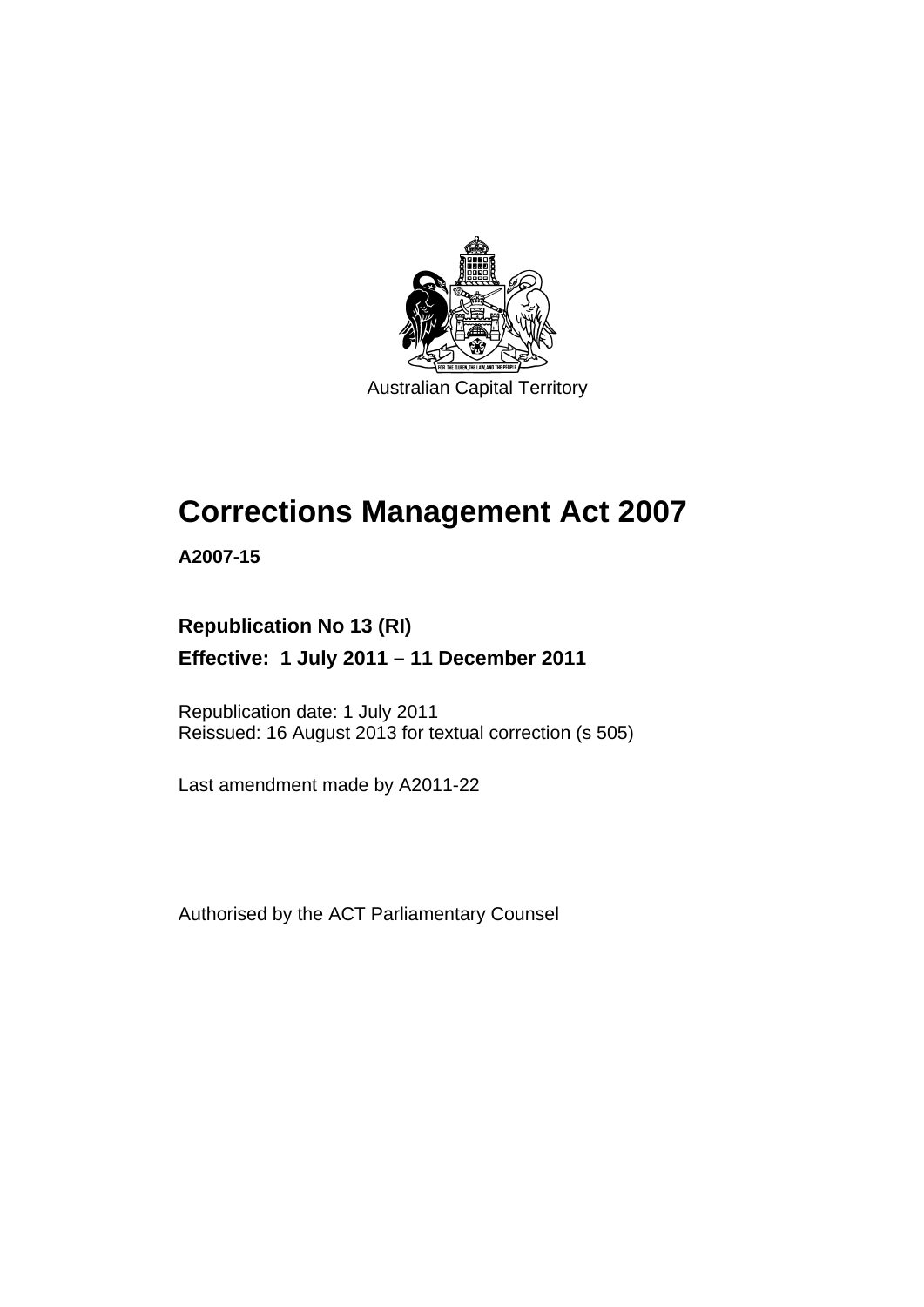Australian Capital Territory

# Corrections Management Act 2007

**A2007-15**

**Republication No 13 (RI)**

**Effective: 1 July 2011 – 11 December 2011**

Republication date: 1 July 2011

Reissued: 16 August 2013 for textual correction (s 505)

Last amendment made by A2011-22

Authorised by the ACT Parliamentary Counsel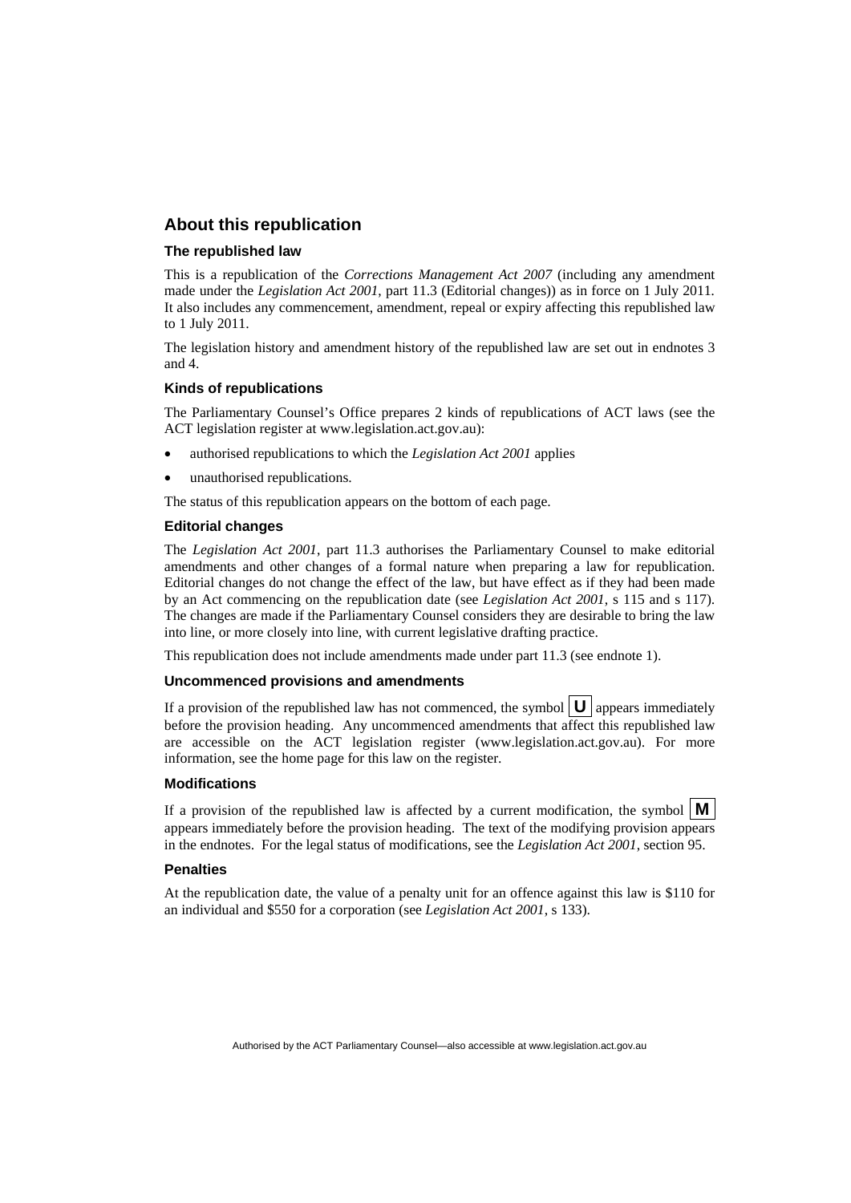## About this republication

### The republished law

This is a republication of the *Corrections Management Act 2007* (including any amendment made under the *Legislation Act 2001*, part 11.3 (Editorial changes)) as in force on 1 July 2011. It also includes any commencement, amendment, repeal or expiry affecting this republished law to 1 July 2011.

The legislation history and amendment history of the republished law are set out in endnotes 3 and 4.

### Kinds of republications

The Parliamentary Counsel's Office prepares 2 kinds of republications of ACT laws (see the ACT legislation register at www.legislation.act.gov.au):

- authorised republications to which the *Legislation Act 2001* applies
- unauthorised republications.

The status of this republication appears on the bottom of each page.

### Editorial changes

The *Legislation Act 2001*, part 11.3 authorises the Parliamentary Counsel to make editorial amendments and other changes of a formal nature when preparing a law for republication. Editorial changes do not change the effect of the law, but have effect as if they had been made by an Act commencing on the republication date (see *Legislation Act 2001*, s 115 and s 117). The changes are made if the Parliamentary Counsel considers they are desirable to bring the law into line, or more closely into line, with current legislative drafting practice.

This republication does not include amendments made under part 11.3 (see endnote 1).

### Uncommenced provisions and amendments

If a provision of the republished law has not commenced, the symbol **U** appears immediately before the provision heading. Any uncommenced amendments that affect this republished law are accessible on the ACT legislation register (www.legislation.act.gov.au). For more information, see the home page for this law on the register.

### Modifications

If a provision of the republished law is affected by a current modification, the symbol **M** appears immediately before the provision heading. The text of the modifying provision appears in the endnotes. For the legal status of modifications, see the *Legislation Act 2001*, section 95.

### Penalties

At the republication date, the value of a penalty unit for an offence against this law is $110 for an individual and $550 for a corporation (see *Legislation Act 2001*, s 133).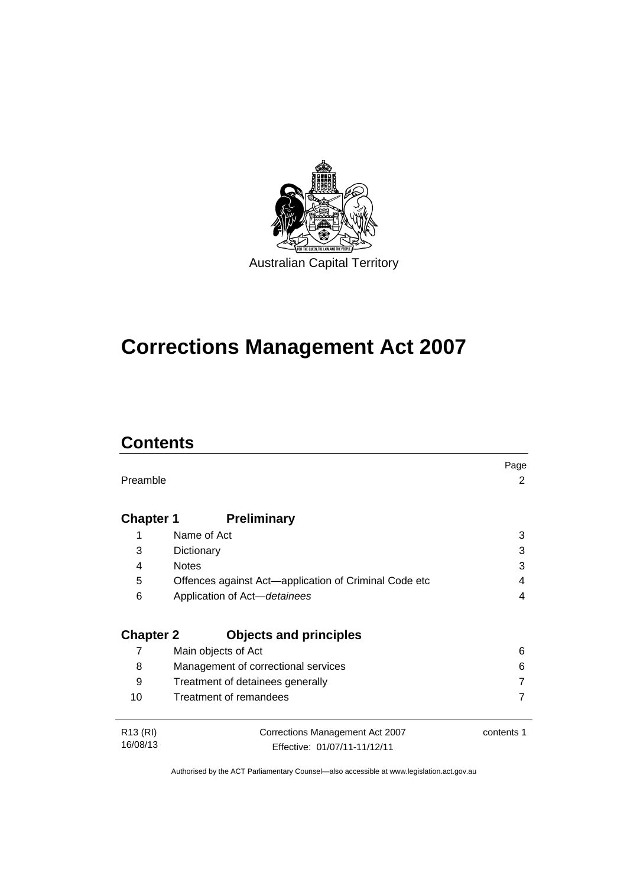Australian Capital Territory

# Corrections Management Act 2007

## Contents

| | | Page |
|---|---|---|
| Preamble | | 2 |
| **Chapter 1** | **Preliminary** | |
| 1 | Name of Act | 3 |
| 3 | Dictionary | 3 |
| 4 | Notes | 3 |
| 5 | Offences against Act—application of Criminal Code etc | 4 |
| 6 | Application of Act—*detainees* | 4 |
| **Chapter 2** | **Objects and principles** | |
| 7 | Main objects of Act | 6 |
| 8 | Management of correctional services | 6 |
| 9 | Treatment of detainees generally | 7 |
| 10 | Treatment of remandees | 7 |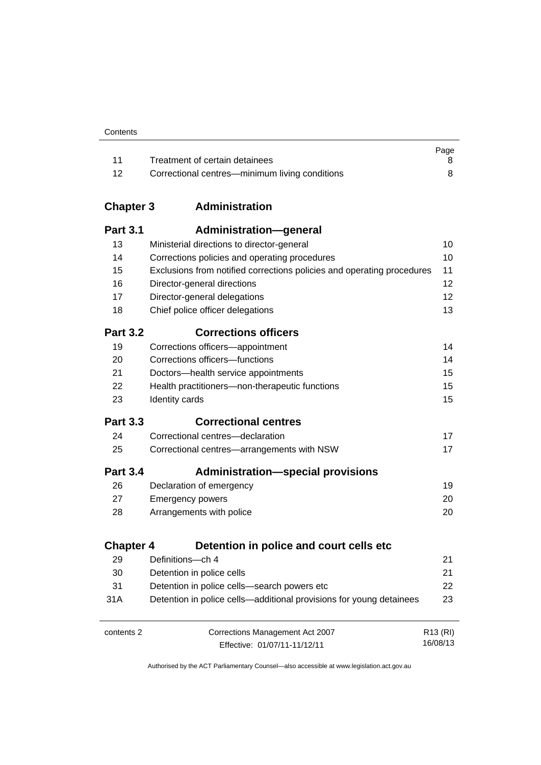| | | Page |
|---|---|---|
| 11 | Treatment of certain detainees | 8 |
| 12 | Correctional centres—minimum living conditions | 8 |

## Chapter 3 Administration

### Part 3.1 Administration—general

| | | |
|---|---|---|
| 13 | Ministerial directions to director-general | 10 |
| 14 | Corrections policies and operating procedures | 10 |
| 15 | Exclusions from notified corrections policies and operating procedures | 11 |
| 16 | Director-general directions | 12 |
| 17 | Director-general delegations | 12 |
| 18 | Chief police officer delegations | 13 |

### Part 3.2 Corrections officers

| | | |
|---|---|---|
| 19 | Corrections officers—appointment | 14 |
| 20 | Corrections officers—functions | 14 |
| 21 | Doctors—health service appointments | 15 |
| 22 | Health practitioners—non-therapeutic functions | 15 |
| 23 | Identity cards | 15 |

### Part 3.3 Correctional centres

| | | |
|---|---|---|
| 24 | Correctional centres—declaration | 17 |
| 25 | Correctional centres—arrangements with NSW | 17 |

### Part 3.4 Administration—special provisions

| | | |
|---|---|---|
| 26 | Declaration of emergency | 19 |
| 27 | Emergency powers | 20 |
| 28 | Arrangements with police | 20 |

## Chapter 4 Detention in police and court cells etc

| | | |
|---|---|---|
| 29 | Definitions—ch 4 | 21 |
| 30 | Detention in police cells | 21 |
| 31 | Detention in police cells—search powers etc | 22 |
| 31A | Detention in police cells—additional provisions for young detainees | 23 |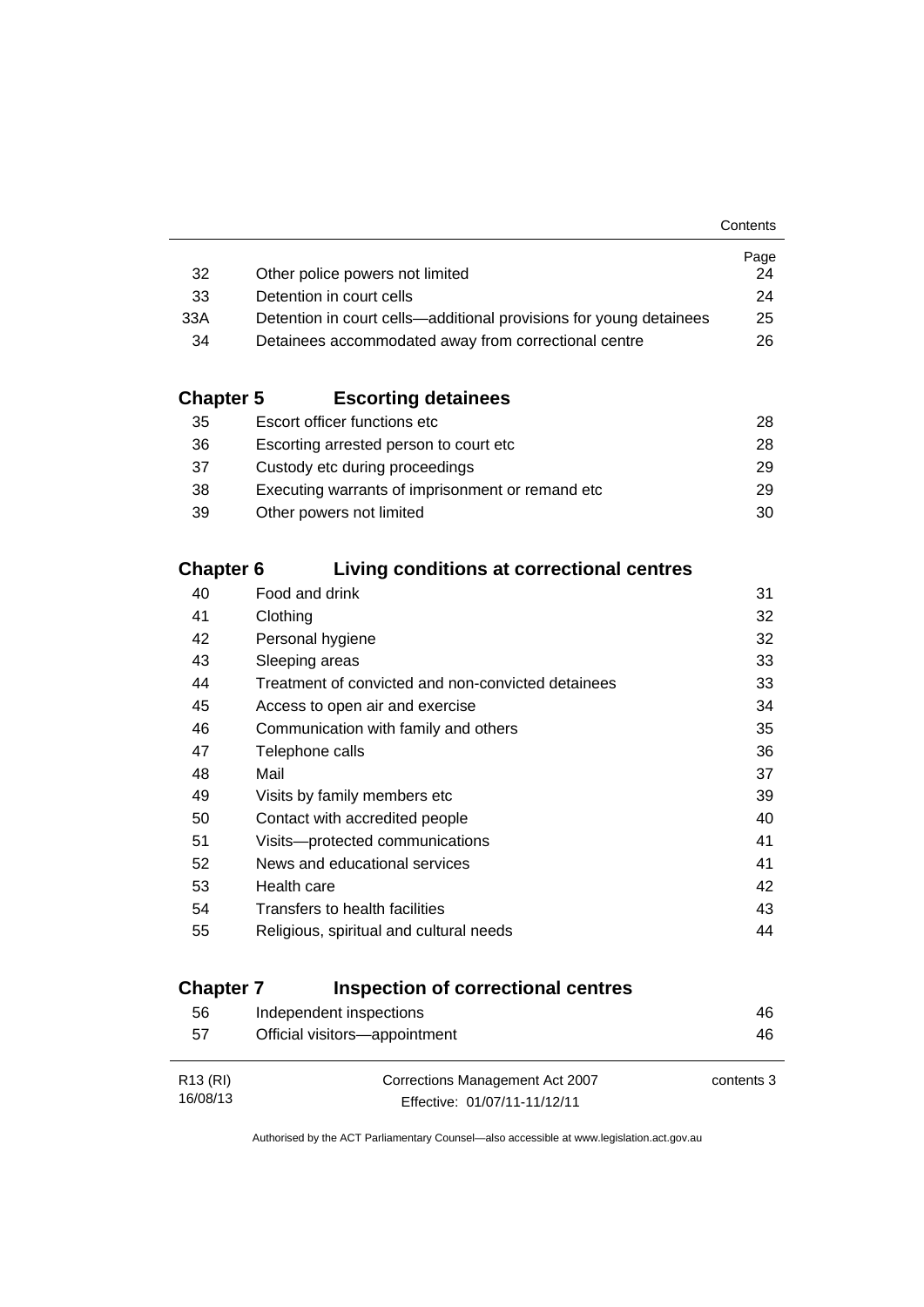| | | Page |
|---|---|---|
| 32 | Other police powers not limited | 24 |
| 33 | Detention in court cells | 24 |
| 33A | Detention in court cells—additional provisions for young detainees | 25 |
| 34 | Detainees accommodated away from correctional centre | 26 |

## Chapter 5 Escorting detainees

| | | |
|---|---|---|
| 35 | Escort officer functions etc | 28 |
| 36 | Escorting arrested person to court etc | 28 |
| 37 | Custody etc during proceedings | 29 |
| 38 | Executing warrants of imprisonment or remand etc | 29 |
| 39 | Other powers not limited | 30 |

## Chapter 6 Living conditions at correctional centres

| | | |
|---|---|---|
| 40 | Food and drink | 31 |
| 41 | Clothing | 32 |
| 42 | Personal hygiene | 32 |
| 43 | Sleeping areas | 33 |
| 44 | Treatment of convicted and non-convicted detainees | 33 |
| 45 | Access to open air and exercise | 34 |
| 46 | Communication with family and others | 35 |
| 47 | Telephone calls | 36 |
| 48 | Mail | 37 |
| 49 | Visits by family members etc | 39 |
| 50 | Contact with accredited people | 40 |
| 51 | Visits—protected communications | 41 |
| 52 | News and educational services | 41 |
| 53 | Health care | 42 |
| 54 | Transfers to health facilities | 43 |
| 55 | Religious, spiritual and cultural needs | 44 |

## Chapter 7 Inspection of correctional centres

| | | |
|---|---|---|
| 56 | Independent inspections | 46 |
| 57 | Official visitors—appointment | 46 |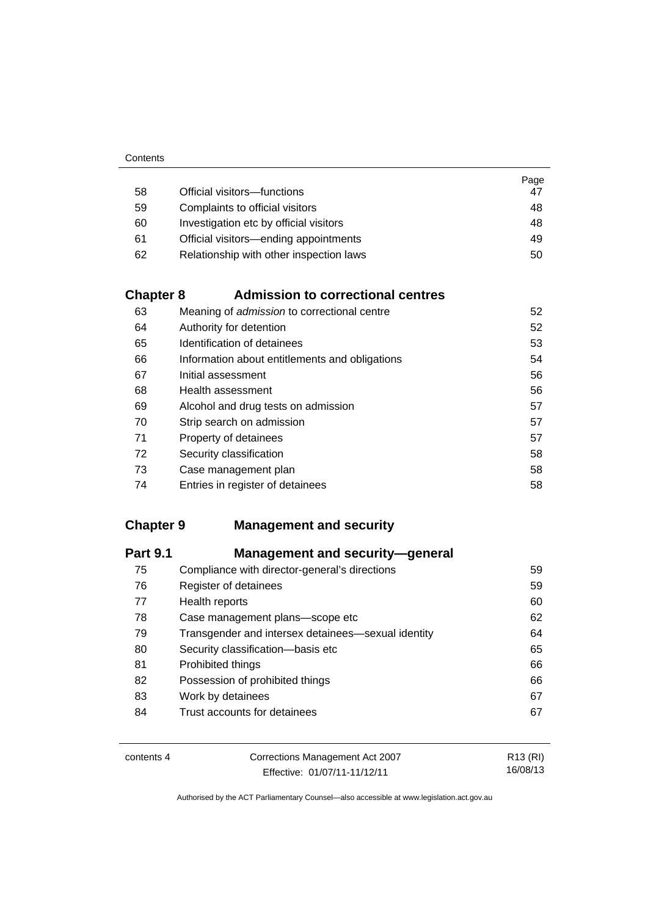| | | Page |
|---|---|---|
| 58 | Official visitors—functions | 47 |
| 59 | Complaints to official visitors | 48 |
| 60 | Investigation etc by official visitors | 48 |
| 61 | Official visitors—ending appointments | 49 |
| 62 | Relationship with other inspection laws | 50 |

## Chapter 8 Admission to correctional centres

| | | |
|---|---|---|
| 63 | Meaning of *admission* to correctional centre | 52 |
| 64 | Authority for detention | 52 |
| 65 | Identification of detainees | 53 |
| 66 | Information about entitlements and obligations | 54 |
| 67 | Initial assessment | 56 |
| 68 | Health assessment | 56 |
| 69 | Alcohol and drug tests on admission | 57 |
| 70 | Strip search on admission | 57 |
| 71 | Property of detainees | 57 |
| 72 | Security classification | 58 |
| 73 | Case management plan | 58 |
| 74 | Entries in register of detainees | 58 |

## Chapter 9 Management and security

### Part 9.1 Management and security—general

| | | |
|---|---|---|
| 75 | Compliance with director-general's directions | 59 |
| 76 | Register of detainees | 59 |
| 77 | Health reports | 60 |
| 78 | Case management plans—scope etc | 62 |
| 79 | Transgender and intersex detainees—sexual identity | 64 |
| 80 | Security classification—basis etc | 65 |
| 81 | Prohibited things | 66 |
| 82 | Possession of prohibited things | 66 |
| 83 | Work by detainees | 67 |
| 84 | Trust accounts for detainees | 67 |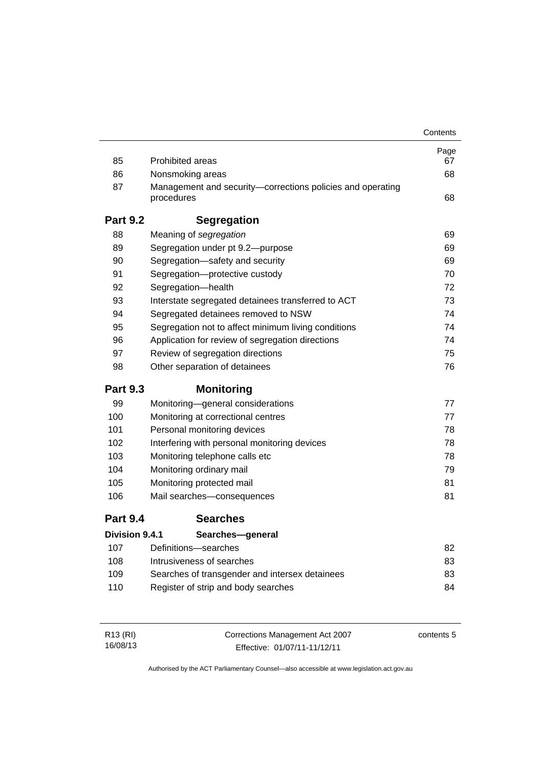| | | Page |
|---|---|---|
| 85 | Prohibited areas | 67 |
| 86 | Nonsmoking areas | 68 |
| 87 | Management and security—corrections policies and operating procedures | 68 |
| **Part 9.2** | **Segregation** | |
| 88 | Meaning of *segregation* | 69 |
| 89 | Segregation under pt 9.2—purpose | 69 |
| 90 | Segregation—safety and security | 69 |
| 91 | Segregation—protective custody | 70 |
| 92 | Segregation—health | 72 |
| 93 | Interstate segregated detainees transferred to ACT | 73 |
| 94 | Segregated detainees removed to NSW | 74 |
| 95 | Segregation not to affect minimum living conditions | 74 |
| 96 | Application for review of segregation directions | 74 |
| 97 | Review of segregation directions | 75 |
| 98 | Other separation of detainees | 76 |
| **Part 9.3** | **Monitoring** | |
| 99 | Monitoring—general considerations | 77 |
| 100 | Monitoring at correctional centres | 77 |
| 101 | Personal monitoring devices | 78 |
| 102 | Interfering with personal monitoring devices | 78 |
| 103 | Monitoring telephone calls etc | 78 |
| 104 | Monitoring ordinary mail | 79 |
| 105 | Monitoring protected mail | 81 |
| 106 | Mail searches—consequences | 81 |
| **Part 9.4** | **Searches** | |
| **Division 9.4.1** | **Searches—general** | |
| 107 | Definitions—searches | 82 |
| 108 | Intrusiveness of searches | 83 |
| 109 | Searches of transgender and intersex detainees | 83 |
| 110 | Register of strip and body searches | 84 |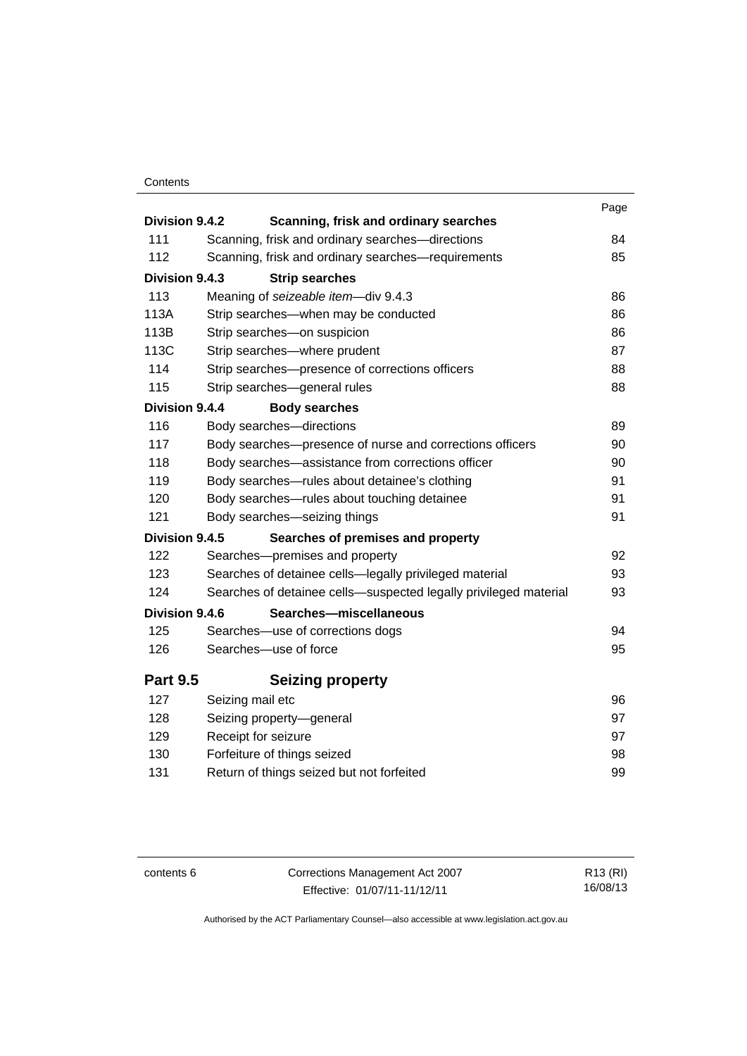| | | Page |
|---|---|---|
| **Division 9.4.2** | **Scanning, frisk and ordinary searches** | |
| 111 | Scanning, frisk and ordinary searches—directions | 84 |
| 112 | Scanning, frisk and ordinary searches—requirements | 85 |
| **Division 9.4.3** | **Strip searches** | |
| 113 | Meaning of *seizeable item*—div 9.4.3 | 86 |
| 113A | Strip searches—when may be conducted | 86 |
| 113B | Strip searches—on suspicion | 86 |
| 113C | Strip searches—where prudent | 87 |
| 114 | Strip searches—presence of corrections officers | 88 |
| 115 | Strip searches—general rules | 88 |
| **Division 9.4.4** | **Body searches** | |
| 116 | Body searches—directions | 89 |
| 117 | Body searches—presence of nurse and corrections officers | 90 |
| 118 | Body searches—assistance from corrections officer | 90 |
| 119 | Body searches—rules about detainee's clothing | 91 |
| 120 | Body searches—rules about touching detainee | 91 |
| 121 | Body searches—seizing things | 91 |
| **Division 9.4.5** | **Searches of premises and property** | |
| 122 | Searches—premises and property | 92 |
| 123 | Searches of detainee cells—legally privileged material | 93 |
| 124 | Searches of detainee cells—suspected legally privileged material | 93 |
| **Division 9.4.6** | **Searches—miscellaneous** | |
| 125 | Searches—use of corrections dogs | 94 |
| 126 | Searches—use of force | 95 |
| **Part 9.5** | **Seizing property** | |
| 127 | Seizing mail etc | 96 |
| 128 | Seizing property—general | 97 |
| 129 | Receipt for seizure | 97 |
| 130 | Forfeiture of things seized | 98 |
| 131 | Return of things seized but not forfeited | 99 |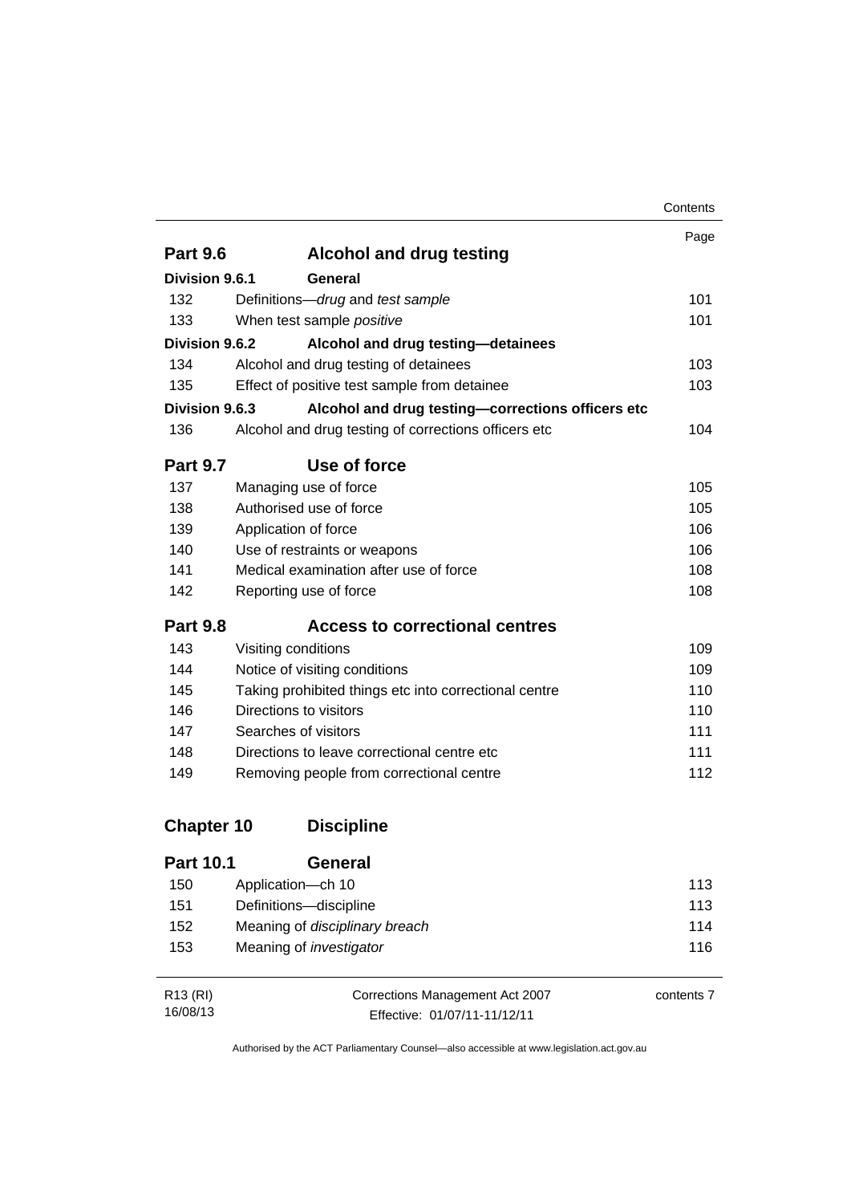| | | Page |
|---|---|---|
| **Part 9.6** | **Alcohol and drug testing** | |
| **Division 9.6.1** | **General** | |
| 132 | Definitions—*drug* and *test sample* | 101 |
| 133 | When test sample *positive* | 101 |
| **Division 9.6.2** | **Alcohol and drug testing—detainees** | |
| 134 | Alcohol and drug testing of detainees | 103 |
| 135 | Effect of positive test sample from detainee | 103 |
| **Division 9.6.3** | **Alcohol and drug testing—corrections officers etc** | |
| 136 | Alcohol and drug testing of corrections officers etc | 104 |
| **Part 9.7** | **Use of force** | |
| 137 | Managing use of force | 105 |
| 138 | Authorised use of force | 105 |
| 139 | Application of force | 106 |
| 140 | Use of restraints or weapons | 106 |
| 141 | Medical examination after use of force | 108 |
| 142 | Reporting use of force | 108 |
| **Part 9.8** | **Access to correctional centres** | |
| 143 | Visiting conditions | 109 |
| 144 | Notice of visiting conditions | 109 |
| 145 | Taking prohibited things etc into correctional centre | 110 |
| 146 | Directions to visitors | 110 |
| 147 | Searches of visitors | 111 |
| 148 | Directions to leave correctional centre etc | 111 |
| 149 | Removing people from correctional centre | 112 |
| **Chapter 10** | **Discipline** | |
| **Part 10.1** | **General** | |
| 150 | Application—ch 10 | 113 |
| 151 | Definitions—discipline | 113 |
| 152 | Meaning of *disciplinary breach* | 114 |
| 153 | Meaning of *investigator* | 116 |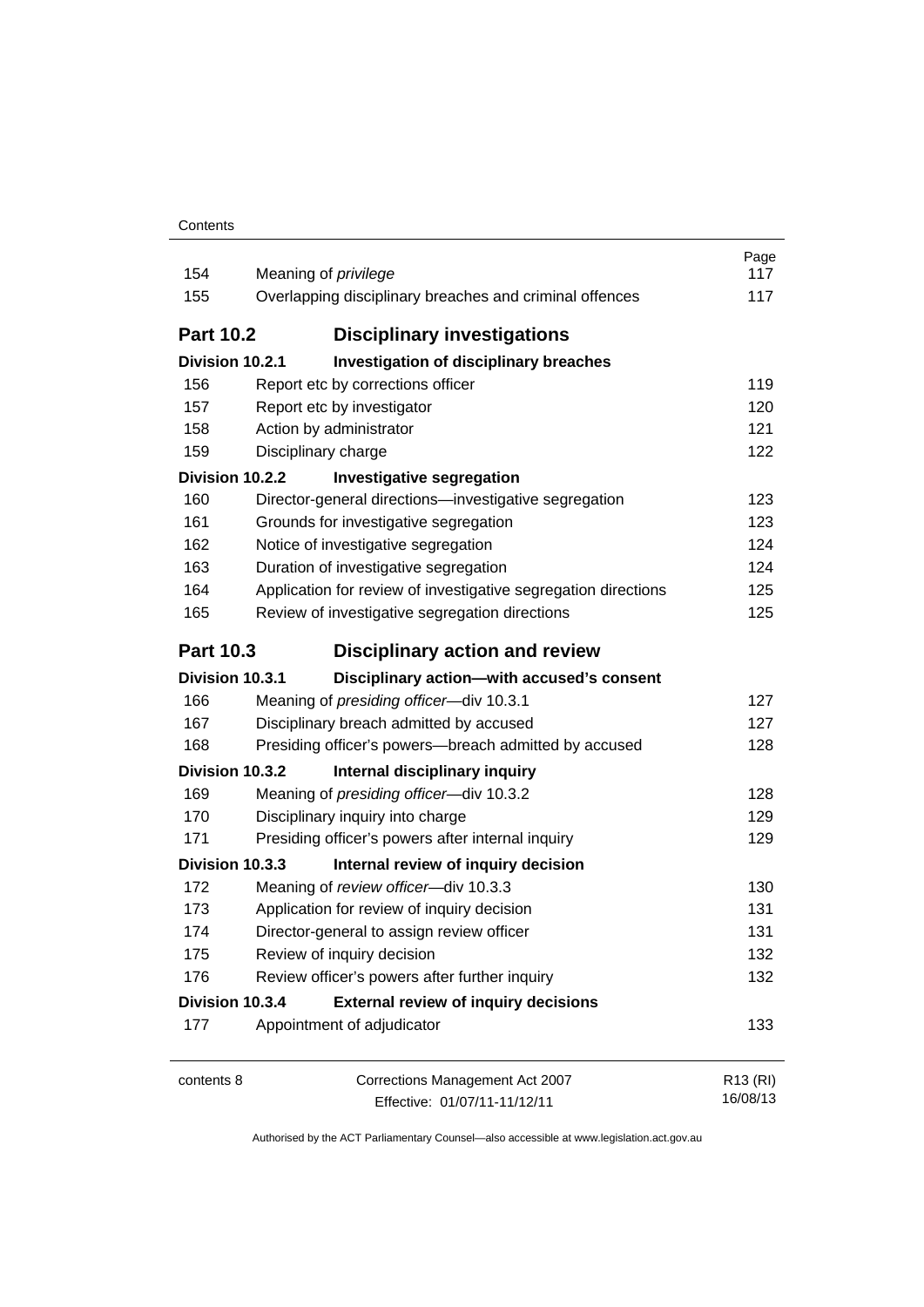| | | Page |
|---|---|---|
| 154 | Meaning of *privilege* | 117 |
| 155 | Overlapping disciplinary breaches and criminal offences | 117 |
| **Part 10.2** | **Disciplinary investigations** | |
| **Division 10.2.1** | **Investigation of disciplinary breaches** | |
| 156 | Report etc by corrections officer | 119 |
| 157 | Report etc by investigator | 120 |
| 158 | Action by administrator | 121 |
| 159 | Disciplinary charge | 122 |
| **Division 10.2.2** | **Investigative segregation** | |
| 160 | Director-general directions—investigative segregation | 123 |
| 161 | Grounds for investigative segregation | 123 |
| 162 | Notice of investigative segregation | 124 |
| 163 | Duration of investigative segregation | 124 |
| 164 | Application for review of investigative segregation directions | 125 |
| 165 | Review of investigative segregation directions | 125 |
| **Part 10.3** | **Disciplinary action and review** | |
| **Division 10.3.1** | **Disciplinary action—with accused's consent** | |
| 166 | Meaning of *presiding officer*—div 10.3.1 | 127 |
| 167 | Disciplinary breach admitted by accused | 127 |
| 168 | Presiding officer's powers—breach admitted by accused | 128 |
| **Division 10.3.2** | **Internal disciplinary inquiry** | |
| 169 | Meaning of *presiding officer*—div 10.3.2 | 128 |
| 170 | Disciplinary inquiry into charge | 129 |
| 171 | Presiding officer's powers after internal inquiry | 129 |
| **Division 10.3.3** | **Internal review of inquiry decision** | |
| 172 | Meaning of *review officer*—div 10.3.3 | 130 |
| 173 | Application for review of inquiry decision | 131 |
| 174 | Director-general to assign review officer | 131 |
| 175 | Review of inquiry decision | 132 |
| 176 | Review officer's powers after further inquiry | 132 |
| **Division 10.3.4** | **External review of inquiry decisions** | |
| 177 | Appointment of adjudicator | 133 |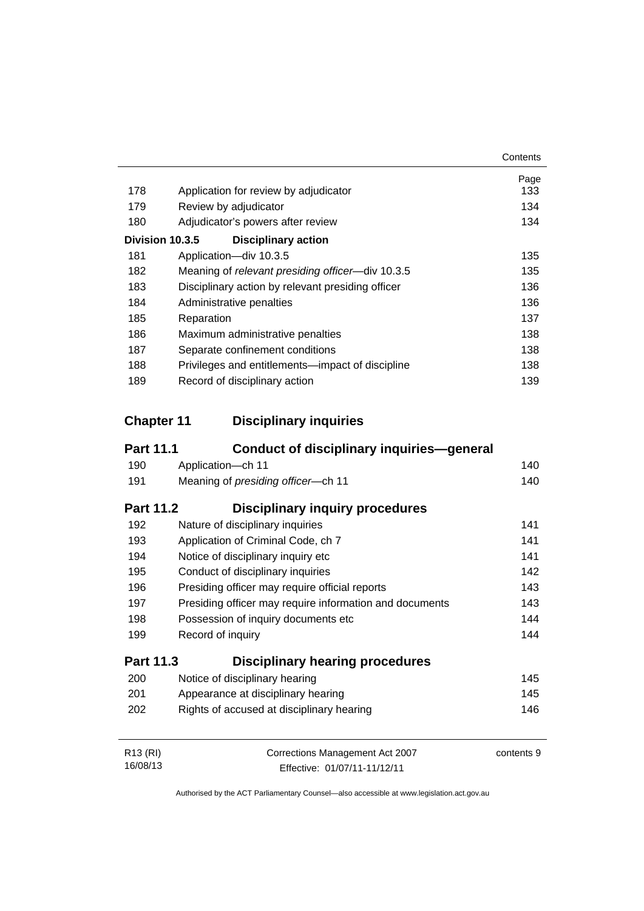| | | Page |
|---|---|---|
| 178 | Application for review by adjudicator | 133 |
| 179 | Review by adjudicator | 134 |
| 180 | Adjudicator's powers after review | 134 |
| **Division 10.3.5** | **Disciplinary action** | |
| 181 | Application—div 10.3.5 | 135 |
| 182 | Meaning of *relevant presiding officer*—div 10.3.5 | 135 |
| 183 | Disciplinary action by relevant presiding officer | 136 |
| 184 | Administrative penalties | 136 |
| 185 | Reparation | 137 |
| 186 | Maximum administrative penalties | 138 |
| 187 | Separate confinement conditions | 138 |
| 188 | Privileges and entitlements—impact of discipline | 138 |
| 189 | Record of disciplinary action | 139 |

## Chapter 11 Disciplinary inquiries

### Part 11.1 Conduct of disciplinary inquiries—general

| | | |
|---|---|---|
| 190 | Application—ch 11 | 140 |
| 191 | Meaning of *presiding officer*—ch 11 | 140 |

### Part 11.2 Disciplinary inquiry procedures

| | | |
|---|---|---|
| 192 | Nature of disciplinary inquiries | 141 |
| 193 | Application of Criminal Code, ch 7 | 141 |
| 194 | Notice of disciplinary inquiry etc | 141 |
| 195 | Conduct of disciplinary inquiries | 142 |
| 196 | Presiding officer may require official reports | 143 |
| 197 | Presiding officer may require information and documents | 143 |
| 198 | Possession of inquiry documents etc | 144 |
| 199 | Record of inquiry | 144 |

### Part 11.3 Disciplinary hearing procedures

| | | |
|---|---|---|
| 200 | Notice of disciplinary hearing | 145 |
| 201 | Appearance at disciplinary hearing | 145 |
| 202 | Rights of accused at disciplinary hearing | 146 |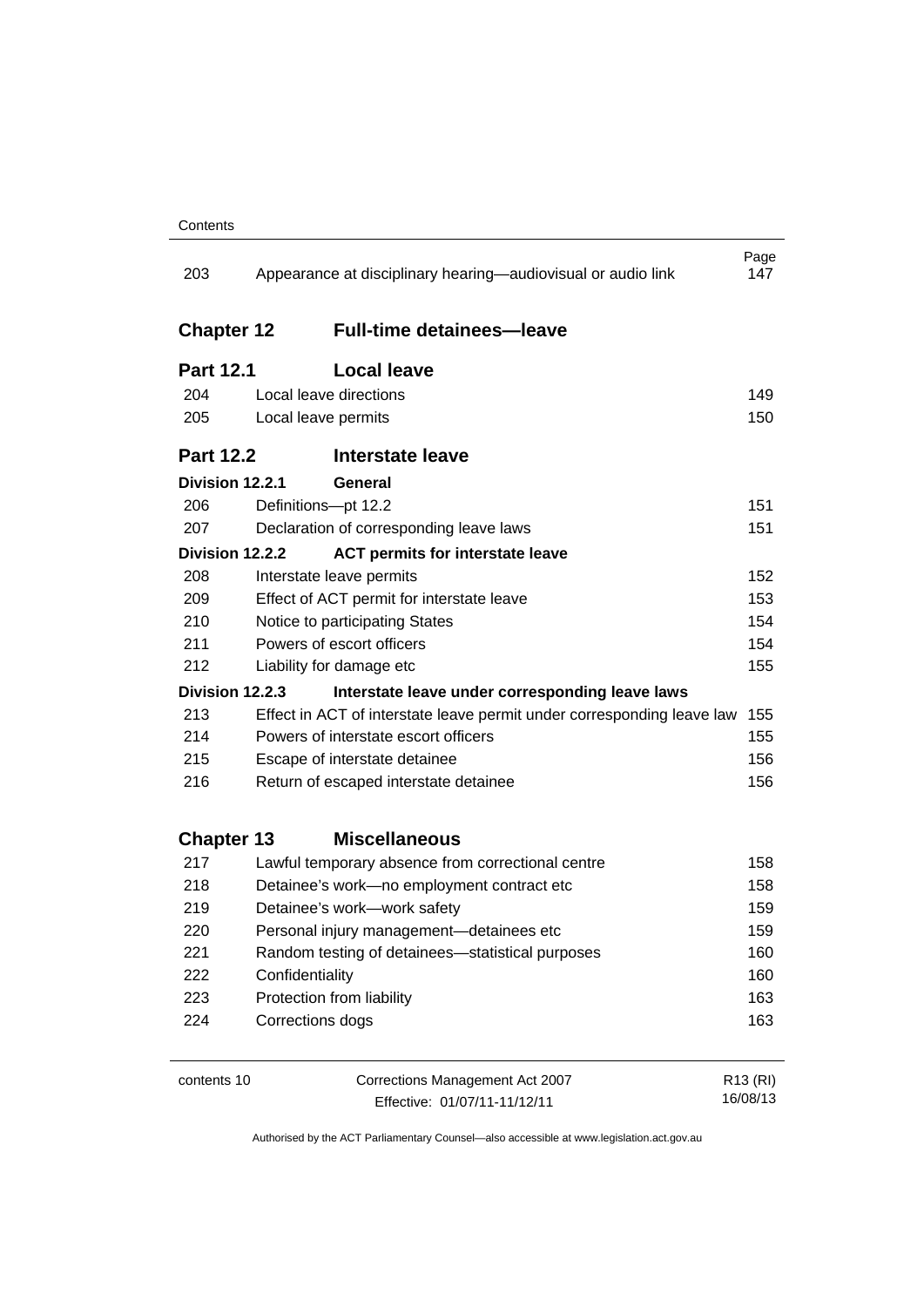| | | Page |
|---|---|---|
| 203 | Appearance at disciplinary hearing—audiovisual or audio link | 147 |

## Chapter 12 Full-time detainees—leave

### Part 12.1 Local leave

| | | |
|---|---|---|
| 204 | Local leave directions | 149 |
| 205 | Local leave permits | 150 |

### Part 12.2 Interstate leave

**Division 12.2.1 General**

| | | |
|---|---|---|
| 206 | Definitions—pt 12.2 | 151 |
| 207 | Declaration of corresponding leave laws | 151 |

**Division 12.2.2 ACT permits for interstate leave**

| | | |
|---|---|---|
| 208 | Interstate leave permits | 152 |
| 209 | Effect of ACT permit for interstate leave | 153 |
| 210 | Notice to participating States | 154 |
| 211 | Powers of escort officers | 154 |
| 212 | Liability for damage etc | 155 |

**Division 12.2.3 Interstate leave under corresponding leave laws**

| | | |
|---|---|---|
| 213 | Effect in ACT of interstate leave permit under corresponding leave law | 155 |
| 214 | Powers of interstate escort officers | 155 |
| 215 | Escape of interstate detainee | 156 |
| 216 | Return of escaped interstate detainee | 156 |

## Chapter 13 Miscellaneous

| | | |
|---|---|---|
| 217 | Lawful temporary absence from correctional centre | 158 |
| 218 | Detainee's work—no employment contract etc | 158 |
| 219 | Detainee's work—work safety | 159 |
| 220 | Personal injury management—detainees etc | 159 |
| 221 | Random testing of detainees—statistical purposes | 160 |
| 222 | Confidentiality | 160 |
| 223 | Protection from liability | 163 |
| 224 | Corrections dogs | 163 |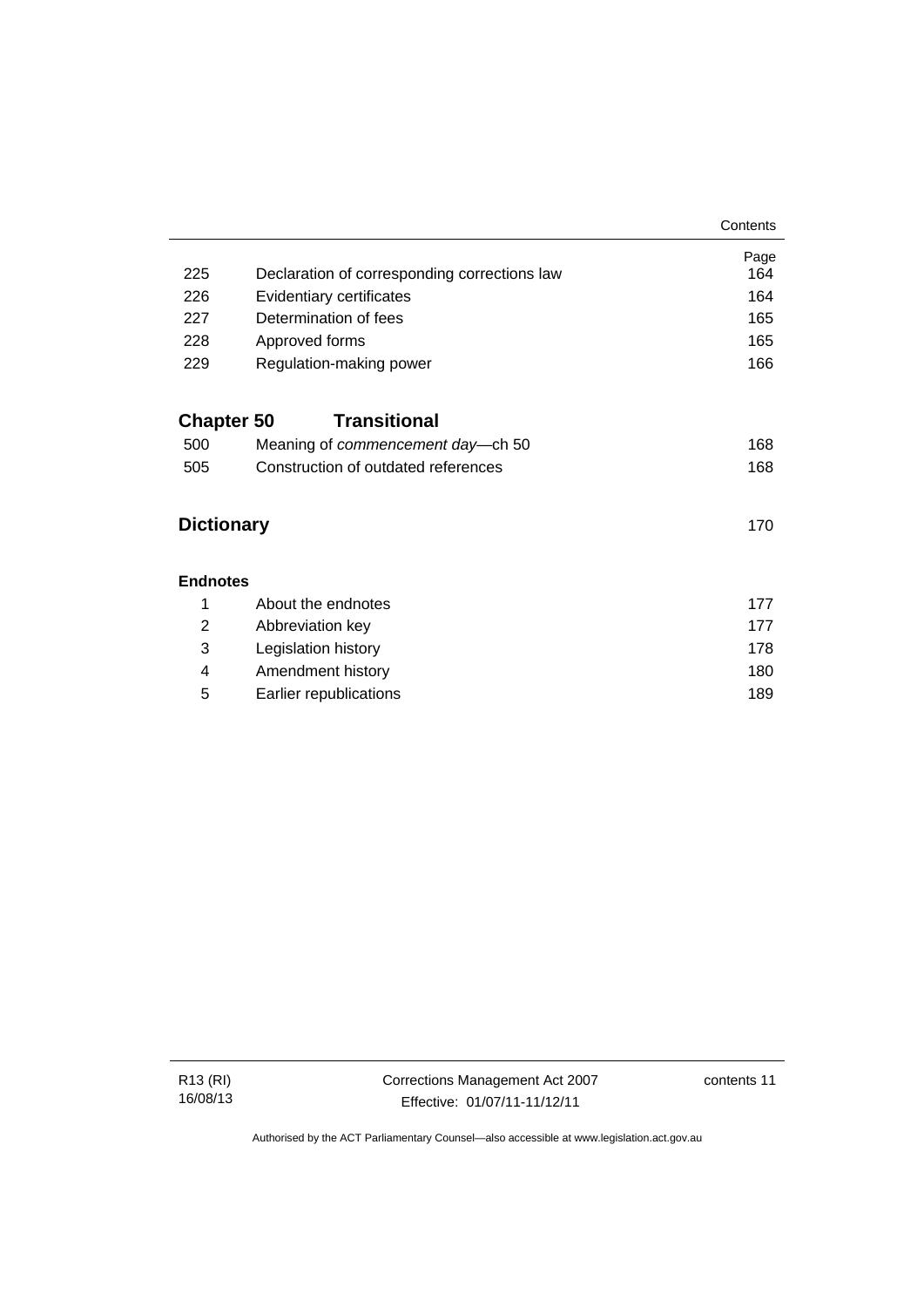| | | Page |
|---|---|---|
| 225 | Declaration of corresponding corrections law | 164 |
| 226 | Evidentiary certificates | 164 |
| 227 | Determination of fees | 165 |
| 228 | Approved forms | 165 |
| 229 | Regulation-making power | 166 |

## Chapter 50 Transitional

| | | |
|---|---|---|
| 500 | Meaning of *commencement day*—ch 50 | 168 |
| 505 | Construction of outdated references | 168 |

## Dictionary 170

### Endnotes

| | | |
|---|---|---|
| 1 | About the endnotes | 177 |
| 2 | Abbreviation key | 177 |
| 3 | Legislation history | 178 |
| 4 | Amendment history | 180 |
| 5 | Earlier republications | 189 |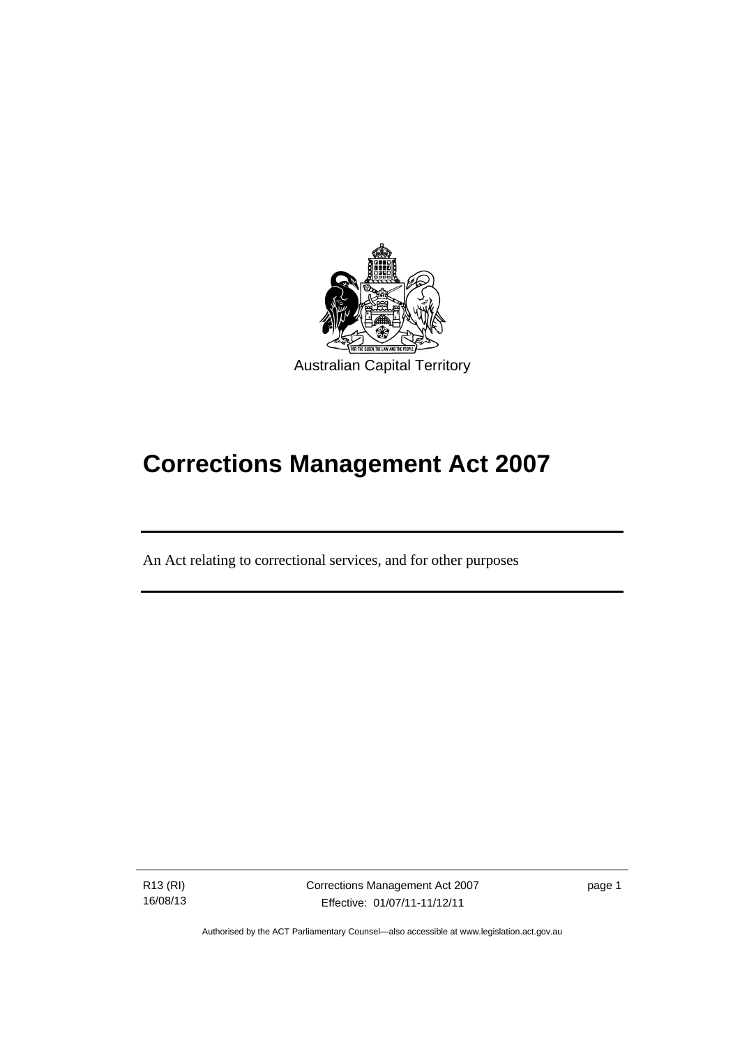Australian Capital Territory

# Corrections Management Act 2007

An Act relating to correctional services, and for other purposes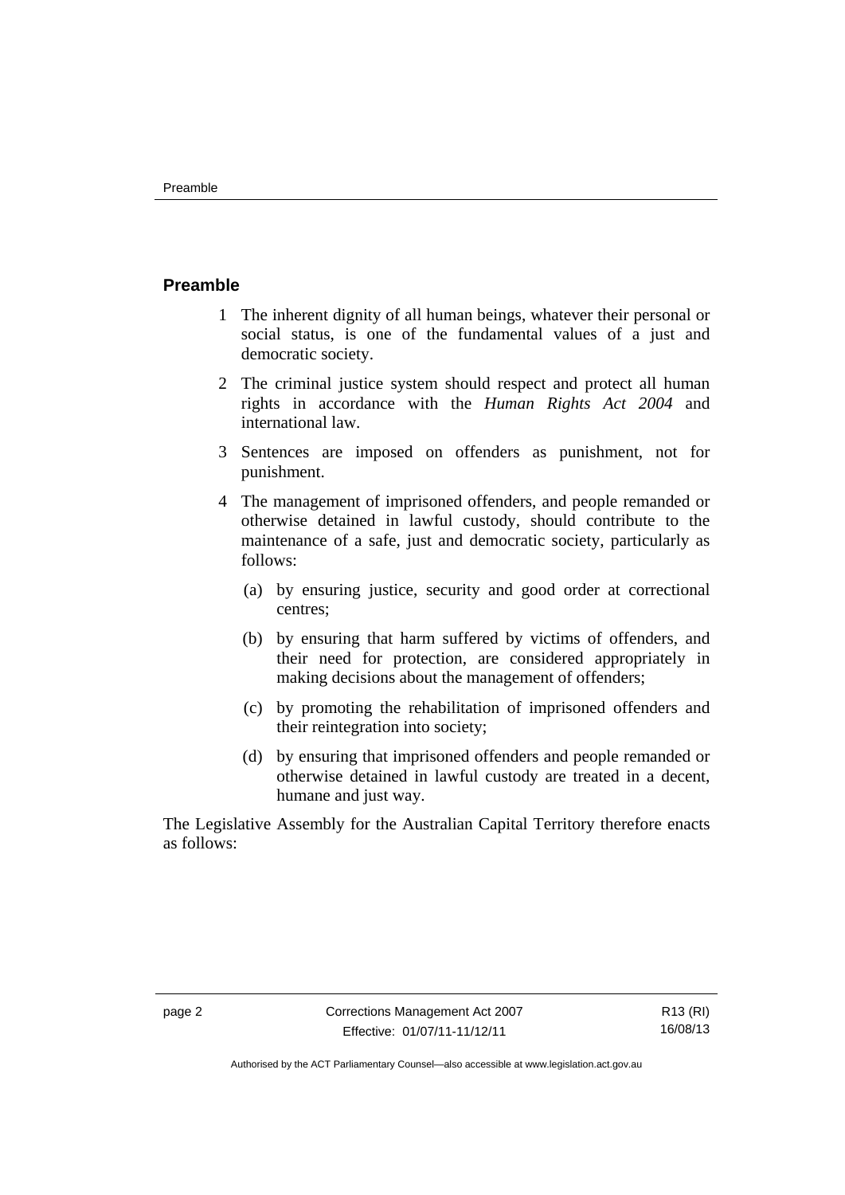## Preamble

1 The inherent dignity of all human beings, whatever their personal or social status, is one of the fundamental values of a just and democratic society.

2 The criminal justice system should respect and protect all human rights in accordance with the *Human Rights Act 2004* and international law.

3 Sentences are imposed on offenders as punishment, not for punishment.

4 The management of imprisoned offenders, and people remanded or otherwise detained in lawful custody, should contribute to the maintenance of a safe, just and democratic society, particularly as follows:

   (a) by ensuring justice, security and good order at correctional centres;

   (b) by ensuring that harm suffered by victims of offenders, and their need for protection, are considered appropriately in making decisions about the management of offenders;

   (c) by promoting the rehabilitation of imprisoned offenders and their reintegration into society;

   (d) by ensuring that imprisoned offenders and people remanded or otherwise detained in lawful custody are treated in a decent, humane and just way.

The Legislative Assembly for the Australian Capital Territory therefore enacts as follows: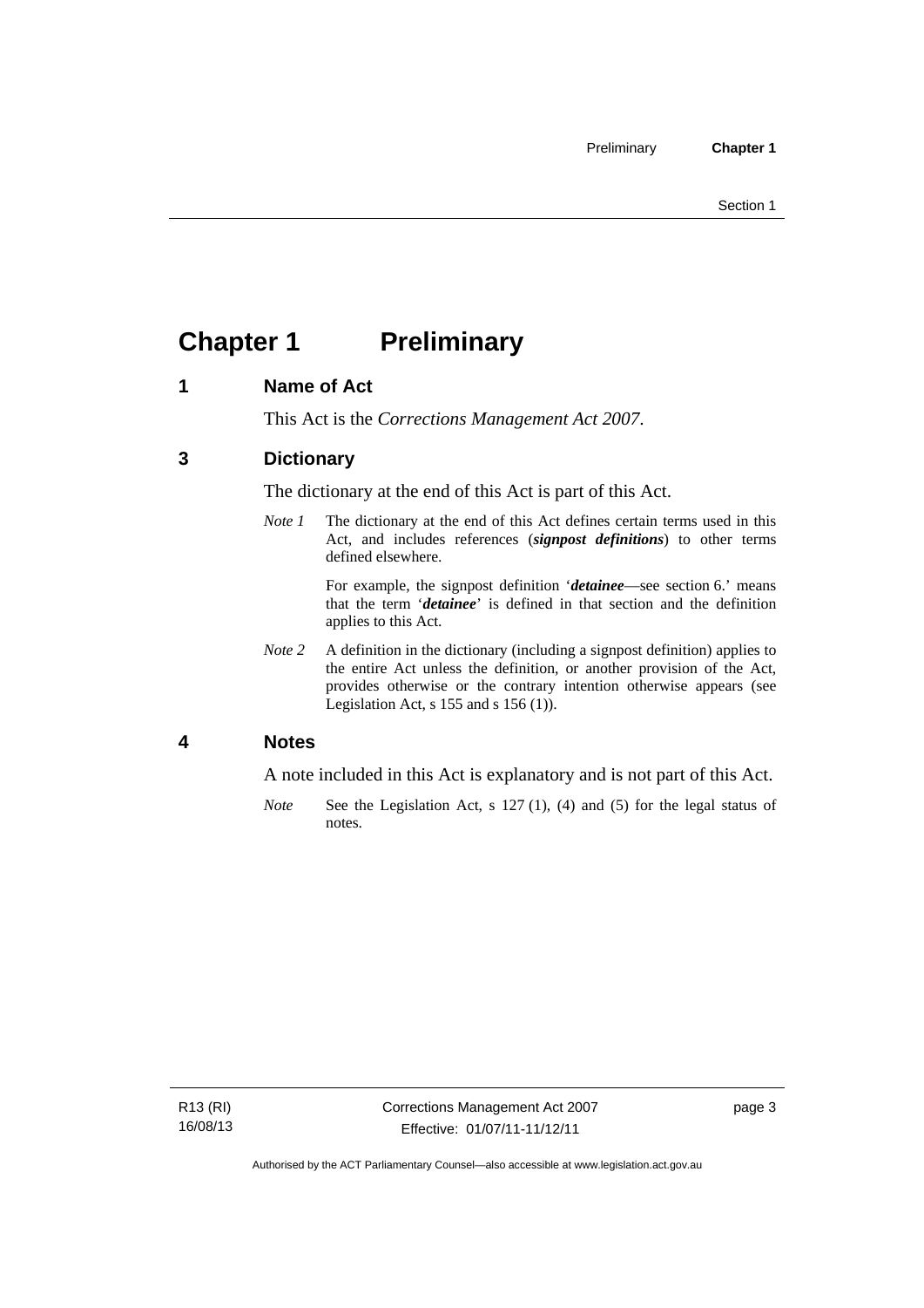# Chapter 1 Preliminary

## 1 Name of Act

This Act is the *Corrections Management Act 2007*.

## 3 Dictionary

The dictionary at the end of this Act is part of this Act.

*Note 1* The dictionary at the end of this Act defines certain terms used in this Act, and includes references (***signpost definitions***) to other terms defined elsewhere.

For example, the signpost definition '***detainee***—see section 6.' means that the term '***detainee***' is defined in that section and the definition applies to this Act.

*Note 2* A definition in the dictionary (including a signpost definition) applies to the entire Act unless the definition, or another provision of the Act, provides otherwise or the contrary intention otherwise appears (see Legislation Act, s 155 and s 156 (1)).

## 4 Notes

A note included in this Act is explanatory and is not part of this Act.

*Note* See the Legislation Act, s 127 (1), (4) and (5) for the legal status of notes.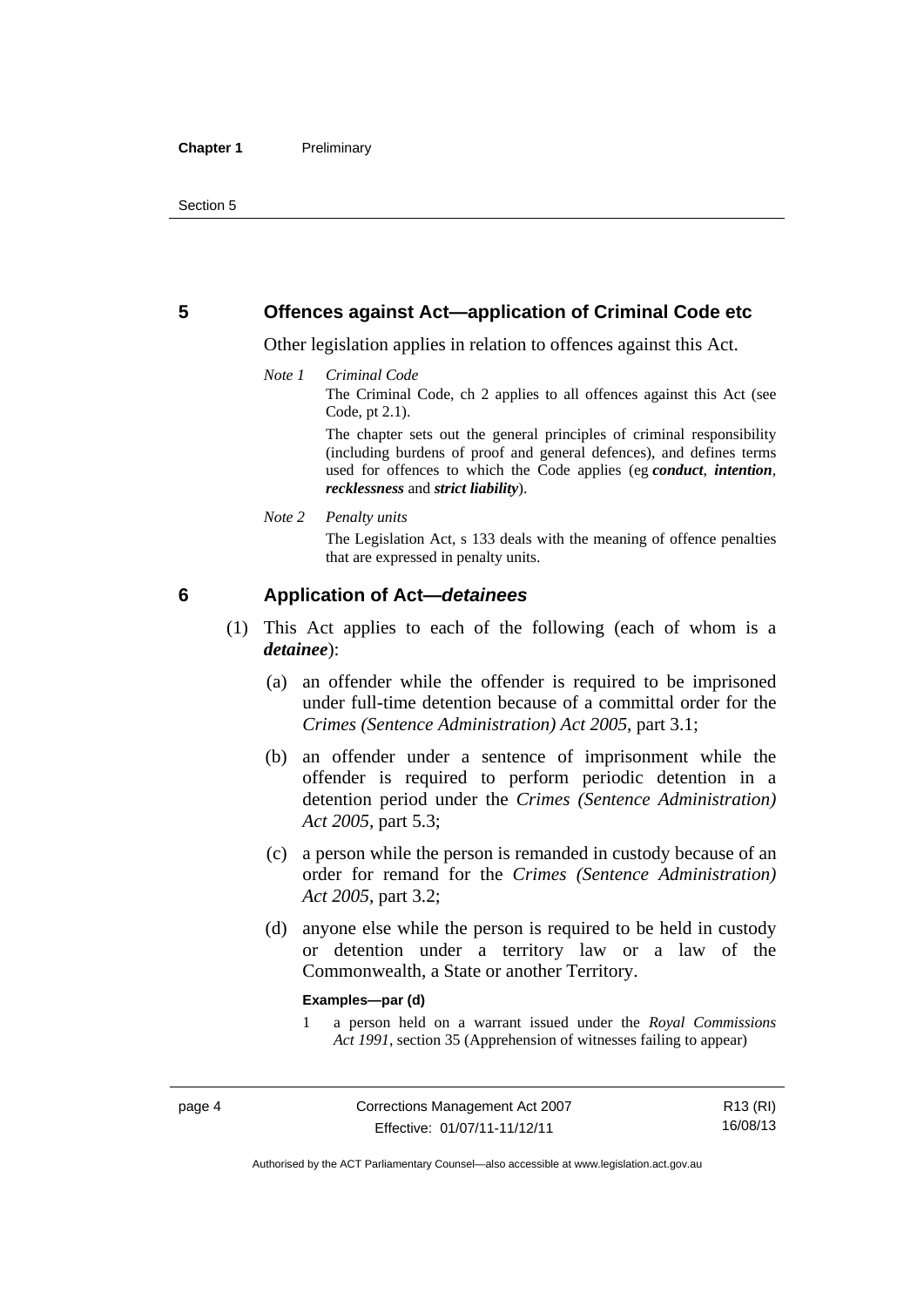## 5 Offences against Act—application of Criminal Code etc

Other legislation applies in relation to offences against this Act.

*Note 1* *Criminal Code*

The Criminal Code, ch 2 applies to all offences against this Act (see Code, pt 2.1).

The chapter sets out the general principles of criminal responsibility (including burdens of proof and general defences), and defines terms used for offences to which the Code applies (eg ***conduct***, ***intention***, ***recklessness*** and ***strict liability***).

*Note 2* *Penalty units*

The Legislation Act, s 133 deals with the meaning of offence penalties that are expressed in penalty units.

## 6 Application of Act—*detainees*

(1) This Act applies to each of the following (each of whom is a ***detainee***):

(a) an offender while the offender is required to be imprisoned under full-time detention because of a committal order for the *Crimes (Sentence Administration) Act 2005*, part 3.1;

(b) an offender under a sentence of imprisonment while the offender is required to perform periodic detention in a detention period under the *Crimes (Sentence Administration) Act 2005*, part 5.3;

(c) a person while the person is remanded in custody because of an order for remand for the *Crimes (Sentence Administration) Act 2005*, part 3.2;

(d) anyone else while the person is required to be held in custody or detention under a territory law or a law of the Commonwealth, a State or another Territory.

**Examples—par (d)**

1 a person held on a warrant issued under the *Royal Commissions Act 1991*, section 35 (Apprehension of witnesses failing to appear)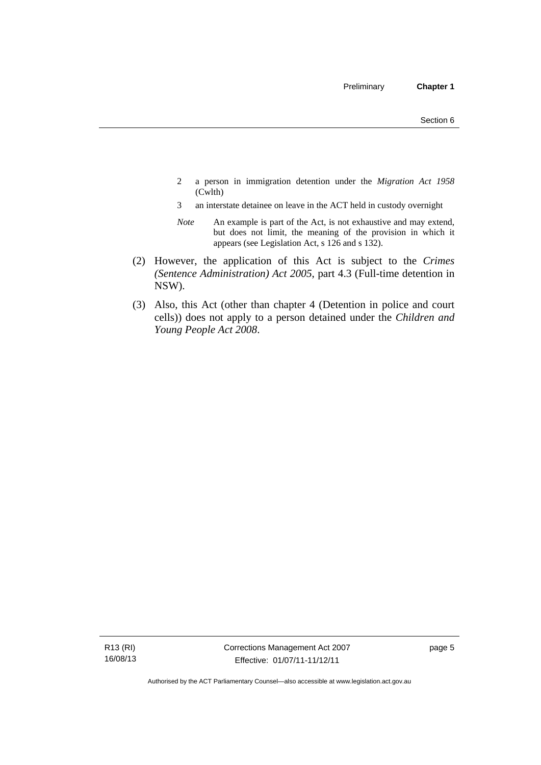2 a person in immigration detention under the *Migration Act 1958* (Cwlth)

3 an interstate detainee on leave in the ACT held in custody overnight

*Note* An example is part of the Act, is not exhaustive and may extend, but does not limit, the meaning of the provision in which it appears (see Legislation Act, s 126 and s 132).

(2) However, the application of this Act is subject to the *Crimes (Sentence Administration) Act 2005*, part 4.3 (Full-time detention in NSW).

(3) Also, this Act (other than chapter 4 (Detention in police and court cells)) does not apply to a person detained under the *Children and Young People Act 2008*.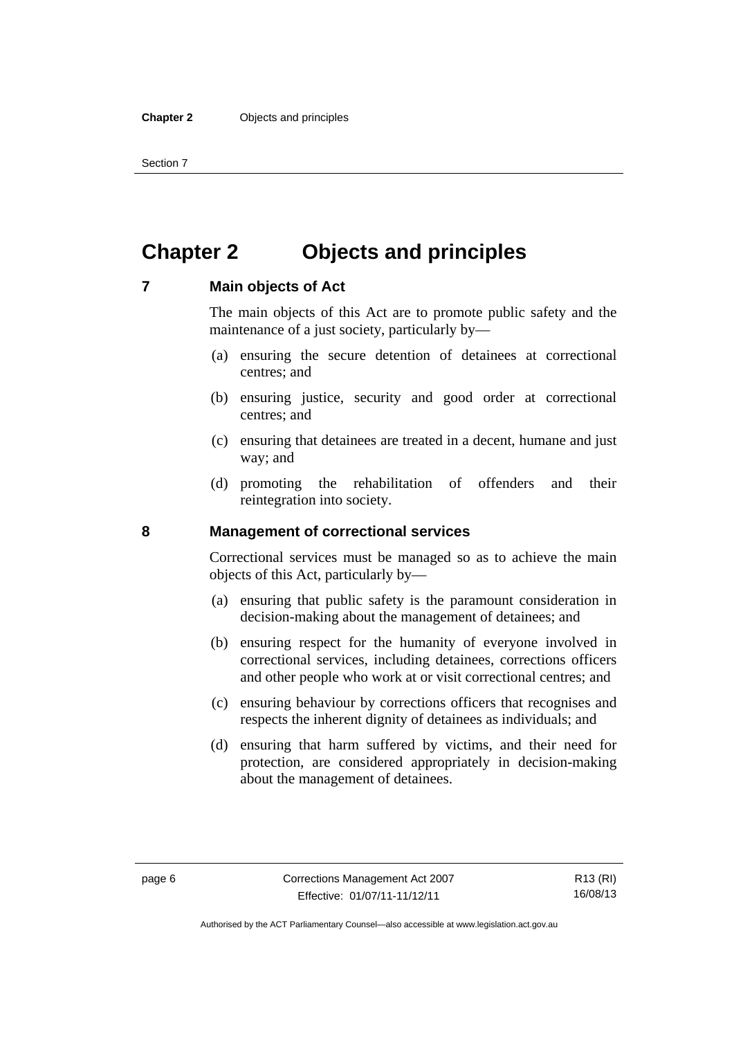# Chapter 2 Objects and principles

## 7 Main objects of Act

The main objects of this Act are to promote public safety and the maintenance of a just society, particularly by—

(a) ensuring the secure detention of detainees at correctional centres; and

(b) ensuring justice, security and good order at correctional centres; and

(c) ensuring that detainees are treated in a decent, humane and just way; and

(d) promoting the rehabilitation of offenders and their reintegration into society.

## 8 Management of correctional services

Correctional services must be managed so as to achieve the main objects of this Act, particularly by—

(a) ensuring that public safety is the paramount consideration in decision-making about the management of detainees; and

(b) ensuring respect for the humanity of everyone involved in correctional services, including detainees, corrections officers and other people who work at or visit correctional centres; and

(c) ensuring behaviour by corrections officers that recognises and respects the inherent dignity of detainees as individuals; and

(d) ensuring that harm suffered by victims, and their need for protection, are considered appropriately in decision-making about the management of detainees.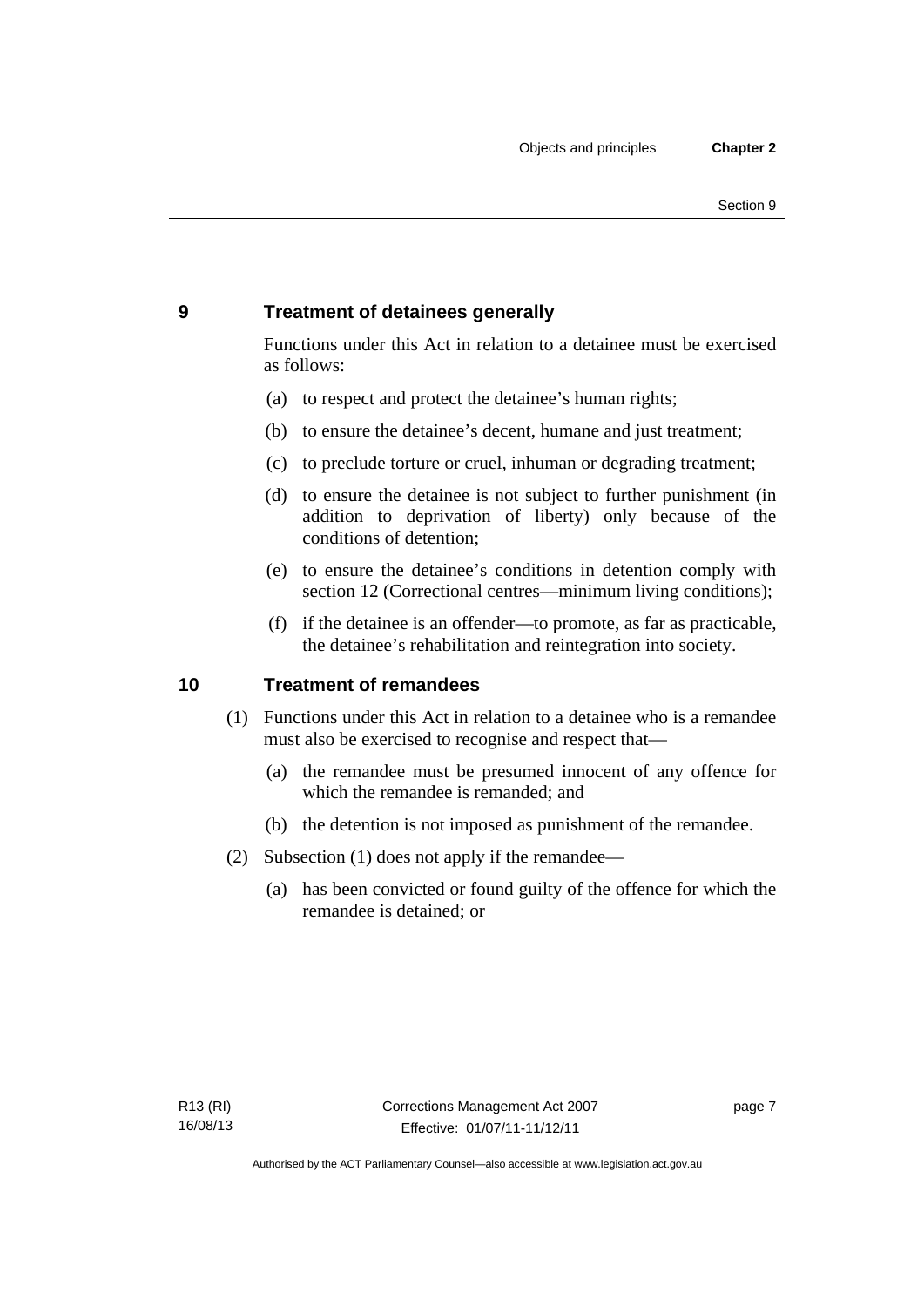## 9 Treatment of detainees generally

Functions under this Act in relation to a detainee must be exercised as follows:

(a) to respect and protect the detainee's human rights;

(b) to ensure the detainee's decent, humane and just treatment;

(c) to preclude torture or cruel, inhuman or degrading treatment;

(d) to ensure the detainee is not subject to further punishment (in addition to deprivation of liberty) only because of the conditions of detention;

(e) to ensure the detainee's conditions in detention comply with section 12 (Correctional centres—minimum living conditions);

(f) if the detainee is an offender—to promote, as far as practicable, the detainee's rehabilitation and reintegration into society.

## 10 Treatment of remandees

(1) Functions under this Act in relation to a detainee who is a remandee must also be exercised to recognise and respect that—

(a) the remandee must be presumed innocent of any offence for which the remandee is remanded; and

(b) the detention is not imposed as punishment of the remandee.

(2) Subsection (1) does not apply if the remandee—

(a) has been convicted or found guilty of the offence for which the remandee is detained; or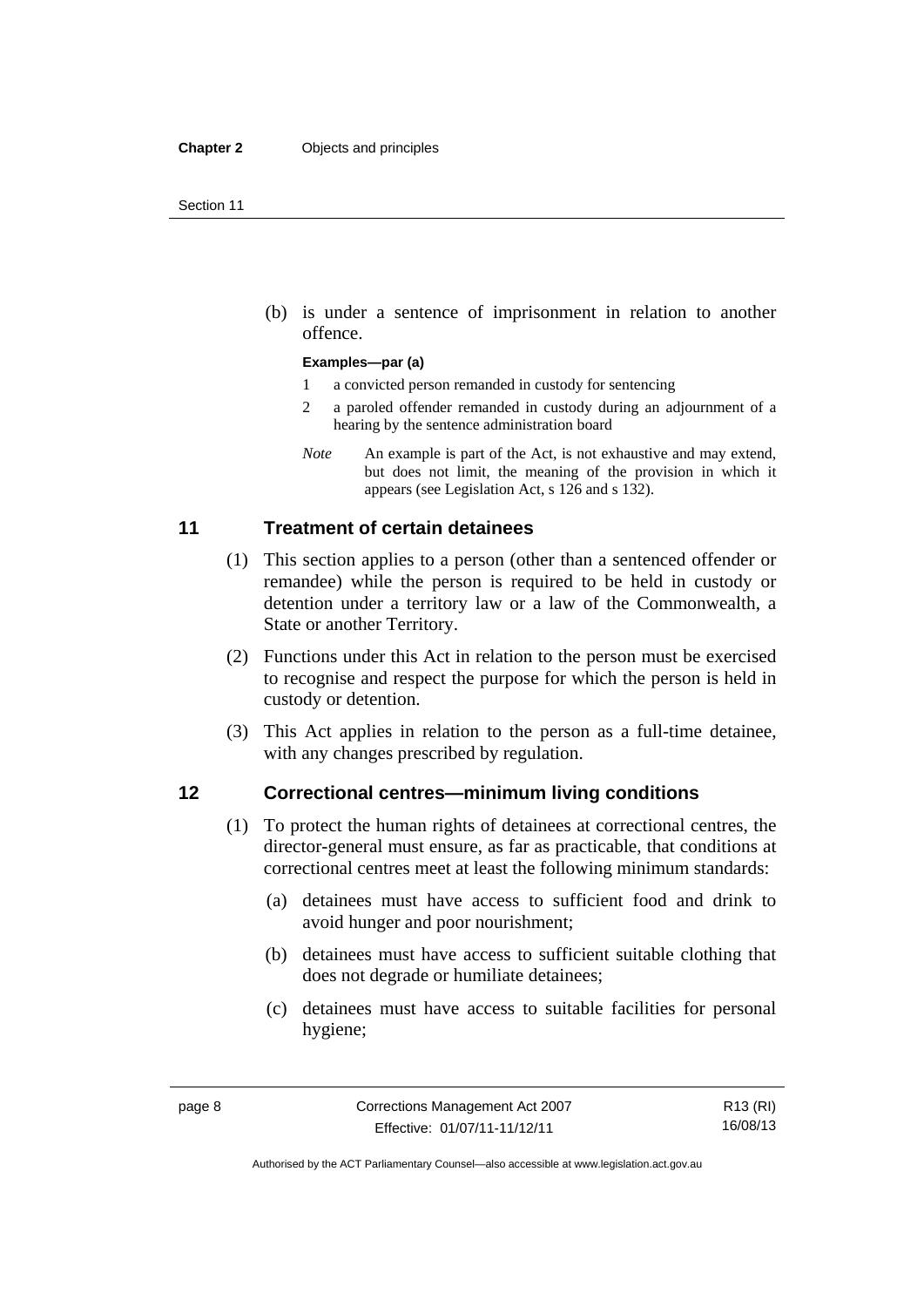(b) is under a sentence of imprisonment in relation to another offence.

**Examples—par (a)**

1 a convicted person remanded in custody for sentencing

2 a paroled offender remanded in custody during an adjournment of a hearing by the sentence administration board

*Note* An example is part of the Act, is not exhaustive and may extend, but does not limit, the meaning of the provision in which it appears (see Legislation Act, s 126 and s 132).

## 11 Treatment of certain detainees

(1) This section applies to a person (other than a sentenced offender or remandee) while the person is required to be held in custody or detention under a territory law or a law of the Commonwealth, a State or another Territory.

(2) Functions under this Act in relation to the person must be exercised to recognise and respect the purpose for which the person is held in custody or detention.

(3) This Act applies in relation to the person as a full-time detainee, with any changes prescribed by regulation.

## 12 Correctional centres—minimum living conditions

(1) To protect the human rights of detainees at correctional centres, the director-general must ensure, as far as practicable, that conditions at correctional centres meet at least the following minimum standards:

(a) detainees must have access to sufficient food and drink to avoid hunger and poor nourishment;

(b) detainees must have access to sufficient suitable clothing that does not degrade or humiliate detainees;

(c) detainees must have access to suitable facilities for personal hygiene;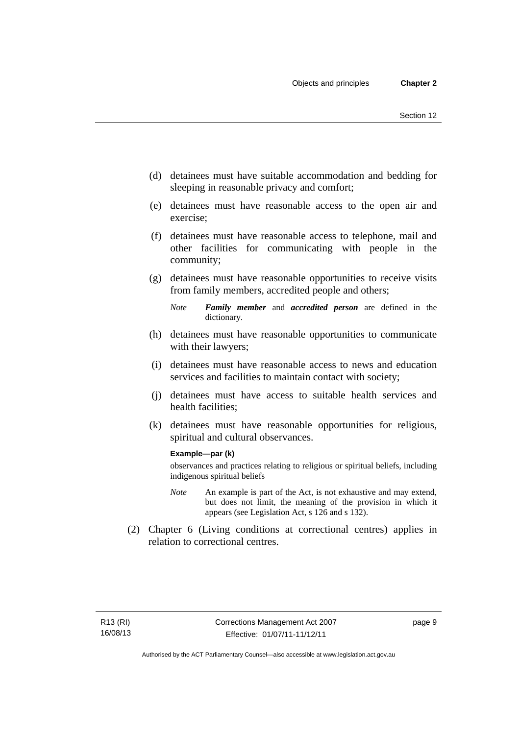(d) detainees must have suitable accommodation and bedding for sleeping in reasonable privacy and comfort;

(e) detainees must have reasonable access to the open air and exercise;

(f) detainees must have reasonable access to telephone, mail and other facilities for communicating with people in the community;

(g) detainees must have reasonable opportunities to receive visits from family members, accredited people and others;

*Note* ***Family member*** and ***accredited person*** are defined in the dictionary.

(h) detainees must have reasonable opportunities to communicate with their lawyers;

(i) detainees must have reasonable access to news and education services and facilities to maintain contact with society;

(j) detainees must have access to suitable health services and health facilities;

(k) detainees must have reasonable opportunities for religious, spiritual and cultural observances.

**Example—par (k)**

observances and practices relating to religious or spiritual beliefs, including indigenous spiritual beliefs

*Note* An example is part of the Act, is not exhaustive and may extend, but does not limit, the meaning of the provision in which it appears (see Legislation Act, s 126 and s 132).

(2) Chapter 6 (Living conditions at correctional centres) applies in relation to correctional centres.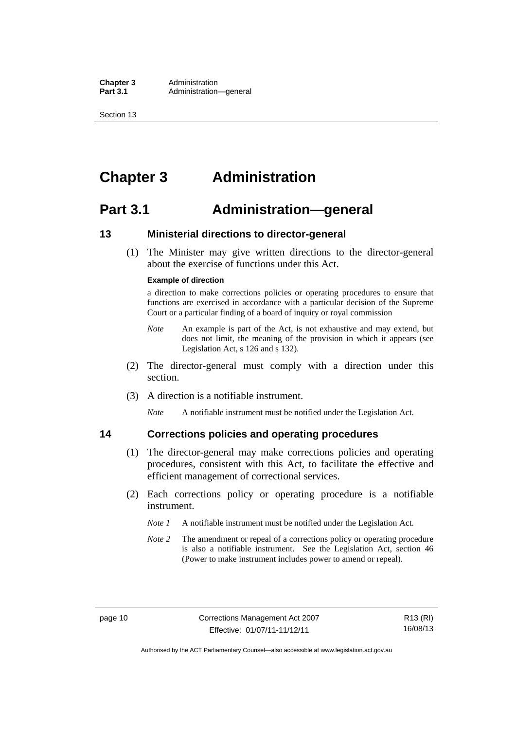# Chapter 3 Administration

## Part 3.1 Administration—general

### 13 Ministerial directions to director-general

(1) The Minister may give written directions to the director-general about the exercise of functions under this Act.

**Example of direction**

a direction to make corrections policies or operating procedures to ensure that functions are exercised in accordance with a particular decision of the Supreme Court or a particular finding of a board of inquiry or royal commission

*Note* An example is part of the Act, is not exhaustive and may extend, but does not limit, the meaning of the provision in which it appears (see Legislation Act, s 126 and s 132).

(2) The director-general must comply with a direction under this section.

(3) A direction is a notifiable instrument.

*Note* A notifiable instrument must be notified under the Legislation Act.

### 14 Corrections policies and operating procedures

(1) The director-general may make corrections policies and operating procedures, consistent with this Act, to facilitate the effective and efficient management of correctional services.

(2) Each corrections policy or operating procedure is a notifiable instrument.

*Note 1* A notifiable instrument must be notified under the Legislation Act.

*Note 2* The amendment or repeal of a corrections policy or operating procedure is also a notifiable instrument. See the Legislation Act, section 46 (Power to make instrument includes power to amend or repeal).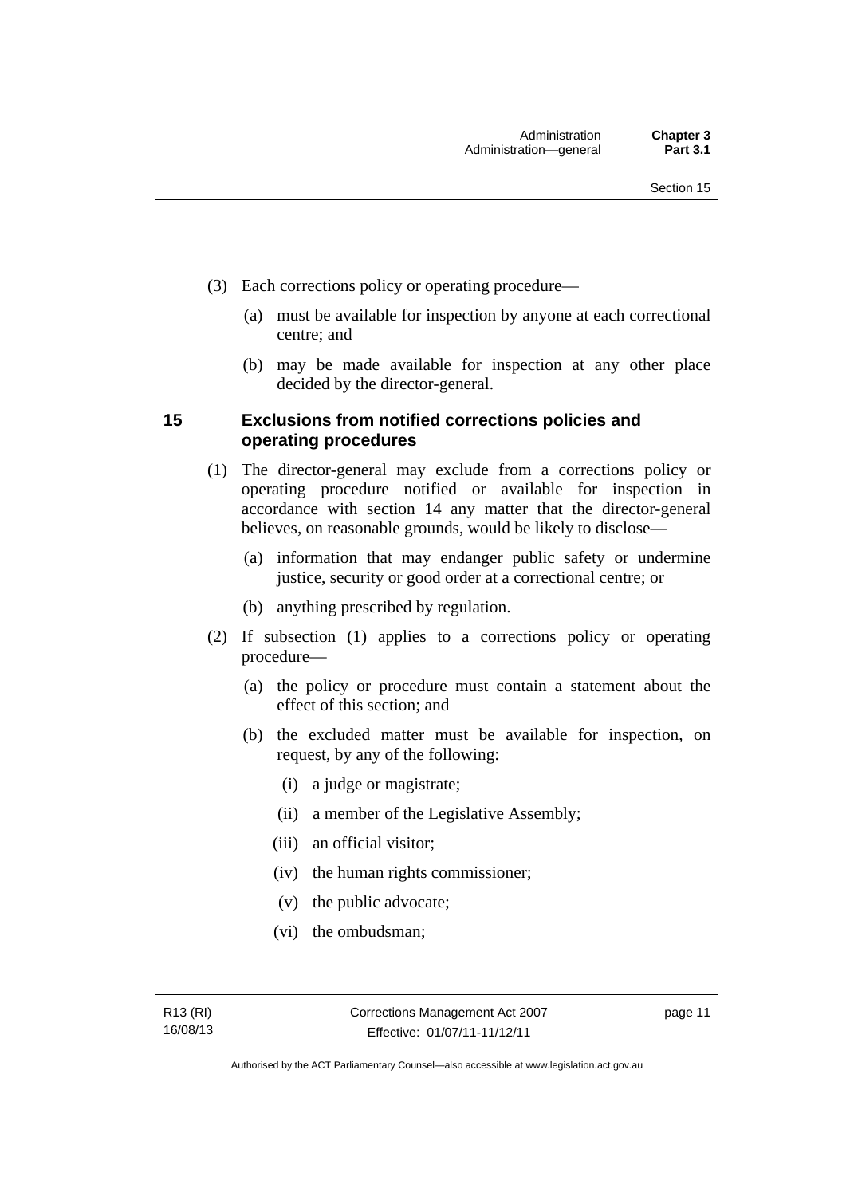(3) Each corrections policy or operating procedure—

(a) must be available for inspection by anyone at each correctional centre; and

(b) may be made available for inspection at any other place decided by the director-general.

## 15 Exclusions from notified corrections policies and operating procedures

(1) The director-general may exclude from a corrections policy or operating procedure notified or available for inspection in accordance with section 14 any matter that the director-general believes, on reasonable grounds, would be likely to disclose—

(a) information that may endanger public safety or undermine justice, security or good order at a correctional centre; or

(b) anything prescribed by regulation.

(2) If subsection (1) applies to a corrections policy or operating procedure—

(a) the policy or procedure must contain a statement about the effect of this section; and

(b) the excluded matter must be available for inspection, on request, by any of the following:

(i) a judge or magistrate;

(ii) a member of the Legislative Assembly;

(iii) an official visitor;

(iv) the human rights commissioner;

(v) the public advocate;

(vi) the ombudsman;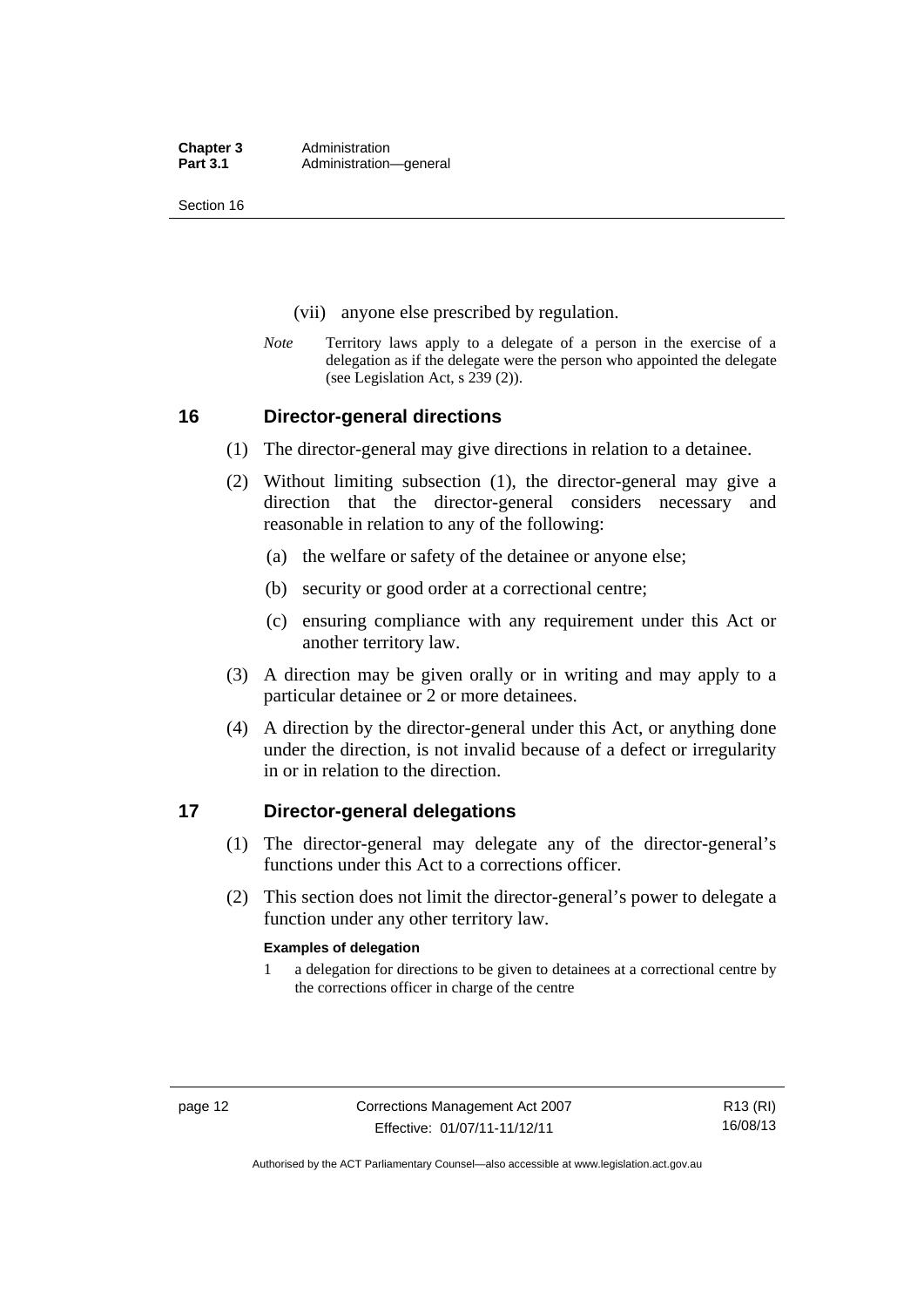(vii) anyone else prescribed by regulation.

*Note* Territory laws apply to a delegate of a person in the exercise of a delegation as if the delegate were the person who appointed the delegate (see Legislation Act, s 239 (2)).

## 16 Director-general directions

(1) The director-general may give directions in relation to a detainee.

(2) Without limiting subsection (1), the director-general may give a direction that the director-general considers necessary and reasonable in relation to any of the following:

(a) the welfare or safety of the detainee or anyone else;

(b) security or good order at a correctional centre;

(c) ensuring compliance with any requirement under this Act or another territory law.

(3) A direction may be given orally or in writing and may apply to a particular detainee or 2 or more detainees.

(4) A direction by the director-general under this Act, or anything done under the direction, is not invalid because of a defect or irregularity in or in relation to the direction.

## 17 Director-general delegations

(1) The director-general may delegate any of the director-general's functions under this Act to a corrections officer.

(2) This section does not limit the director-general's power to delegate a function under any other territory law.

**Examples of delegation**

1 a delegation for directions to be given to detainees at a correctional centre by the corrections officer in charge of the centre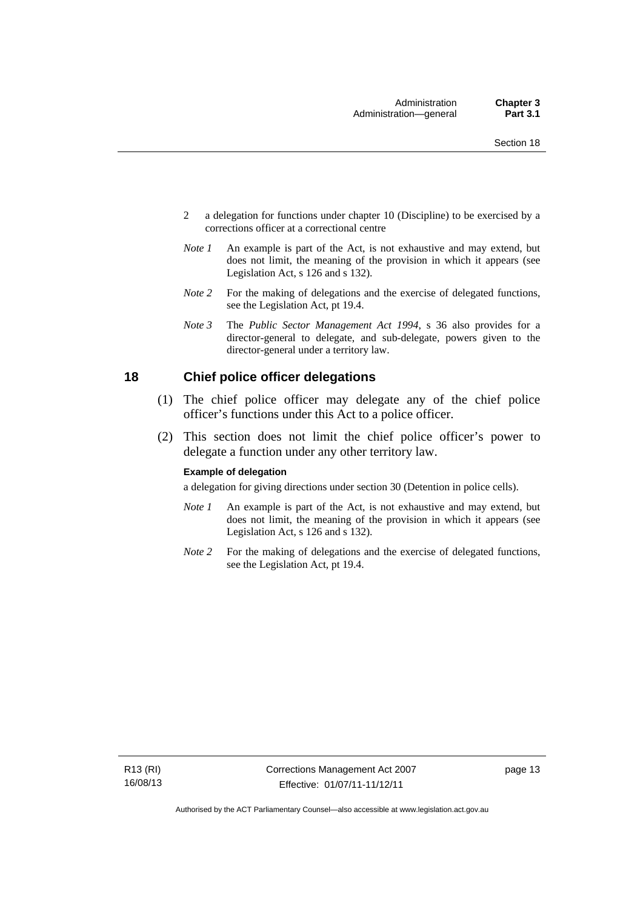2 a delegation for functions under chapter 10 (Discipline) to be exercised by a corrections officer at a correctional centre

*Note 1* An example is part of the Act, is not exhaustive and may extend, but does not limit, the meaning of the provision in which it appears (see Legislation Act, s 126 and s 132).

*Note 2* For the making of delegations and the exercise of delegated functions, see the Legislation Act, pt 19.4.

*Note 3* The *Public Sector Management Act 1994*, s 36 also provides for a director-general to delegate, and sub-delegate, powers given to the director-general under a territory law.

## 18 Chief police officer delegations

(1) The chief police officer may delegate any of the chief police officer's functions under this Act to a police officer.

(2) This section does not limit the chief police officer's power to delegate a function under any other territory law.

**Example of delegation**

a delegation for giving directions under section 30 (Detention in police cells).

*Note 1* An example is part of the Act, is not exhaustive and may extend, but does not limit, the meaning of the provision in which it appears (see Legislation Act, s 126 and s 132).

*Note 2* For the making of delegations and the exercise of delegated functions, see the Legislation Act, pt 19.4.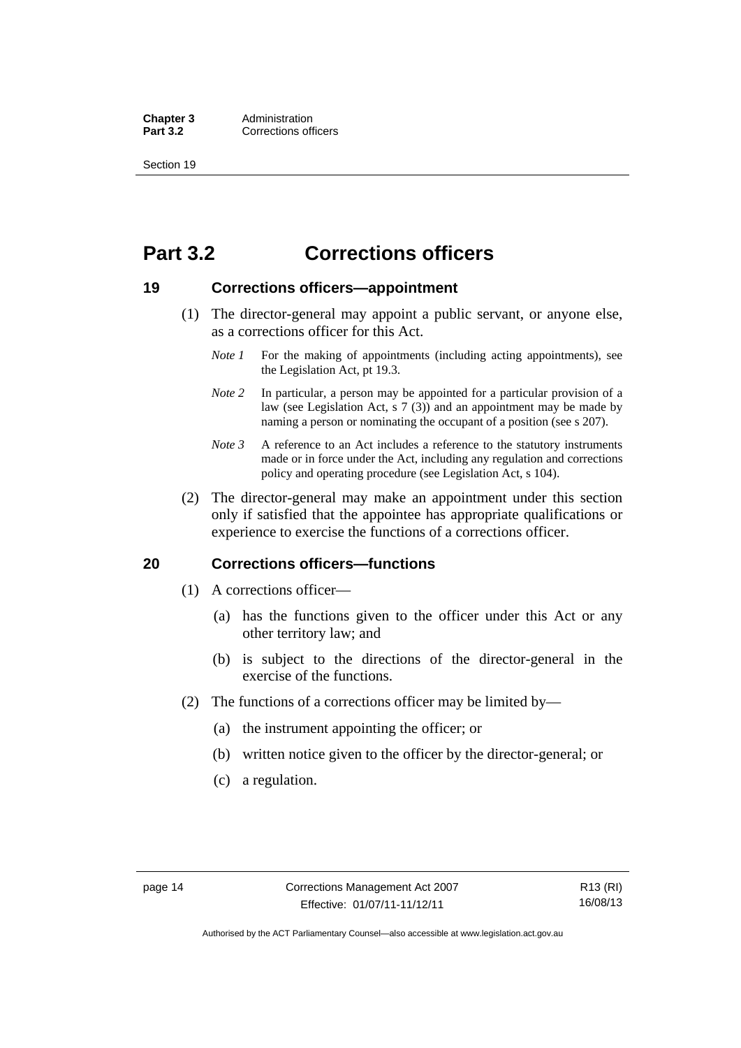# Part 3.2 Corrections officers

## 19 Corrections officers—appointment

(1) The director-general may appoint a public servant, or anyone else, as a corrections officer for this Act.

*Note 1* For the making of appointments (including acting appointments), see the Legislation Act, pt 19.3.

*Note 2* In particular, a person may be appointed for a particular provision of a law (see Legislation Act, s 7 (3)) and an appointment may be made by naming a person or nominating the occupant of a position (see s 207).

*Note 3* A reference to an Act includes a reference to the statutory instruments made or in force under the Act, including any regulation and corrections policy and operating procedure (see Legislation Act, s 104).

(2) The director-general may make an appointment under this section only if satisfied that the appointee has appropriate qualifications or experience to exercise the functions of a corrections officer.

## 20 Corrections officers—functions

(1) A corrections officer—

(a) has the functions given to the officer under this Act or any other territory law; and

(b) is subject to the directions of the director-general in the exercise of the functions.

(2) The functions of a corrections officer may be limited by—

(a) the instrument appointing the officer; or

(b) written notice given to the officer by the director-general; or

(c) a regulation.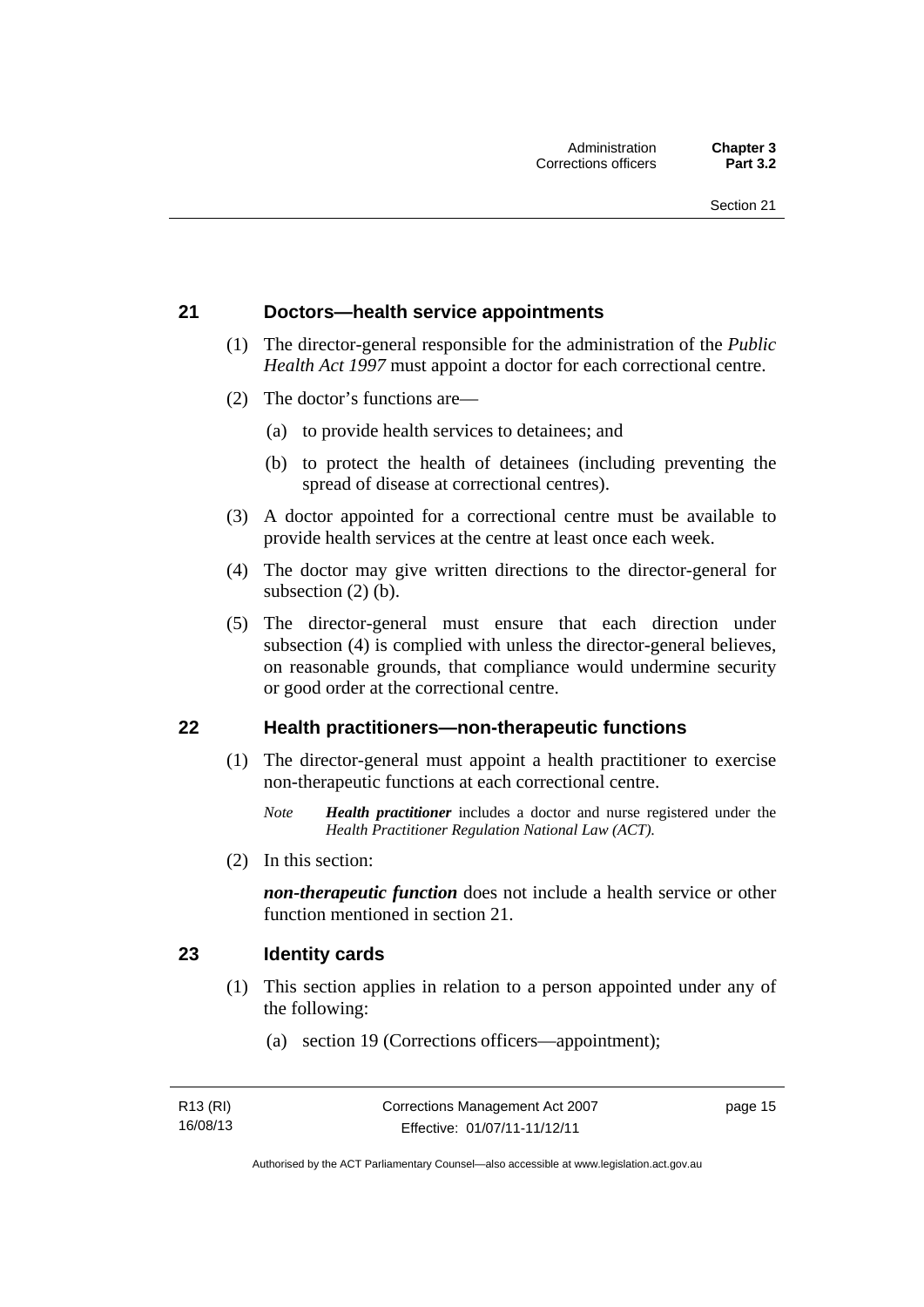## 21 Doctors—health service appointments

(1) The director-general responsible for the administration of the *Public Health Act 1997* must appoint a doctor for each correctional centre.

(2) The doctor's functions are—

(a) to provide health services to detainees; and

(b) to protect the health of detainees (including preventing the spread of disease at correctional centres).

(3) A doctor appointed for a correctional centre must be available to provide health services at the centre at least once each week.

(4) The doctor may give written directions to the director-general for subsection (2) (b).

(5) The director-general must ensure that each direction under subsection (4) is complied with unless the director-general believes, on reasonable grounds, that compliance would undermine security or good order at the correctional centre.

## 22 Health practitioners—non-therapeutic functions

(1) The director-general must appoint a health practitioner to exercise non-therapeutic functions at each correctional centre.

*Note* ***Health practitioner*** includes a doctor and nurse registered under the *Health Practitioner Regulation National Law (ACT).*

(2) In this section:

***non-therapeutic function*** does not include a health service or other function mentioned in section 21.

## 23 Identity cards

(1) This section applies in relation to a person appointed under any of the following:

(a) section 19 (Corrections officers—appointment);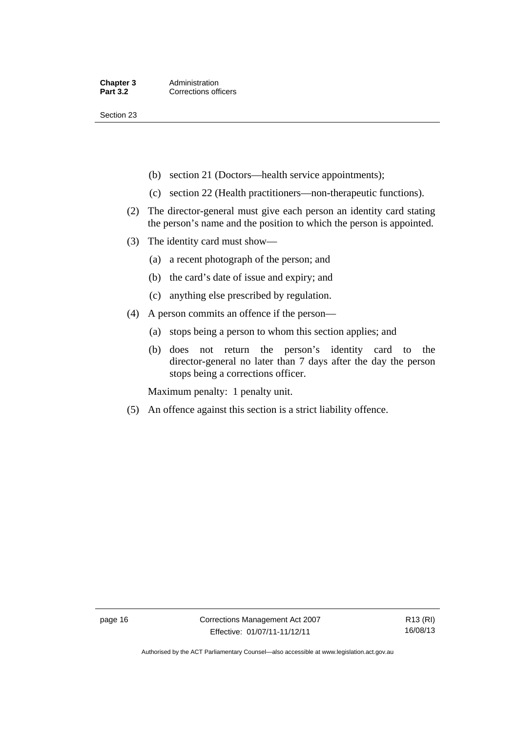(b) section 21 (Doctors—health service appointments);

(c) section 22 (Health practitioners—non-therapeutic functions).

(2) The director-general must give each person an identity card stating the person's name and the position to which the person is appointed.

(3) The identity card must show—

(a) a recent photograph of the person; and

(b) the card's date of issue and expiry; and

(c) anything else prescribed by regulation.

(4) A person commits an offence if the person—

(a) stops being a person to whom this section applies; and

(b) does not return the person's identity card to the director-general no later than 7 days after the day the person stops being a corrections officer.

Maximum penalty: 1 penalty unit.

(5) An offence against this section is a strict liability offence.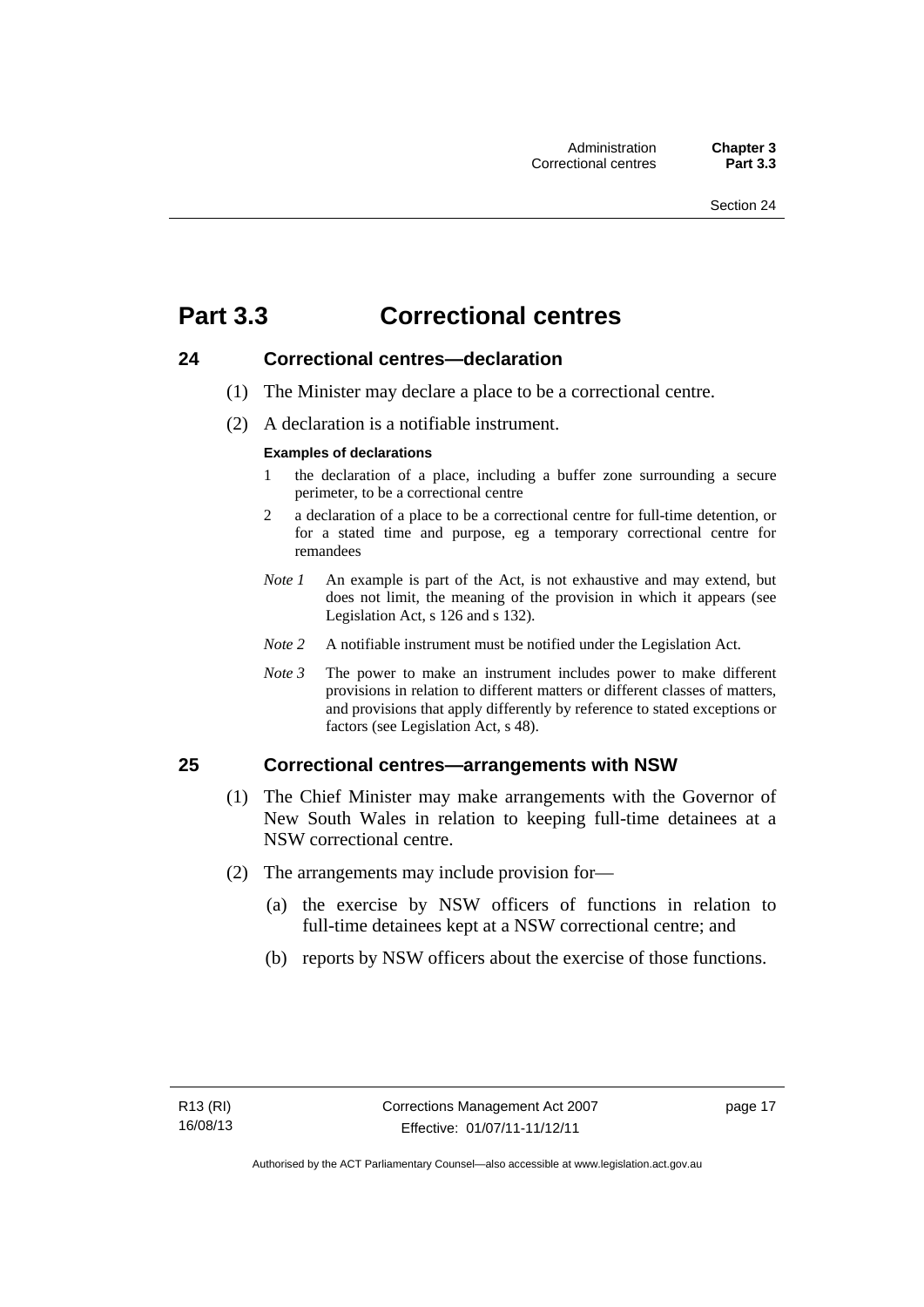# Part 3.3 Correctional centres

## 24 Correctional centres—declaration

(1) The Minister may declare a place to be a correctional centre.

(2) A declaration is a notifiable instrument.

**Examples of declarations**

1 the declaration of a place, including a buffer zone surrounding a secure perimeter, to be a correctional centre

2 a declaration of a place to be a correctional centre for full-time detention, or for a stated time and purpose, eg a temporary correctional centre for remandees

*Note 1* An example is part of the Act, is not exhaustive and may extend, but does not limit, the meaning of the provision in which it appears (see Legislation Act, s 126 and s 132).

*Note 2* A notifiable instrument must be notified under the Legislation Act.

*Note 3* The power to make an instrument includes power to make different provisions in relation to different matters or different classes of matters, and provisions that apply differently by reference to stated exceptions or factors (see Legislation Act, s 48).

## 25 Correctional centres—arrangements with NSW

(1) The Chief Minister may make arrangements with the Governor of New South Wales in relation to keeping full-time detainees at a NSW correctional centre.

(2) The arrangements may include provision for—

(a) the exercise by NSW officers of functions in relation to full-time detainees kept at a NSW correctional centre; and

(b) reports by NSW officers about the exercise of those functions.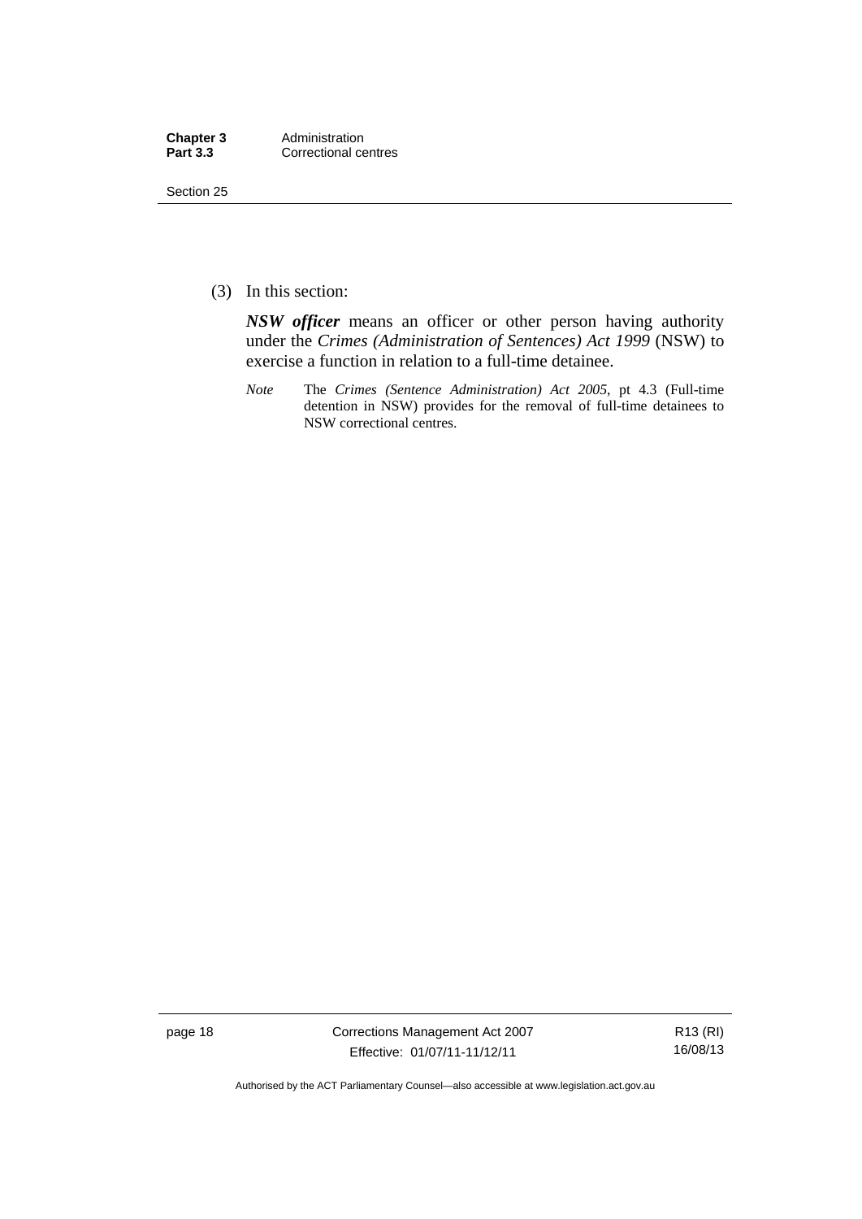(3) In this section:

***NSW officer*** means an officer or other person having authority under the *Crimes (Administration of Sentences) Act 1999* (NSW) to exercise a function in relation to a full-time detainee.

*Note* The *Crimes (Sentence Administration) Act 2005*, pt 4.3 (Full-time detention in NSW) provides for the removal of full-time detainees to NSW correctional centres.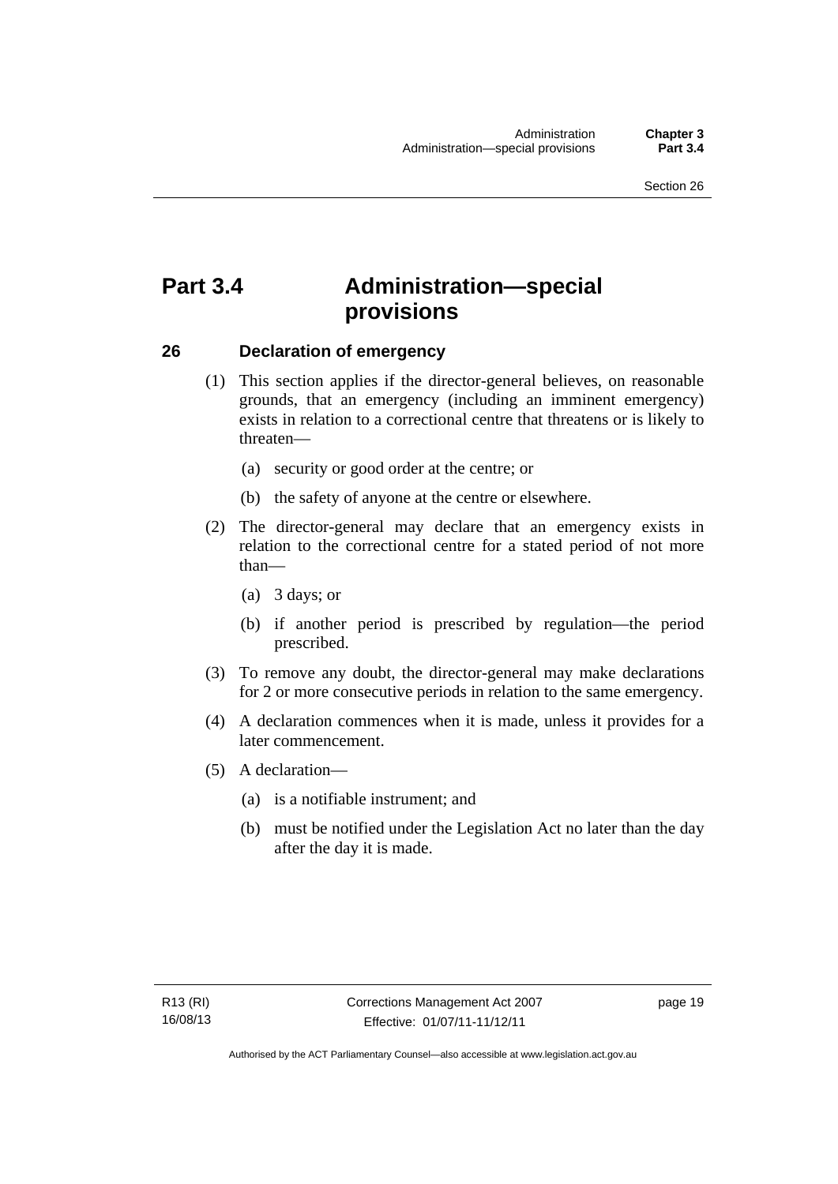# Part 3.4 Administration—special provisions

## 26 Declaration of emergency

(1) This section applies if the director-general believes, on reasonable grounds, that an emergency (including an imminent emergency) exists in relation to a correctional centre that threatens or is likely to threaten—

(a) security or good order at the centre; or

(b) the safety of anyone at the centre or elsewhere.

(2) The director-general may declare that an emergency exists in relation to the correctional centre for a stated period of not more than—

(a) 3 days; or

(b) if another period is prescribed by regulation—the period prescribed.

(3) To remove any doubt, the director-general may make declarations for 2 or more consecutive periods in relation to the same emergency.

(4) A declaration commences when it is made, unless it provides for a later commencement.

(5) A declaration—

(a) is a notifiable instrument; and

(b) must be notified under the Legislation Act no later than the day after the day it is made.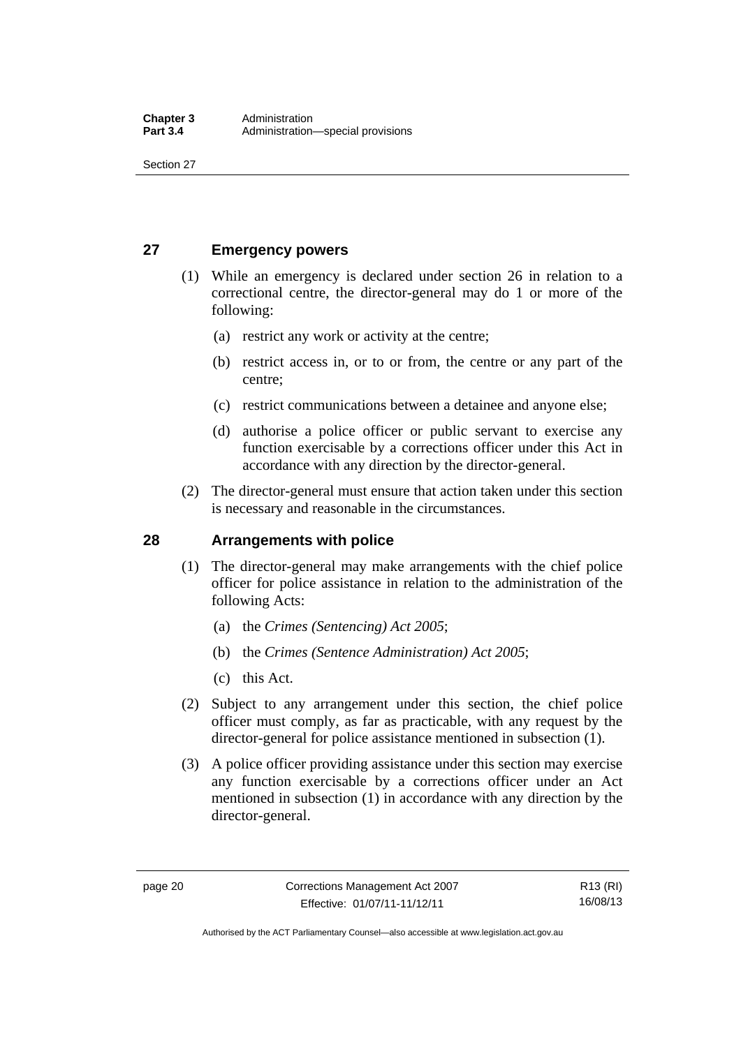## 27 Emergency powers

(1) While an emergency is declared under section 26 in relation to a correctional centre, the director-general may do 1 or more of the following:

(a) restrict any work or activity at the centre;

(b) restrict access in, or to or from, the centre or any part of the centre;

(c) restrict communications between a detainee and anyone else;

(d) authorise a police officer or public servant to exercise any function exercisable by a corrections officer under this Act in accordance with any direction by the director-general.

(2) The director-general must ensure that action taken under this section is necessary and reasonable in the circumstances.

## 28 Arrangements with police

(1) The director-general may make arrangements with the chief police officer for police assistance in relation to the administration of the following Acts:

(a) the *Crimes (Sentencing) Act 2005*;

(b) the *Crimes (Sentence Administration) Act 2005*;

(c) this Act.

(2) Subject to any arrangement under this section, the chief police officer must comply, as far as practicable, with any request by the director-general for police assistance mentioned in subsection (1).

(3) A police officer providing assistance under this section may exercise any function exercisable by a corrections officer under an Act mentioned in subsection (1) in accordance with any direction by the director-general.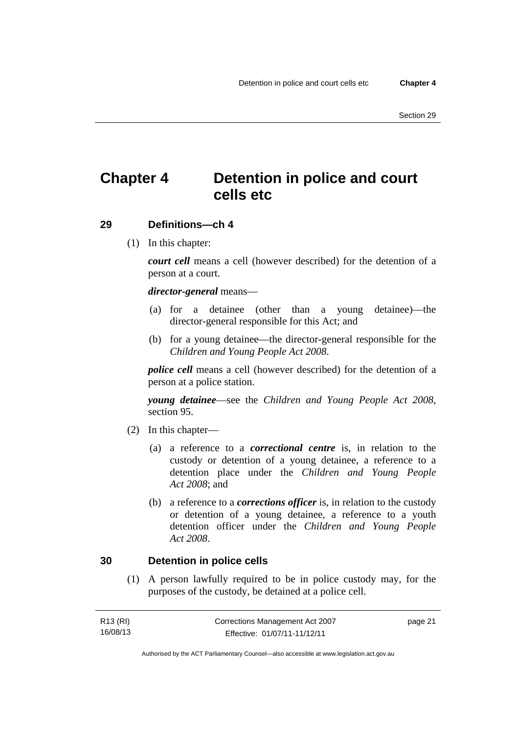# Chapter 4 Detention in police and court cells etc

## 29 Definitions—ch 4

(1) In this chapter:

***court cell*** means a cell (however described) for the detention of a person at a court.

***director-general*** means—

(a) for a detainee (other than a young detainee)—the director-general responsible for this Act; and

(b) for a young detainee—the director-general responsible for the *Children and Young People Act 2008*.

***police cell*** means a cell (however described) for the detention of a person at a police station.

***young detainee***—see the *Children and Young People Act 2008*, section 95.

(2) In this chapter—

(a) a reference to a ***correctional centre*** is, in relation to the custody or detention of a young detainee, a reference to a detention place under the *Children and Young People Act 2008*; and

(b) a reference to a ***corrections officer*** is, in relation to the custody or detention of a young detainee, a reference to a youth detention officer under the *Children and Young People Act 2008*.

## 30 Detention in police cells

(1) A person lawfully required to be in police custody may, for the purposes of the custody, be detained at a police cell.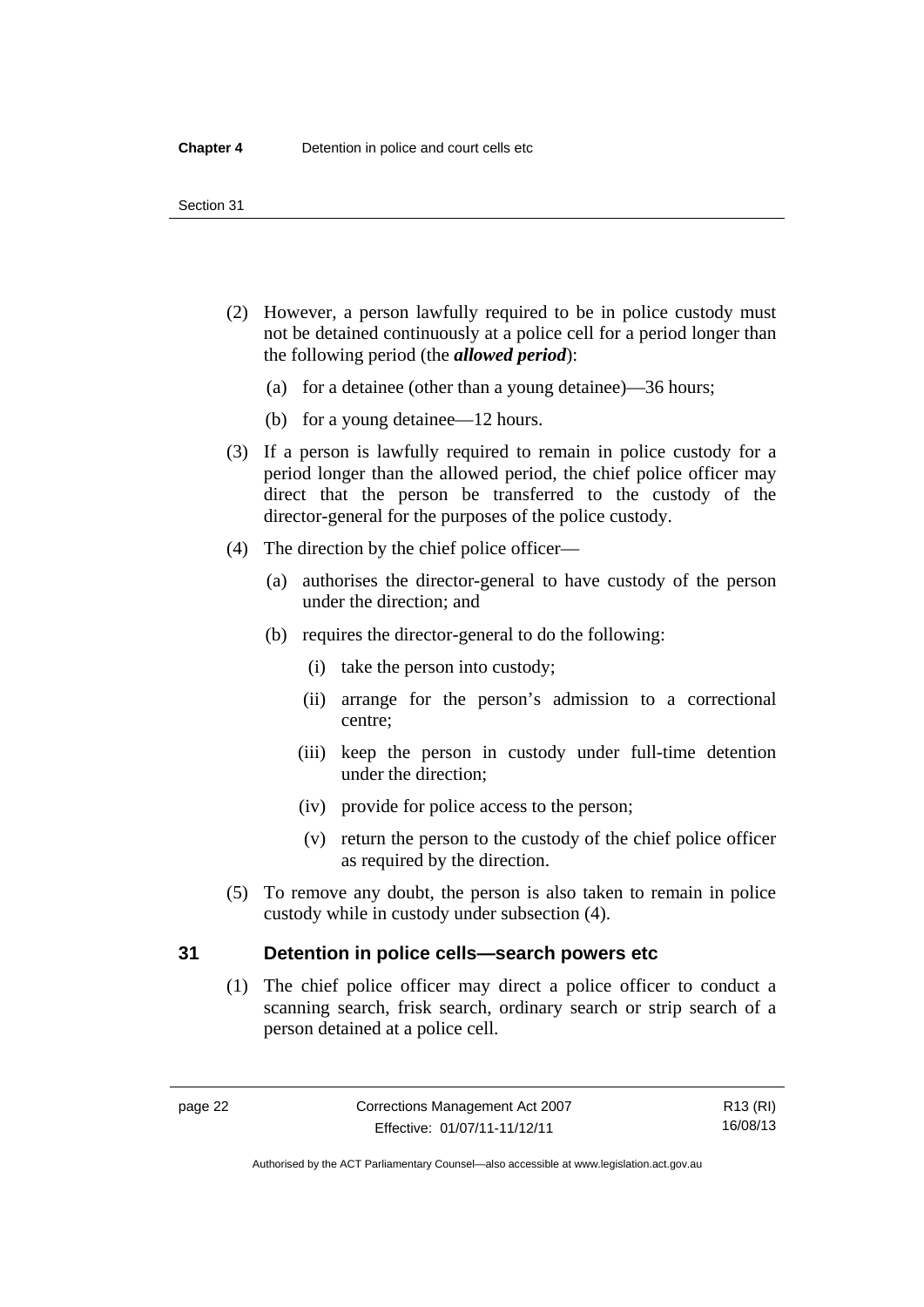(2) However, a person lawfully required to be in police custody must not be detained continuously at a police cell for a period longer than the following period (the ***allowed period***):

(a) for a detainee (other than a young detainee)—36 hours;

(b) for a young detainee—12 hours.

(3) If a person is lawfully required to remain in police custody for a period longer than the allowed period, the chief police officer may direct that the person be transferred to the custody of the director-general for the purposes of the police custody.

(4) The direction by the chief police officer—

(a) authorises the director-general to have custody of the person under the direction; and

(b) requires the director-general to do the following:

(i) take the person into custody;

(ii) arrange for the person's admission to a correctional centre;

(iii) keep the person in custody under full-time detention under the direction;

(iv) provide for police access to the person;

(v) return the person to the custody of the chief police officer as required by the direction.

(5) To remove any doubt, the person is also taken to remain in police custody while in custody under subsection (4).

## 31 Detention in police cells—search powers etc

(1) The chief police officer may direct a police officer to conduct a scanning search, frisk search, ordinary search or strip search of a person detained at a police cell.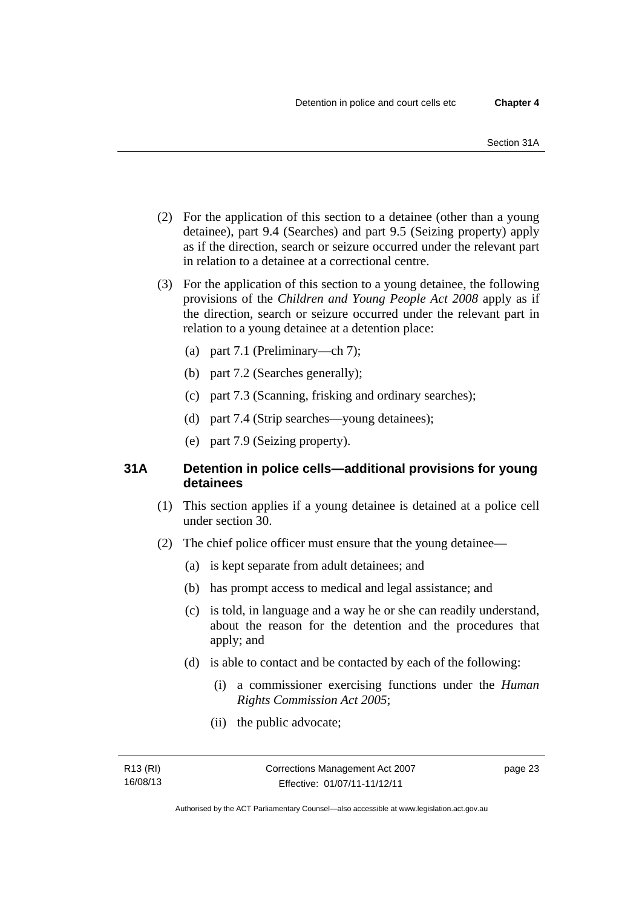(2) For the application of this section to a detainee (other than a young detainee), part 9.4 (Searches) and part 9.5 (Seizing property) apply as if the direction, search or seizure occurred under the relevant part in relation to a detainee at a correctional centre.

(3) For the application of this section to a young detainee, the following provisions of the *Children and Young People Act 2008* apply as if the direction, search or seizure occurred under the relevant part in relation to a young detainee at a detention place:

(a) part 7.1 (Preliminary—ch 7);

(b) part 7.2 (Searches generally);

(c) part 7.3 (Scanning, frisking and ordinary searches);

(d) part 7.4 (Strip searches—young detainees);

(e) part 7.9 (Seizing property).

### 31A Detention in police cells—additional provisions for young detainees

(1) This section applies if a young detainee is detained at a police cell under section 30.

(2) The chief police officer must ensure that the young detainee—

(a) is kept separate from adult detainees; and

(b) has prompt access to medical and legal assistance; and

(c) is told, in language and a way he or she can readily understand, about the reason for the detention and the procedures that apply; and

(d) is able to contact and be contacted by each of the following:

(i) a commissioner exercising functions under the *Human Rights Commission Act 2005*;

(ii) the public advocate;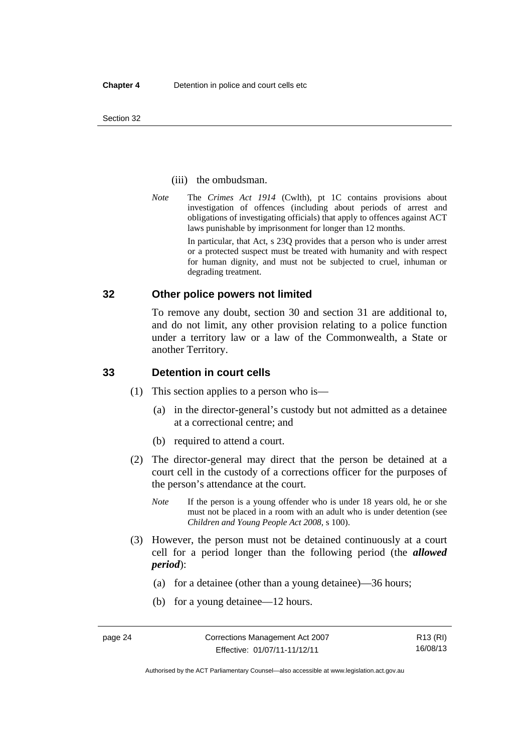(iii) the ombudsman.

*Note* The *Crimes Act 1914* (Cwlth), pt 1C contains provisions about investigation of offences (including about periods of arrest and obligations of investigating officials) that apply to offences against ACT laws punishable by imprisonment for longer than 12 months.

In particular, that Act, s 23Q provides that a person who is under arrest or a protected suspect must be treated with humanity and with respect for human dignity, and must not be subjected to cruel, inhuman or degrading treatment.

## 32 Other police powers not limited

To remove any doubt, section 30 and section 31 are additional to, and do not limit, any other provision relating to a police function under a territory law or a law of the Commonwealth, a State or another Territory.

## 33 Detention in court cells

(1) This section applies to a person who is—

(a) in the director-general's custody but not admitted as a detainee at a correctional centre; and

(b) required to attend a court.

(2) The director-general may direct that the person be detained at a court cell in the custody of a corrections officer for the purposes of the person's attendance at the court.

*Note* If the person is a young offender who is under 18 years old, he or she must not be placed in a room with an adult who is under detention (see *Children and Young People Act 2008*, s 100).

(3) However, the person must not be detained continuously at a court cell for a period longer than the following period (the ***allowed period***):

(a) for a detainee (other than a young detainee)—36 hours;

(b) for a young detainee—12 hours.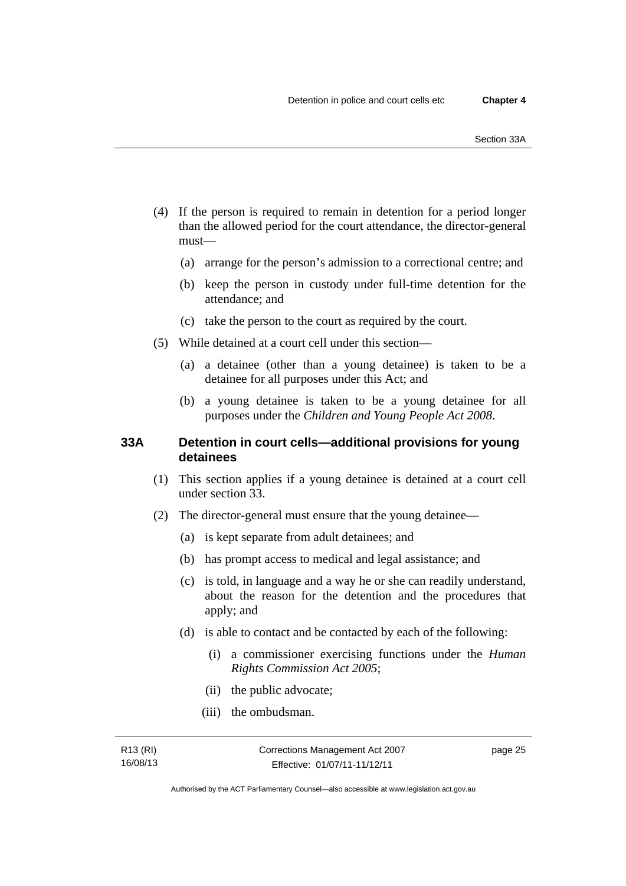(4) If the person is required to remain in detention for a period longer than the allowed period for the court attendance, the director-general must—

  (a) arrange for the person's admission to a correctional centre; and

  (b) keep the person in custody under full-time detention for the attendance; and

  (c) take the person to the court as required by the court.

(5) While detained at a court cell under this section—

  (a) a detainee (other than a young detainee) is taken to be a detainee for all purposes under this Act; and

  (b) a young detainee is taken to be a young detainee for all purposes under the *Children and Young People Act 2008*.

### 33A Detention in court cells—additional provisions for young detainees

(1) This section applies if a young detainee is detained at a court cell under section 33.

(2) The director-general must ensure that the young detainee—

  (a) is kept separate from adult detainees; and

  (b) has prompt access to medical and legal assistance; and

  (c) is told, in language and a way he or she can readily understand, about the reason for the detention and the procedures that apply; and

  (d) is able to contact and be contacted by each of the following:

    (i) a commissioner exercising functions under the *Human Rights Commission Act 2005*;

    (ii) the public advocate;

    (iii) the ombudsman.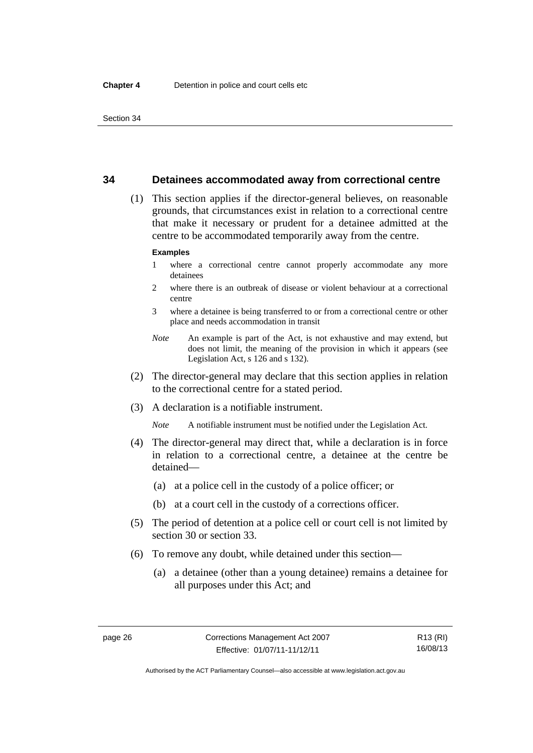## 34 Detainees accommodated away from correctional centre

(1) This section applies if the director-general believes, on reasonable grounds, that circumstances exist in relation to a correctional centre that make it necessary or prudent for a detainee admitted at the centre to be accommodated temporarily away from the centre.

**Examples**

1 where a correctional centre cannot properly accommodate any more detainees

2 where there is an outbreak of disease or violent behaviour at a correctional centre

3 where a detainee is being transferred to or from a correctional centre or other place and needs accommodation in transit

*Note* An example is part of the Act, is not exhaustive and may extend, but does not limit, the meaning of the provision in which it appears (see Legislation Act, s 126 and s 132).

(2) The director-general may declare that this section applies in relation to the correctional centre for a stated period.

(3) A declaration is a notifiable instrument.

*Note* A notifiable instrument must be notified under the Legislation Act.

(4) The director-general may direct that, while a declaration is in force in relation to a correctional centre, a detainee at the centre be detained—

(a) at a police cell in the custody of a police officer; or

(b) at a court cell in the custody of a corrections officer.

(5) The period of detention at a police cell or court cell is not limited by section 30 or section 33.

(6) To remove any doubt, while detained under this section—

(a) a detainee (other than a young detainee) remains a detainee for all purposes under this Act; and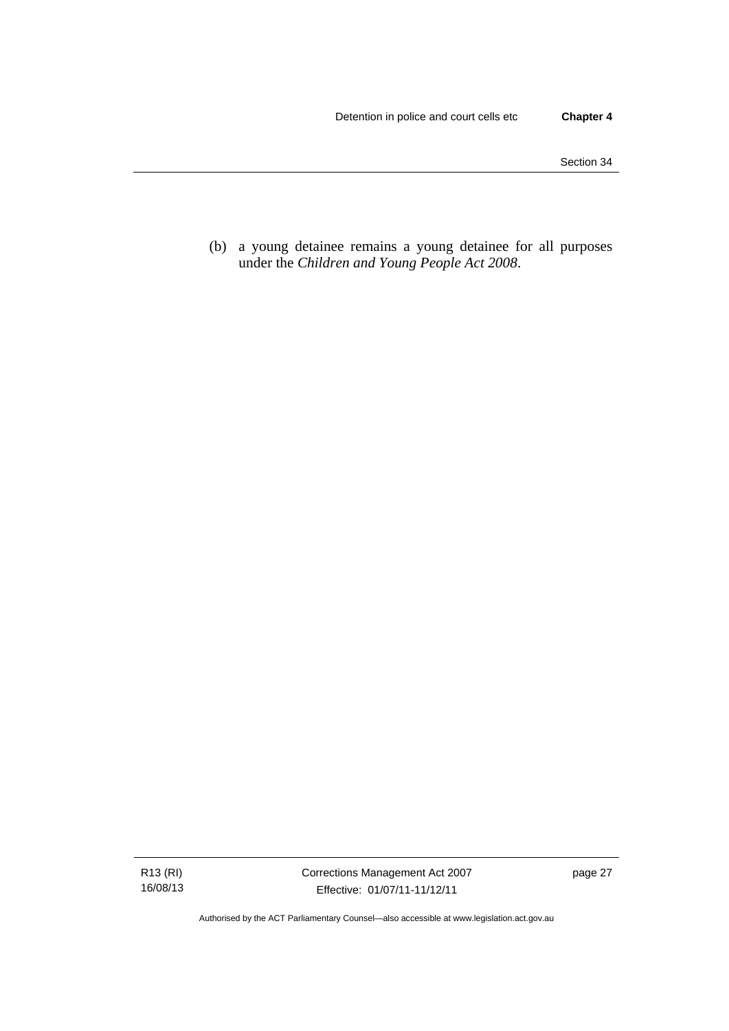(b) a young detainee remains a young detainee for all purposes under the *Children and Young People Act 2008*.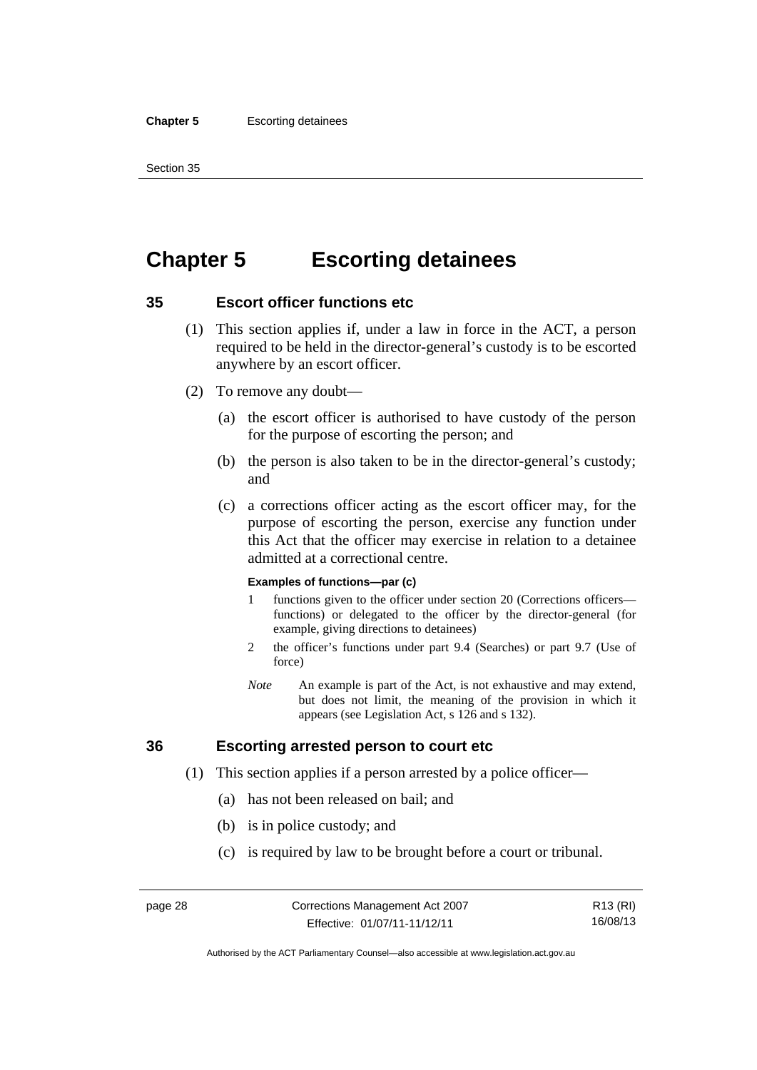# Chapter 5 Escorting detainees

## 35 Escort officer functions etc

(1) This section applies if, under a law in force in the ACT, a person required to be held in the director-general's custody is to be escorted anywhere by an escort officer.

(2) To remove any doubt—

(a) the escort officer is authorised to have custody of the person for the purpose of escorting the person; and

(b) the person is also taken to be in the director-general's custody; and

(c) a corrections officer acting as the escort officer may, for the purpose of escorting the person, exercise any function under this Act that the officer may exercise in relation to a detainee admitted at a correctional centre.

**Examples of functions—par (c)**

1 functions given to the officer under section 20 (Corrections officers—functions) or delegated to the officer by the director-general (for example, giving directions to detainees)

2 the officer's functions under part 9.4 (Searches) or part 9.7 (Use of force)

*Note* An example is part of the Act, is not exhaustive and may extend, but does not limit, the meaning of the provision in which it appears (see Legislation Act, s 126 and s 132).

## 36 Escorting arrested person to court etc

(1) This section applies if a person arrested by a police officer—

(a) has not been released on bail; and

(b) is in police custody; and

(c) is required by law to be brought before a court or tribunal.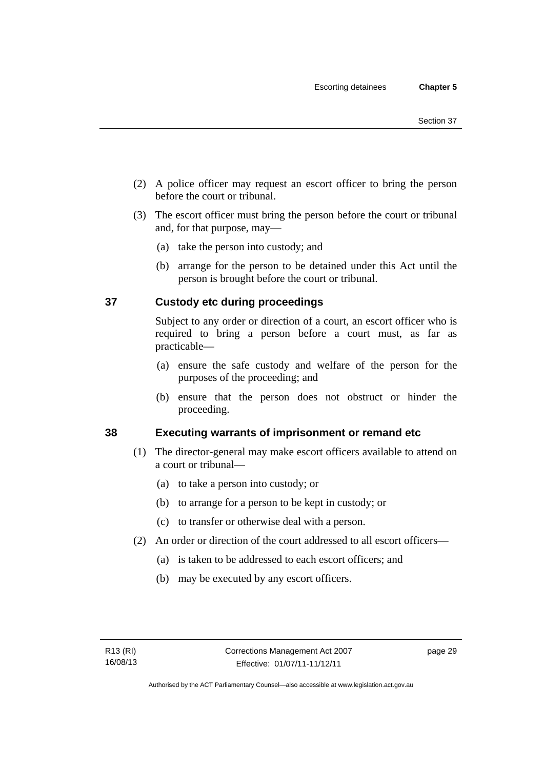(2) A police officer may request an escort officer to bring the person before the court or tribunal.

(3) The escort officer must bring the person before the court or tribunal and, for that purpose, may—

(a) take the person into custody; and

(b) arrange for the person to be detained under this Act until the person is brought before the court or tribunal.

## 37 Custody etc during proceedings

Subject to any order or direction of a court, an escort officer who is required to bring a person before a court must, as far as practicable—

(a) ensure the safe custody and welfare of the person for the purposes of the proceeding; and

(b) ensure that the person does not obstruct or hinder the proceeding.

## 38 Executing warrants of imprisonment or remand etc

(1) The director-general may make escort officers available to attend on a court or tribunal—

(a) to take a person into custody; or

(b) to arrange for a person to be kept in custody; or

(c) to transfer or otherwise deal with a person.

(2) An order or direction of the court addressed to all escort officers—

(a) is taken to be addressed to each escort officers; and

(b) may be executed by any escort officers.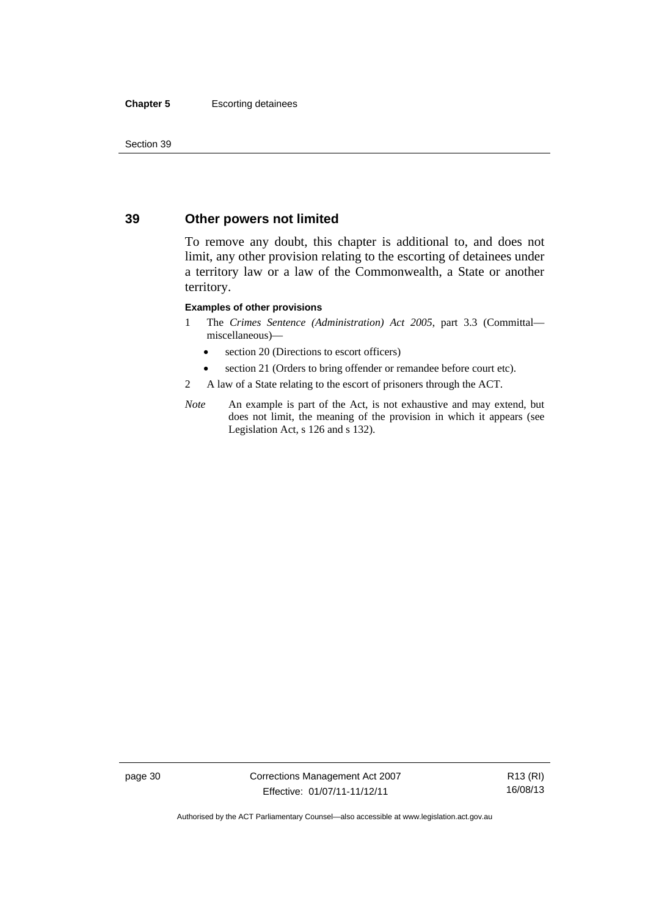## 39 Other powers not limited

To remove any doubt, this chapter is additional to, and does not limit, any other provision relating to the escorting of detainees under a territory law or a law of the Commonwealth, a State or another territory.

**Examples of other provisions**

1 The *Crimes Sentence (Administration) Act 2005*, part 3.3 (Committal—miscellaneous)—

- section 20 (Directions to escort officers)
- section 21 (Orders to bring offender or remandee before court etc).

2 A law of a State relating to the escort of prisoners through the ACT.

*Note* An example is part of the Act, is not exhaustive and may extend, but does not limit, the meaning of the provision in which it appears (see Legislation Act, s 126 and s 132).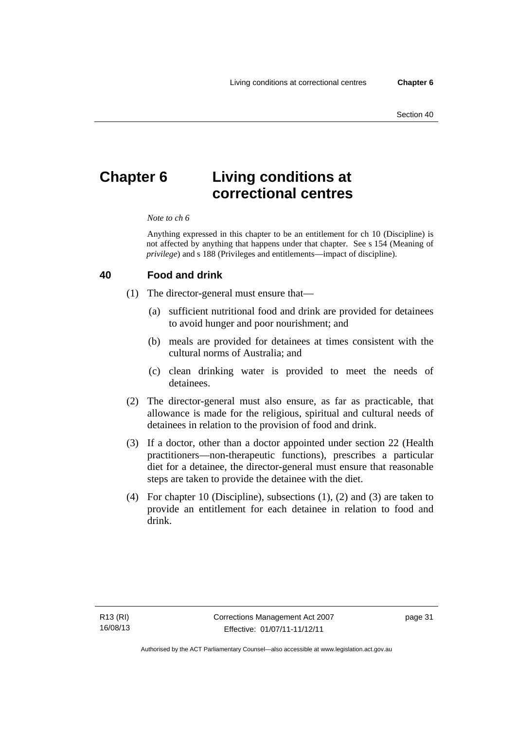# Chapter 6 Living conditions at correctional centres

*Note to ch 6*

Anything expressed in this chapter to be an entitlement for ch 10 (Discipline) is not affected by anything that happens under that chapter. See s 154 (Meaning of *privilege*) and s 188 (Privileges and entitlements—impact of discipline).

## 40 Food and drink

(1) The director-general must ensure that—

(a) sufficient nutritional food and drink are provided for detainees to avoid hunger and poor nourishment; and

(b) meals are provided for detainees at times consistent with the cultural norms of Australia; and

(c) clean drinking water is provided to meet the needs of detainees.

(2) The director-general must also ensure, as far as practicable, that allowance is made for the religious, spiritual and cultural needs of detainees in relation to the provision of food and drink.

(3) If a doctor, other than a doctor appointed under section 22 (Health practitioners—non-therapeutic functions), prescribes a particular diet for a detainee, the director-general must ensure that reasonable steps are taken to provide the detainee with the diet.

(4) For chapter 10 (Discipline), subsections (1), (2) and (3) are taken to provide an entitlement for each detainee in relation to food and drink.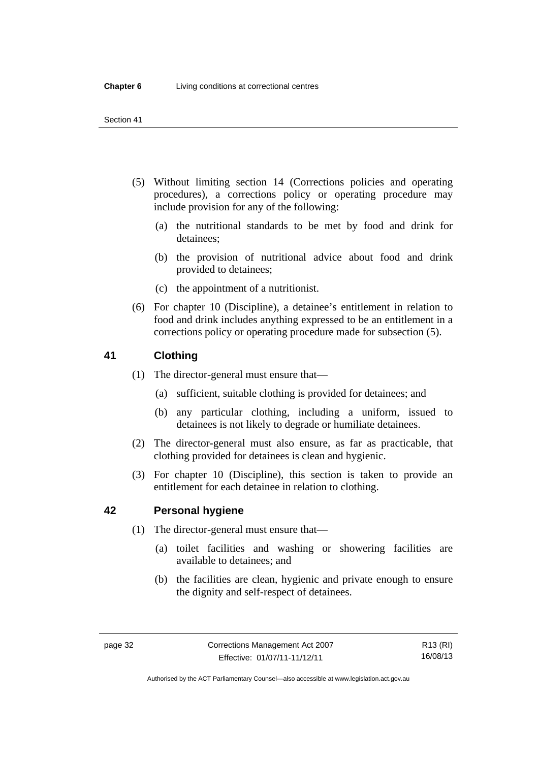(5) Without limiting section 14 (Corrections policies and operating procedures), a corrections policy or operating procedure may include provision for any of the following:

(a) the nutritional standards to be met by food and drink for detainees;

(b) the provision of nutritional advice about food and drink provided to detainees;

(c) the appointment of a nutritionist.

(6) For chapter 10 (Discipline), a detainee's entitlement in relation to food and drink includes anything expressed to be an entitlement in a corrections policy or operating procedure made for subsection (5).

## 41 Clothing

(1) The director-general must ensure that—

(a) sufficient, suitable clothing is provided for detainees; and

(b) any particular clothing, including a uniform, issued to detainees is not likely to degrade or humiliate detainees.

(2) The director-general must also ensure, as far as practicable, that clothing provided for detainees is clean and hygienic.

(3) For chapter 10 (Discipline), this section is taken to provide an entitlement for each detainee in relation to clothing.

## 42 Personal hygiene

(1) The director-general must ensure that—

(a) toilet facilities and washing or showering facilities are available to detainees; and

(b) the facilities are clean, hygienic and private enough to ensure the dignity and self-respect of detainees.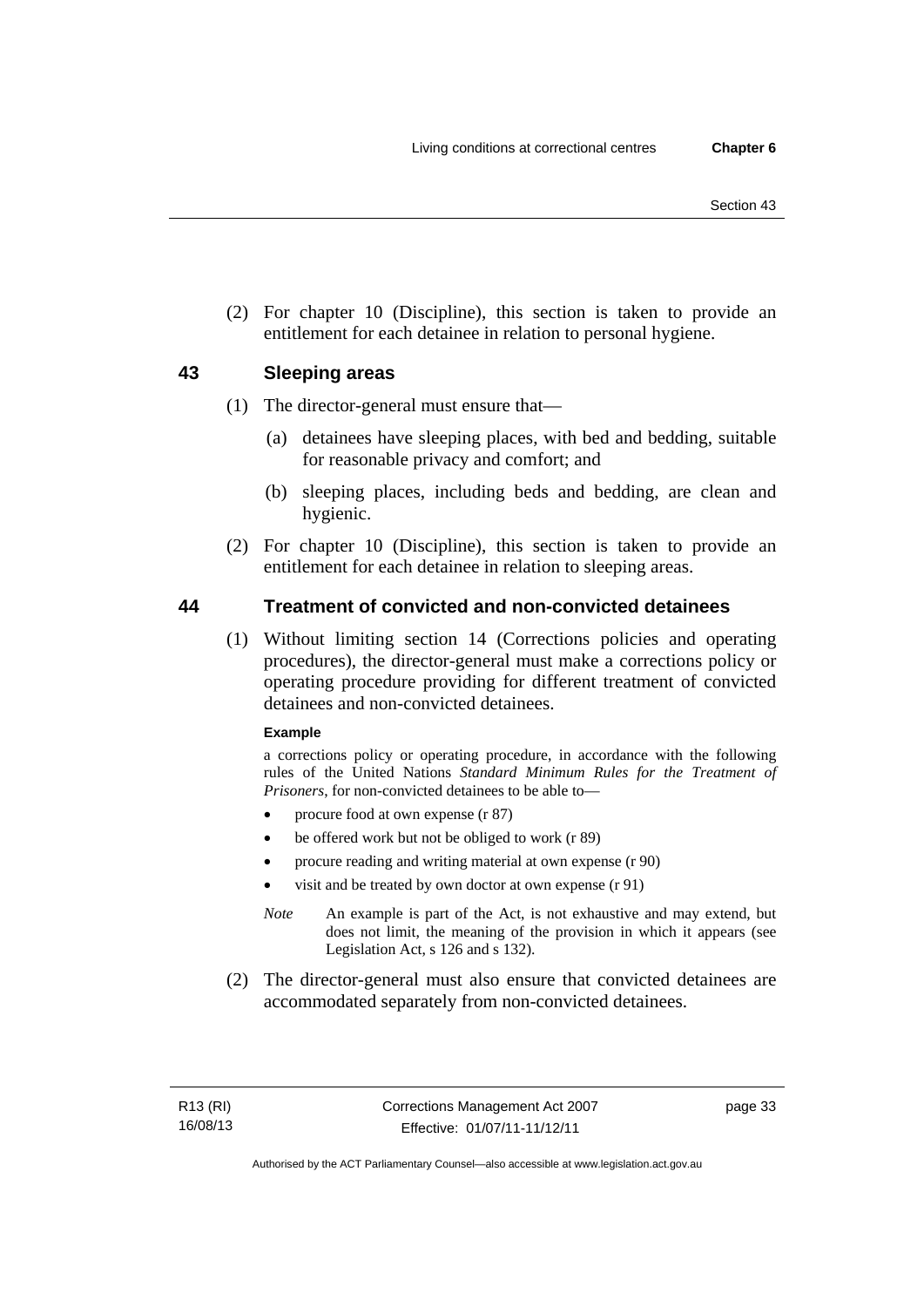(2) For chapter 10 (Discipline), this section is taken to provide an entitlement for each detainee in relation to personal hygiene.

## 43 Sleeping areas

(1) The director-general must ensure that—

(a) detainees have sleeping places, with bed and bedding, suitable for reasonable privacy and comfort; and

(b) sleeping places, including beds and bedding, are clean and hygienic.

(2) For chapter 10 (Discipline), this section is taken to provide an entitlement for each detainee in relation to sleeping areas.

## 44 Treatment of convicted and non-convicted detainees

(1) Without limiting section 14 (Corrections policies and operating procedures), the director-general must make a corrections policy or operating procedure providing for different treatment of convicted detainees and non-convicted detainees.

**Example**

a corrections policy or operating procedure, in accordance with the following rules of the United Nations *Standard Minimum Rules for the Treatment of Prisoners*, for non-convicted detainees to be able to—

- procure food at own expense (r 87)
- be offered work but not be obliged to work (r 89)
- procure reading and writing material at own expense (r 90)
- visit and be treated by own doctor at own expense (r 91)

*Note* An example is part of the Act, is not exhaustive and may extend, but does not limit, the meaning of the provision in which it appears (see Legislation Act, s 126 and s 132).

(2) The director-general must also ensure that convicted detainees are accommodated separately from non-convicted detainees.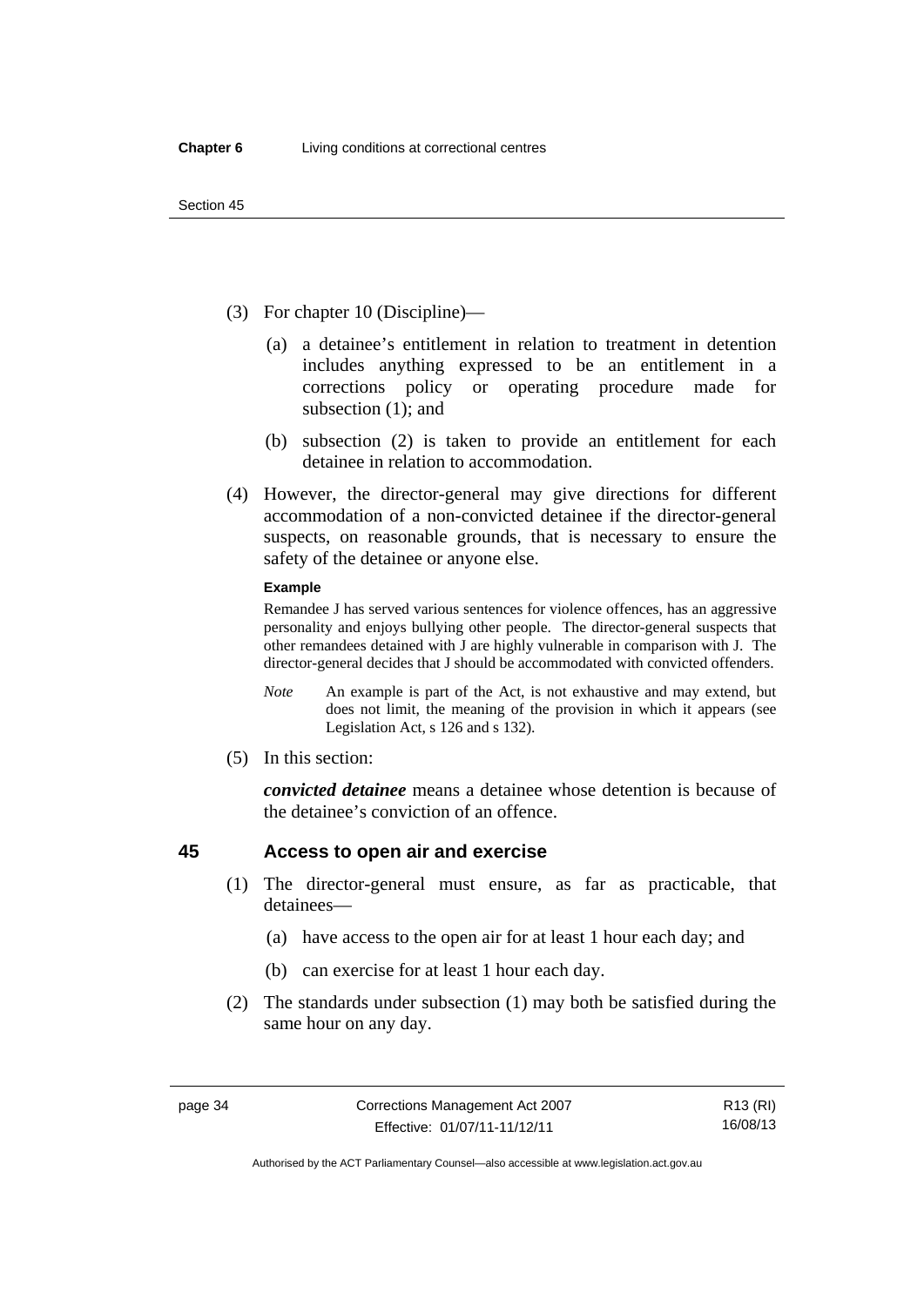(3) For chapter 10 (Discipline)—

(a) a detainee's entitlement in relation to treatment in detention includes anything expressed to be an entitlement in a corrections policy or operating procedure made for subsection (1); and

(b) subsection (2) is taken to provide an entitlement for each detainee in relation to accommodation.

(4) However, the director-general may give directions for different accommodation of a non-convicted detainee if the director-general suspects, on reasonable grounds, that is necessary to ensure the safety of the detainee or anyone else.

**Example**

Remandee J has served various sentences for violence offences, has an aggressive personality and enjoys bullying other people. The director-general suspects that other remandees detained with J are highly vulnerable in comparison with J. The director-general decides that J should be accommodated with convicted offenders.

*Note* An example is part of the Act, is not exhaustive and may extend, but does not limit, the meaning of the provision in which it appears (see Legislation Act, s 126 and s 132).

(5) In this section:

***convicted detainee*** means a detainee whose detention is because of the detainee's conviction of an offence.

## 45 Access to open air and exercise

(1) The director-general must ensure, as far as practicable, that detainees—

(a) have access to the open air for at least 1 hour each day; and

(b) can exercise for at least 1 hour each day.

(2) The standards under subsection (1) may both be satisfied during the same hour on any day.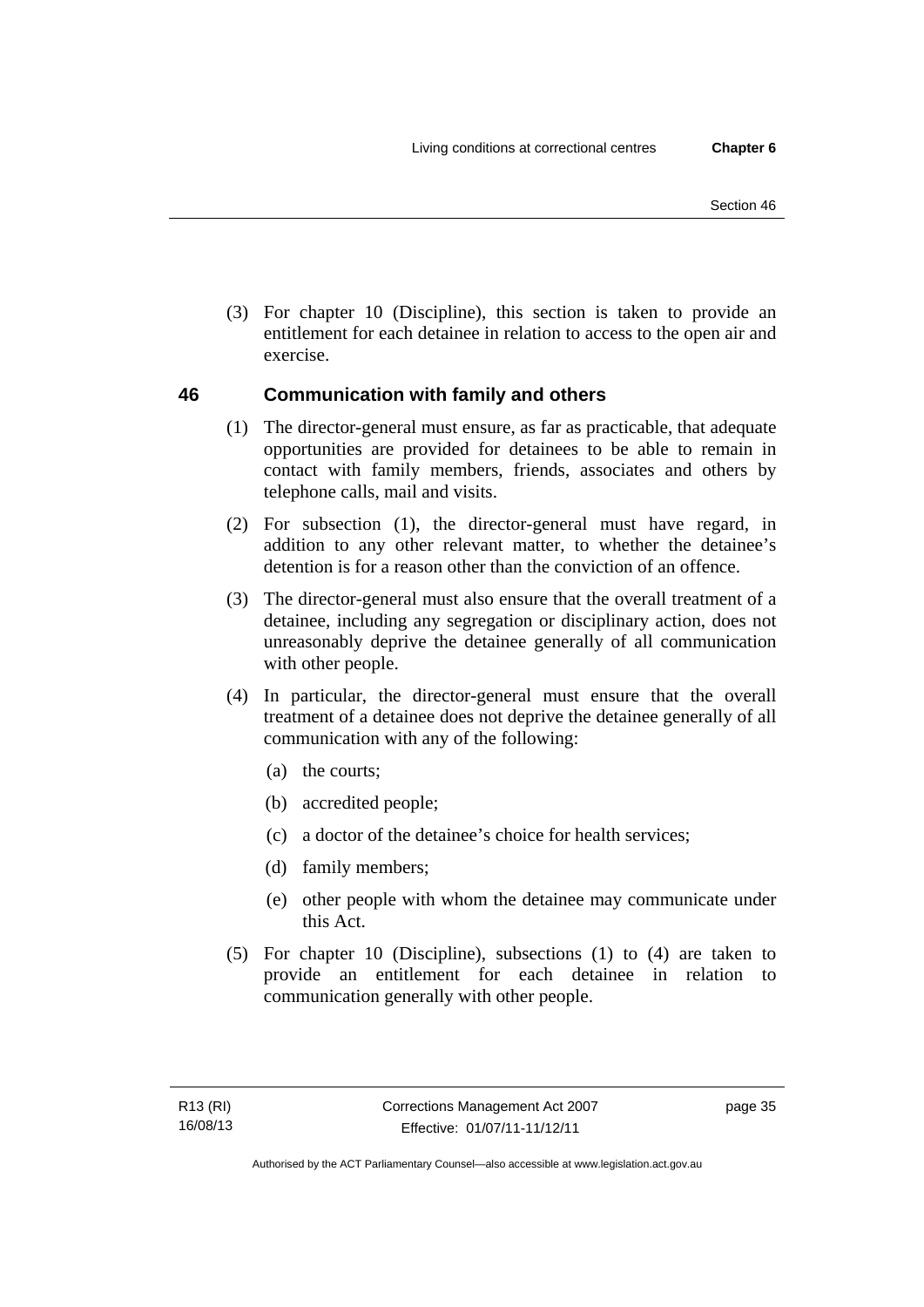(3) For chapter 10 (Discipline), this section is taken to provide an entitlement for each detainee in relation to access to the open air and exercise.

## 46 Communication with family and others

(1) The director-general must ensure, as far as practicable, that adequate opportunities are provided for detainees to be able to remain in contact with family members, friends, associates and others by telephone calls, mail and visits.

(2) For subsection (1), the director-general must have regard, in addition to any other relevant matter, to whether the detainee's detention is for a reason other than the conviction of an offence.

(3) The director-general must also ensure that the overall treatment of a detainee, including any segregation or disciplinary action, does not unreasonably deprive the detainee generally of all communication with other people.

(4) In particular, the director-general must ensure that the overall treatment of a detainee does not deprive the detainee generally of all communication with any of the following:

- (a) the courts;
- (b) accredited people;
- (c) a doctor of the detainee's choice for health services;
- (d) family members;
- (e) other people with whom the detainee may communicate under this Act.

(5) For chapter 10 (Discipline), subsections (1) to (4) are taken to provide an entitlement for each detainee in relation to communication generally with other people.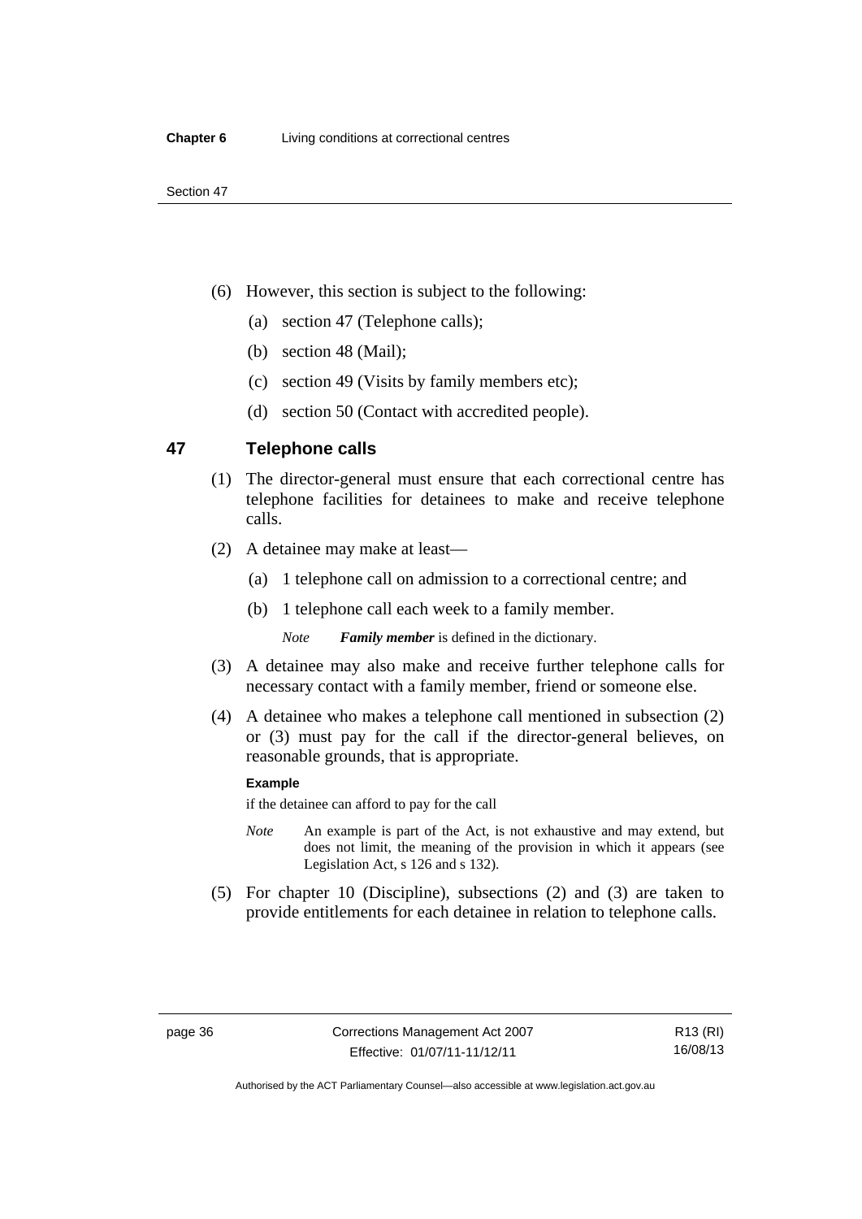(6) However, this section is subject to the following:

(a) section 47 (Telephone calls);

(b) section 48 (Mail);

(c) section 49 (Visits by family members etc);

(d) section 50 (Contact with accredited people).

## 47 Telephone calls

(1) The director-general must ensure that each correctional centre has telephone facilities for detainees to make and receive telephone calls.

(2) A detainee may make at least—

(a) 1 telephone call on admission to a correctional centre; and

(b) 1 telephone call each week to a family member.

*Note* ***Family member*** is defined in the dictionary.

(3) A detainee may also make and receive further telephone calls for necessary contact with a family member, friend or someone else.

(4) A detainee who makes a telephone call mentioned in subsection (2) or (3) must pay for the call if the director-general believes, on reasonable grounds, that is appropriate.

**Example**

if the detainee can afford to pay for the call

*Note* An example is part of the Act, is not exhaustive and may extend, but does not limit, the meaning of the provision in which it appears (see Legislation Act, s 126 and s 132).

(5) For chapter 10 (Discipline), subsections (2) and (3) are taken to provide entitlements for each detainee in relation to telephone calls.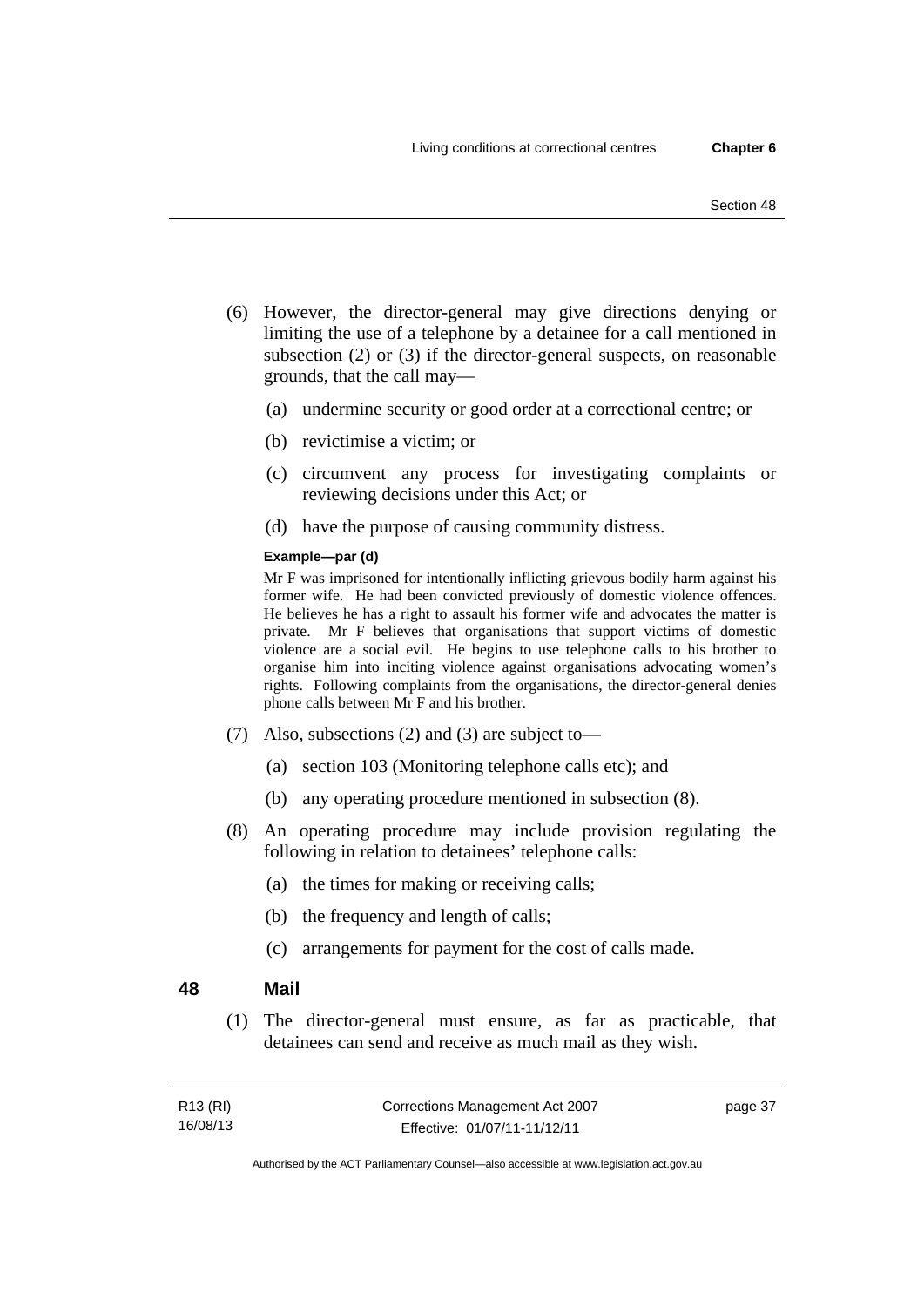(6) However, the director-general may give directions denying or limiting the use of a telephone by a detainee for a call mentioned in subsection (2) or (3) if the director-general suspects, on reasonable grounds, that the call may—

(a) undermine security or good order at a correctional centre; or

(b) revictimise a victim; or

(c) circumvent any process for investigating complaints or reviewing decisions under this Act; or

(d) have the purpose of causing community distress.

**Example—par (d)**

Mr F was imprisoned for intentionally inflicting grievous bodily harm against his former wife. He had been convicted previously of domestic violence offences. He believes he has a right to assault his former wife and advocates the matter is private. Mr F believes that organisations that support victims of domestic violence are a social evil. He begins to use telephone calls to his brother to organise him into inciting violence against organisations advocating women's rights. Following complaints from the organisations, the director-general denies phone calls between Mr F and his brother.

(7) Also, subsections (2) and (3) are subject to—

(a) section 103 (Monitoring telephone calls etc); and

(b) any operating procedure mentioned in subsection (8).

(8) An operating procedure may include provision regulating the following in relation to detainees' telephone calls:

(a) the times for making or receiving calls;

(b) the frequency and length of calls;

(c) arrangements for payment for the cost of calls made.

## 48 Mail

(1) The director-general must ensure, as far as practicable, that detainees can send and receive as much mail as they wish.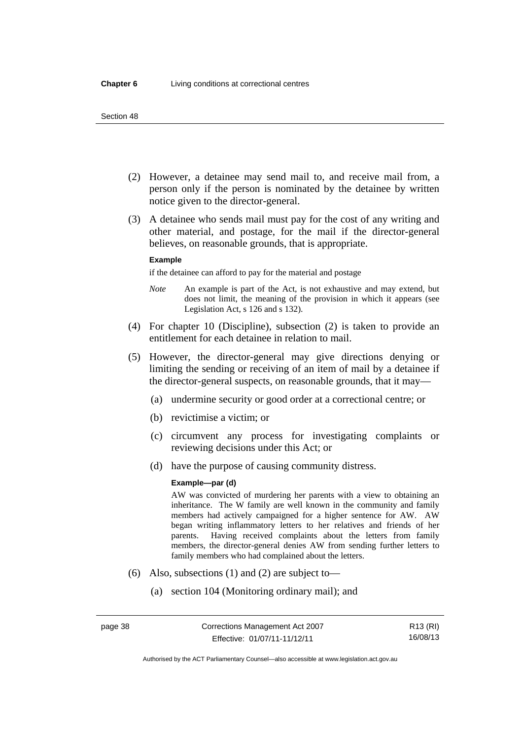(2) However, a detainee may send mail to, and receive mail from, a person only if the person is nominated by the detainee by written notice given to the director-general.

(3) A detainee who sends mail must pay for the cost of any writing and other material, and postage, for the mail if the director-general believes, on reasonable grounds, that is appropriate.

**Example**

if the detainee can afford to pay for the material and postage

*Note* An example is part of the Act, is not exhaustive and may extend, but does not limit, the meaning of the provision in which it appears (see Legislation Act, s 126 and s 132).

(4) For chapter 10 (Discipline), subsection (2) is taken to provide an entitlement for each detainee in relation to mail.

(5) However, the director-general may give directions denying or limiting the sending or receiving of an item of mail by a detainee if the director-general suspects, on reasonable grounds, that it may—

(a) undermine security or good order at a correctional centre; or

(b) revictimise a victim; or

(c) circumvent any process for investigating complaints or reviewing decisions under this Act; or

(d) have the purpose of causing community distress.

**Example—par (d)**

AW was convicted of murdering her parents with a view to obtaining an inheritance. The W family are well known in the community and family members had actively campaigned for a higher sentence for AW. AW began writing inflammatory letters to her relatives and friends of her parents. Having received complaints about the letters from family members, the director-general denies AW from sending further letters to family members who had complained about the letters.

(6) Also, subsections (1) and (2) are subject to—

(a) section 104 (Monitoring ordinary mail); and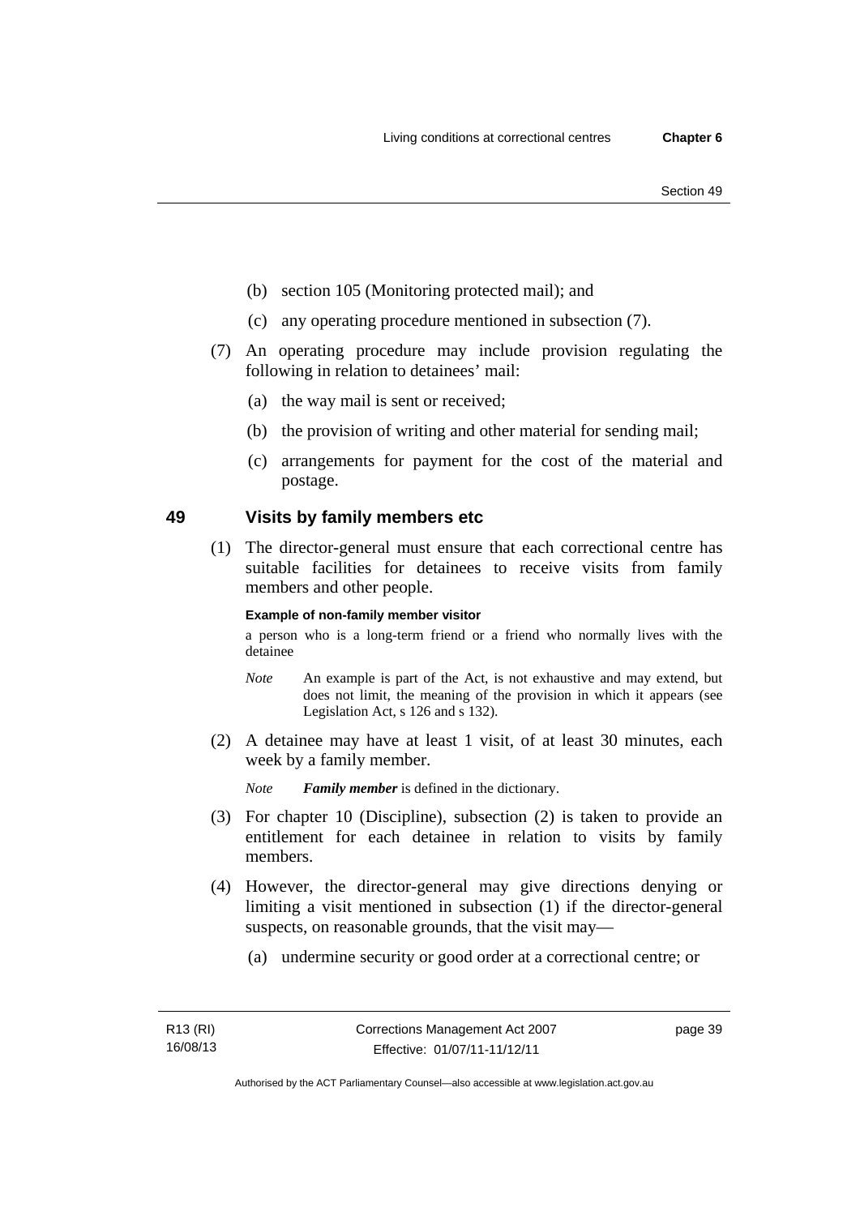(b) section 105 (Monitoring protected mail); and

(c) any operating procedure mentioned in subsection (7).

(7) An operating procedure may include provision regulating the following in relation to detainees' mail:

(a) the way mail is sent or received;

(b) the provision of writing and other material for sending mail;

(c) arrangements for payment for the cost of the material and postage.

## 49 Visits by family members etc

(1) The director-general must ensure that each correctional centre has suitable facilities for detainees to receive visits from family members and other people.

**Example of non-family member visitor**

a person who is a long-term friend or a friend who normally lives with the detainee

*Note* An example is part of the Act, is not exhaustive and may extend, but does not limit, the meaning of the provision in which it appears (see Legislation Act, s 126 and s 132).

(2) A detainee may have at least 1 visit, of at least 30 minutes, each week by a family member.

*Note* ***Family member*** is defined in the dictionary.

(3) For chapter 10 (Discipline), subsection (2) is taken to provide an entitlement for each detainee in relation to visits by family members.

(4) However, the director-general may give directions denying or limiting a visit mentioned in subsection (1) if the director-general suspects, on reasonable grounds, that the visit may—

(a) undermine security or good order at a correctional centre; or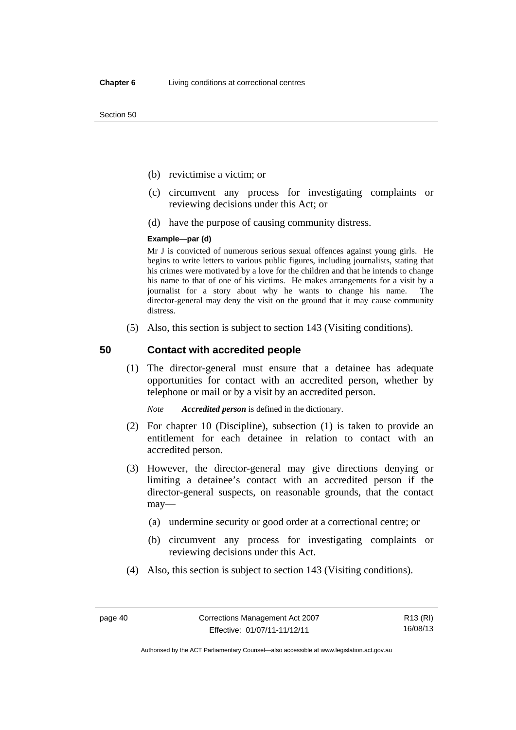(b) revictimise a victim; or

(c) circumvent any process for investigating complaints or reviewing decisions under this Act; or

(d) have the purpose of causing community distress.

**Example—par (d)**

Mr J is convicted of numerous serious sexual offences against young girls. He begins to write letters to various public figures, including journalists, stating that his crimes were motivated by a love for the children and that he intends to change his name to that of one of his victims. He makes arrangements for a visit by a journalist for a story about why he wants to change his name. The director-general may deny the visit on the ground that it may cause community distress.

(5) Also, this section is subject to section 143 (Visiting conditions).

## 50 Contact with accredited people

(1) The director-general must ensure that a detainee has adequate opportunities for contact with an accredited person, whether by telephone or mail or by a visit by an accredited person.

*Note* ***Accredited person*** is defined in the dictionary.

(2) For chapter 10 (Discipline), subsection (1) is taken to provide an entitlement for each detainee in relation to contact with an accredited person.

(3) However, the director-general may give directions denying or limiting a detainee's contact with an accredited person if the director-general suspects, on reasonable grounds, that the contact may—

(a) undermine security or good order at a correctional centre; or

(b) circumvent any process for investigating complaints or reviewing decisions under this Act.

(4) Also, this section is subject to section 143 (Visiting conditions).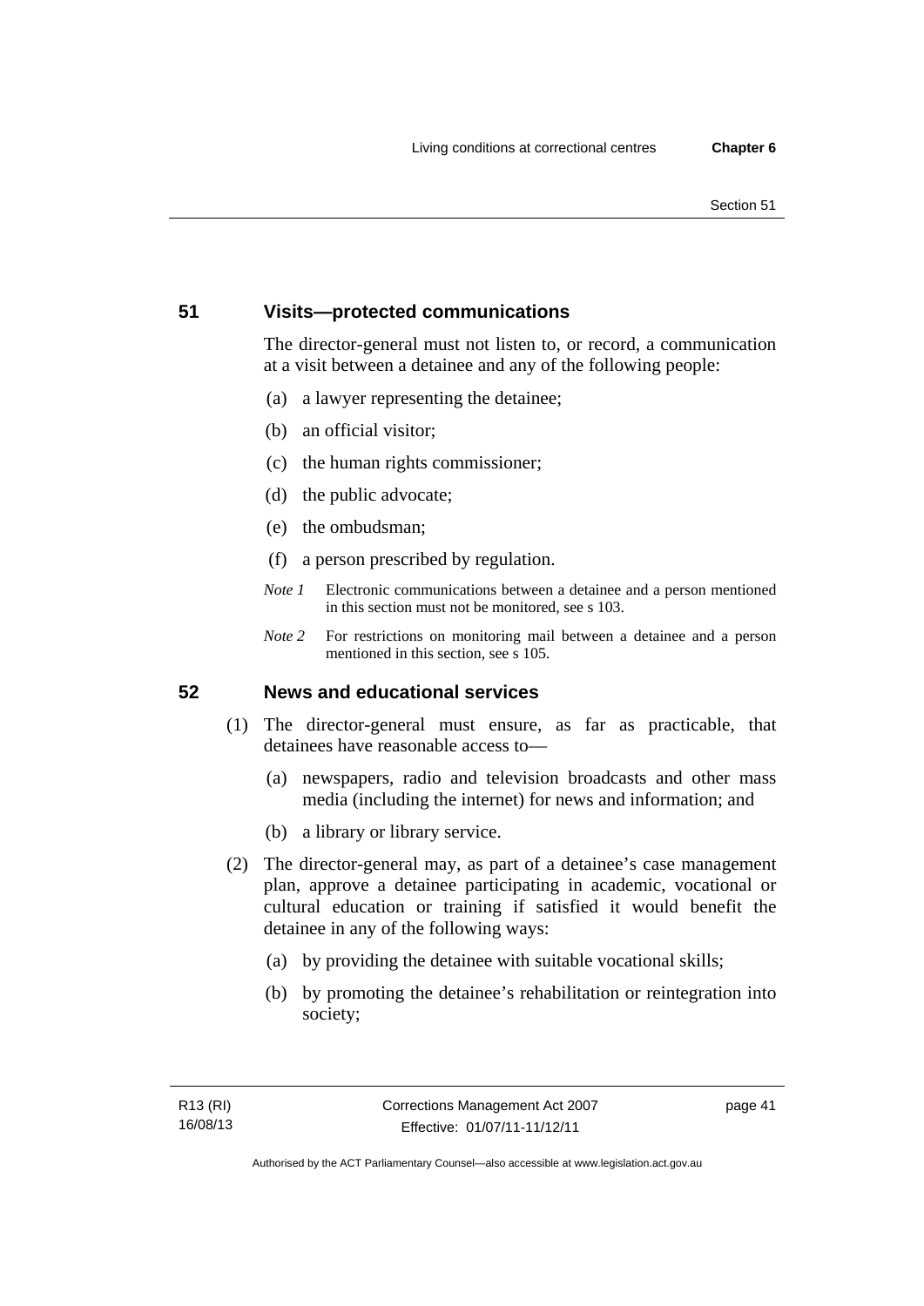## 51 Visits—protected communications

The director-general must not listen to, or record, a communication at a visit between a detainee and any of the following people:

(a) a lawyer representing the detainee;

(b) an official visitor;

(c) the human rights commissioner;

(d) the public advocate;

(e) the ombudsman;

(f) a person prescribed by regulation.

*Note 1* Electronic communications between a detainee and a person mentioned in this section must not be monitored, see s 103.

*Note 2* For restrictions on monitoring mail between a detainee and a person mentioned in this section, see s 105.

## 52 News and educational services

(1) The director-general must ensure, as far as practicable, that detainees have reasonable access to—

(a) newspapers, radio and television broadcasts and other mass media (including the internet) for news and information; and

(b) a library or library service.

(2) The director-general may, as part of a detainee's case management plan, approve a detainee participating in academic, vocational or cultural education or training if satisfied it would benefit the detainee in any of the following ways:

(a) by providing the detainee with suitable vocational skills;

(b) by promoting the detainee's rehabilitation or reintegration into society;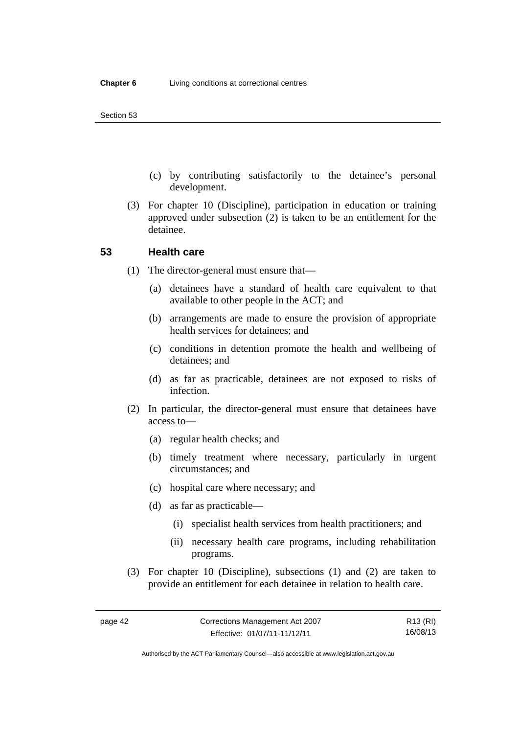(c) by contributing satisfactorily to the detainee's personal development.

(3) For chapter 10 (Discipline), participation in education or training approved under subsection (2) is taken to be an entitlement for the detainee.

### 53 Health care

(1) The director-general must ensure that—

(a) detainees have a standard of health care equivalent to that available to other people in the ACT; and

(b) arrangements are made to ensure the provision of appropriate health services for detainees; and

(c) conditions in detention promote the health and wellbeing of detainees; and

(d) as far as practicable, detainees are not exposed to risks of infection.

(2) In particular, the director-general must ensure that detainees have access to—

(a) regular health checks; and

(b) timely treatment where necessary, particularly in urgent circumstances; and

(c) hospital care where necessary; and

(d) as far as practicable—

(i) specialist health services from health practitioners; and

(ii) necessary health care programs, including rehabilitation programs.

(3) For chapter 10 (Discipline), subsections (1) and (2) are taken to provide an entitlement for each detainee in relation to health care.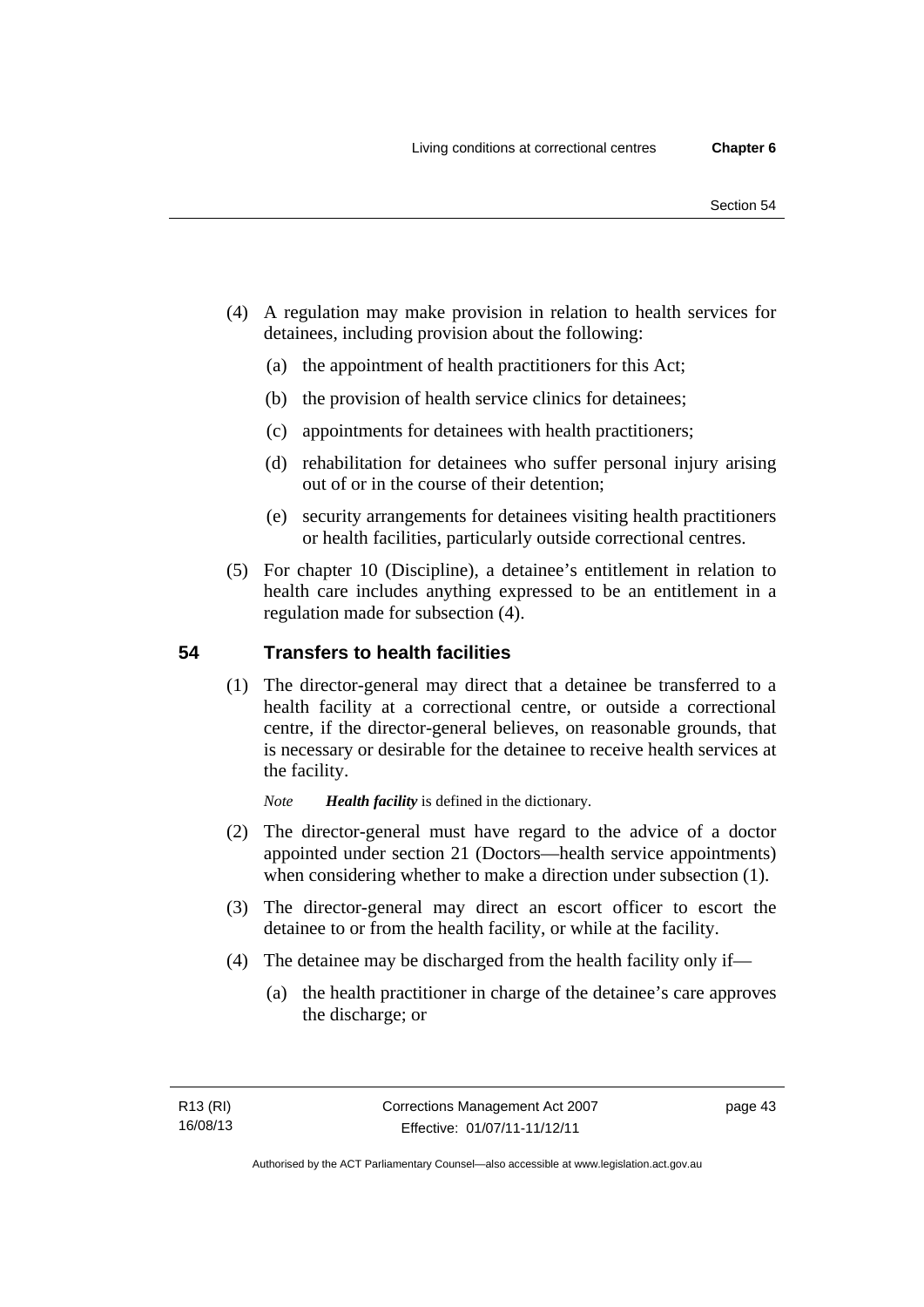(4) A regulation may make provision in relation to health services for detainees, including provision about the following:

  (a) the appointment of health practitioners for this Act;

  (b) the provision of health service clinics for detainees;

  (c) appointments for detainees with health practitioners;

  (d) rehabilitation for detainees who suffer personal injury arising out of or in the course of their detention;

  (e) security arrangements for detainees visiting health practitioners or health facilities, particularly outside correctional centres.

(5) For chapter 10 (Discipline), a detainee's entitlement in relation to health care includes anything expressed to be an entitlement in a regulation made for subsection (4).

## 54 Transfers to health facilities

(1) The director-general may direct that a detainee be transferred to a health facility at a correctional centre, or outside a correctional centre, if the director-general believes, on reasonable grounds, that is necessary or desirable for the detainee to receive health services at the facility.

*Note* ***Health facility*** is defined in the dictionary.

(2) The director-general must have regard to the advice of a doctor appointed under section 21 (Doctors—health service appointments) when considering whether to make a direction under subsection (1).

(3) The director-general may direct an escort officer to escort the detainee to or from the health facility, or while at the facility.

(4) The detainee may be discharged from the health facility only if—

  (a) the health practitioner in charge of the detainee's care approves the discharge; or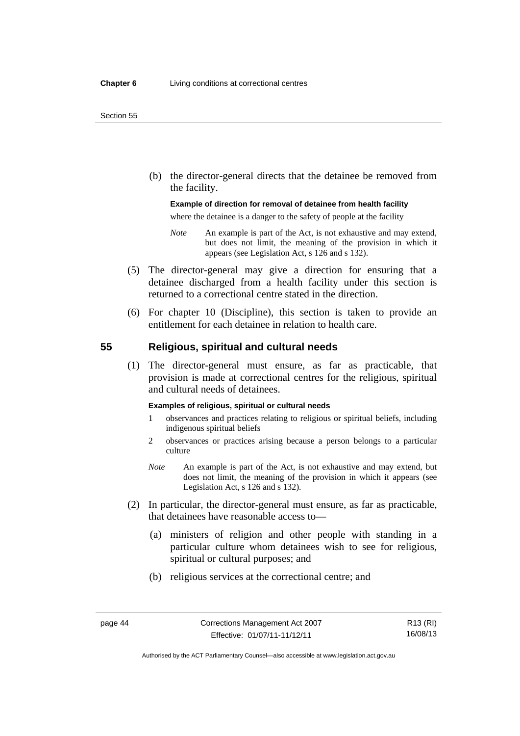(b) the director-general directs that the detainee be removed from the facility.

**Example of direction for removal of detainee from health facility**

where the detainee is a danger to the safety of people at the facility

*Note* An example is part of the Act, is not exhaustive and may extend, but does not limit, the meaning of the provision in which it appears (see Legislation Act, s 126 and s 132).

(5) The director-general may give a direction for ensuring that a detainee discharged from a health facility under this section is returned to a correctional centre stated in the direction.

(6) For chapter 10 (Discipline), this section is taken to provide an entitlement for each detainee in relation to health care.

## 55 Religious, spiritual and cultural needs

(1) The director-general must ensure, as far as practicable, that provision is made at correctional centres for the religious, spiritual and cultural needs of detainees.

**Examples of religious, spiritual or cultural needs**

1 observances and practices relating to religious or spiritual beliefs, including indigenous spiritual beliefs

2 observances or practices arising because a person belongs to a particular culture

*Note* An example is part of the Act, is not exhaustive and may extend, but does not limit, the meaning of the provision in which it appears (see Legislation Act, s 126 and s 132).

(2) In particular, the director-general must ensure, as far as practicable, that detainees have reasonable access to—

(a) ministers of religion and other people with standing in a particular culture whom detainees wish to see for religious, spiritual or cultural purposes; and

(b) religious services at the correctional centre; and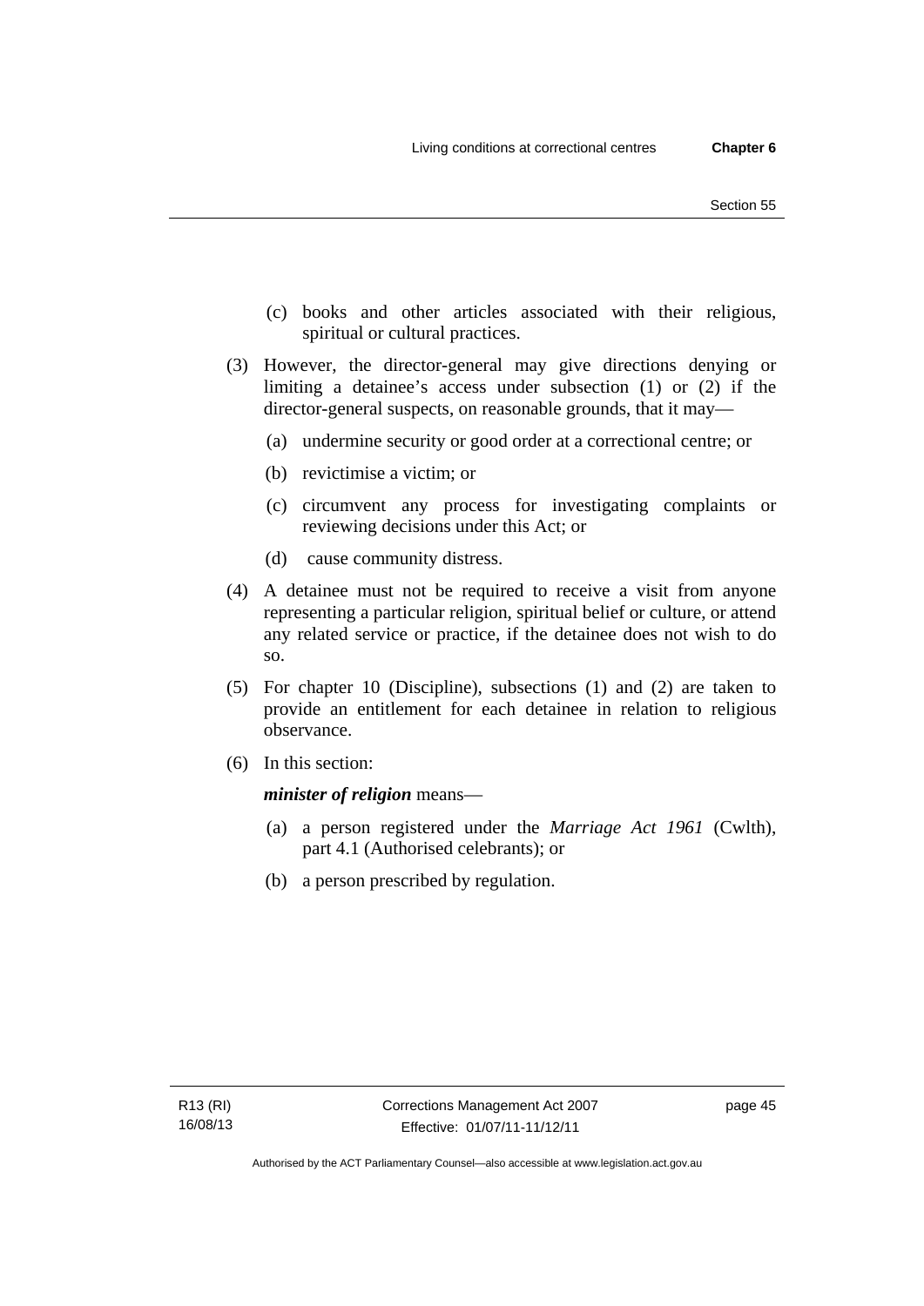(c) books and other articles associated with their religious, spiritual or cultural practices.

(3) However, the director-general may give directions denying or limiting a detainee's access under subsection (1) or (2) if the director-general suspects, on reasonable grounds, that it may—

(a) undermine security or good order at a correctional centre; or

(b) revictimise a victim; or

(c) circumvent any process for investigating complaints or reviewing decisions under this Act; or

(d) cause community distress.

(4) A detainee must not be required to receive a visit from anyone representing a particular religion, spiritual belief or culture, or attend any related service or practice, if the detainee does not wish to do so.

(5) For chapter 10 (Discipline), subsections (1) and (2) are taken to provide an entitlement for each detainee in relation to religious observance.

(6) In this section:

***minister of religion*** means—

(a) a person registered under the *Marriage Act 1961* (Cwlth), part 4.1 (Authorised celebrants); or

(b) a person prescribed by regulation.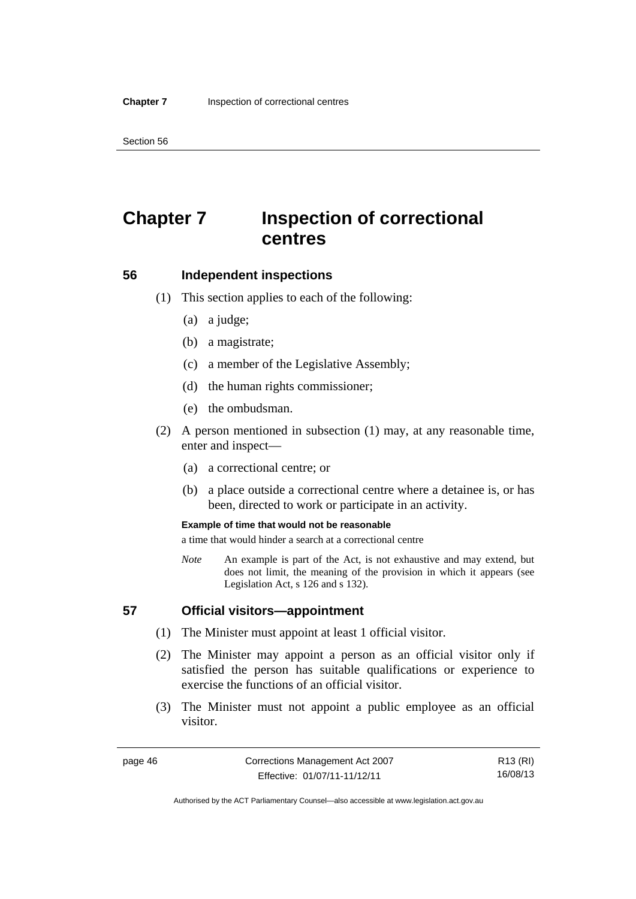# Chapter 7 Inspection of correctional centres

## 56 Independent inspections

(1) This section applies to each of the following:

(a) a judge;

(b) a magistrate;

(c) a member of the Legislative Assembly;

(d) the human rights commissioner;

(e) the ombudsman.

(2) A person mentioned in subsection (1) may, at any reasonable time, enter and inspect—

(a) a correctional centre; or

(b) a place outside a correctional centre where a detainee is, or has been, directed to work or participate in an activity.

**Example of time that would not be reasonable**

a time that would hinder a search at a correctional centre

*Note* An example is part of the Act, is not exhaustive and may extend, but does not limit, the meaning of the provision in which it appears (see Legislation Act, s 126 and s 132).

## 57 Official visitors—appointment

(1) The Minister must appoint at least 1 official visitor.

(2) The Minister may appoint a person as an official visitor only if satisfied the person has suitable qualifications or experience to exercise the functions of an official visitor.

(3) The Minister must not appoint a public employee as an official visitor.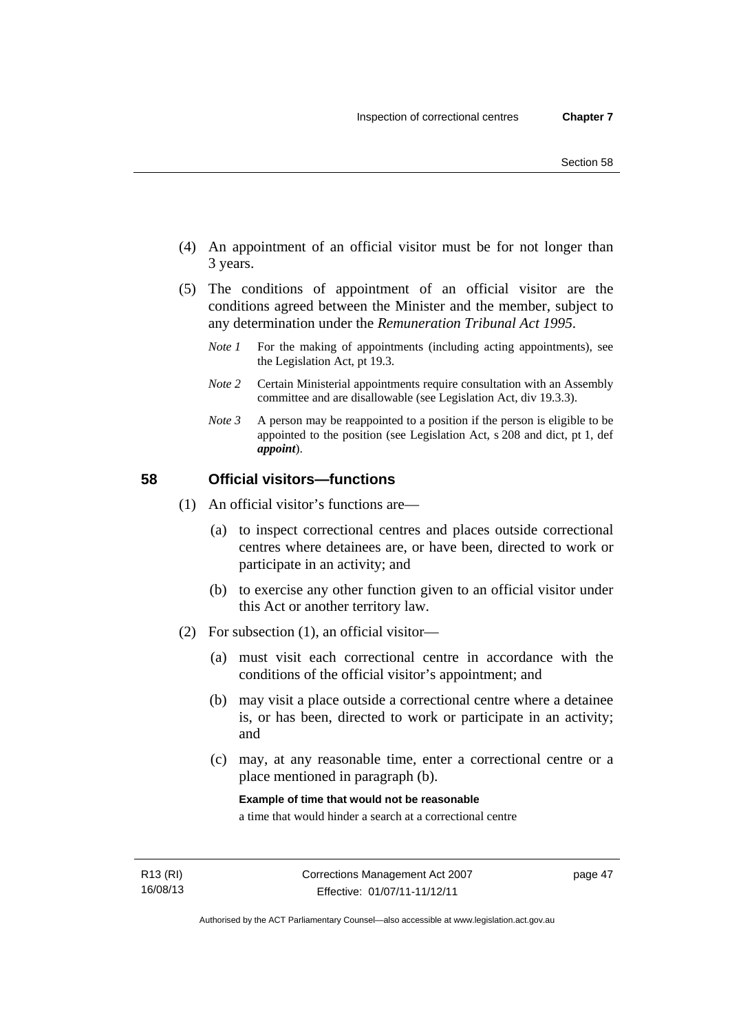(4) An appointment of an official visitor must be for not longer than 3 years.

(5) The conditions of appointment of an official visitor are the conditions agreed between the Minister and the member, subject to any determination under the *Remuneration Tribunal Act 1995*.

*Note 1* For the making of appointments (including acting appointments), see the Legislation Act, pt 19.3.

*Note 2* Certain Ministerial appointments require consultation with an Assembly committee and are disallowable (see Legislation Act, div 19.3.3).

*Note 3* A person may be reappointed to a position if the person is eligible to be appointed to the position (see Legislation Act, s 208 and dict, pt 1, def ***appoint***).

## 58 Official visitors—functions

(1) An official visitor's functions are—

(a) to inspect correctional centres and places outside correctional centres where detainees are, or have been, directed to work or participate in an activity; and

(b) to exercise any other function given to an official visitor under this Act or another territory law.

(2) For subsection (1), an official visitor—

(a) must visit each correctional centre in accordance with the conditions of the official visitor's appointment; and

(b) may visit a place outside a correctional centre where a detainee is, or has been, directed to work or participate in an activity; and

(c) may, at any reasonable time, enter a correctional centre or a place mentioned in paragraph (b).

**Example of time that would not be reasonable**

a time that would hinder a search at a correctional centre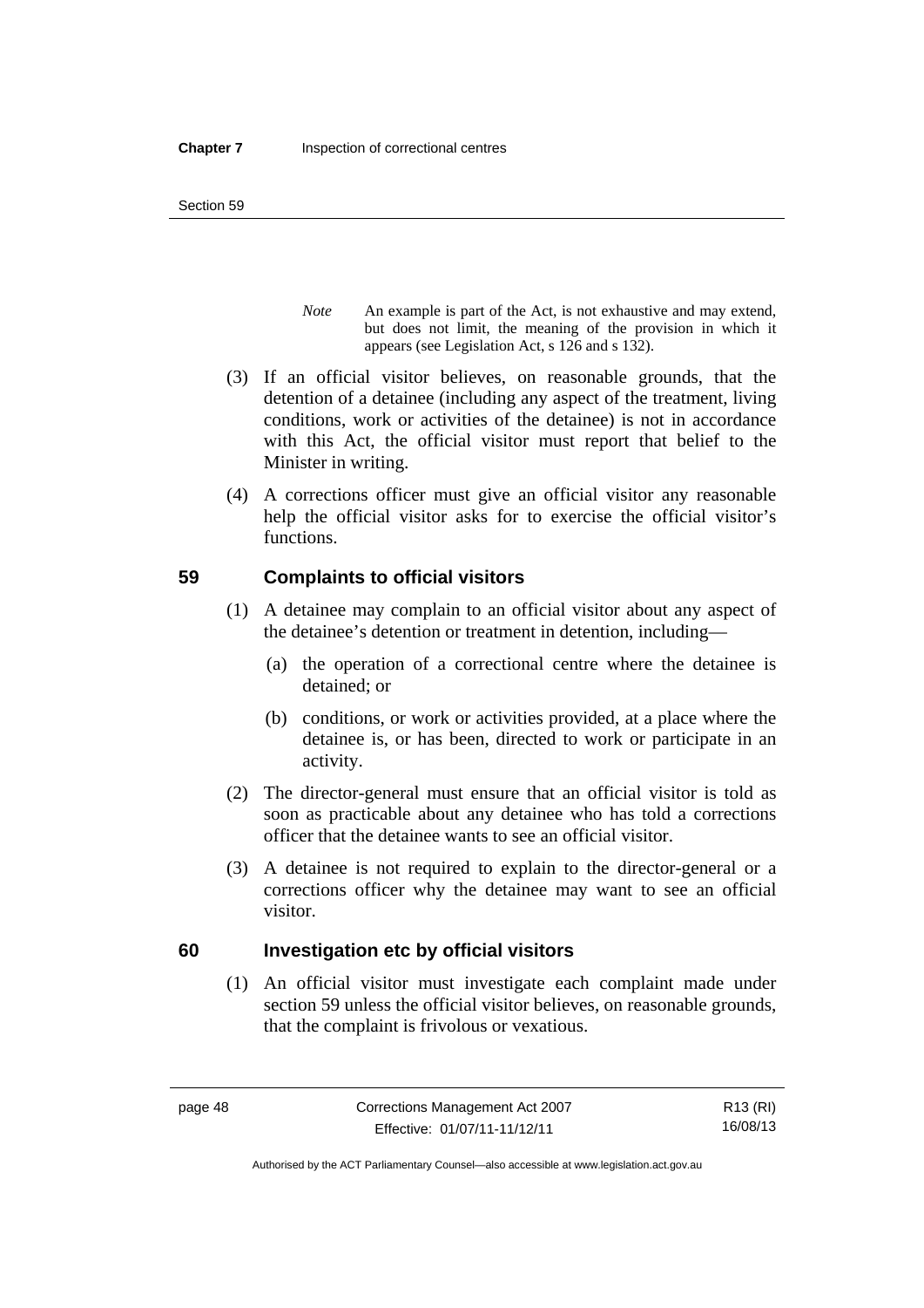*Note* An example is part of the Act, is not exhaustive and may extend, but does not limit, the meaning of the provision in which it appears (see Legislation Act, s 126 and s 132).

(3) If an official visitor believes, on reasonable grounds, that the detention of a detainee (including any aspect of the treatment, living conditions, work or activities of the detainee) is not in accordance with this Act, the official visitor must report that belief to the Minister in writing.

(4) A corrections officer must give an official visitor any reasonable help the official visitor asks for to exercise the official visitor's functions.

## 59 Complaints to official visitors

(1) A detainee may complain to an official visitor about any aspect of the detainee's detention or treatment in detention, including—

(a) the operation of a correctional centre where the detainee is detained; or

(b) conditions, or work or activities provided, at a place where the detainee is, or has been, directed to work or participate in an activity.

(2) The director-general must ensure that an official visitor is told as soon as practicable about any detainee who has told a corrections officer that the detainee wants to see an official visitor.

(3) A detainee is not required to explain to the director-general or a corrections officer why the detainee may want to see an official visitor.

## 60 Investigation etc by official visitors

(1) An official visitor must investigate each complaint made under section 59 unless the official visitor believes, on reasonable grounds, that the complaint is frivolous or vexatious.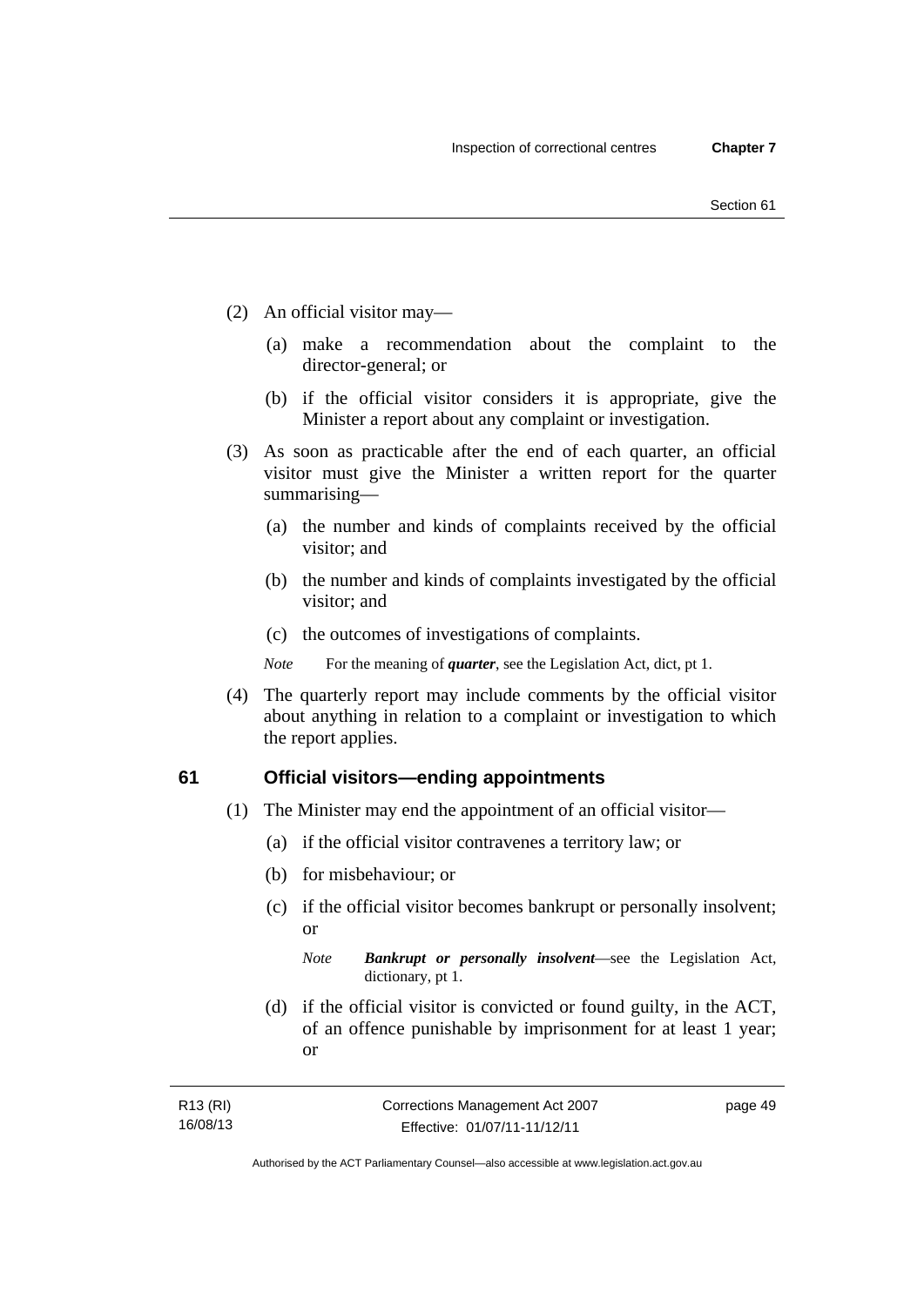(2) An official visitor may—

(a) make a recommendation about the complaint to the director-general; or

(b) if the official visitor considers it is appropriate, give the Minister a report about any complaint or investigation.

(3) As soon as practicable after the end of each quarter, an official visitor must give the Minister a written report for the quarter summarising—

(a) the number and kinds of complaints received by the official visitor; and

(b) the number and kinds of complaints investigated by the official visitor; and

(c) the outcomes of investigations of complaints.

*Note* For the meaning of ***quarter***, see the Legislation Act, dict, pt 1.

(4) The quarterly report may include comments by the official visitor about anything in relation to a complaint or investigation to which the report applies.

## 61 Official visitors—ending appointments

(1) The Minister may end the appointment of an official visitor—

(a) if the official visitor contravenes a territory law; or

(b) for misbehaviour; or

(c) if the official visitor becomes bankrupt or personally insolvent; or

*Note* ***Bankrupt or personally insolvent***—see the Legislation Act, dictionary, pt 1.

(d) if the official visitor is convicted or found guilty, in the ACT, of an offence punishable by imprisonment for at least 1 year; or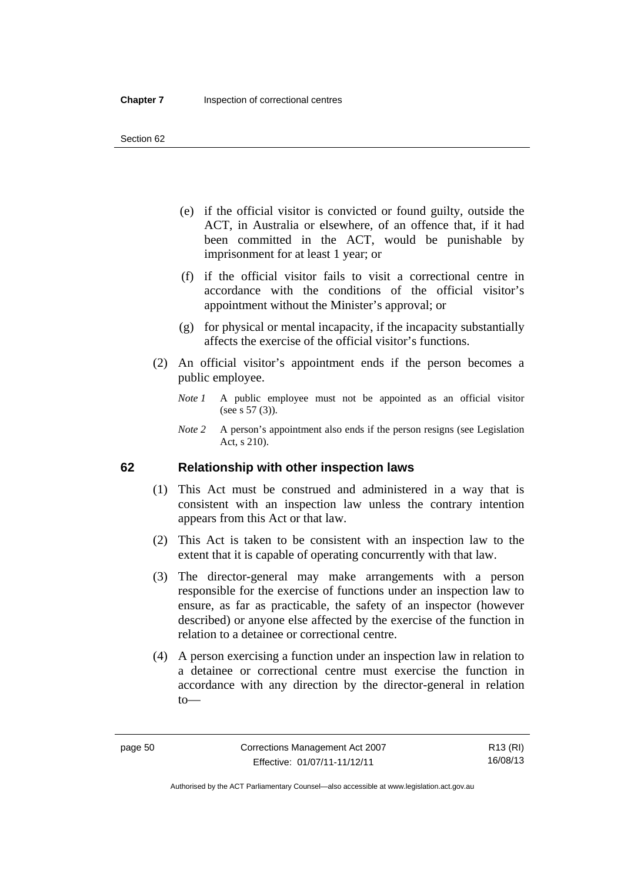(e) if the official visitor is convicted or found guilty, outside the ACT, in Australia or elsewhere, of an offence that, if it had been committed in the ACT, would be punishable by imprisonment for at least 1 year; or

(f) if the official visitor fails to visit a correctional centre in accordance with the conditions of the official visitor's appointment without the Minister's approval; or

(g) for physical or mental incapacity, if the incapacity substantially affects the exercise of the official visitor's functions.

(2) An official visitor's appointment ends if the person becomes a public employee.

*Note 1* A public employee must not be appointed as an official visitor (see s 57 (3)).

*Note 2* A person's appointment also ends if the person resigns (see Legislation Act, s 210).

## 62 Relationship with other inspection laws

(1) This Act must be construed and administered in a way that is consistent with an inspection law unless the contrary intention appears from this Act or that law.

(2) This Act is taken to be consistent with an inspection law to the extent that it is capable of operating concurrently with that law.

(3) The director-general may make arrangements with a person responsible for the exercise of functions under an inspection law to ensure, as far as practicable, the safety of an inspector (however described) or anyone else affected by the exercise of the function in relation to a detainee or correctional centre.

(4) A person exercising a function under an inspection law in relation to a detainee or correctional centre must exercise the function in accordance with any direction by the director-general in relation to—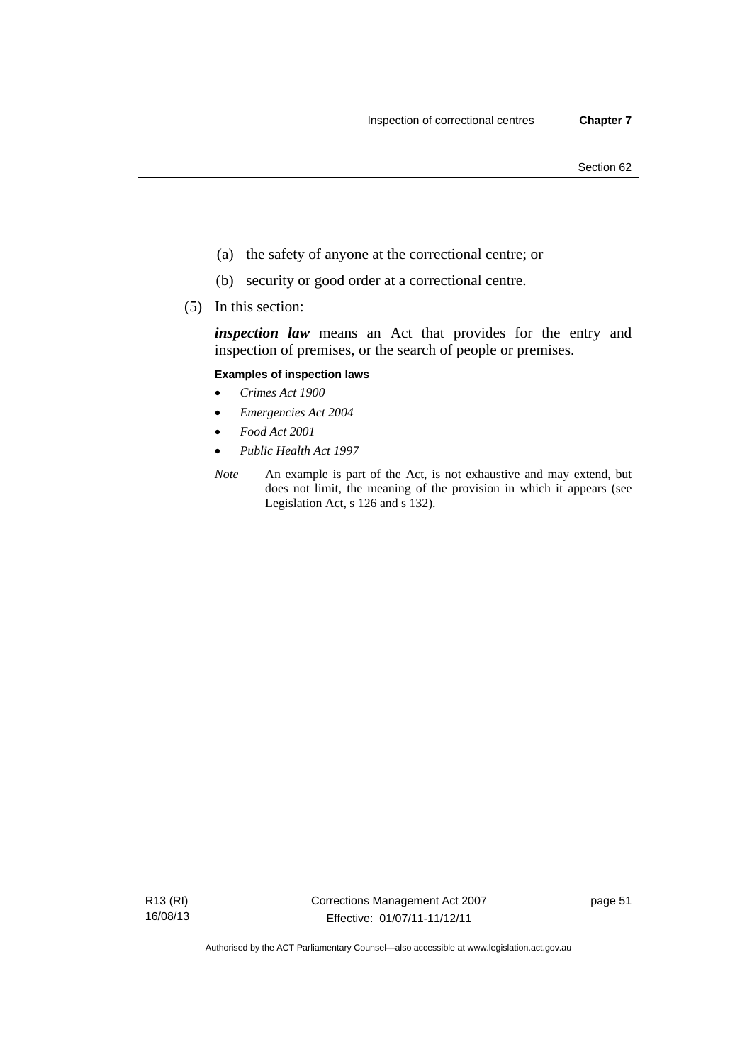(a) the safety of anyone at the correctional centre; or

(b) security or good order at a correctional centre.

(5) In this section:

***inspection law*** means an Act that provides for the entry and inspection of premises, or the search of people or premises.

**Examples of inspection laws**

- *Crimes Act 1900*
- *Emergencies Act 2004*
- *Food Act 2001*
- *Public Health Act 1997*

*Note* An example is part of the Act, is not exhaustive and may extend, but does not limit, the meaning of the provision in which it appears (see Legislation Act, s 126 and s 132).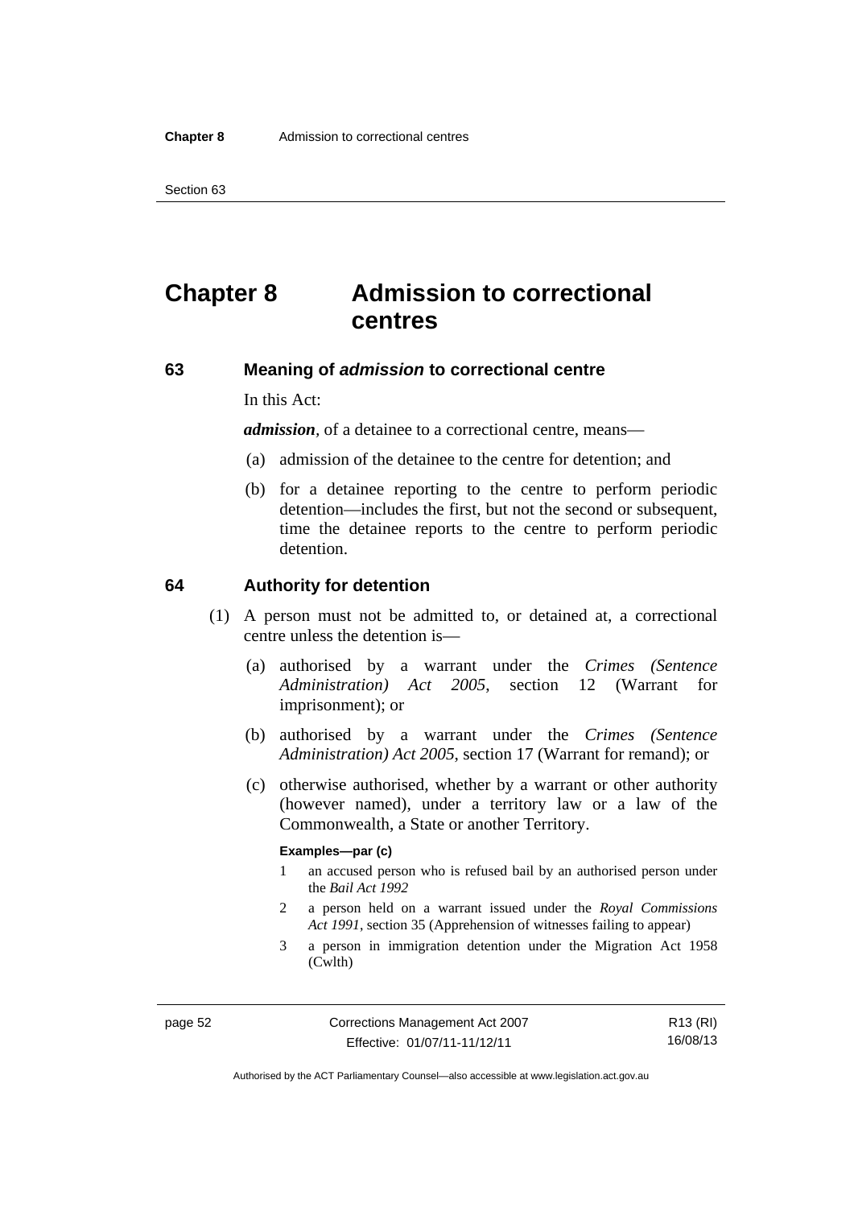# Chapter 8 Admission to correctional centres

## 63 Meaning of *admission* to correctional centre

In this Act:

***admission***, of a detainee to a correctional centre, means—

(a) admission of the detainee to the centre for detention; and

(b) for a detainee reporting to the centre to perform periodic detention—includes the first, but not the second or subsequent, time the detainee reports to the centre to perform periodic detention.

## 64 Authority for detention

(1) A person must not be admitted to, or detained at, a correctional centre unless the detention is—

(a) authorised by a warrant under the *Crimes (Sentence Administration) Act 2005*, section 12 (Warrant for imprisonment); or

(b) authorised by a warrant under the *Crimes (Sentence Administration) Act 2005*, section 17 (Warrant for remand); or

(c) otherwise authorised, whether by a warrant or other authority (however named), under a territory law or a law of the Commonwealth, a State or another Territory.

**Examples—par (c)**

1 an accused person who is refused bail by an authorised person under the *Bail Act 1992*

2 a person held on a warrant issued under the *Royal Commissions Act 1991*, section 35 (Apprehension of witnesses failing to appear)

3 a person in immigration detention under the Migration Act 1958 (Cwlth)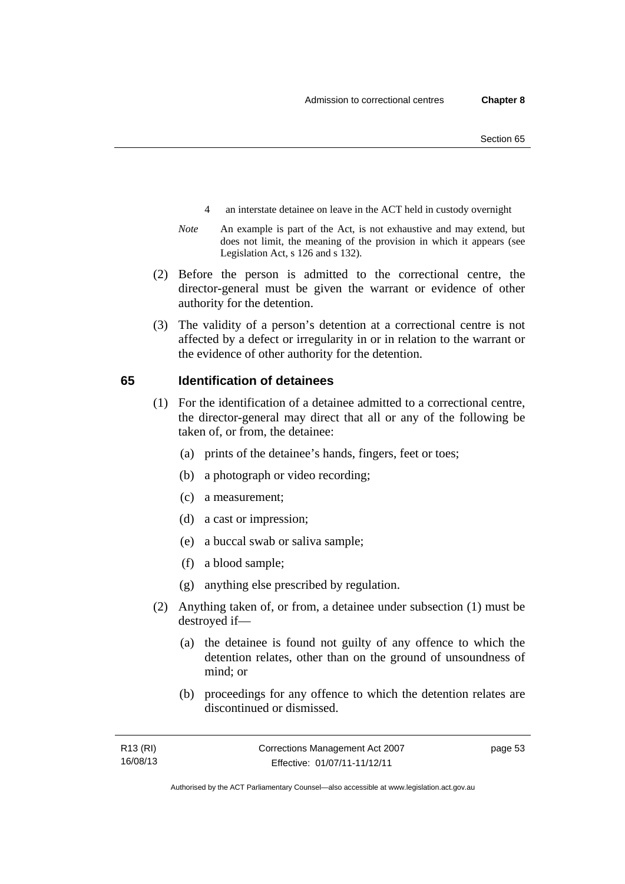4 an interstate detainee on leave in the ACT held in custody overnight

*Note* An example is part of the Act, is not exhaustive and may extend, but does not limit, the meaning of the provision in which it appears (see Legislation Act, s 126 and s 132).

(2) Before the person is admitted to the correctional centre, the director-general must be given the warrant or evidence of other authority for the detention.

(3) The validity of a person's detention at a correctional centre is not affected by a defect or irregularity in or in relation to the warrant or the evidence of other authority for the detention.

## 65 Identification of detainees

(1) For the identification of a detainee admitted to a correctional centre, the director-general may direct that all or any of the following be taken of, or from, the detainee:

(a) prints of the detainee's hands, fingers, feet or toes;

(b) a photograph or video recording;

(c) a measurement;

(d) a cast or impression;

(e) a buccal swab or saliva sample;

(f) a blood sample;

(g) anything else prescribed by regulation.

(2) Anything taken of, or from, a detainee under subsection (1) must be destroyed if—

(a) the detainee is found not guilty of any offence to which the detention relates, other than on the ground of unsoundness of mind; or

(b) proceedings for any offence to which the detention relates are discontinued or dismissed.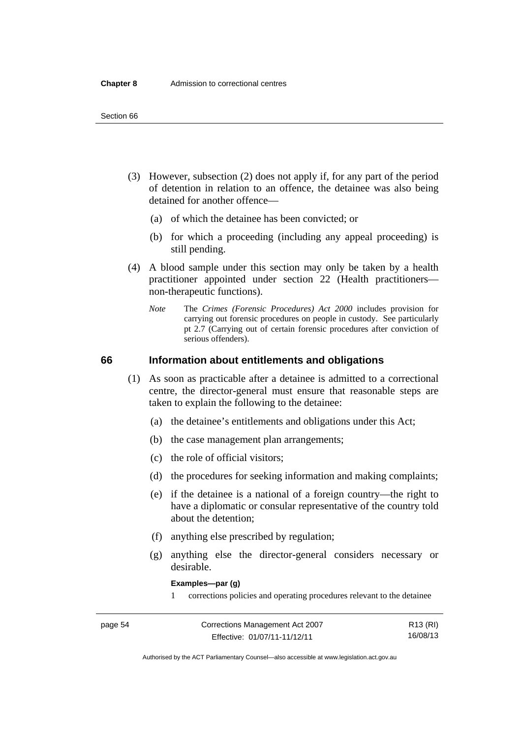(3) However, subsection (2) does not apply if, for any part of the period of detention in relation to an offence, the detainee was also being detained for another offence—

(a) of which the detainee has been convicted; or

(b) for which a proceeding (including any appeal proceeding) is still pending.

(4) A blood sample under this section may only be taken by a health practitioner appointed under section 22 (Health practitioners—non-therapeutic functions).

*Note* The *Crimes (Forensic Procedures) Act 2000* includes provision for carrying out forensic procedures on people in custody. See particularly pt 2.7 (Carrying out of certain forensic procedures after conviction of serious offenders).

## 66 Information about entitlements and obligations

(1) As soon as practicable after a detainee is admitted to a correctional centre, the director-general must ensure that reasonable steps are taken to explain the following to the detainee:

(a) the detainee's entitlements and obligations under this Act;

(b) the case management plan arrangements;

(c) the role of official visitors;

(d) the procedures for seeking information and making complaints;

(e) if the detainee is a national of a foreign country—the right to have a diplomatic or consular representative of the country told about the detention;

(f) anything else prescribed by regulation;

(g) anything else the director-general considers necessary or desirable.

**Examples—par (g)**

1 corrections policies and operating procedures relevant to the detainee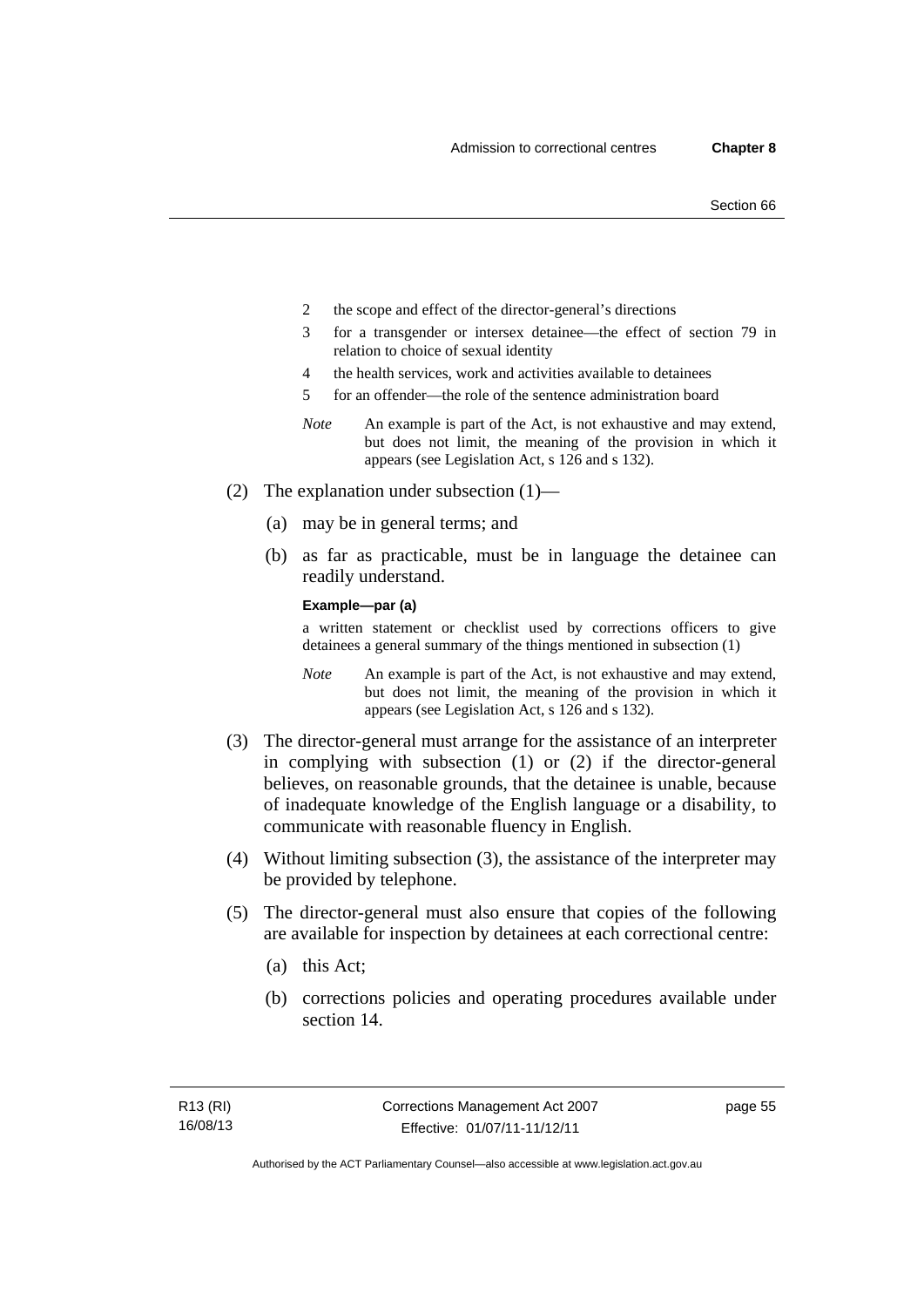2 the scope and effect of the director-general's directions

3 for a transgender or intersex detainee—the effect of section 79 in relation to choice of sexual identity

4 the health services, work and activities available to detainees

5 for an offender—the role of the sentence administration board

*Note* An example is part of the Act, is not exhaustive and may extend, but does not limit, the meaning of the provision in which it appears (see Legislation Act, s 126 and s 132).

(2) The explanation under subsection (1)—

(a) may be in general terms; and

(b) as far as practicable, must be in language the detainee can readily understand.

**Example—par (a)**

a written statement or checklist used by corrections officers to give detainees a general summary of the things mentioned in subsection (1)

*Note* An example is part of the Act, is not exhaustive and may extend, but does not limit, the meaning of the provision in which it appears (see Legislation Act, s 126 and s 132).

(3) The director-general must arrange for the assistance of an interpreter in complying with subsection (1) or (2) if the director-general believes, on reasonable grounds, that the detainee is unable, because of inadequate knowledge of the English language or a disability, to communicate with reasonable fluency in English.

(4) Without limiting subsection (3), the assistance of the interpreter may be provided by telephone.

(5) The director-general must also ensure that copies of the following are available for inspection by detainees at each correctional centre:

(a) this Act;

(b) corrections policies and operating procedures available under section 14.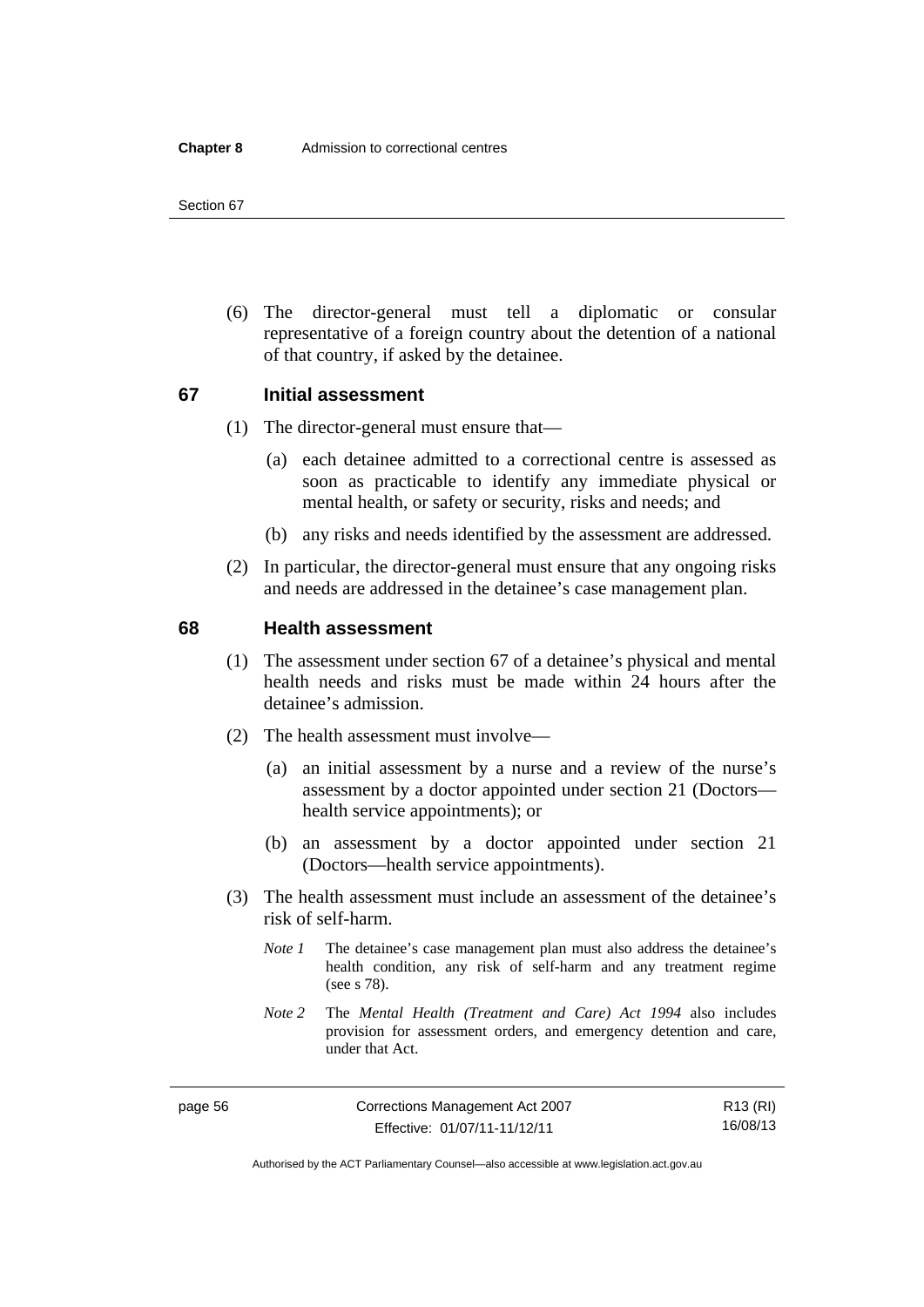(6) The director-general must tell a diplomatic or consular representative of a foreign country about the detention of a national of that country, if asked by the detainee.

## 67 Initial assessment

(1) The director-general must ensure that—

(a) each detainee admitted to a correctional centre is assessed as soon as practicable to identify any immediate physical or mental health, or safety or security, risks and needs; and

(b) any risks and needs identified by the assessment are addressed.

(2) In particular, the director-general must ensure that any ongoing risks and needs are addressed in the detainee's case management plan.

## 68 Health assessment

(1) The assessment under section 67 of a detainee's physical and mental health needs and risks must be made within 24 hours after the detainee's admission.

(2) The health assessment must involve—

(a) an initial assessment by a nurse and a review of the nurse's assessment by a doctor appointed under section 21 (Doctors—health service appointments); or

(b) an assessment by a doctor appointed under section 21 (Doctors—health service appointments).

(3) The health assessment must include an assessment of the detainee's risk of self-harm.

*Note 1* The detainee's case management plan must also address the detainee's health condition, any risk of self-harm and any treatment regime (see s 78).

*Note 2* The *Mental Health (Treatment and Care) Act 1994* also includes provision for assessment orders, and emergency detention and care, under that Act.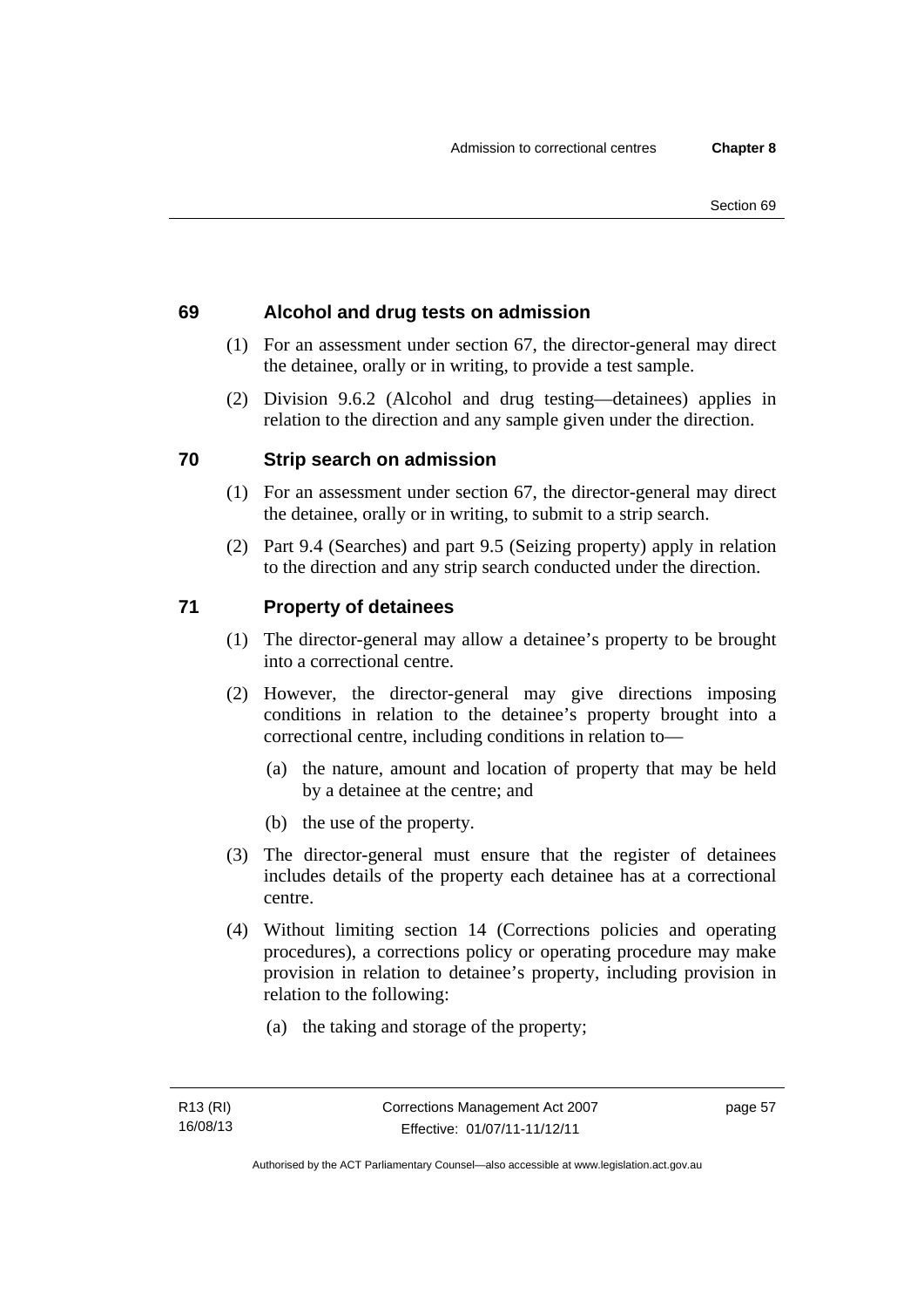## 69 Alcohol and drug tests on admission

(1) For an assessment under section 67, the director-general may direct the detainee, orally or in writing, to provide a test sample.

(2) Division 9.6.2 (Alcohol and drug testing—detainees) applies in relation to the direction and any sample given under the direction.

## 70 Strip search on admission

(1) For an assessment under section 67, the director-general may direct the detainee, orally or in writing, to submit to a strip search.

(2) Part 9.4 (Searches) and part 9.5 (Seizing property) apply in relation to the direction and any strip search conducted under the direction.

## 71 Property of detainees

(1) The director-general may allow a detainee's property to be brought into a correctional centre.

(2) However, the director-general may give directions imposing conditions in relation to the detainee's property brought into a correctional centre, including conditions in relation to—

- (a) the nature, amount and location of property that may be held by a detainee at the centre; and
- (b) the use of the property.

(3) The director-general must ensure that the register of detainees includes details of the property each detainee has at a correctional centre.

(4) Without limiting section 14 (Corrections policies and operating procedures), a corrections policy or operating procedure may make provision in relation to detainee's property, including provision in relation to the following:

- (a) the taking and storage of the property;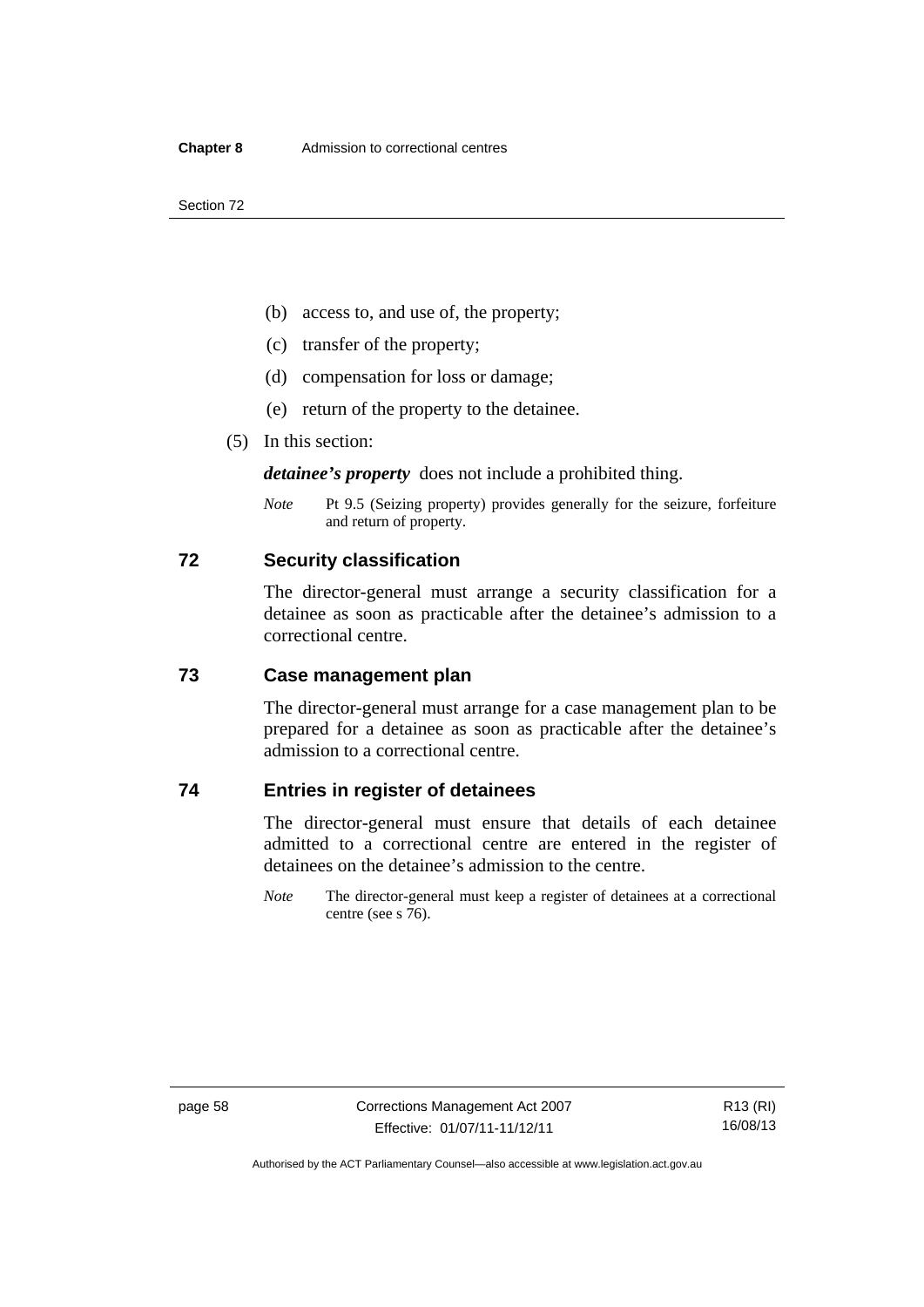(b) access to, and use of, the property;

(c) transfer of the property;

(d) compensation for loss or damage;

(e) return of the property to the detainee.

(5) In this section:

***detainee's property*** does not include a prohibited thing.

*Note* Pt 9.5 (Seizing property) provides generally for the seizure, forfeiture and return of property.

## 72 Security classification

The director-general must arrange a security classification for a detainee as soon as practicable after the detainee's admission to a correctional centre.

## 73 Case management plan

The director-general must arrange for a case management plan to be prepared for a detainee as soon as practicable after the detainee's admission to a correctional centre.

## 74 Entries in register of detainees

The director-general must ensure that details of each detainee admitted to a correctional centre are entered in the register of detainees on the detainee's admission to the centre.

*Note* The director-general must keep a register of detainees at a correctional centre (see s 76).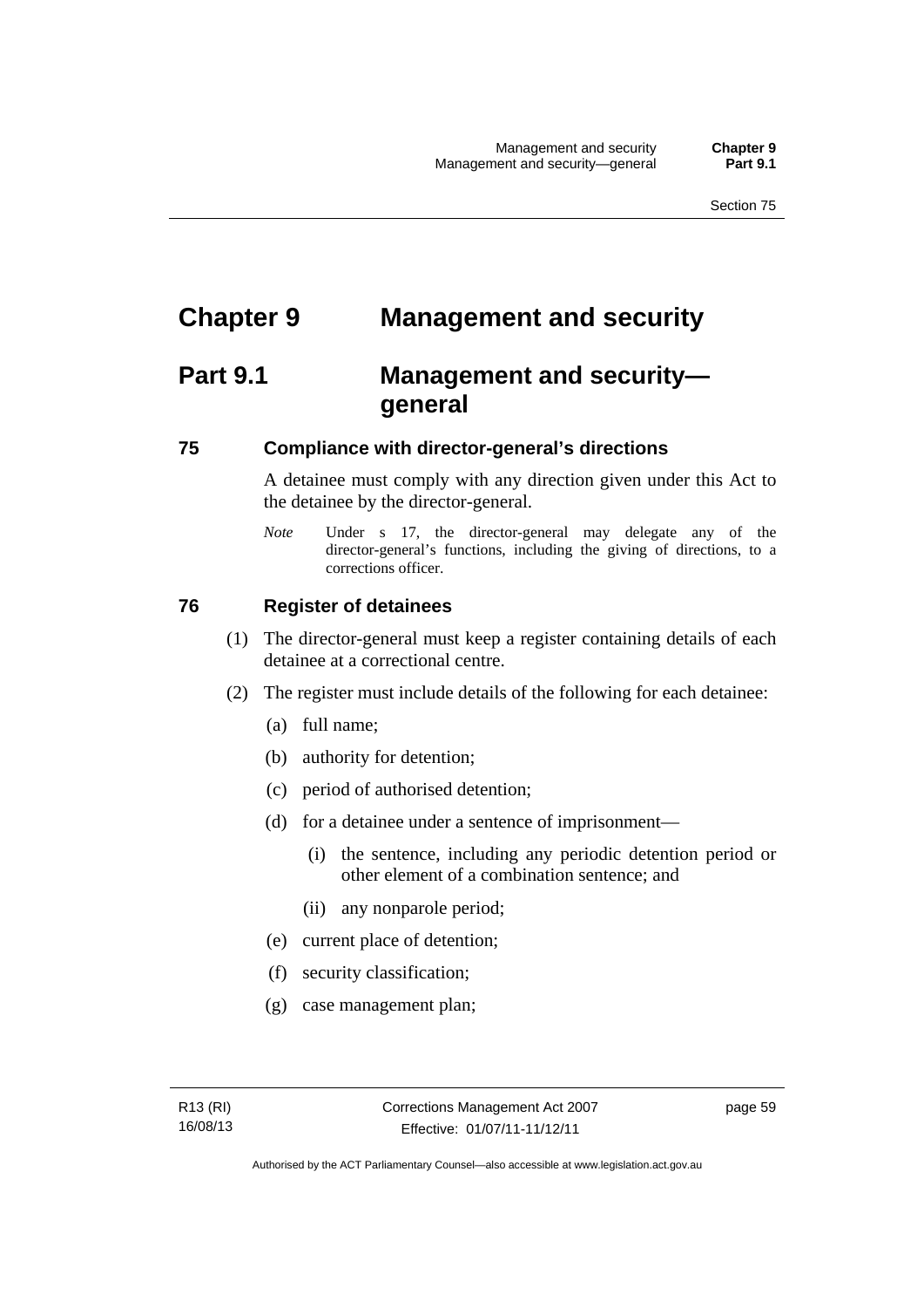# Chapter 9 Management and security

## Part 9.1 Management and security—general

### 75 Compliance with director-general's directions

A detainee must comply with any direction given under this Act to the detainee by the director-general.

*Note* Under s 17, the director-general may delegate any of the director-general's functions, including the giving of directions, to a corrections officer.

### 76 Register of detainees

(1) The director-general must keep a register containing details of each detainee at a correctional centre.

(2) The register must include details of the following for each detainee:

(a) full name;

(b) authority for detention;

(c) period of authorised detention;

(d) for a detainee under a sentence of imprisonment—

(i) the sentence, including any periodic detention period or other element of a combination sentence; and

(ii) any nonparole period;

(e) current place of detention;

(f) security classification;

(g) case management plan;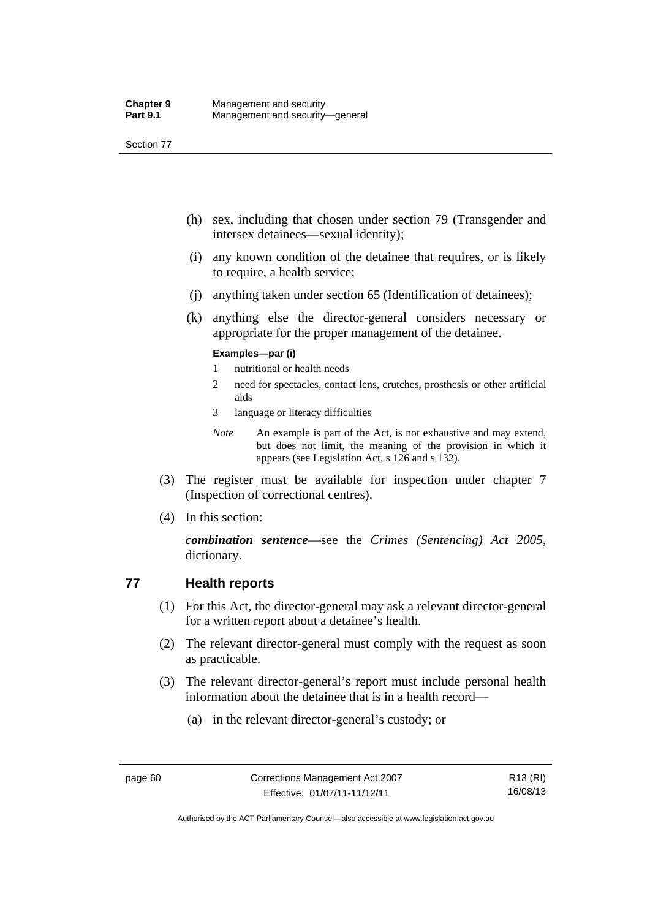(h) sex, including that chosen under section 79 (Transgender and intersex detainees—sexual identity);

(i) any known condition of the detainee that requires, or is likely to require, a health service;

(j) anything taken under section 65 (Identification of detainees);

(k) anything else the director-general considers necessary or appropriate for the proper management of the detainee.

**Examples—par (i)**

1 nutritional or health needs

2 need for spectacles, contact lens, crutches, prosthesis or other artificial aids

3 language or literacy difficulties

*Note* An example is part of the Act, is not exhaustive and may extend, but does not limit, the meaning of the provision in which it appears (see Legislation Act, s 126 and s 132).

(3) The register must be available for inspection under chapter 7 (Inspection of correctional centres).

(4) In this section:

***combination sentence***—see the *Crimes (Sentencing) Act 2005*, dictionary.

## 77 Health reports

(1) For this Act, the director-general may ask a relevant director-general for a written report about a detainee's health.

(2) The relevant director-general must comply with the request as soon as practicable.

(3) The relevant director-general's report must include personal health information about the detainee that is in a health record—

(a) in the relevant director-general's custody; or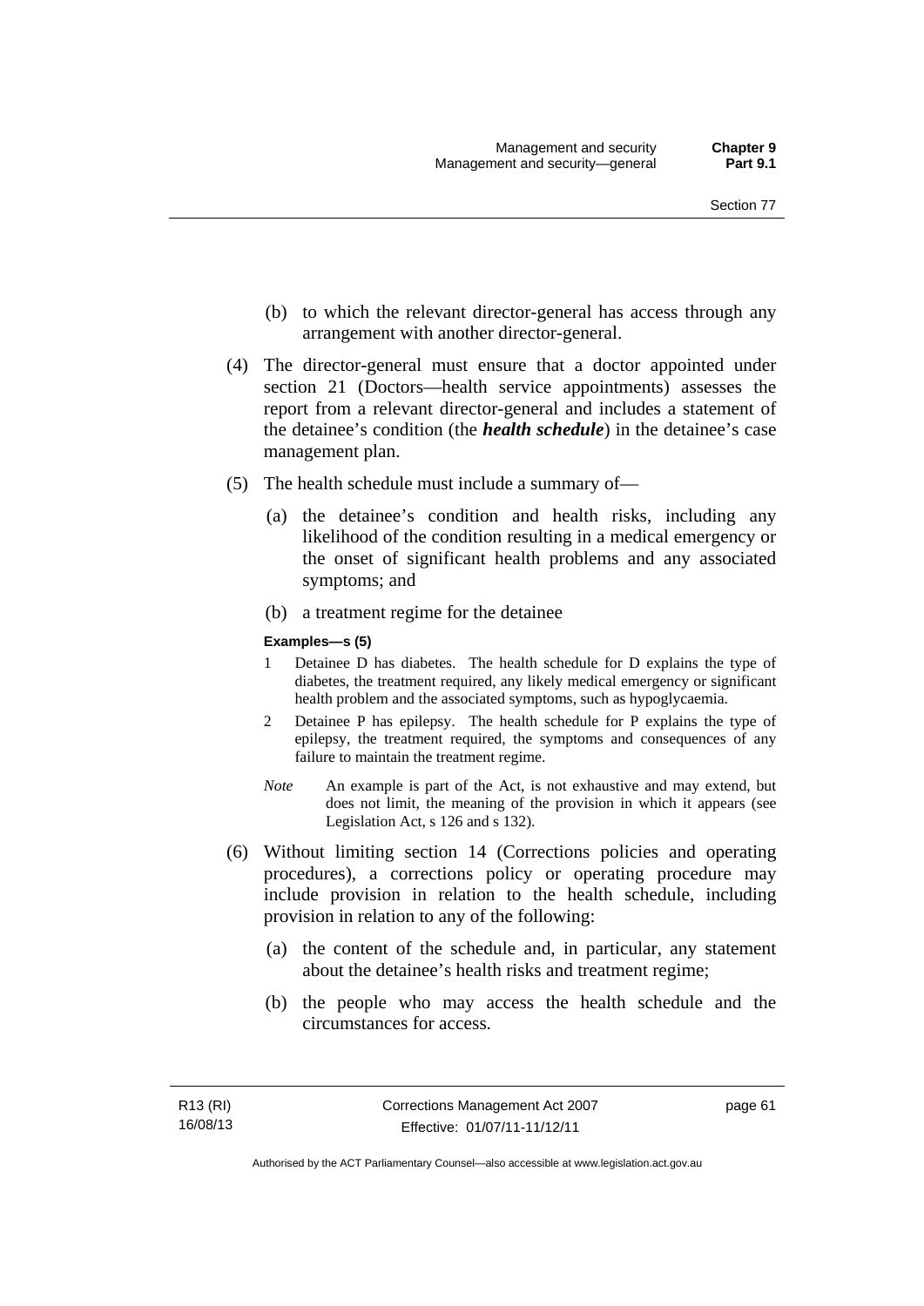(b) to which the relevant director-general has access through any arrangement with another director-general.

(4) The director-general must ensure that a doctor appointed under section 21 (Doctors—health service appointments) assesses the report from a relevant director-general and includes a statement of the detainee's condition (the ***health schedule***) in the detainee's case management plan.

(5) The health schedule must include a summary of—

(a) the detainee's condition and health risks, including any likelihood of the condition resulting in a medical emergency or the onset of significant health problems and any associated symptoms; and

(b) a treatment regime for the detainee

**Examples—s (5)**

1 Detainee D has diabetes. The health schedule for D explains the type of diabetes, the treatment required, any likely medical emergency or significant health problem and the associated symptoms, such as hypoglycaemia.

2 Detainee P has epilepsy. The health schedule for P explains the type of epilepsy, the treatment required, the symptoms and consequences of any failure to maintain the treatment regime.

*Note* An example is part of the Act, is not exhaustive and may extend, but does not limit, the meaning of the provision in which it appears (see Legislation Act, s 126 and s 132).

(6) Without limiting section 14 (Corrections policies and operating procedures), a corrections policy or operating procedure may include provision in relation to the health schedule, including provision in relation to any of the following:

(a) the content of the schedule and, in particular, any statement about the detainee's health risks and treatment regime;

(b) the people who may access the health schedule and the circumstances for access.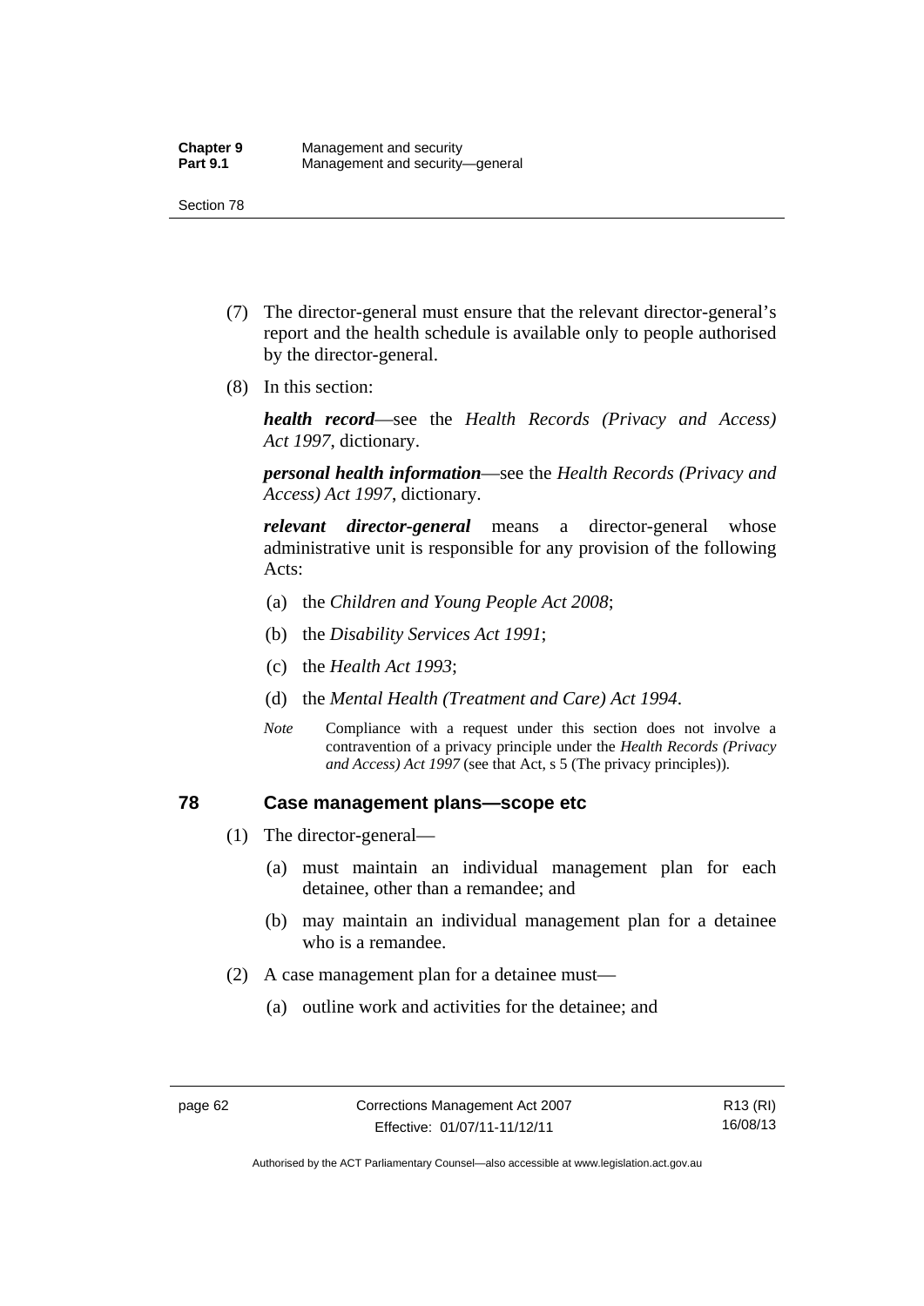(7) The director-general must ensure that the relevant director-general's report and the health schedule is available only to people authorised by the director-general.

(8) In this section:

***health record***—see the *Health Records (Privacy and Access) Act 1997*, dictionary.

***personal health information***—see the *Health Records (Privacy and Access) Act 1997*, dictionary.

***relevant director-general*** means a director-general whose administrative unit is responsible for any provision of the following Acts:

(a) the *Children and Young People Act 2008*;

(b) the *Disability Services Act 1991*;

(c) the *Health Act 1993*;

(d) the *Mental Health (Treatment and Care) Act 1994*.

*Note* Compliance with a request under this section does not involve a contravention of a privacy principle under the *Health Records (Privacy and Access) Act 1997* (see that Act, s 5 (The privacy principles)).

## 78 Case management plans—scope etc

(1) The director-general—

(a) must maintain an individual management plan for each detainee, other than a remandee; and

(b) may maintain an individual management plan for a detainee who is a remandee.

(2) A case management plan for a detainee must—

(a) outline work and activities for the detainee; and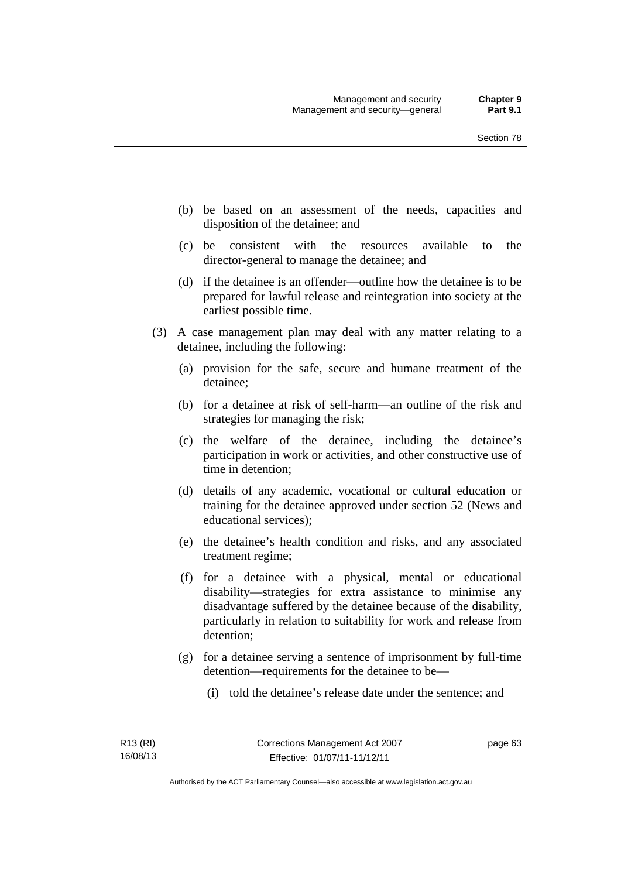(b) be based on an assessment of the needs, capacities and disposition of the detainee; and

(c) be consistent with the resources available to the director-general to manage the detainee; and

(d) if the detainee is an offender—outline how the detainee is to be prepared for lawful release and reintegration into society at the earliest possible time.

(3) A case management plan may deal with any matter relating to a detainee, including the following:

(a) provision for the safe, secure and humane treatment of the detainee;

(b) for a detainee at risk of self-harm—an outline of the risk and strategies for managing the risk;

(c) the welfare of the detainee, including the detainee's participation in work or activities, and other constructive use of time in detention;

(d) details of any academic, vocational or cultural education or training for the detainee approved under section 52 (News and educational services);

(e) the detainee's health condition and risks, and any associated treatment regime;

(f) for a detainee with a physical, mental or educational disability—strategies for extra assistance to minimise any disadvantage suffered by the detainee because of the disability, particularly in relation to suitability for work and release from detention;

(g) for a detainee serving a sentence of imprisonment by full-time detention—requirements for the detainee to be—

(i) told the detainee's release date under the sentence; and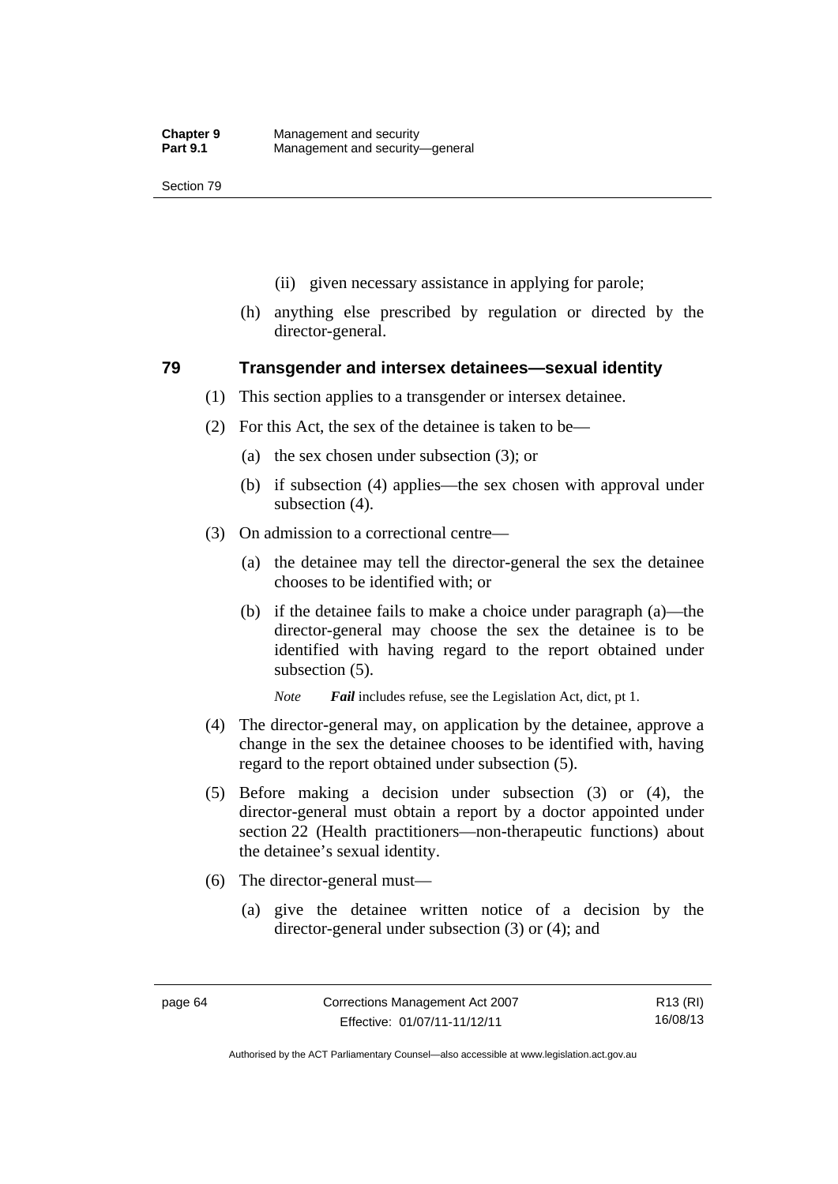(ii) given necessary assistance in applying for parole;

(h) anything else prescribed by regulation or directed by the director-general.

## 79 Transgender and intersex detainees—sexual identity

(1) This section applies to a transgender or intersex detainee.

(2) For this Act, the sex of the detainee is taken to be—

(a) the sex chosen under subsection (3); or

(b) if subsection (4) applies—the sex chosen with approval under subsection (4).

(3) On admission to a correctional centre—

(a) the detainee may tell the director-general the sex the detainee chooses to be identified with; or

(b) if the detainee fails to make a choice under paragraph (a)—the director-general may choose the sex the detainee is to be identified with having regard to the report obtained under subsection (5).

*Note* ***Fail*** includes refuse, see the Legislation Act, dict, pt 1.

(4) The director-general may, on application by the detainee, approve a change in the sex the detainee chooses to be identified with, having regard to the report obtained under subsection (5).

(5) Before making a decision under subsection (3) or (4), the director-general must obtain a report by a doctor appointed under section 22 (Health practitioners—non-therapeutic functions) about the detainee's sexual identity.

(6) The director-general must—

(a) give the detainee written notice of a decision by the director-general under subsection (3) or (4); and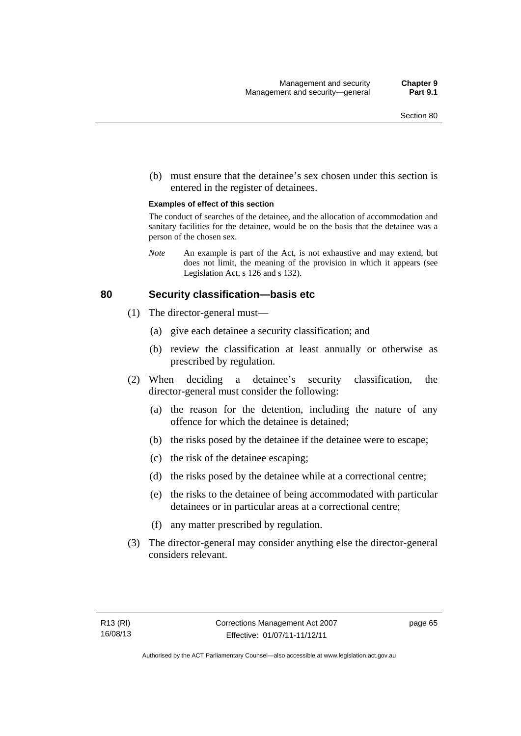(b) must ensure that the detainee's sex chosen under this section is entered in the register of detainees.

**Examples of effect of this section**

The conduct of searches of the detainee, and the allocation of accommodation and sanitary facilities for the detainee, would be on the basis that the detainee was a person of the chosen sex.

*Note* An example is part of the Act, is not exhaustive and may extend, but does not limit, the meaning of the provision in which it appears (see Legislation Act, s 126 and s 132).

### 80 Security classification—basis etc

(1) The director-general must—

(a) give each detainee a security classification; and

(b) review the classification at least annually or otherwise as prescribed by regulation.

(2) When deciding a detainee's security classification, the director-general must consider the following:

(a) the reason for the detention, including the nature of any offence for which the detainee is detained;

(b) the risks posed by the detainee if the detainee were to escape;

(c) the risk of the detainee escaping;

(d) the risks posed by the detainee while at a correctional centre;

(e) the risks to the detainee of being accommodated with particular detainees or in particular areas at a correctional centre;

(f) any matter prescribed by regulation.

(3) The director-general may consider anything else the director-general considers relevant.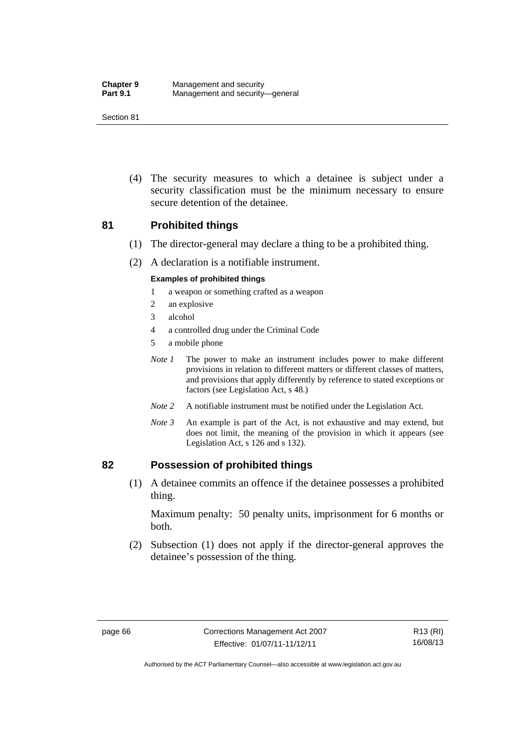(4) The security measures to which a detainee is subject under a security classification must be the minimum necessary to ensure secure detention of the detainee.

## 81 Prohibited things

(1) The director-general may declare a thing to be a prohibited thing.

(2) A declaration is a notifiable instrument.

**Examples of prohibited things**

1 a weapon or something crafted as a weapon
2 an explosive
3 alcohol
4 a controlled drug under the Criminal Code
5 a mobile phone

*Note 1* The power to make an instrument includes power to make different provisions in relation to different matters or different classes of matters, and provisions that apply differently by reference to stated exceptions or factors (see Legislation Act, s 48.)

*Note 2* A notifiable instrument must be notified under the Legislation Act.

*Note 3* An example is part of the Act, is not exhaustive and may extend, but does not limit, the meaning of the provision in which it appears (see Legislation Act, s 126 and s 132).

## 82 Possession of prohibited things

(1) A detainee commits an offence if the detainee possesses a prohibited thing.

Maximum penalty: 50 penalty units, imprisonment for 6 months or both.

(2) Subsection (1) does not apply if the director-general approves the detainee's possession of the thing.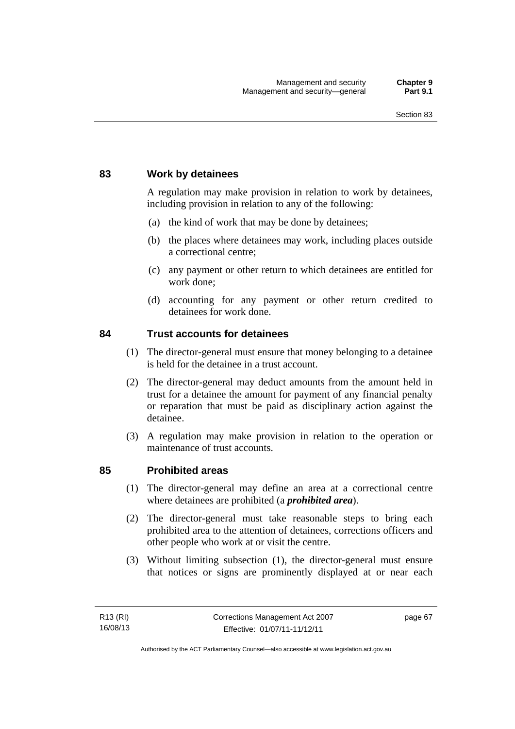## 83 Work by detainees

A regulation may make provision in relation to work by detainees, including provision in relation to any of the following:

(a) the kind of work that may be done by detainees;

(b) the places where detainees may work, including places outside a correctional centre;

(c) any payment or other return to which detainees are entitled for work done;

(d) accounting for any payment or other return credited to detainees for work done.

## 84 Trust accounts for detainees

(1) The director-general must ensure that money belonging to a detainee is held for the detainee in a trust account.

(2) The director-general may deduct amounts from the amount held in trust for a detainee the amount for payment of any financial penalty or reparation that must be paid as disciplinary action against the detainee.

(3) A regulation may make provision in relation to the operation or maintenance of trust accounts.

## 85 Prohibited areas

(1) The director-general may define an area at a correctional centre where detainees are prohibited (a ***prohibited area***).

(2) The director-general must take reasonable steps to bring each prohibited area to the attention of detainees, corrections officers and other people who work at or visit the centre.

(3) Without limiting subsection (1), the director-general must ensure that notices or signs are prominently displayed at or near each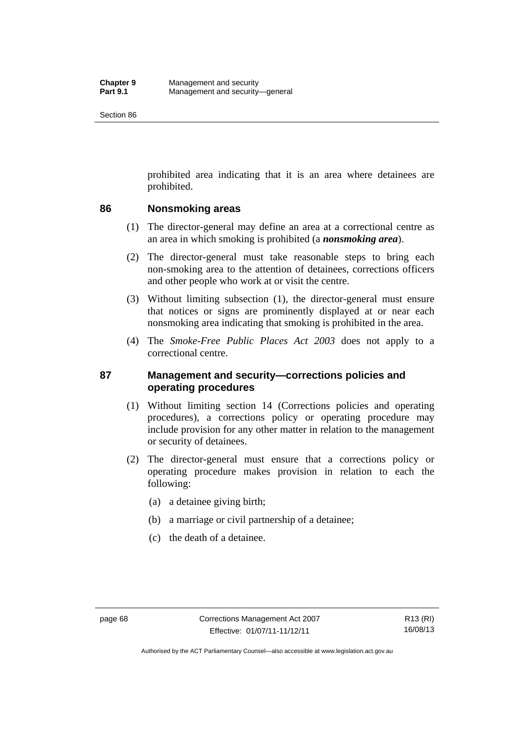prohibited area indicating that it is an area where detainees are prohibited.

### 86 Nonsmoking areas

(1) The director-general may define an area at a correctional centre as an area in which smoking is prohibited (a ***nonsmoking area***).

(2) The director-general must take reasonable steps to bring each non-smoking area to the attention of detainees, corrections officers and other people who work at or visit the centre.

(3) Without limiting subsection (1), the director-general must ensure that notices or signs are prominently displayed at or near each nonsmoking area indicating that smoking is prohibited in the area.

(4) The *Smoke-Free Public Places Act 2003* does not apply to a correctional centre.

### 87 Management and security—corrections policies and operating procedures

(1) Without limiting section 14 (Corrections policies and operating procedures), a corrections policy or operating procedure may include provision for any other matter in relation to the management or security of detainees.

(2) The director-general must ensure that a corrections policy or operating procedure makes provision in relation to each the following:

(a) a detainee giving birth;

(b) a marriage or civil partnership of a detainee;

(c) the death of a detainee.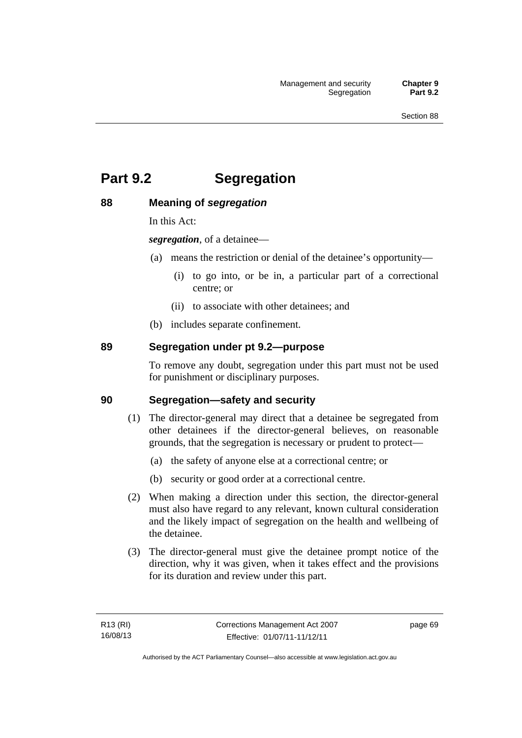# Part 9.2 Segregation

## 88 Meaning of *segregation*

In this Act:

***segregation***, of a detainee—

(a) means the restriction or denial of the detainee's opportunity—

(i) to go into, or be in, a particular part of a correctional centre; or

(ii) to associate with other detainees; and

(b) includes separate confinement.

## 89 Segregation under pt 9.2—purpose

To remove any doubt, segregation under this part must not be used for punishment or disciplinary purposes.

## 90 Segregation—safety and security

(1) The director-general may direct that a detainee be segregated from other detainees if the director-general believes, on reasonable grounds, that the segregation is necessary or prudent to protect—

(a) the safety of anyone else at a correctional centre; or

(b) security or good order at a correctional centre.

(2) When making a direction under this section, the director-general must also have regard to any relevant, known cultural consideration and the likely impact of segregation on the health and wellbeing of the detainee.

(3) The director-general must give the detainee prompt notice of the direction, why it was given, when it takes effect and the provisions for its duration and review under this part.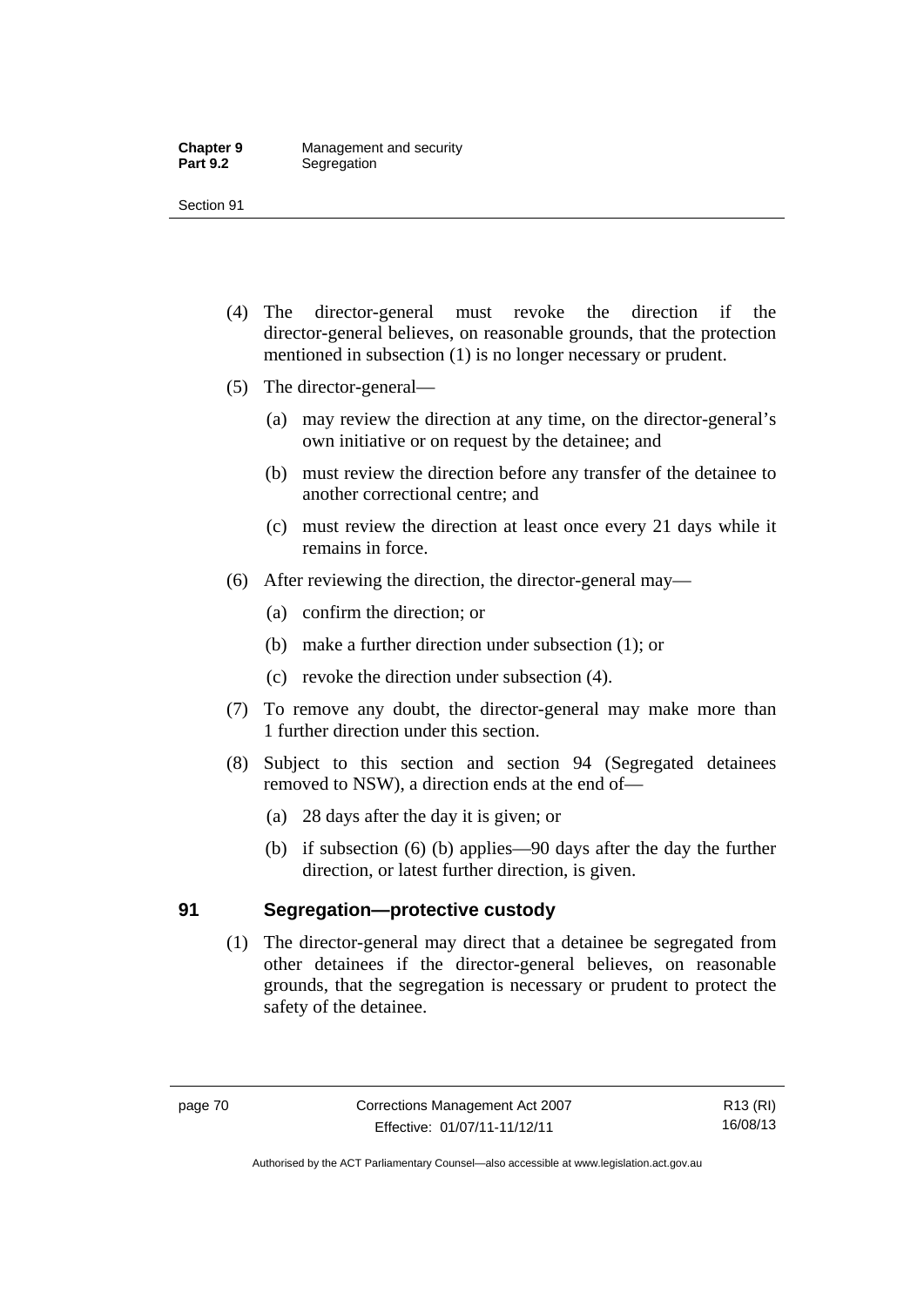(4) The director-general must revoke the direction if the director-general believes, on reasonable grounds, that the protection mentioned in subsection (1) is no longer necessary or prudent.

(5) The director-general—

(a) may review the direction at any time, on the director-general's own initiative or on request by the detainee; and

(b) must review the direction before any transfer of the detainee to another correctional centre; and

(c) must review the direction at least once every 21 days while it remains in force.

(6) After reviewing the direction, the director-general may—

(a) confirm the direction; or

(b) make a further direction under subsection (1); or

(c) revoke the direction under subsection (4).

(7) To remove any doubt, the director-general may make more than 1 further direction under this section.

(8) Subject to this section and section 94 (Segregated detainees removed to NSW), a direction ends at the end of—

(a) 28 days after the day it is given; or

(b) if subsection (6) (b) applies—90 days after the day the further direction, or latest further direction, is given.

## 91 Segregation—protective custody

(1) The director-general may direct that a detainee be segregated from other detainees if the director-general believes, on reasonable grounds, that the segregation is necessary or prudent to protect the safety of the detainee.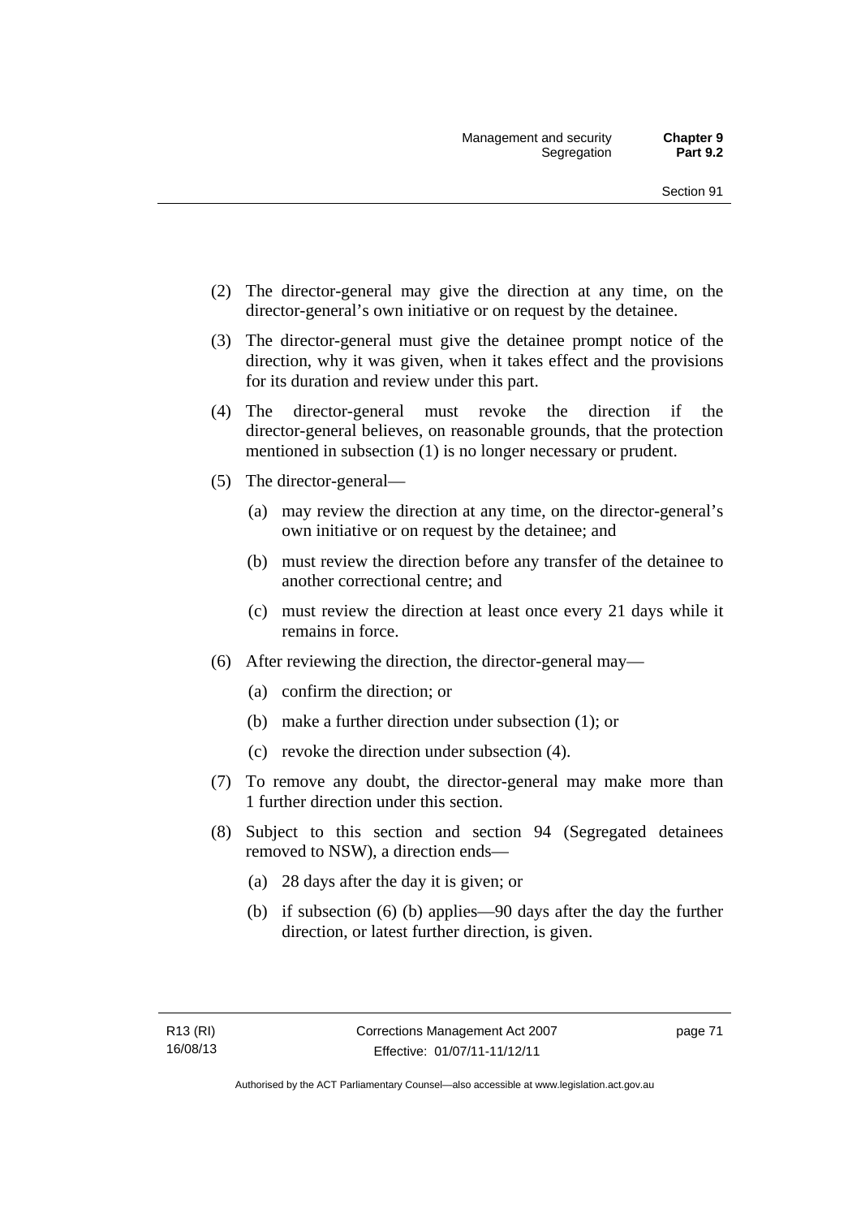(2) The director-general may give the direction at any time, on the director-general's own initiative or on request by the detainee.

(3) The director-general must give the detainee prompt notice of the direction, why it was given, when it takes effect and the provisions for its duration and review under this part.

(4) The director-general must revoke the direction if the director-general believes, on reasonable grounds, that the protection mentioned in subsection (1) is no longer necessary or prudent.

(5) The director-general—

  (a) may review the direction at any time, on the director-general's own initiative or on request by the detainee; and

  (b) must review the direction before any transfer of the detainee to another correctional centre; and

  (c) must review the direction at least once every 21 days while it remains in force.

(6) After reviewing the direction, the director-general may—

  (a) confirm the direction; or

  (b) make a further direction under subsection (1); or

  (c) revoke the direction under subsection (4).

(7) To remove any doubt, the director-general may make more than 1 further direction under this section.

(8) Subject to this section and section 94 (Segregated detainees removed to NSW), a direction ends—

  (a) 28 days after the day it is given; or

  (b) if subsection (6) (b) applies—90 days after the day the further direction, or latest further direction, is given.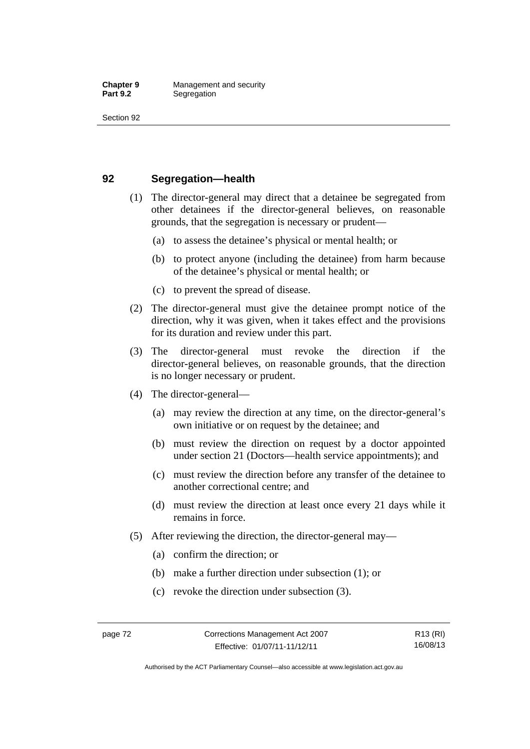## 92 Segregation—health

(1) The director-general may direct that a detainee be segregated from other detainees if the director-general believes, on reasonable grounds, that the segregation is necessary or prudent—

(a) to assess the detainee's physical or mental health; or

(b) to protect anyone (including the detainee) from harm because of the detainee's physical or mental health; or

(c) to prevent the spread of disease.

(2) The director-general must give the detainee prompt notice of the direction, why it was given, when it takes effect and the provisions for its duration and review under this part.

(3) The director-general must revoke the direction if the director-general believes, on reasonable grounds, that the direction is no longer necessary or prudent.

(4) The director-general—

(a) may review the direction at any time, on the director-general's own initiative or on request by the detainee; and

(b) must review the direction on request by a doctor appointed under section 21 (Doctors—health service appointments); and

(c) must review the direction before any transfer of the detainee to another correctional centre; and

(d) must review the direction at least once every 21 days while it remains in force.

(5) After reviewing the direction, the director-general may—

(a) confirm the direction; or

(b) make a further direction under subsection (1); or

(c) revoke the direction under subsection (3).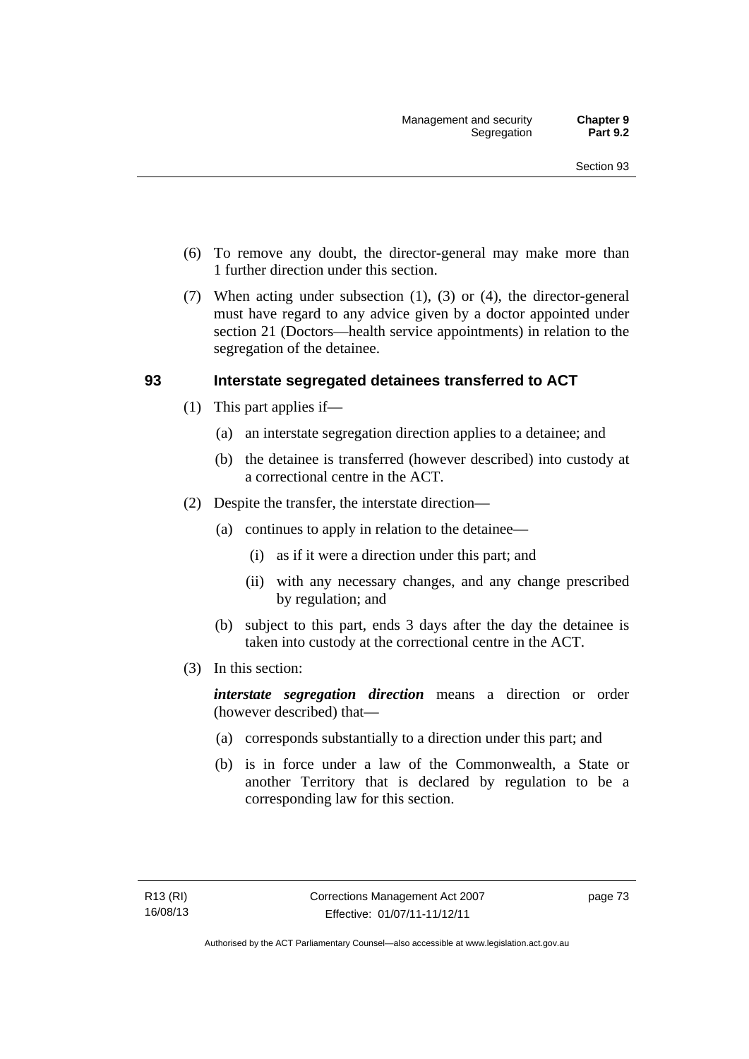(6) To remove any doubt, the director-general may make more than 1 further direction under this section.

(7) When acting under subsection (1), (3) or (4), the director-general must have regard to any advice given by a doctor appointed under section 21 (Doctors—health service appointments) in relation to the segregation of the detainee.

### 93 Interstate segregated detainees transferred to ACT

(1) This part applies if—

(a) an interstate segregation direction applies to a detainee; and

(b) the detainee is transferred (however described) into custody at a correctional centre in the ACT.

(2) Despite the transfer, the interstate direction—

(a) continues to apply in relation to the detainee—

(i) as if it were a direction under this part; and

(ii) with any necessary changes, and any change prescribed by regulation; and

(b) subject to this part, ends 3 days after the day the detainee is taken into custody at the correctional centre in the ACT.

(3) In this section:

***interstate segregation direction*** means a direction or order (however described) that—

(a) corresponds substantially to a direction under this part; and

(b) is in force under a law of the Commonwealth, a State or another Territory that is declared by regulation to be a corresponding law for this section.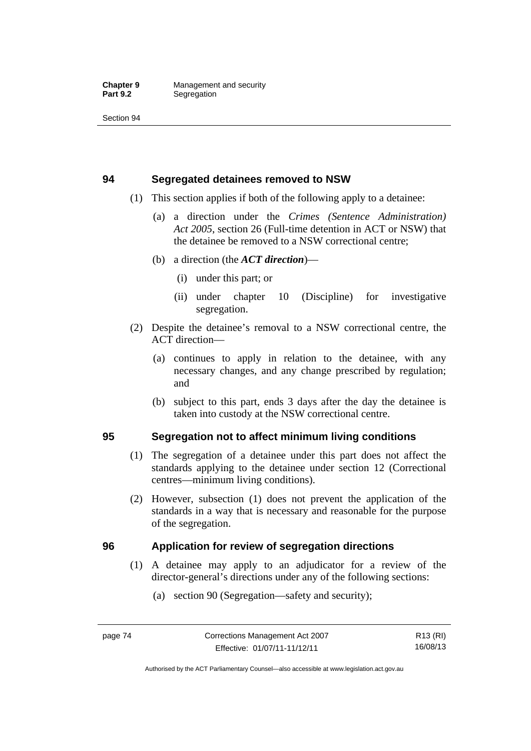## 94 Segregated detainees removed to NSW

(1) This section applies if both of the following apply to a detainee:

(a) a direction under the *Crimes (Sentence Administration) Act 2005*, section 26 (Full-time detention in ACT or NSW) that the detainee be removed to a NSW correctional centre;

(b) a direction (the ***ACT direction***)—

(i) under this part; or

(ii) under chapter 10 (Discipline) for investigative segregation.

(2) Despite the detainee's removal to a NSW correctional centre, the ACT direction—

(a) continues to apply in relation to the detainee, with any necessary changes, and any change prescribed by regulation; and

(b) subject to this part, ends 3 days after the day the detainee is taken into custody at the NSW correctional centre.

## 95 Segregation not to affect minimum living conditions

(1) The segregation of a detainee under this part does not affect the standards applying to the detainee under section 12 (Correctional centres—minimum living conditions).

(2) However, subsection (1) does not prevent the application of the standards in a way that is necessary and reasonable for the purpose of the segregation.

## 96 Application for review of segregation directions

(1) A detainee may apply to an adjudicator for a review of the director-general's directions under any of the following sections:

(a) section 90 (Segregation—safety and security);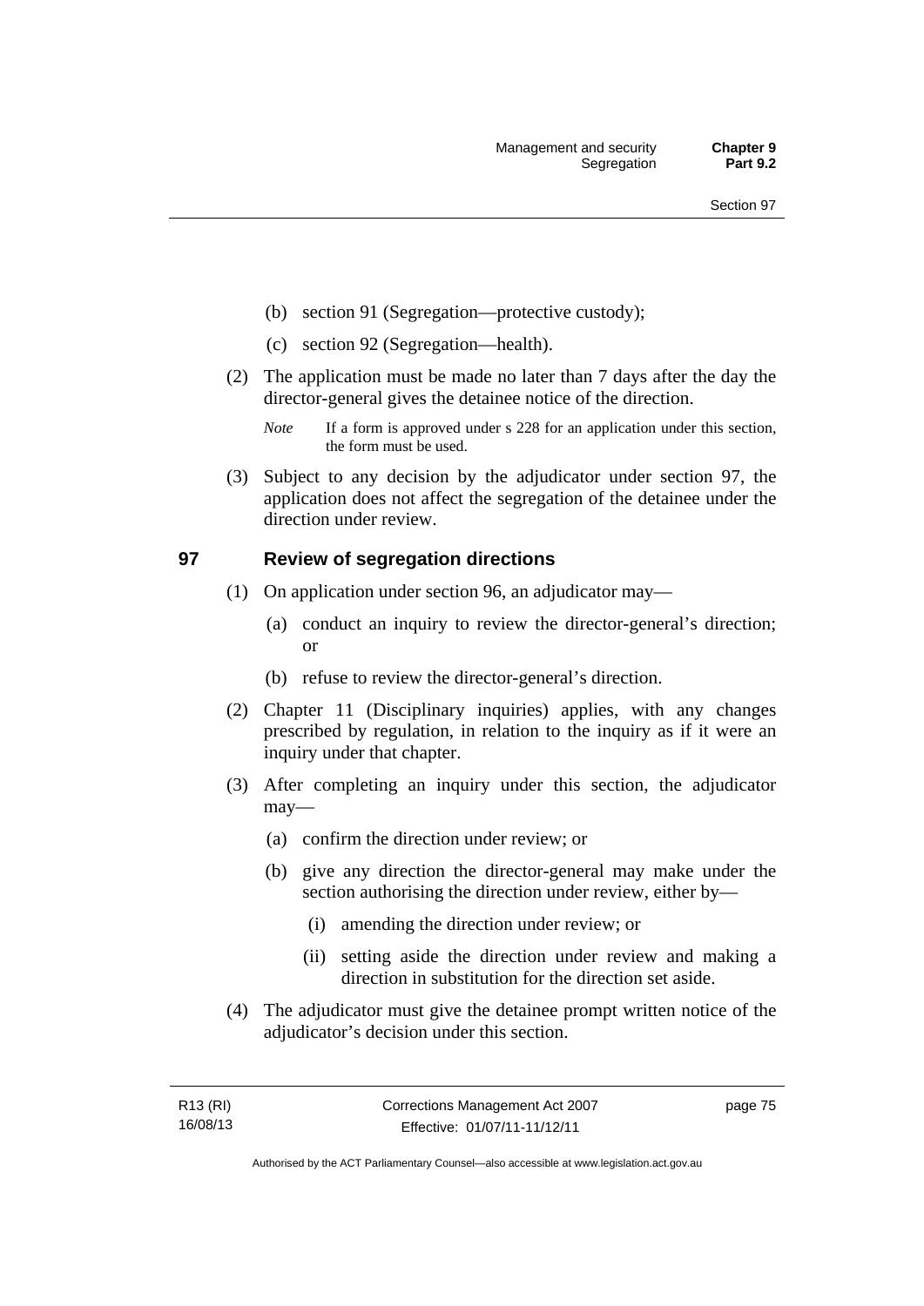(b) section 91 (Segregation—protective custody);

(c) section 92 (Segregation—health).

(2) The application must be made no later than 7 days after the day the director-general gives the detainee notice of the direction.

*Note* If a form is approved under s 228 for an application under this section, the form must be used.

(3) Subject to any decision by the adjudicator under section 97, the application does not affect the segregation of the detainee under the direction under review.

## 97 Review of segregation directions

(1) On application under section 96, an adjudicator may—

(a) conduct an inquiry to review the director-general's direction; or

(b) refuse to review the director-general's direction.

(2) Chapter 11 (Disciplinary inquiries) applies, with any changes prescribed by regulation, in relation to the inquiry as if it were an inquiry under that chapter.

(3) After completing an inquiry under this section, the adjudicator may—

(a) confirm the direction under review; or

(b) give any direction the director-general may make under the section authorising the direction under review, either by—

(i) amending the direction under review; or

(ii) setting aside the direction under review and making a direction in substitution for the direction set aside.

(4) The adjudicator must give the detainee prompt written notice of the adjudicator's decision under this section.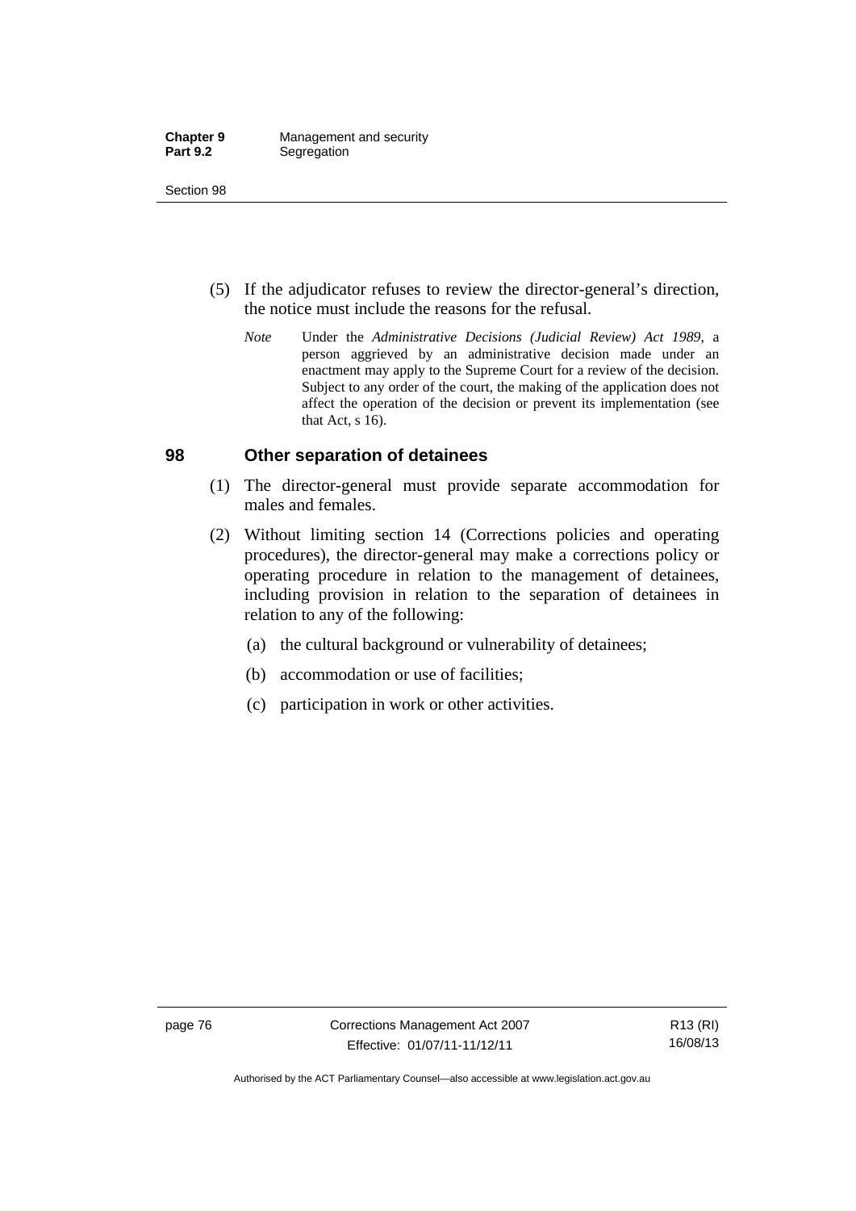(5) If the adjudicator refuses to review the director-general's direction, the notice must include the reasons for the refusal.

*Note* Under the *Administrative Decisions (Judicial Review) Act 1989*, a person aggrieved by an administrative decision made under an enactment may apply to the Supreme Court for a review of the decision. Subject to any order of the court, the making of the application does not affect the operation of the decision or prevent its implementation (see that Act, s 16).

## 98 Other separation of detainees

(1) The director-general must provide separate accommodation for males and females.

(2) Without limiting section 14 (Corrections policies and operating procedures), the director-general may make a corrections policy or operating procedure in relation to the management of detainees, including provision in relation to the separation of detainees in relation to any of the following:

(a) the cultural background or vulnerability of detainees;

(b) accommodation or use of facilities;

(c) participation in work or other activities.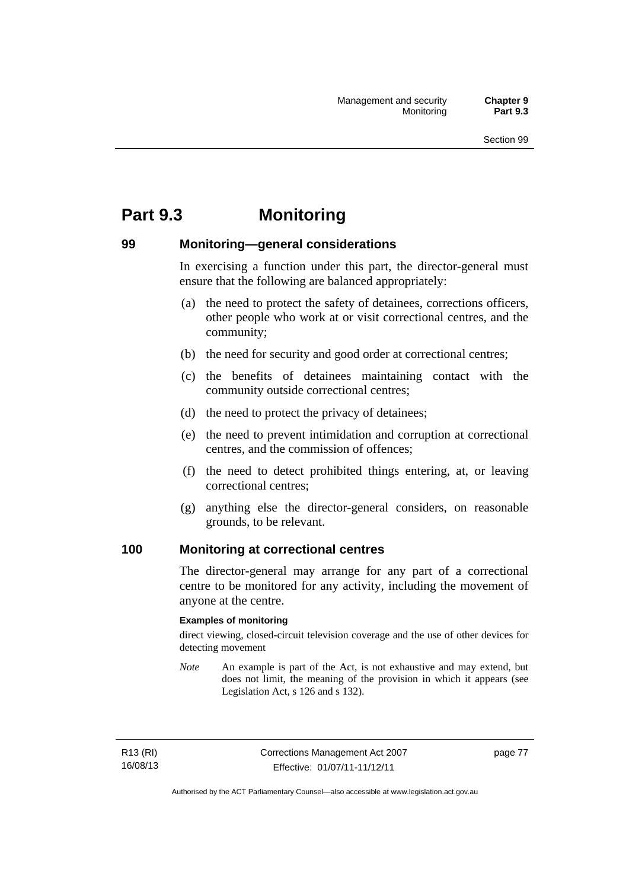# Part 9.3 Monitoring

## 99 Monitoring—general considerations

In exercising a function under this part, the director-general must ensure that the following are balanced appropriately:

(a) the need to protect the safety of detainees, corrections officers, other people who work at or visit correctional centres, and the community;

(b) the need for security and good order at correctional centres;

(c) the benefits of detainees maintaining contact with the community outside correctional centres;

(d) the need to protect the privacy of detainees;

(e) the need to prevent intimidation and corruption at correctional centres, and the commission of offences;

(f) the need to detect prohibited things entering, at, or leaving correctional centres;

(g) anything else the director-general considers, on reasonable grounds, to be relevant.

## 100 Monitoring at correctional centres

The director-general may arrange for any part of a correctional centre to be monitored for any activity, including the movement of anyone at the centre.

**Examples of monitoring**

direct viewing, closed-circuit television coverage and the use of other devices for detecting movement

*Note* An example is part of the Act, is not exhaustive and may extend, but does not limit, the meaning of the provision in which it appears (see Legislation Act, s 126 and s 132).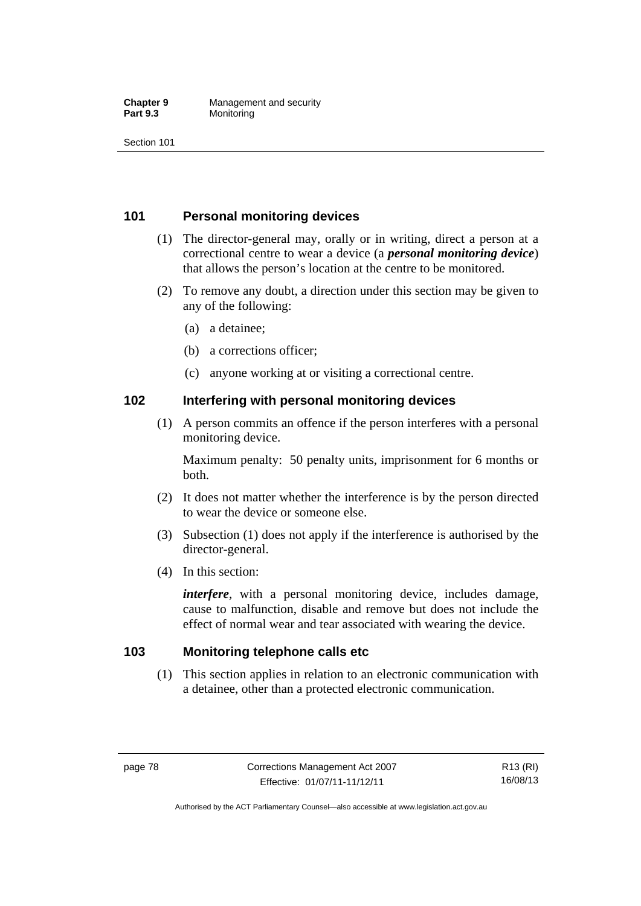## 101 Personal monitoring devices

(1) The director-general may, orally or in writing, direct a person at a correctional centre to wear a device (a ***personal monitoring device***) that allows the person's location at the centre to be monitored.

(2) To remove any doubt, a direction under this section may be given to any of the following:

(a) a detainee;

(b) a corrections officer;

(c) anyone working at or visiting a correctional centre.

## 102 Interfering with personal monitoring devices

(1) A person commits an offence if the person interferes with a personal monitoring device.

Maximum penalty: 50 penalty units, imprisonment for 6 months or both.

(2) It does not matter whether the interference is by the person directed to wear the device or someone else.

(3) Subsection (1) does not apply if the interference is authorised by the director-general.

(4) In this section:

***interfere***, with a personal monitoring device, includes damage, cause to malfunction, disable and remove but does not include the effect of normal wear and tear associated with wearing the device.

## 103 Monitoring telephone calls etc

(1) This section applies in relation to an electronic communication with a detainee, other than a protected electronic communication.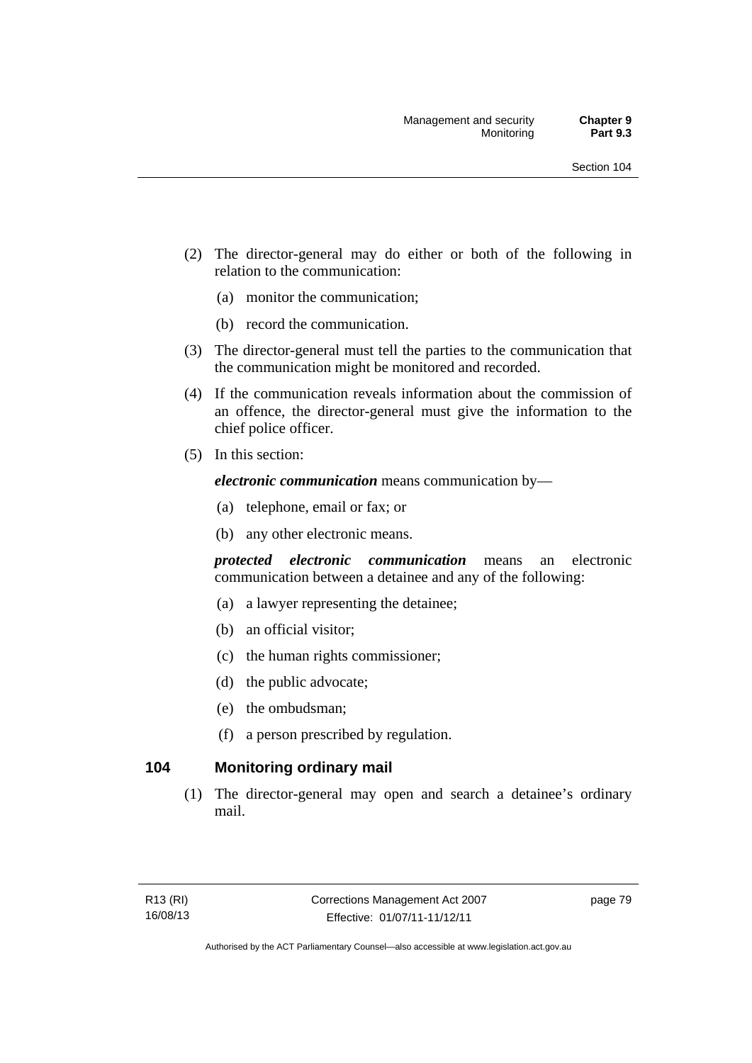(2) The director-general may do either or both of the following in relation to the communication:

(a) monitor the communication;

(b) record the communication.

(3) The director-general must tell the parties to the communication that the communication might be monitored and recorded.

(4) If the communication reveals information about the commission of an offence, the director-general must give the information to the chief police officer.

(5) In this section:

***electronic communication*** means communication by—

(a) telephone, email or fax; or

(b) any other electronic means.

***protected electronic communication*** means an electronic communication between a detainee and any of the following:

(a) a lawyer representing the detainee;

(b) an official visitor;

(c) the human rights commissioner;

(d) the public advocate;

(e) the ombudsman;

(f) a person prescribed by regulation.

## 104 Monitoring ordinary mail

(1) The director-general may open and search a detainee's ordinary mail.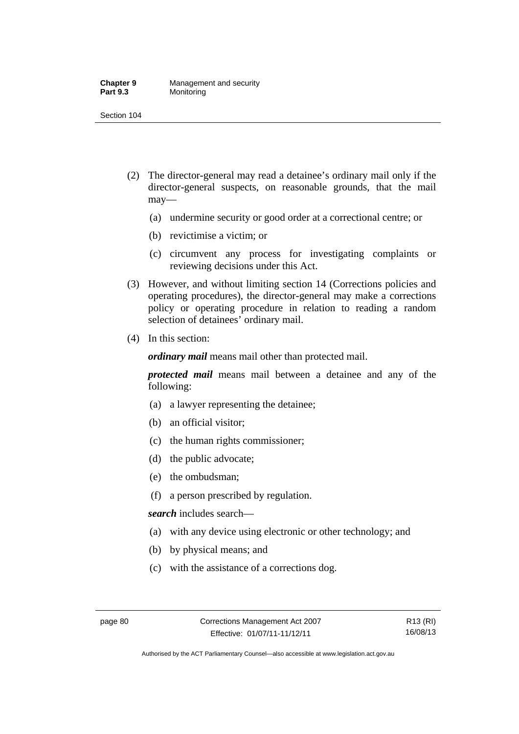(2) The director-general may read a detainee's ordinary mail only if the director-general suspects, on reasonable grounds, that the mail may—

  (a) undermine security or good order at a correctional centre; or

  (b) revictimise a victim; or

  (c) circumvent any process for investigating complaints or reviewing decisions under this Act.

(3) However, and without limiting section 14 (Corrections policies and operating procedures), the director-general may make a corrections policy or operating procedure in relation to reading a random selection of detainees' ordinary mail.

(4) In this section:

*ordinary mail* means mail other than protected mail.

*protected mail* means mail between a detainee and any of the following:

  (a) a lawyer representing the detainee;

  (b) an official visitor;

  (c) the human rights commissioner;

  (d) the public advocate;

  (e) the ombudsman;

  (f) a person prescribed by regulation.

*search* includes search—

  (a) with any device using electronic or other technology; and

  (b) by physical means; and

  (c) with the assistance of a corrections dog.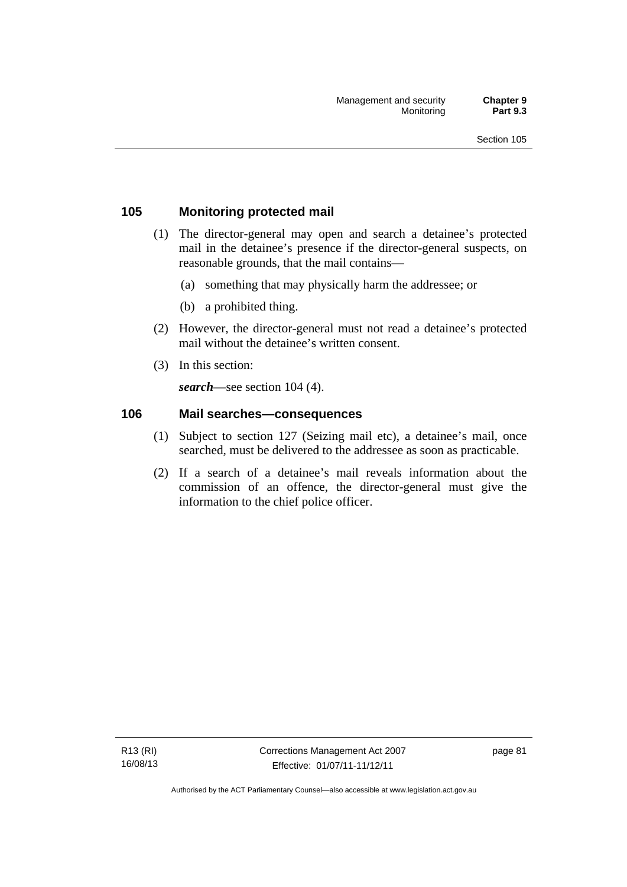## 105 Monitoring protected mail

(1) The director-general may open and search a detainee's protected mail in the detainee's presence if the director-general suspects, on reasonable grounds, that the mail contains—

  (a) something that may physically harm the addressee; or

  (b) a prohibited thing.

(2) However, the director-general must not read a detainee's protected mail without the detainee's written consent.

(3) In this section:

***search***—see section 104 (4).

## 106 Mail searches—consequences

(1) Subject to section 127 (Seizing mail etc), a detainee's mail, once searched, must be delivered to the addressee as soon as practicable.

(2) If a search of a detainee's mail reveals information about the commission of an offence, the director-general must give the information to the chief police officer.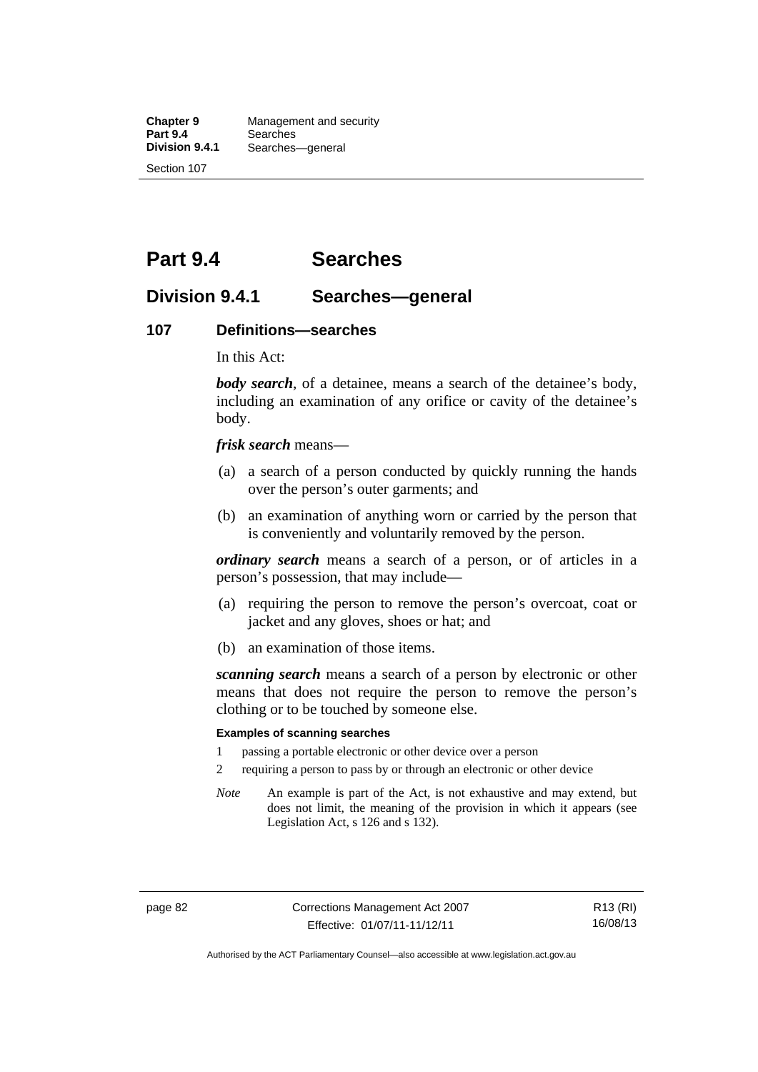# Part 9.4 Searches

## Division 9.4.1 Searches—general

### 107 Definitions—searches

In this Act:

***body search***, of a detainee, means a search of the detainee's body, including an examination of any orifice or cavity of the detainee's body.

***frisk search*** means—

(a) a search of a person conducted by quickly running the hands over the person's outer garments; and

(b) an examination of anything worn or carried by the person that is conveniently and voluntarily removed by the person.

***ordinary search*** means a search of a person, or of articles in a person's possession, that may include—

(a) requiring the person to remove the person's overcoat, coat or jacket and any gloves, shoes or hat; and

(b) an examination of those items.

***scanning search*** means a search of a person by electronic or other means that does not require the person to remove the person's clothing or to be touched by someone else.

**Examples of scanning searches**

1 passing a portable electronic or other device over a person

2 requiring a person to pass by or through an electronic or other device

*Note* An example is part of the Act, is not exhaustive and may extend, but does not limit, the meaning of the provision in which it appears (see Legislation Act, s 126 and s 132).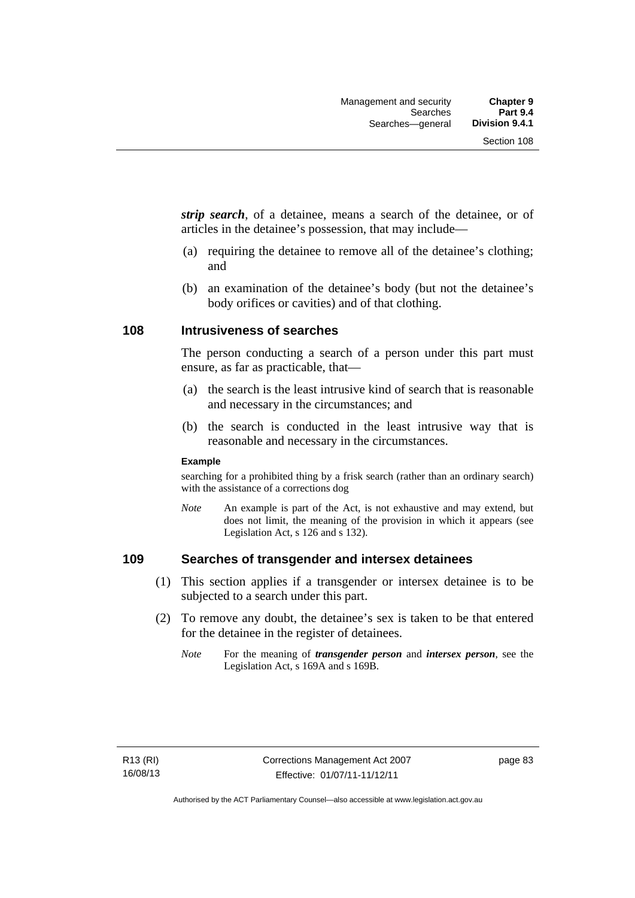***strip search***, of a detainee, means a search of the detainee, or of articles in the detainee's possession, that may include—

(a) requiring the detainee to remove all of the detainee's clothing; and

(b) an examination of the detainee's body (but not the detainee's body orifices or cavities) and of that clothing.

### 108 Intrusiveness of searches

The person conducting a search of a person under this part must ensure, as far as practicable, that—

(a) the search is the least intrusive kind of search that is reasonable and necessary in the circumstances; and

(b) the search is conducted in the least intrusive way that is reasonable and necessary in the circumstances.

**Example**

searching for a prohibited thing by a frisk search (rather than an ordinary search) with the assistance of a corrections dog

*Note* An example is part of the Act, is not exhaustive and may extend, but does not limit, the meaning of the provision in which it appears (see Legislation Act, s 126 and s 132).

### 109 Searches of transgender and intersex detainees

(1) This section applies if a transgender or intersex detainee is to be subjected to a search under this part.

(2) To remove any doubt, the detainee's sex is taken to be that entered for the detainee in the register of detainees.

*Note* For the meaning of ***transgender person*** and ***intersex person***, see the Legislation Act, s 169A and s 169B.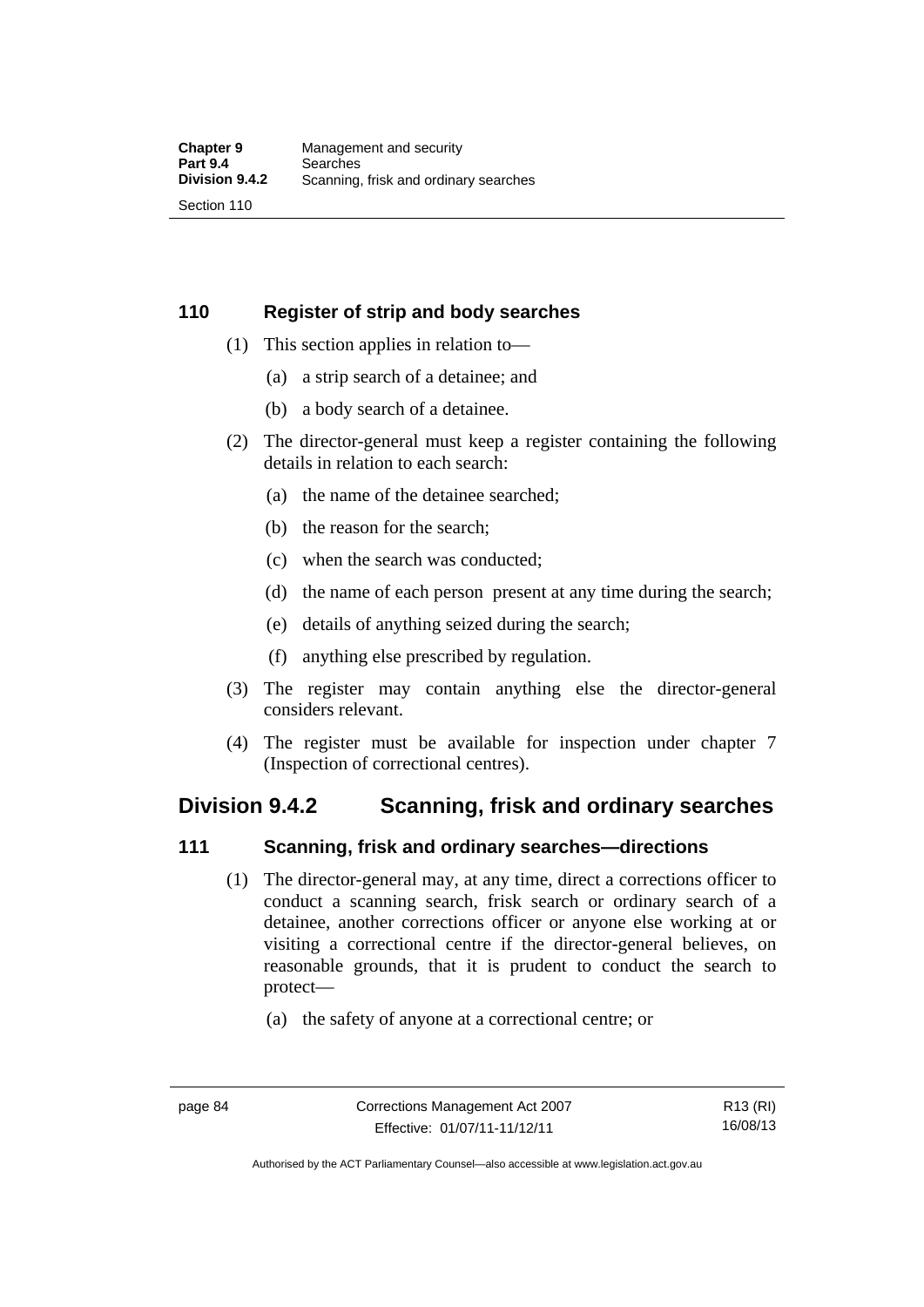### 110 Register of strip and body searches

(1) This section applies in relation to—

(a) a strip search of a detainee; and

(b) a body search of a detainee.

(2) The director-general must keep a register containing the following details in relation to each search:

(a) the name of the detainee searched;

(b) the reason for the search;

(c) when the search was conducted;

(d) the name of each person present at any time during the search;

(e) details of anything seized during the search;

(f) anything else prescribed by regulation.

(3) The register may contain anything else the director-general considers relevant.

(4) The register must be available for inspection under chapter 7 (Inspection of correctional centres).

## Division 9.4.2 Scanning, frisk and ordinary searches

### 111 Scanning, frisk and ordinary searches—directions

(1) The director-general may, at any time, direct a corrections officer to conduct a scanning search, frisk search or ordinary search of a detainee, another corrections officer or anyone else working at or visiting a correctional centre if the director-general believes, on reasonable grounds, that it is prudent to conduct the search to protect—

(a) the safety of anyone at a correctional centre; or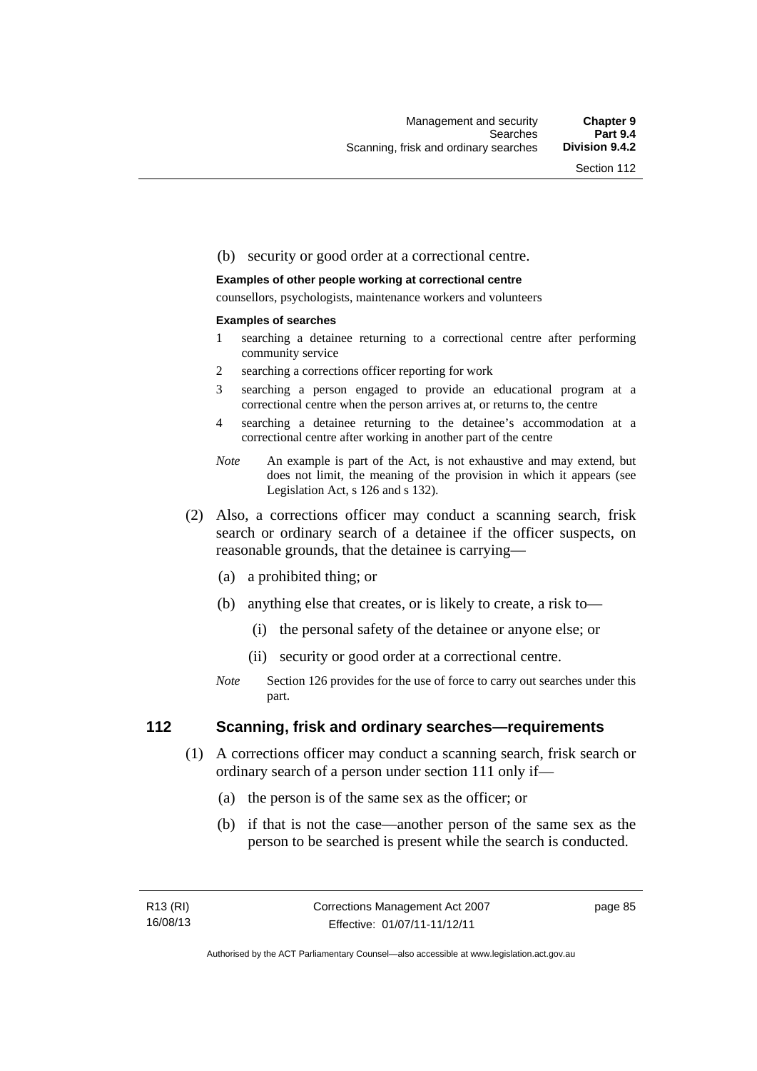(b) security or good order at a correctional centre.

**Examples of other people working at correctional centre**

counsellors, psychologists, maintenance workers and volunteers

**Examples of searches**

1 searching a detainee returning to a correctional centre after performing community service

2 searching a corrections officer reporting for work

3 searching a person engaged to provide an educational program at a correctional centre when the person arrives at, or returns to, the centre

4 searching a detainee returning to the detainee's accommodation at a correctional centre after working in another part of the centre

*Note* An example is part of the Act, is not exhaustive and may extend, but does not limit, the meaning of the provision in which it appears (see Legislation Act, s 126 and s 132).

(2) Also, a corrections officer may conduct a scanning search, frisk search or ordinary search of a detainee if the officer suspects, on reasonable grounds, that the detainee is carrying—

(a) a prohibited thing; or

(b) anything else that creates, or is likely to create, a risk to—

(i) the personal safety of the detainee or anyone else; or

(ii) security or good order at a correctional centre.

*Note* Section 126 provides for the use of force to carry out searches under this part.

## 112 Scanning, frisk and ordinary searches—requirements

(1) A corrections officer may conduct a scanning search, frisk search or ordinary search of a person under section 111 only if—

(a) the person is of the same sex as the officer; or

(b) if that is not the case—another person of the same sex as the person to be searched is present while the search is conducted.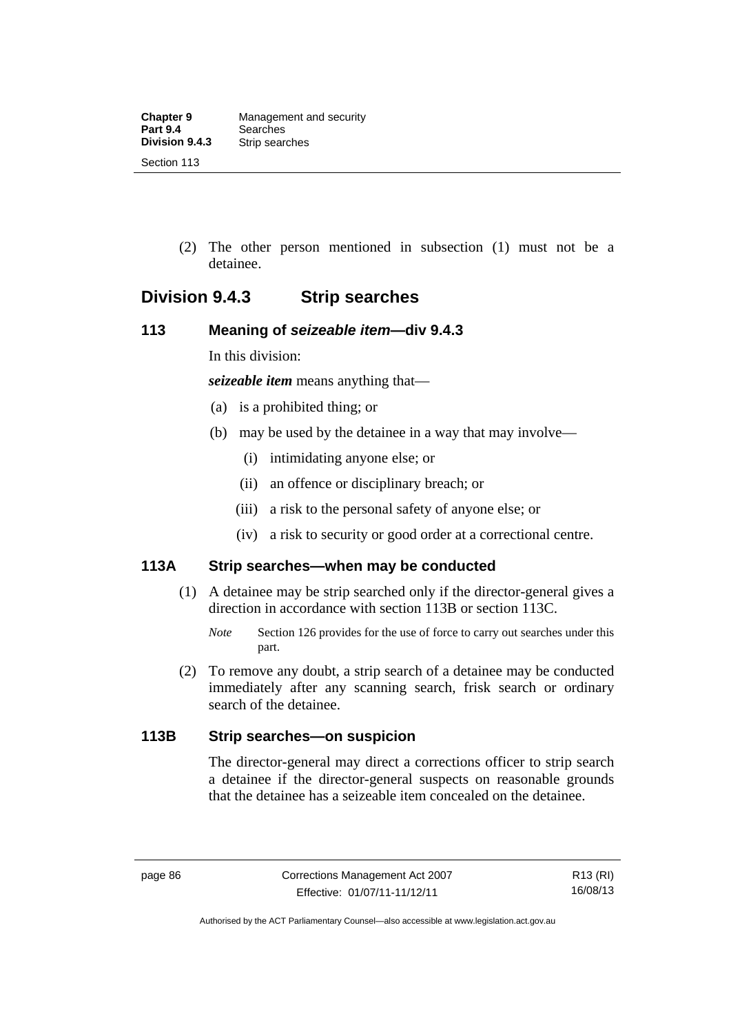(2) The other person mentioned in subsection (1) must not be a detainee.

## Division 9.4.3 Strip searches

### 113 Meaning of *seizeable item*—div 9.4.3

In this division:

***seizeable item*** means anything that—

(a) is a prohibited thing; or

(b) may be used by the detainee in a way that may involve—

(i) intimidating anyone else; or

(ii) an offence or disciplinary breach; or

(iii) a risk to the personal safety of anyone else; or

(iv) a risk to security or good order at a correctional centre.

### 113A Strip searches—when may be conducted

(1) A detainee may be strip searched only if the director-general gives a direction in accordance with section 113B or section 113C.

*Note* Section 126 provides for the use of force to carry out searches under this part.

(2) To remove any doubt, a strip search of a detainee may be conducted immediately after any scanning search, frisk search or ordinary search of the detainee.

### 113B Strip searches—on suspicion

The director-general may direct a corrections officer to strip search a detainee if the director-general suspects on reasonable grounds that the detainee has a seizeable item concealed on the detainee.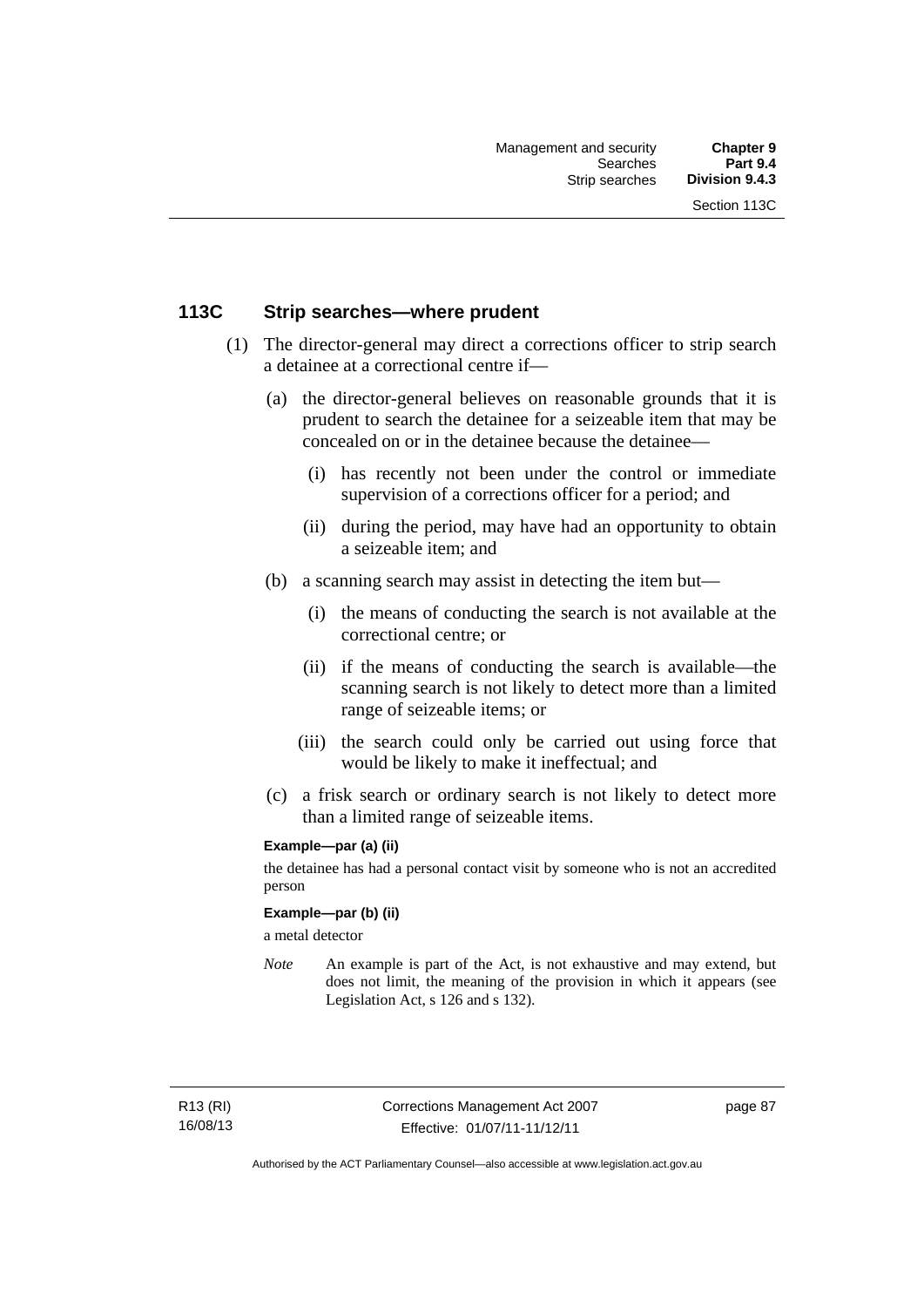### 113C Strip searches—where prudent

(1) The director-general may direct a corrections officer to strip search a detainee at a correctional centre if—

(a) the director-general believes on reasonable grounds that it is prudent to search the detainee for a seizeable item that may be concealed on or in the detainee because the detainee—

(i) has recently not been under the control or immediate supervision of a corrections officer for a period; and

(ii) during the period, may have had an opportunity to obtain a seizeable item; and

(b) a scanning search may assist in detecting the item but—

(i) the means of conducting the search is not available at the correctional centre; or

(ii) if the means of conducting the search is available—the scanning search is not likely to detect more than a limited range of seizeable items; or

(iii) the search could only be carried out using force that would be likely to make it ineffectual; and

(c) a frisk search or ordinary search is not likely to detect more than a limited range of seizeable items.

**Example—par (a) (ii)**

the detainee has had a personal contact visit by someone who is not an accredited person

**Example—par (b) (ii)**

a metal detector

*Note* An example is part of the Act, is not exhaustive and may extend, but does not limit, the meaning of the provision in which it appears (see Legislation Act, s 126 and s 132).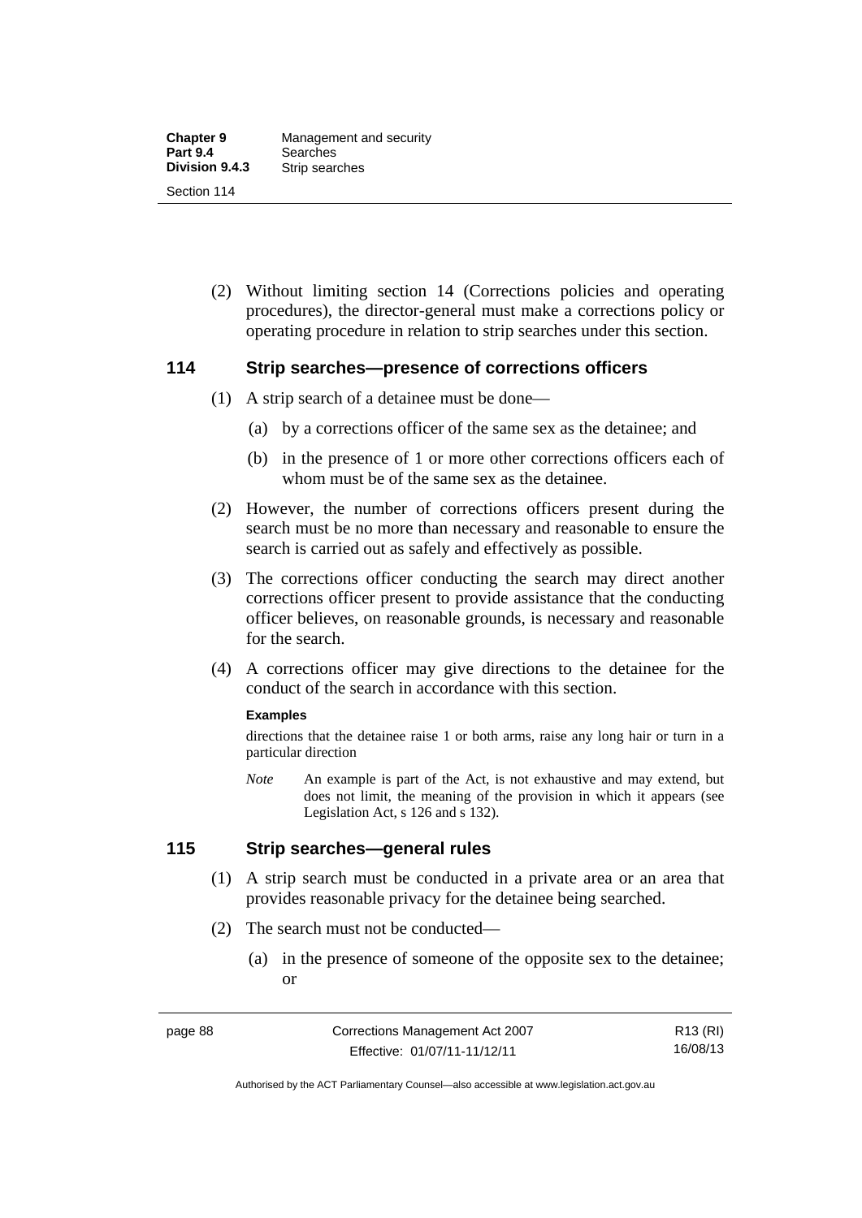(2) Without limiting section 14 (Corrections policies and operating procedures), the director-general must make a corrections policy or operating procedure in relation to strip searches under this section.

### 114 Strip searches—presence of corrections officers

(1) A strip search of a detainee must be done—

(a) by a corrections officer of the same sex as the detainee; and

(b) in the presence of 1 or more other corrections officers each of whom must be of the same sex as the detainee.

(2) However, the number of corrections officers present during the search must be no more than necessary and reasonable to ensure the search is carried out as safely and effectively as possible.

(3) The corrections officer conducting the search may direct another corrections officer present to provide assistance that the conducting officer believes, on reasonable grounds, is necessary and reasonable for the search.

(4) A corrections officer may give directions to the detainee for the conduct of the search in accordance with this section.

**Examples**

directions that the detainee raise 1 or both arms, raise any long hair or turn in a particular direction

*Note* An example is part of the Act, is not exhaustive and may extend, but does not limit, the meaning of the provision in which it appears (see Legislation Act, s 126 and s 132).

### 115 Strip searches—general rules

(1) A strip search must be conducted in a private area or an area that provides reasonable privacy for the detainee being searched.

(2) The search must not be conducted—

(a) in the presence of someone of the opposite sex to the detainee; or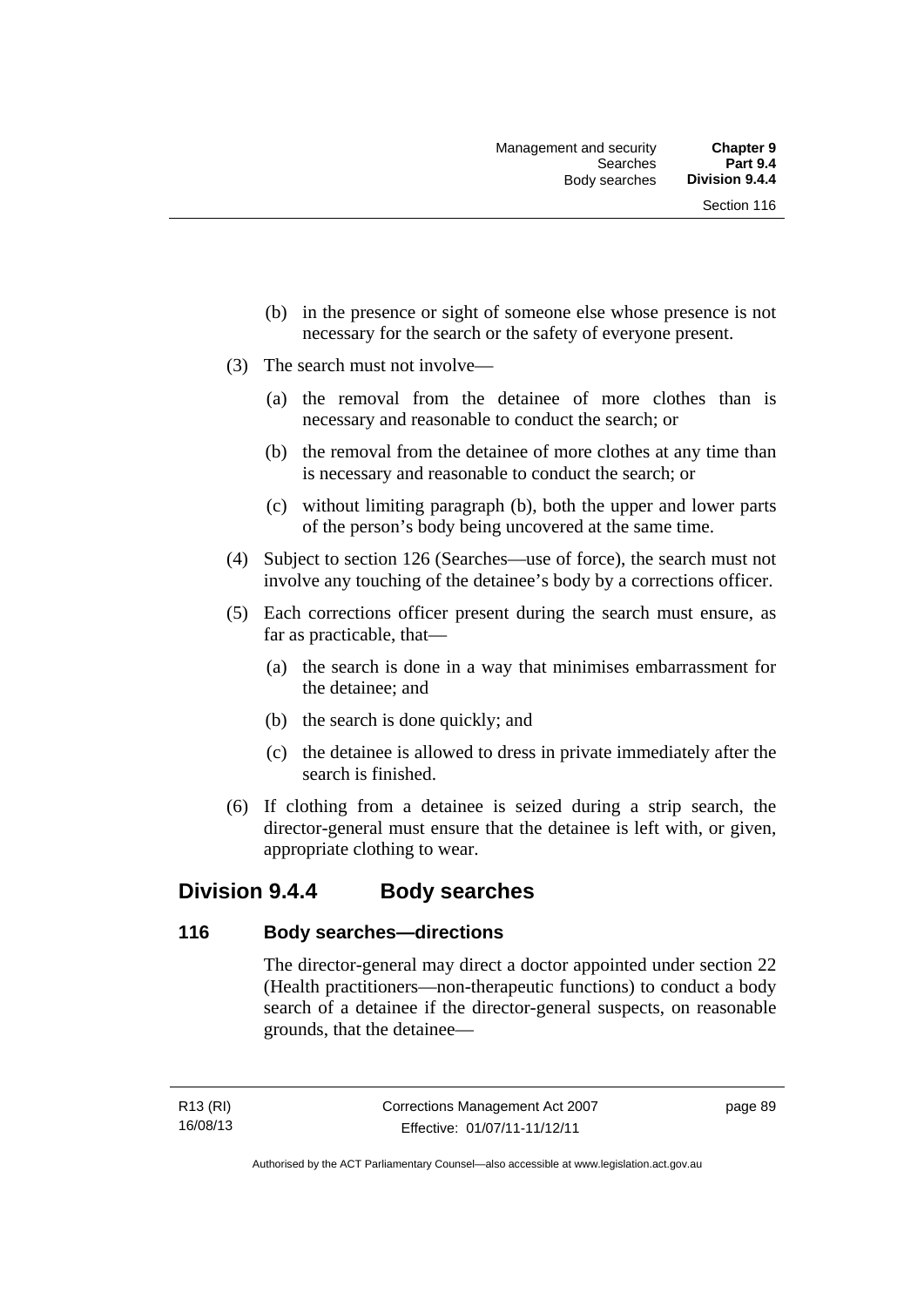(b) in the presence or sight of someone else whose presence is not necessary for the search or the safety of everyone present.

(3) The search must not involve—

(a) the removal from the detainee of more clothes than is necessary and reasonable to conduct the search; or

(b) the removal from the detainee of more clothes at any time than is necessary and reasonable to conduct the search; or

(c) without limiting paragraph (b), both the upper and lower parts of the person's body being uncovered at the same time.

(4) Subject to section 126 (Searches—use of force), the search must not involve any touching of the detainee's body by a corrections officer.

(5) Each corrections officer present during the search must ensure, as far as practicable, that—

(a) the search is done in a way that minimises embarrassment for the detainee; and

(b) the search is done quickly; and

(c) the detainee is allowed to dress in private immediately after the search is finished.

(6) If clothing from a detainee is seized during a strip search, the director-general must ensure that the detainee is left with, or given, appropriate clothing to wear.

## Division 9.4.4 Body searches

### 116 Body searches—directions

The director-general may direct a doctor appointed under section 22 (Health practitioners—non-therapeutic functions) to conduct a body search of a detainee if the director-general suspects, on reasonable grounds, that the detainee—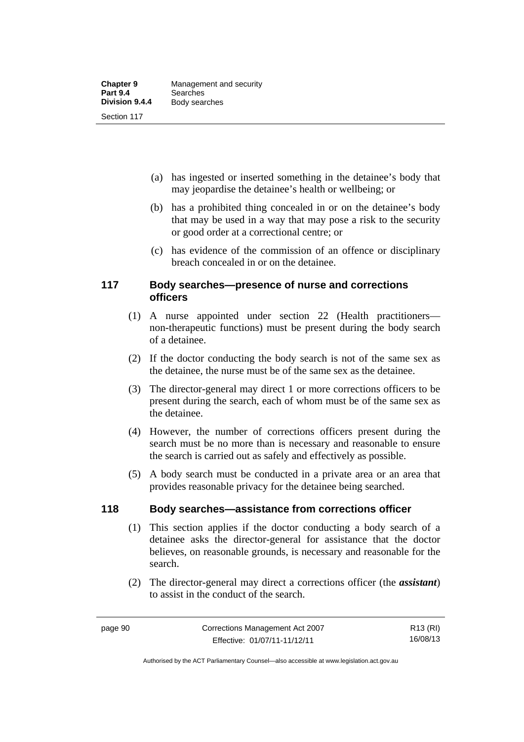(a) has ingested or inserted something in the detainee's body that may jeopardise the detainee's health or wellbeing; or

(b) has a prohibited thing concealed in or on the detainee's body that may be used in a way that may pose a risk to the security or good order at a correctional centre; or

(c) has evidence of the commission of an offence or disciplinary breach concealed in or on the detainee.

## 117 Body searches—presence of nurse and corrections officers

(1) A nurse appointed under section 22 (Health practitioners—non-therapeutic functions) must be present during the body search of a detainee.

(2) If the doctor conducting the body search is not of the same sex as the detainee, the nurse must be of the same sex as the detainee.

(3) The director-general may direct 1 or more corrections officers to be present during the search, each of whom must be of the same sex as the detainee.

(4) However, the number of corrections officers present during the search must be no more than is necessary and reasonable to ensure the search is carried out as safely and effectively as possible.

(5) A body search must be conducted in a private area or an area that provides reasonable privacy for the detainee being searched.

## 118 Body searches—assistance from corrections officer

(1) This section applies if the doctor conducting a body search of a detainee asks the director-general for assistance that the doctor believes, on reasonable grounds, is necessary and reasonable for the search.

(2) The director-general may direct a corrections officer (the ***assistant***) to assist in the conduct of the search.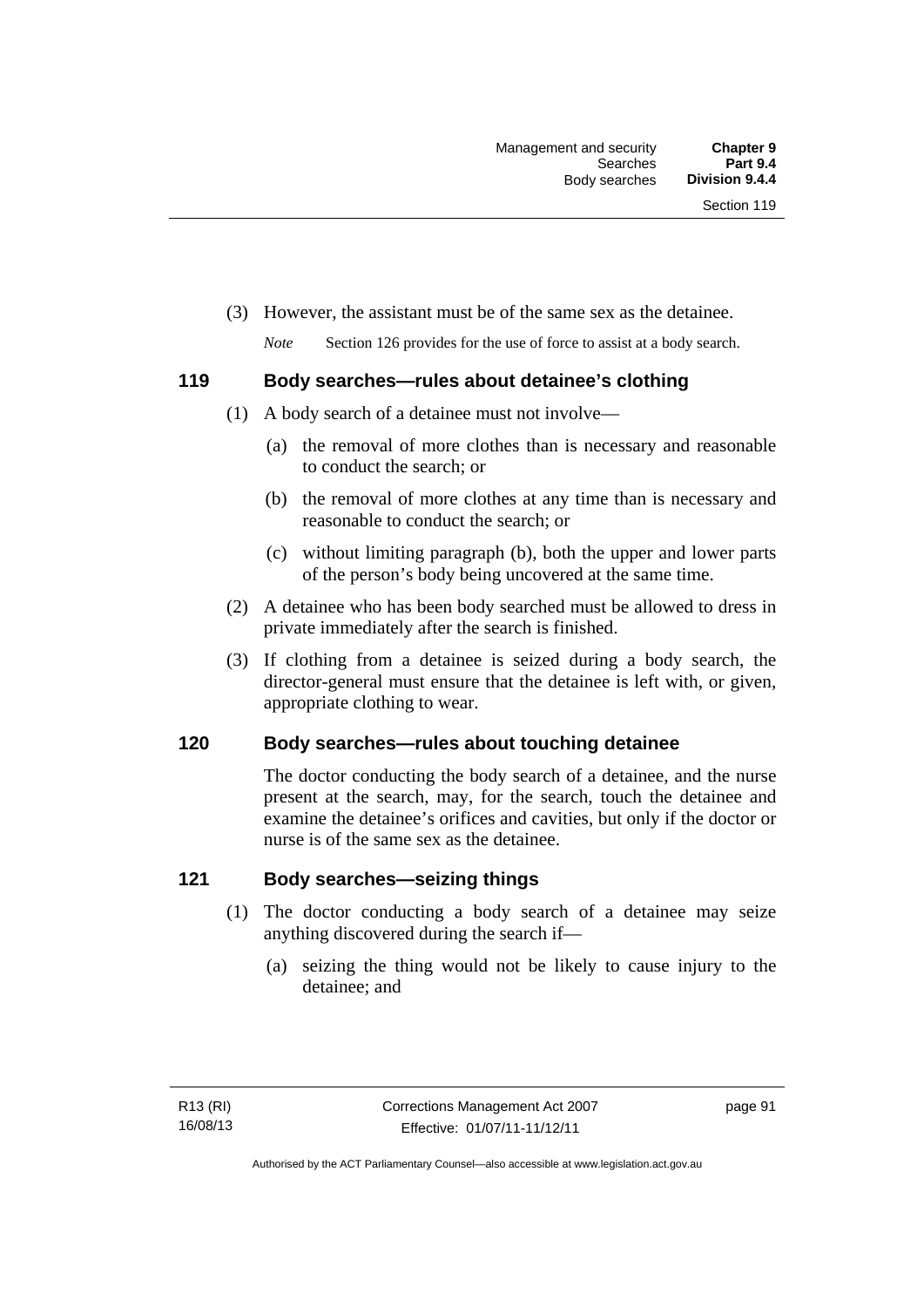(3) However, the assistant must be of the same sex as the detainee.

*Note* Section 126 provides for the use of force to assist at a body search.

### 119 Body searches—rules about detainee's clothing

(1) A body search of a detainee must not involve—

(a) the removal of more clothes than is necessary and reasonable to conduct the search; or

(b) the removal of more clothes at any time than is necessary and reasonable to conduct the search; or

(c) without limiting paragraph (b), both the upper and lower parts of the person's body being uncovered at the same time.

(2) A detainee who has been body searched must be allowed to dress in private immediately after the search is finished.

(3) If clothing from a detainee is seized during a body search, the director-general must ensure that the detainee is left with, or given, appropriate clothing to wear.

### 120 Body searches—rules about touching detainee

The doctor conducting the body search of a detainee, and the nurse present at the search, may, for the search, touch the detainee and examine the detainee's orifices and cavities, but only if the doctor or nurse is of the same sex as the detainee.

### 121 Body searches—seizing things

(1) The doctor conducting a body search of a detainee may seize anything discovered during the search if—

(a) seizing the thing would not be likely to cause injury to the detainee; and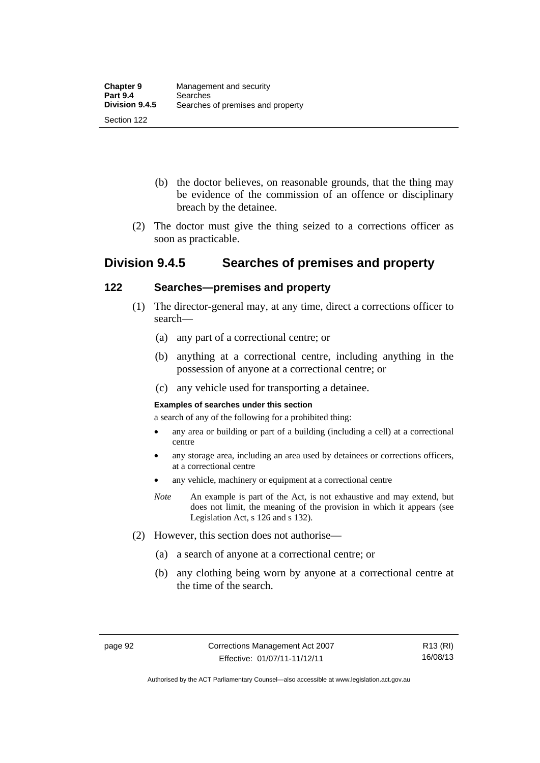(b) the doctor believes, on reasonable grounds, that the thing may be evidence of the commission of an offence or disciplinary breach by the detainee.

(2) The doctor must give the thing seized to a corrections officer as soon as practicable.

## Division 9.4.5 Searches of premises and property

### 122 Searches—premises and property

(1) The director-general may, at any time, direct a corrections officer to search—

(a) any part of a correctional centre; or

(b) anything at a correctional centre, including anything in the possession of anyone at a correctional centre; or

(c) any vehicle used for transporting a detainee.

**Examples of searches under this section**

a search of any of the following for a prohibited thing:

- any area or building or part of a building (including a cell) at a correctional centre
- any storage area, including an area used by detainees or corrections officers, at a correctional centre
- any vehicle, machinery or equipment at a correctional centre

*Note* An example is part of the Act, is not exhaustive and may extend, but does not limit, the meaning of the provision in which it appears (see Legislation Act, s 126 and s 132).

(2) However, this section does not authorise—

(a) a search of anyone at a correctional centre; or

(b) any clothing being worn by anyone at a correctional centre at the time of the search.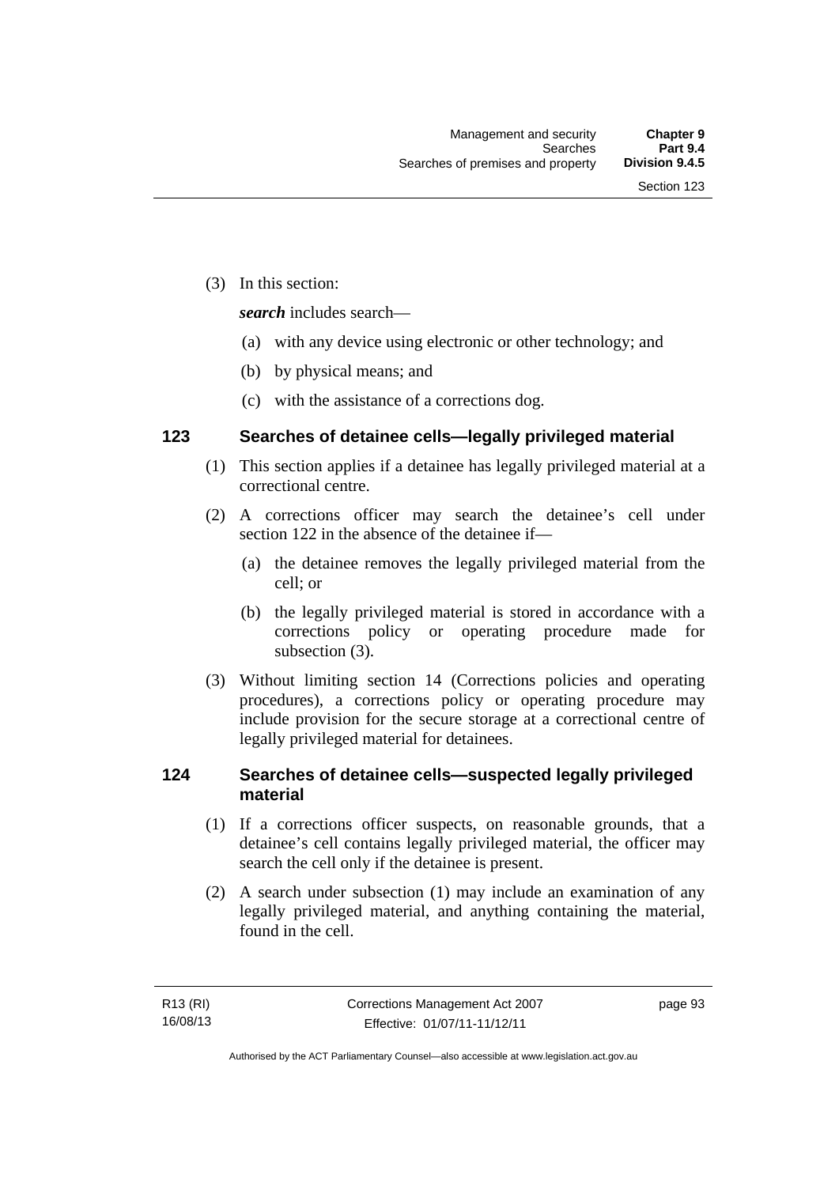(3) In this section:

*search* includes search—

(a) with any device using electronic or other technology; and

(b) by physical means; and

(c) with the assistance of a corrections dog.

### 123 Searches of detainee cells—legally privileged material

(1) This section applies if a detainee has legally privileged material at a correctional centre.

(2) A corrections officer may search the detainee's cell under section 122 in the absence of the detainee if—

(a) the detainee removes the legally privileged material from the cell; or

(b) the legally privileged material is stored in accordance with a corrections policy or operating procedure made for subsection (3).

(3) Without limiting section 14 (Corrections policies and operating procedures), a corrections policy or operating procedure may include provision for the secure storage at a correctional centre of legally privileged material for detainees.

### 124 Searches of detainee cells—suspected legally privileged material

(1) If a corrections officer suspects, on reasonable grounds, that a detainee's cell contains legally privileged material, the officer may search the cell only if the detainee is present.

(2) A search under subsection (1) may include an examination of any legally privileged material, and anything containing the material, found in the cell.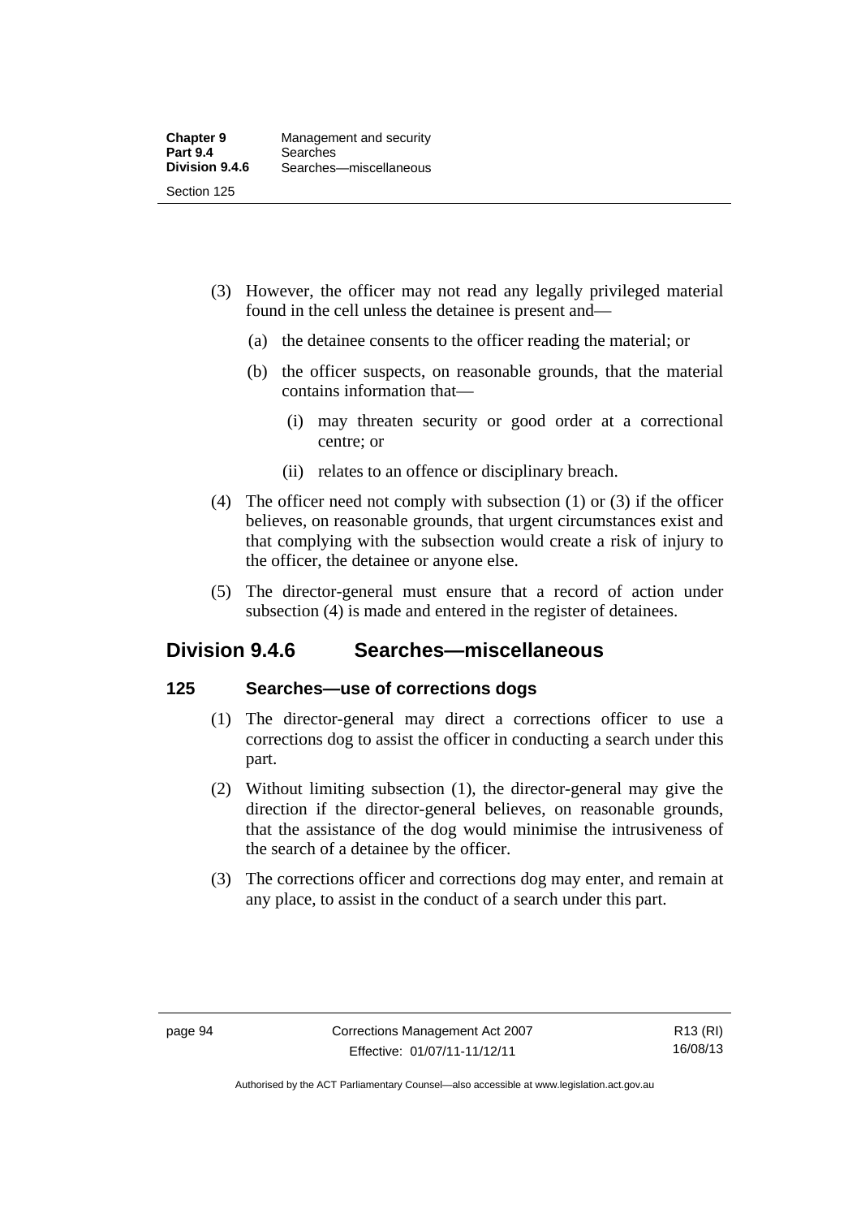(3) However, the officer may not read any legally privileged material found in the cell unless the detainee is present and—

(a) the detainee consents to the officer reading the material; or

(b) the officer suspects, on reasonable grounds, that the material contains information that—

(i) may threaten security or good order at a correctional centre; or

(ii) relates to an offence or disciplinary breach.

(4) The officer need not comply with subsection (1) or (3) if the officer believes, on reasonable grounds, that urgent circumstances exist and that complying with the subsection would create a risk of injury to the officer, the detainee or anyone else.

(5) The director-general must ensure that a record of action under subsection (4) is made and entered in the register of detainees.

## Division 9.4.6 Searches—miscellaneous

### 125 Searches—use of corrections dogs

(1) The director-general may direct a corrections officer to use a corrections dog to assist the officer in conducting a search under this part.

(2) Without limiting subsection (1), the director-general may give the direction if the director-general believes, on reasonable grounds, that the assistance of the dog would minimise the intrusiveness of the search of a detainee by the officer.

(3) The corrections officer and corrections dog may enter, and remain at any place, to assist in the conduct of a search under this part.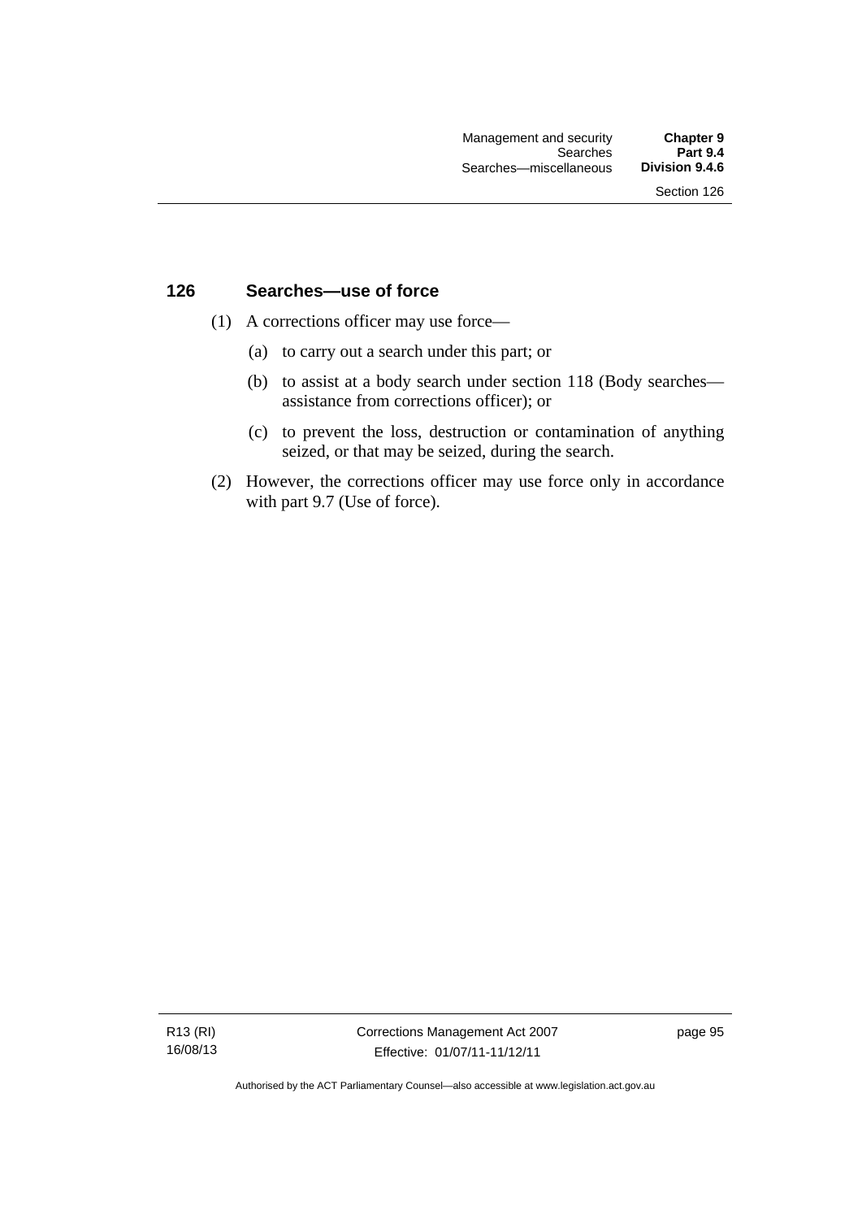## 126 Searches—use of force

(1) A corrections officer may use force—

(a) to carry out a search under this part; or

(b) to assist at a body search under section 118 (Body searches—assistance from corrections officer); or

(c) to prevent the loss, destruction or contamination of anything seized, or that may be seized, during the search.

(2) However, the corrections officer may use force only in accordance with part 9.7 (Use of force).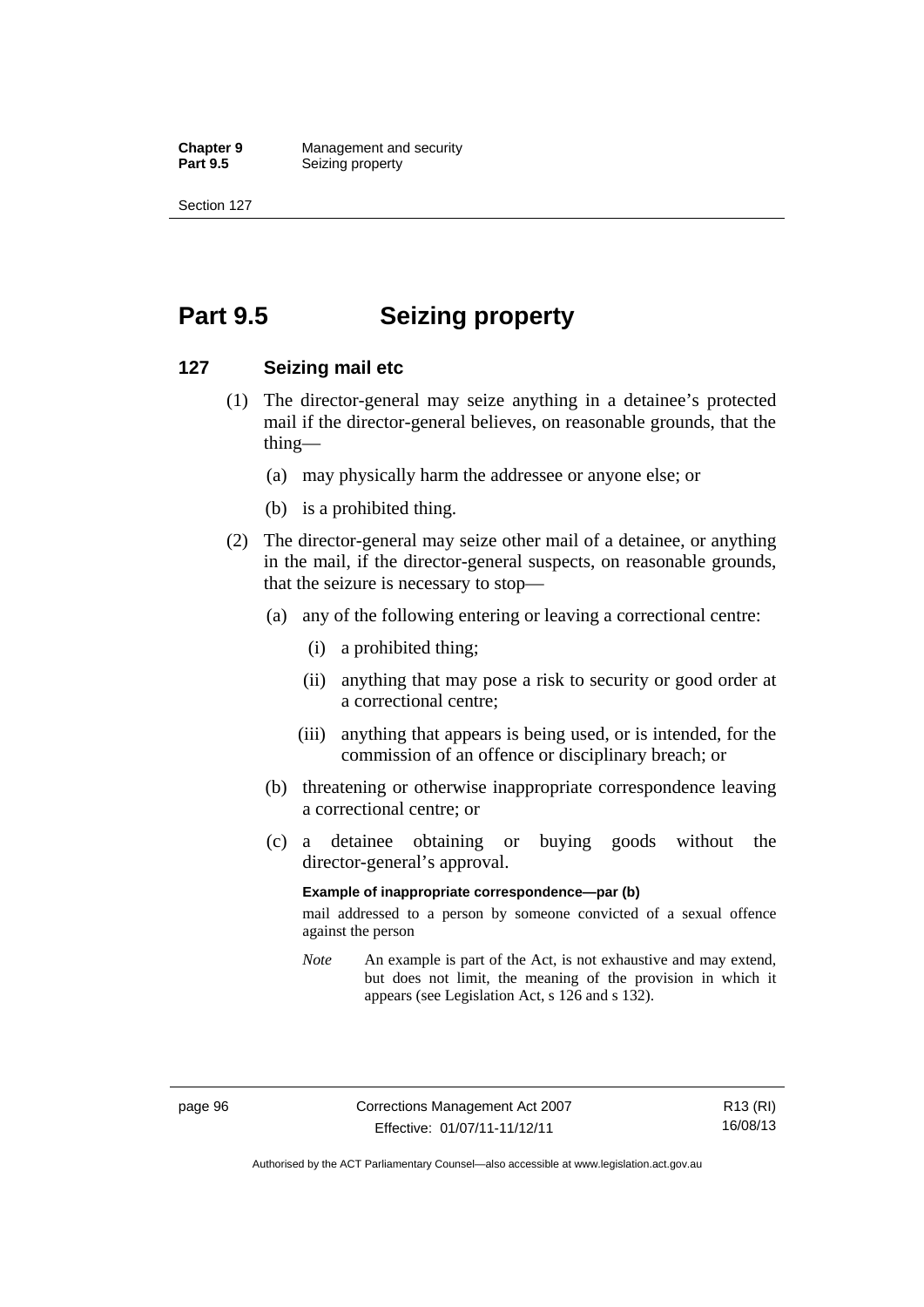# Part 9.5 Seizing property

## 127 Seizing mail etc

(1) The director-general may seize anything in a detainee's protected mail if the director-general believes, on reasonable grounds, that the thing—

(a) may physically harm the addressee or anyone else; or

(b) is a prohibited thing.

(2) The director-general may seize other mail of a detainee, or anything in the mail, if the director-general suspects, on reasonable grounds, that the seizure is necessary to stop—

(a) any of the following entering or leaving a correctional centre:

(i) a prohibited thing;

(ii) anything that may pose a risk to security or good order at a correctional centre;

(iii) anything that appears is being used, or is intended, for the commission of an offence or disciplinary breach; or

(b) threatening or otherwise inappropriate correspondence leaving a correctional centre; or

(c) a detainee obtaining or buying goods without the director-general's approval.

**Example of inappropriate correspondence—par (b)**

mail addressed to a person by someone convicted of a sexual offence against the person

*Note* An example is part of the Act, is not exhaustive and may extend, but does not limit, the meaning of the provision in which it appears (see Legislation Act, s 126 and s 132).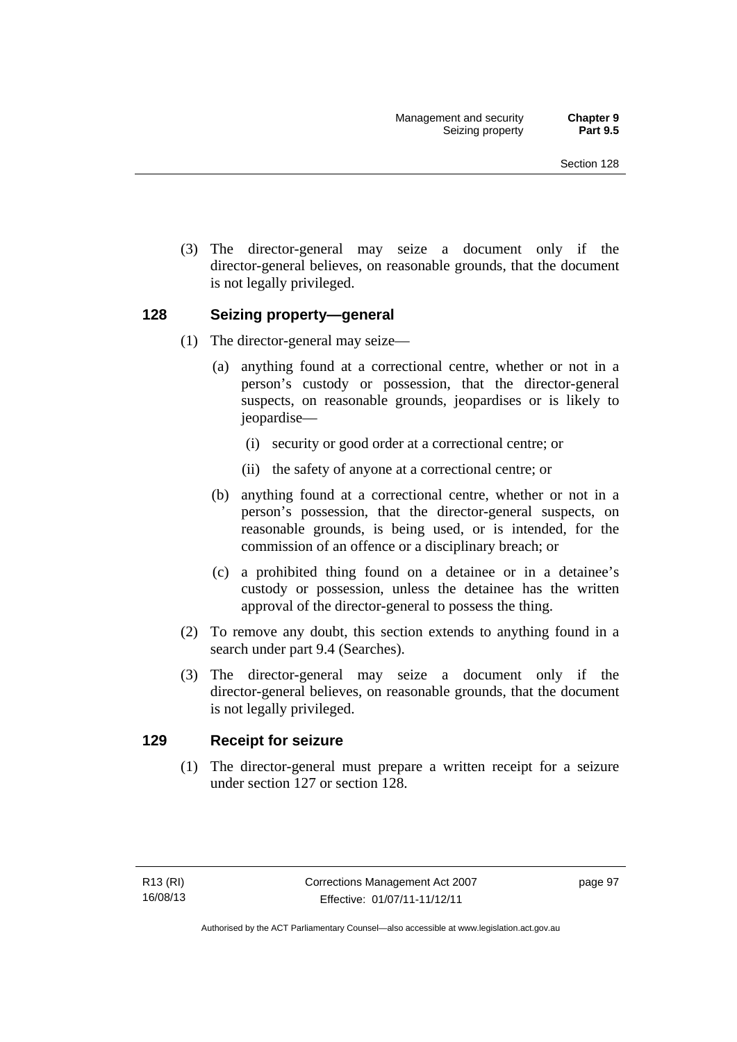(3) The director-general may seize a document only if the director-general believes, on reasonable grounds, that the document is not legally privileged.

## 128 Seizing property—general

(1) The director-general may seize—

(a) anything found at a correctional centre, whether or not in a person's custody or possession, that the director-general suspects, on reasonable grounds, jeopardises or is likely to jeopardise—

(i) security or good order at a correctional centre; or

(ii) the safety of anyone at a correctional centre; or

(b) anything found at a correctional centre, whether or not in a person's possession, that the director-general suspects, on reasonable grounds, is being used, or is intended, for the commission of an offence or a disciplinary breach; or

(c) a prohibited thing found on a detainee or in a detainee's custody or possession, unless the detainee has the written approval of the director-general to possess the thing.

(2) To remove any doubt, this section extends to anything found in a search under part 9.4 (Searches).

(3) The director-general may seize a document only if the director-general believes, on reasonable grounds, that the document is not legally privileged.

## 129 Receipt for seizure

(1) The director-general must prepare a written receipt for a seizure under section 127 or section 128.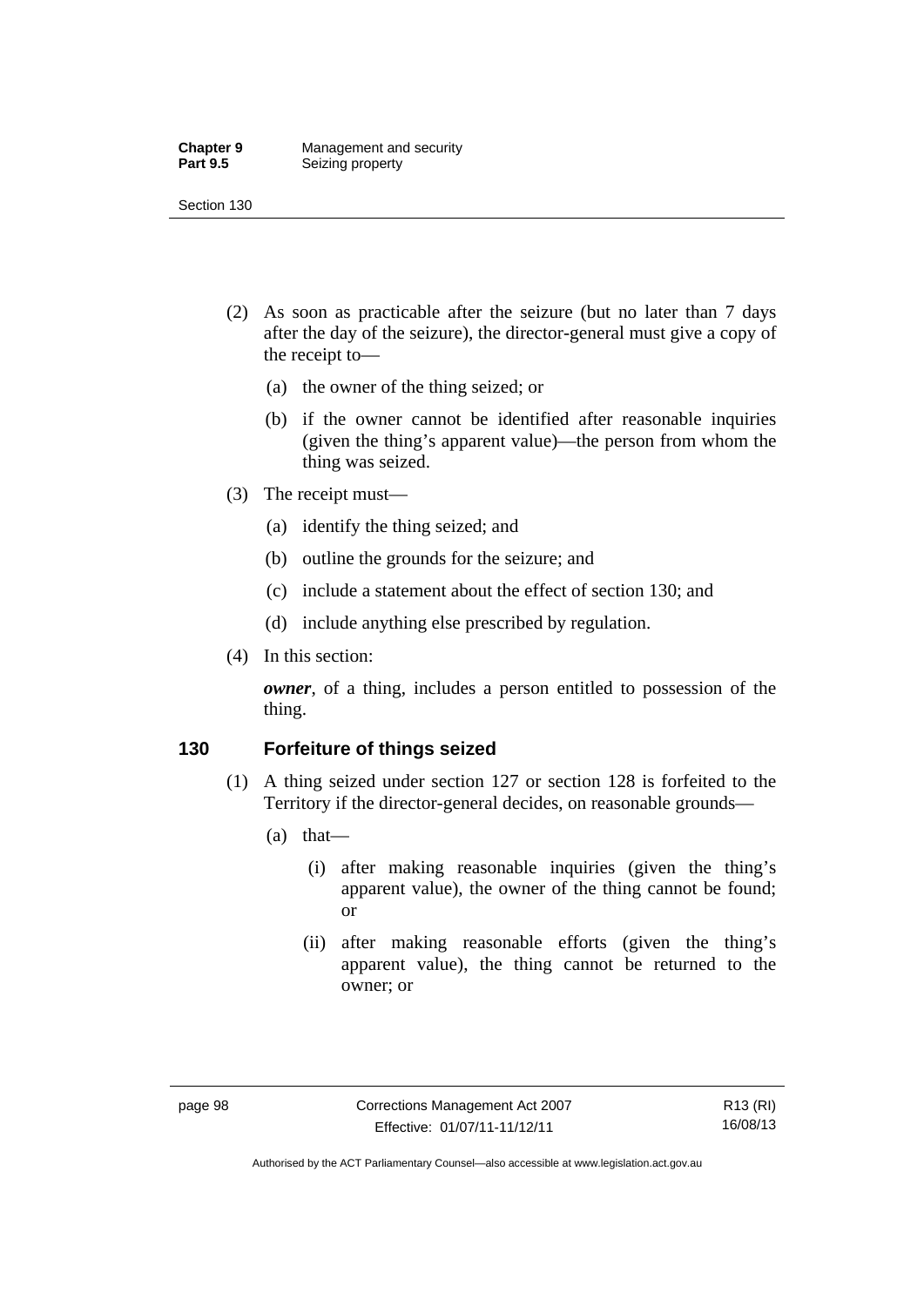(2) As soon as practicable after the seizure (but no later than 7 days after the day of the seizure), the director-general must give a copy of the receipt to—

   (a) the owner of the thing seized; or

   (b) if the owner cannot be identified after reasonable inquiries (given the thing's apparent value)—the person from whom the thing was seized.

(3) The receipt must—

   (a) identify the thing seized; and

   (b) outline the grounds for the seizure; and

   (c) include a statement about the effect of section 130; and

   (d) include anything else prescribed by regulation.

(4) In this section:

***owner***, of a thing, includes a person entitled to possession of the thing.

### 130 Forfeiture of things seized

(1) A thing seized under section 127 or section 128 is forfeited to the Territory if the director-general decides, on reasonable grounds—

   (a) that—

      (i) after making reasonable inquiries (given the thing's apparent value), the owner of the thing cannot be found; or

      (ii) after making reasonable efforts (given the thing's apparent value), the thing cannot be returned to the owner; or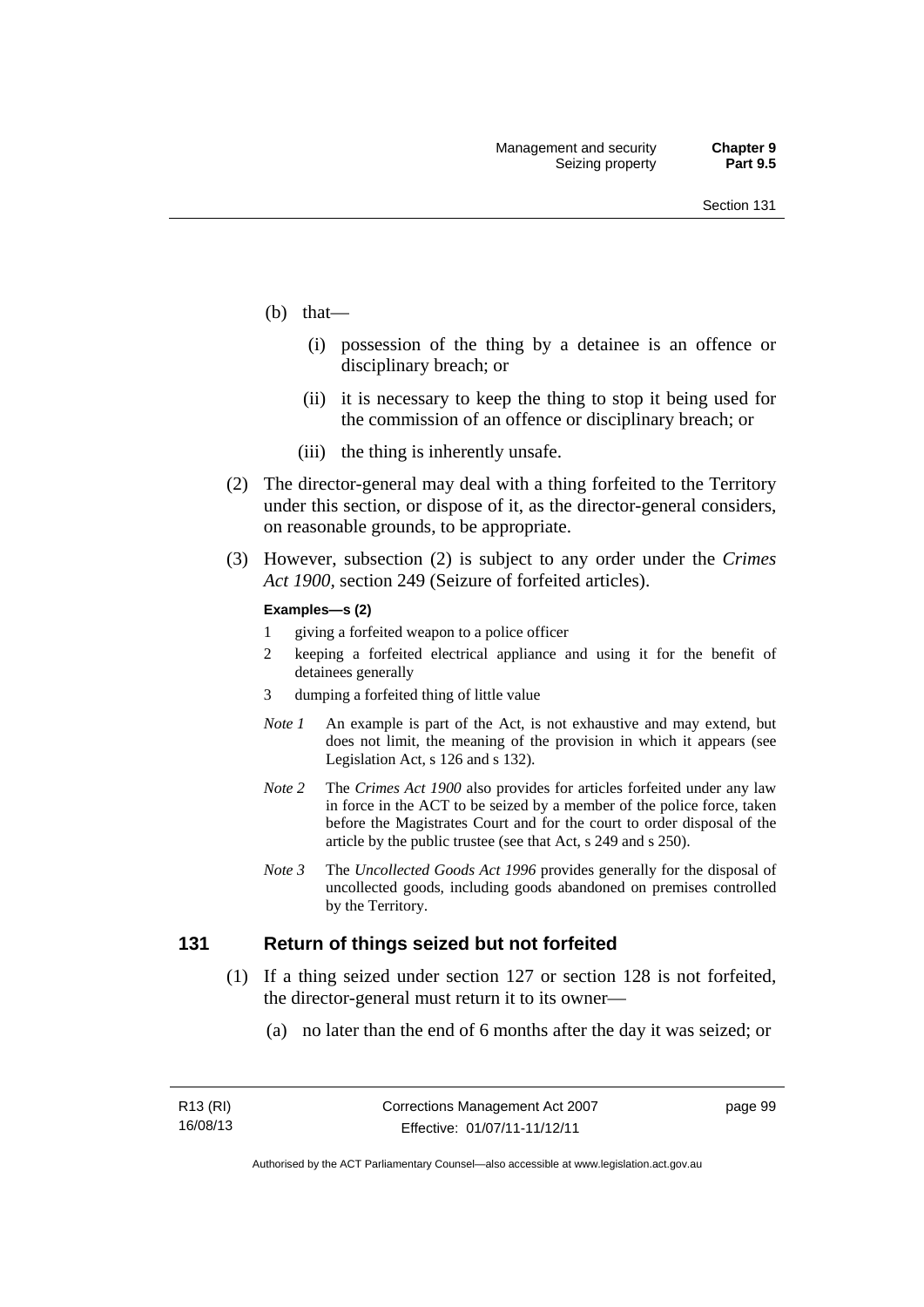(b) that—

   (i) possession of the thing by a detainee is an offence or disciplinary breach; or

   (ii) it is necessary to keep the thing to stop it being used for the commission of an offence or disciplinary breach; or

   (iii) the thing is inherently unsafe.

(2) The director-general may deal with a thing forfeited to the Territory under this section, or dispose of it, as the director-general considers, on reasonable grounds, to be appropriate.

(3) However, subsection (2) is subject to any order under the *Crimes Act 1900*, section 249 (Seizure of forfeited articles).

**Examples—s (2)**

1 giving a forfeited weapon to a police officer

2 keeping a forfeited electrical appliance and using it for the benefit of detainees generally

3 dumping a forfeited thing of little value

*Note 1* An example is part of the Act, is not exhaustive and may extend, but does not limit, the meaning of the provision in which it appears (see Legislation Act, s 126 and s 132).

*Note 2* The *Crimes Act 1900* also provides for articles forfeited under any law in force in the ACT to be seized by a member of the police force, taken before the Magistrates Court and for the court to order disposal of the article by the public trustee (see that Act, s 249 and s 250).

*Note 3* The *Uncollected Goods Act 1996* provides generally for the disposal of uncollected goods, including goods abandoned on premises controlled by the Territory.

## 131 Return of things seized but not forfeited

(1) If a thing seized under section 127 or section 128 is not forfeited, the director-general must return it to its owner—

   (a) no later than the end of 6 months after the day it was seized; or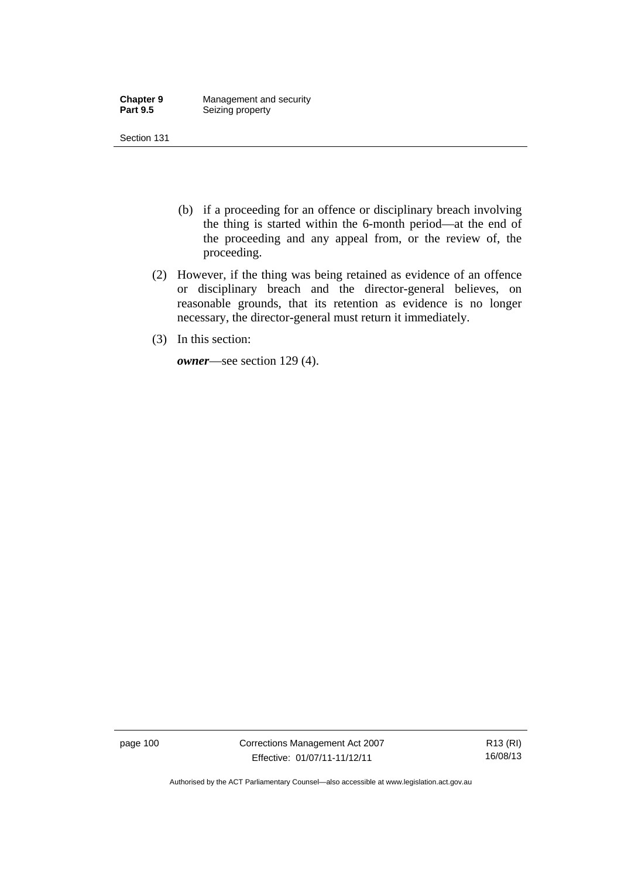(b) if a proceeding for an offence or disciplinary breach involving the thing is started within the 6-month period—at the end of the proceeding and any appeal from, or the review of, the proceeding.

(2) However, if the thing was being retained as evidence of an offence or disciplinary breach and the director-general believes, on reasonable grounds, that its retention as evidence is no longer necessary, the director-general must return it immediately.

(3) In this section:

***owner***—see section 129 (4).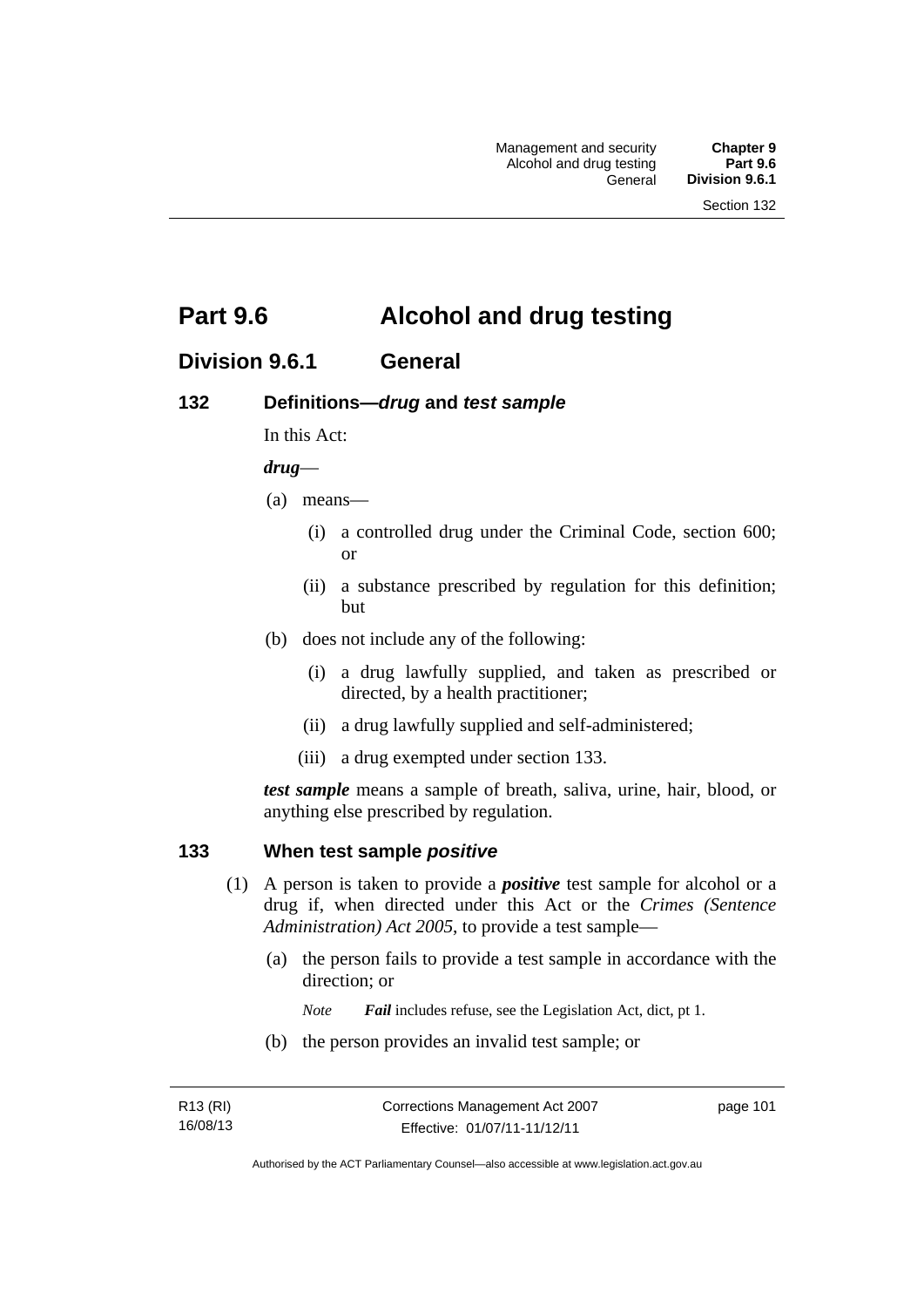# Part 9.6 Alcohol and drug testing

## Division 9.6.1 General

### 132 Definitions—*drug* and *test sample*

In this Act:

***drug***—

(a) means—

(i) a controlled drug under the Criminal Code, section 600; or

(ii) a substance prescribed by regulation for this definition; but

(b) does not include any of the following:

(i) a drug lawfully supplied, and taken as prescribed or directed, by a health practitioner;

(ii) a drug lawfully supplied and self-administered;

(iii) a drug exempted under section 133.

***test sample*** means a sample of breath, saliva, urine, hair, blood, or anything else prescribed by regulation.

### 133 When test sample *positive*

(1) A person is taken to provide a ***positive*** test sample for alcohol or a drug if, when directed under this Act or the *Crimes (Sentence Administration) Act 2005*, to provide a test sample—

(a) the person fails to provide a test sample in accordance with the direction; or

*Note* ***Fail*** includes refuse, see the Legislation Act, dict, pt 1.

(b) the person provides an invalid test sample; or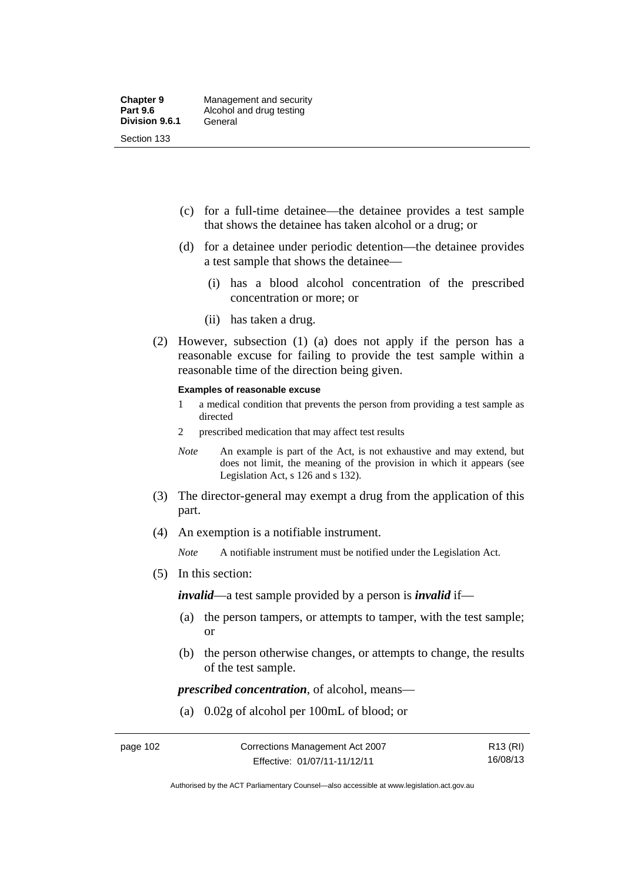(c) for a full-time detainee—the detainee provides a test sample that shows the detainee has taken alcohol or a drug; or

(d) for a detainee under periodic detention—the detainee provides a test sample that shows the detainee—

  (i) has a blood alcohol concentration of the prescribed concentration or more; or

  (ii) has taken a drug.

(2) However, subsection (1) (a) does not apply if the person has a reasonable excuse for failing to provide the test sample within a reasonable time of the direction being given.

**Examples of reasonable excuse**

1 a medical condition that prevents the person from providing a test sample as directed

2 prescribed medication that may affect test results

*Note* An example is part of the Act, is not exhaustive and may extend, but does not limit, the meaning of the provision in which it appears (see Legislation Act, s 126 and s 132).

(3) The director-general may exempt a drug from the application of this part.

(4) An exemption is a notifiable instrument.

*Note* A notifiable instrument must be notified under the Legislation Act.

(5) In this section:

***invalid***—a test sample provided by a person is ***invalid*** if—

(a) the person tampers, or attempts to tamper, with the test sample; or

(b) the person otherwise changes, or attempts to change, the results of the test sample.

***prescribed concentration***, of alcohol, means—

(a) 0.02g of alcohol per 100mL of blood; or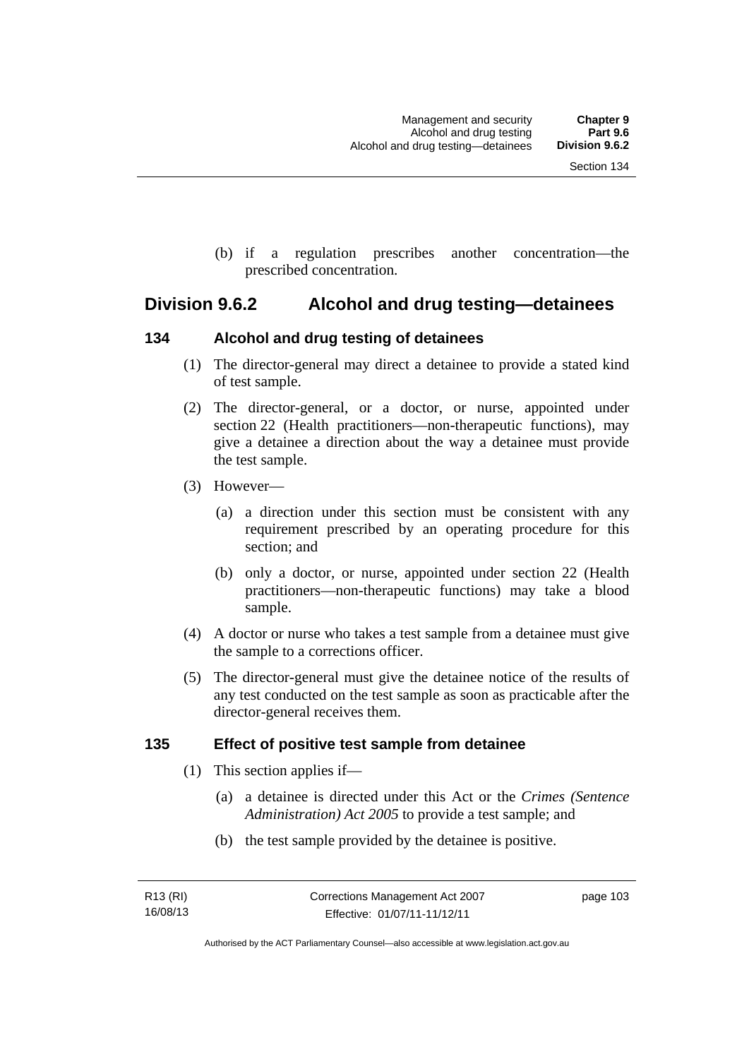(b) if a regulation prescribes another concentration—the prescribed concentration.

## Division 9.6.2 Alcohol and drug testing—detainees

### 134 Alcohol and drug testing of detainees

(1) The director-general may direct a detainee to provide a stated kind of test sample.

(2) The director-general, or a doctor, or nurse, appointed under section 22 (Health practitioners—non-therapeutic functions), may give a detainee a direction about the way a detainee must provide the test sample.

(3) However—

(a) a direction under this section must be consistent with any requirement prescribed by an operating procedure for this section; and

(b) only a doctor, or nurse, appointed under section 22 (Health practitioners—non-therapeutic functions) may take a blood sample.

(4) A doctor or nurse who takes a test sample from a detainee must give the sample to a corrections officer.

(5) The director-general must give the detainee notice of the results of any test conducted on the test sample as soon as practicable after the director-general receives them.

### 135 Effect of positive test sample from detainee

(1) This section applies if—

(a) a detainee is directed under this Act or the *Crimes (Sentence Administration) Act 2005* to provide a test sample; and

(b) the test sample provided by the detainee is positive.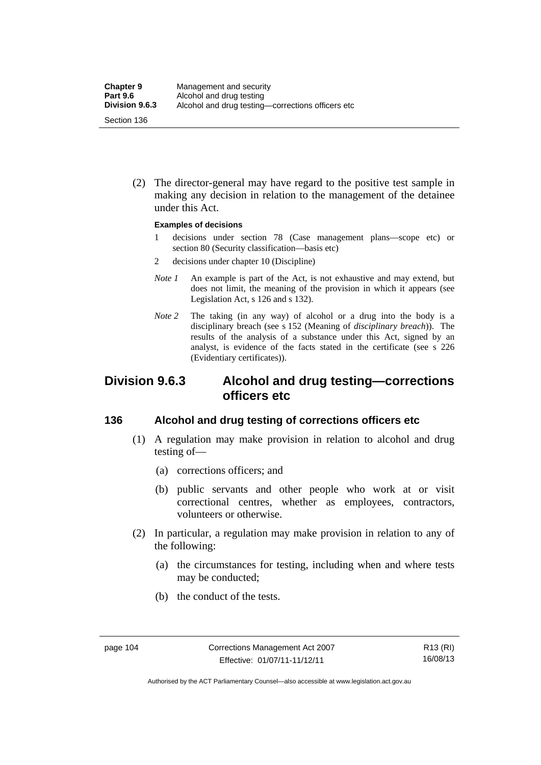(2) The director-general may have regard to the positive test sample in making any decision in relation to the management of the detainee under this Act.

**Examples of decisions**

1 decisions under section 78 (Case management plans—scope etc) or section 80 (Security classification—basis etc)

2 decisions under chapter 10 (Discipline)

*Note 1* An example is part of the Act, is not exhaustive and may extend, but does not limit, the meaning of the provision in which it appears (see Legislation Act, s 126 and s 132).

*Note 2* The taking (in any way) of alcohol or a drug into the body is a disciplinary breach (see s 152 (Meaning of *disciplinary breach*)). The results of the analysis of a substance under this Act, signed by an analyst, is evidence of the facts stated in the certificate (see s 226 (Evidentiary certificates)).

## Division 9.6.3 Alcohol and drug testing—corrections officers etc

### 136 Alcohol and drug testing of corrections officers etc

(1) A regulation may make provision in relation to alcohol and drug testing of—

(a) corrections officers; and

(b) public servants and other people who work at or visit correctional centres, whether as employees, contractors, volunteers or otherwise.

(2) In particular, a regulation may make provision in relation to any of the following:

(a) the circumstances for testing, including when and where tests may be conducted;

(b) the conduct of the tests.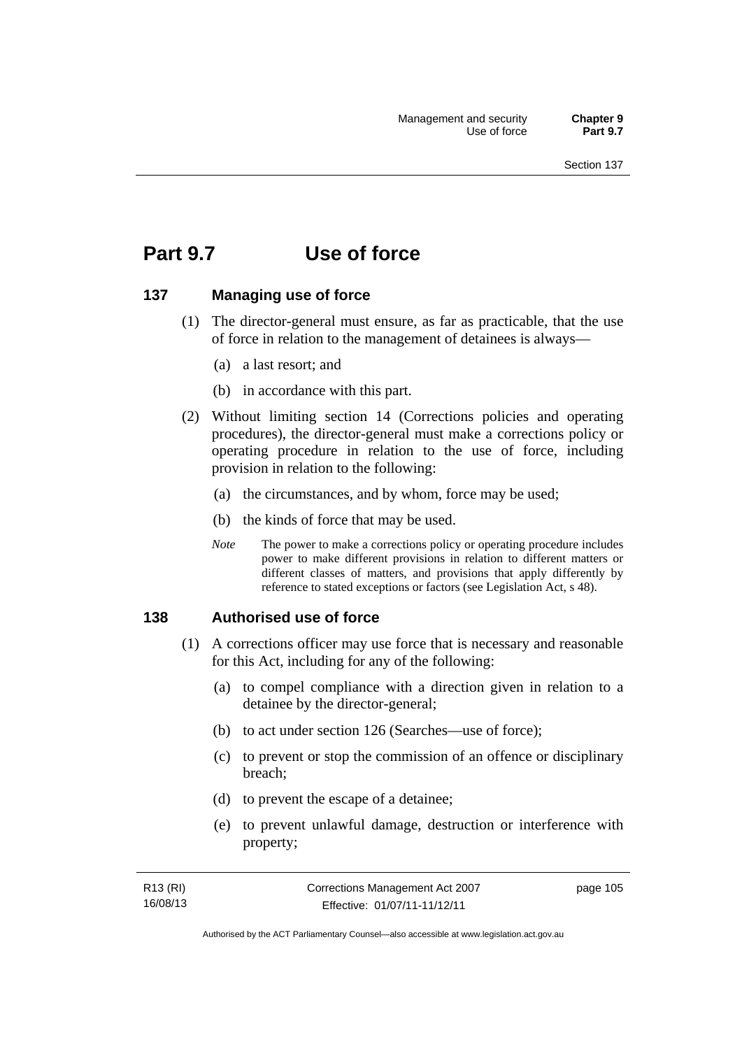# Part 9.7 Use of force

## 137 Managing use of force

(1) The director-general must ensure, as far as practicable, that the use of force in relation to the management of detainees is always—

(a) a last resort; and

(b) in accordance with this part.

(2) Without limiting section 14 (Corrections policies and operating procedures), the director-general must make a corrections policy or operating procedure in relation to the use of force, including provision in relation to the following:

(a) the circumstances, and by whom, force may be used;

(b) the kinds of force that may be used.

*Note* The power to make a corrections policy or operating procedure includes power to make different provisions in relation to different matters or different classes of matters, and provisions that apply differently by reference to stated exceptions or factors (see Legislation Act, s 48).

## 138 Authorised use of force

(1) A corrections officer may use force that is necessary and reasonable for this Act, including for any of the following:

(a) to compel compliance with a direction given in relation to a detainee by the director-general;

(b) to act under section 126 (Searches—use of force);

(c) to prevent or stop the commission of an offence or disciplinary breach;

(d) to prevent the escape of a detainee;

(e) to prevent unlawful damage, destruction or interference with property;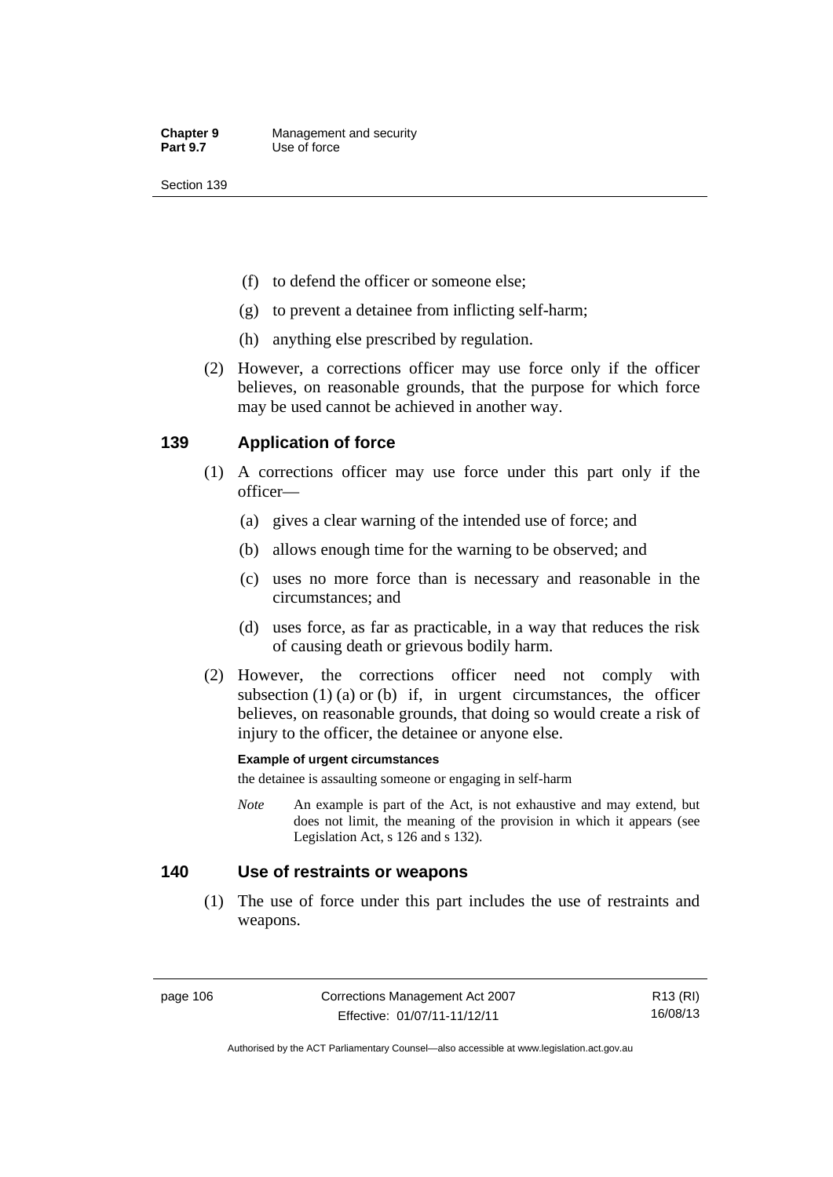(f) to defend the officer or someone else;

(g) to prevent a detainee from inflicting self-harm;

(h) anything else prescribed by regulation.

(2) However, a corrections officer may use force only if the officer believes, on reasonable grounds, that the purpose for which force may be used cannot be achieved in another way.

## 139 Application of force

(1) A corrections officer may use force under this part only if the officer—

(a) gives a clear warning of the intended use of force; and

(b) allows enough time for the warning to be observed; and

(c) uses no more force than is necessary and reasonable in the circumstances; and

(d) uses force, as far as practicable, in a way that reduces the risk of causing death or grievous bodily harm.

(2) However, the corrections officer need not comply with subsection (1) (a) or (b) if, in urgent circumstances, the officer believes, on reasonable grounds, that doing so would create a risk of injury to the officer, the detainee or anyone else.

**Example of urgent circumstances**

the detainee is assaulting someone or engaging in self-harm

*Note* An example is part of the Act, is not exhaustive and may extend, but does not limit, the meaning of the provision in which it appears (see Legislation Act, s 126 and s 132).

## 140 Use of restraints or weapons

(1) The use of force under this part includes the use of restraints and weapons.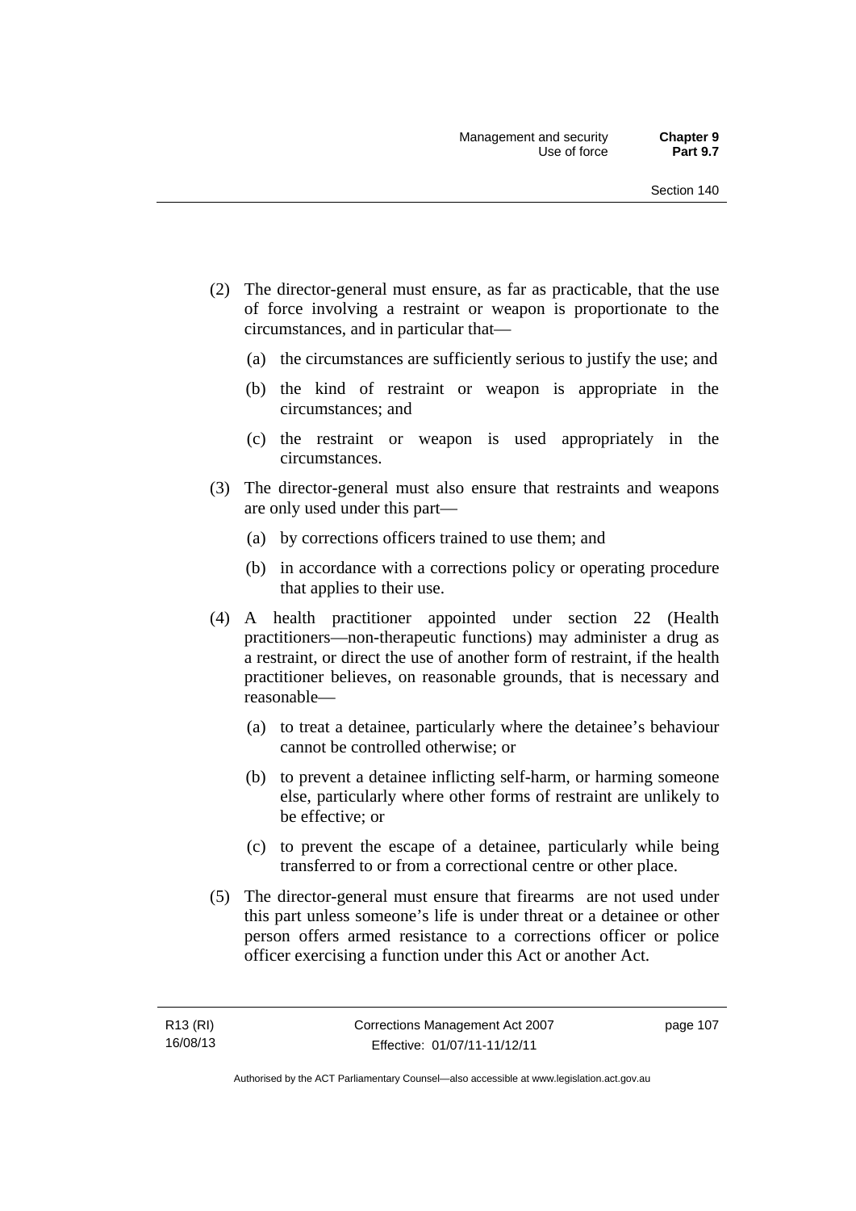(2) The director-general must ensure, as far as practicable, that the use of force involving a restraint or weapon is proportionate to the circumstances, and in particular that—

(a) the circumstances are sufficiently serious to justify the use; and

(b) the kind of restraint or weapon is appropriate in the circumstances; and

(c) the restraint or weapon is used appropriately in the circumstances.

(3) The director-general must also ensure that restraints and weapons are only used under this part—

(a) by corrections officers trained to use them; and

(b) in accordance with a corrections policy or operating procedure that applies to their use.

(4) A health practitioner appointed under section 22 (Health practitioners—non-therapeutic functions) may administer a drug as a restraint, or direct the use of another form of restraint, if the health practitioner believes, on reasonable grounds, that is necessary and reasonable—

(a) to treat a detainee, particularly where the detainee's behaviour cannot be controlled otherwise; or

(b) to prevent a detainee inflicting self-harm, or harming someone else, particularly where other forms of restraint are unlikely to be effective; or

(c) to prevent the escape of a detainee, particularly while being transferred to or from a correctional centre or other place.

(5) The director-general must ensure that firearms are not used under this part unless someone's life is under threat or a detainee or other person offers armed resistance to a corrections officer or police officer exercising a function under this Act or another Act.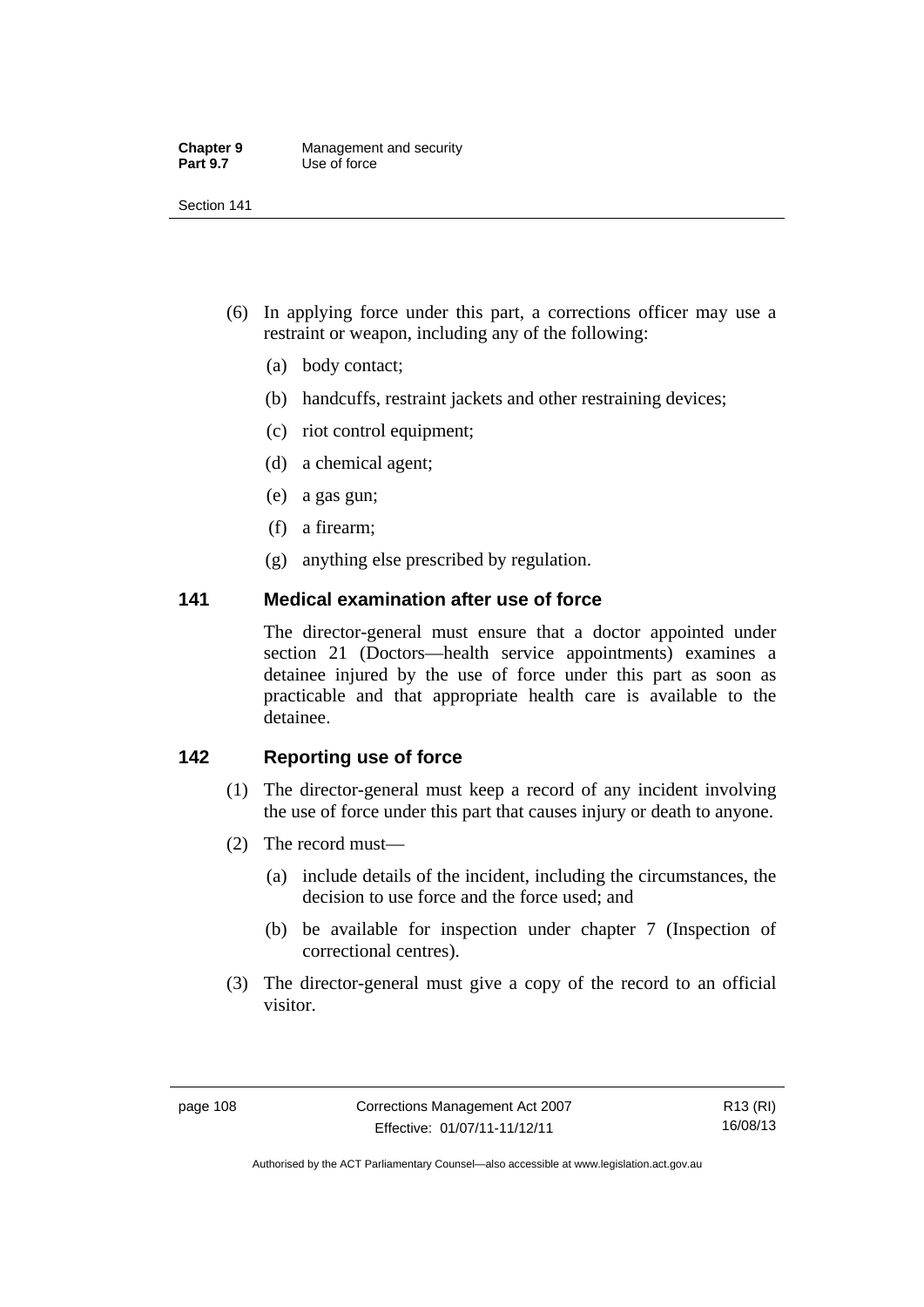(6) In applying force under this part, a corrections officer may use a restraint or weapon, including any of the following:

(a) body contact;

(b) handcuffs, restraint jackets and other restraining devices;

(c) riot control equipment;

(d) a chemical agent;

(e) a gas gun;

(f) a firearm;

(g) anything else prescribed by regulation.

### 141 Medical examination after use of force

The director-general must ensure that a doctor appointed under section 21 (Doctors—health service appointments) examines a detainee injured by the use of force under this part as soon as practicable and that appropriate health care is available to the detainee.

### 142 Reporting use of force

(1) The director-general must keep a record of any incident involving the use of force under this part that causes injury or death to anyone.

(2) The record must—

(a) include details of the incident, including the circumstances, the decision to use force and the force used; and

(b) be available for inspection under chapter 7 (Inspection of correctional centres).

(3) The director-general must give a copy of the record to an official visitor.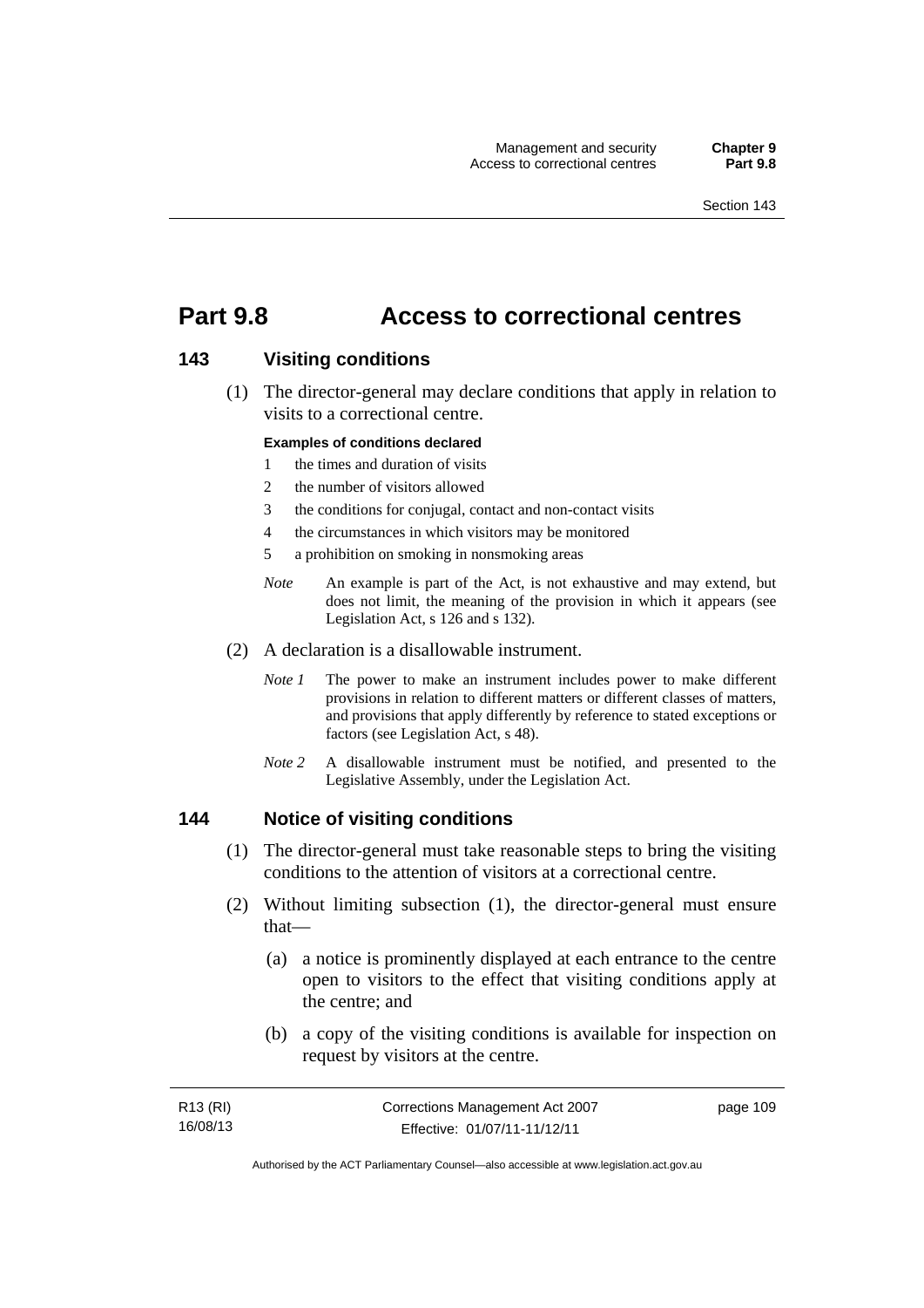# Part 9.8 Access to correctional centres

## 143 Visiting conditions

(1) The director-general may declare conditions that apply in relation to visits to a correctional centre.

**Examples of conditions declared**

1 the times and duration of visits

2 the number of visitors allowed

3 the conditions for conjugal, contact and non-contact visits

4 the circumstances in which visitors may be monitored

5 a prohibition on smoking in nonsmoking areas

*Note* An example is part of the Act, is not exhaustive and may extend, but does not limit, the meaning of the provision in which it appears (see Legislation Act, s 126 and s 132).

(2) A declaration is a disallowable instrument.

*Note 1* The power to make an instrument includes power to make different provisions in relation to different matters or different classes of matters, and provisions that apply differently by reference to stated exceptions or factors (see Legislation Act, s 48).

*Note 2* A disallowable instrument must be notified, and presented to the Legislative Assembly, under the Legislation Act.

## 144 Notice of visiting conditions

(1) The director-general must take reasonable steps to bring the visiting conditions to the attention of visitors at a correctional centre.

(2) Without limiting subsection (1), the director-general must ensure that—

(a) a notice is prominently displayed at each entrance to the centre open to visitors to the effect that visiting conditions apply at the centre; and

(b) a copy of the visiting conditions is available for inspection on request by visitors at the centre.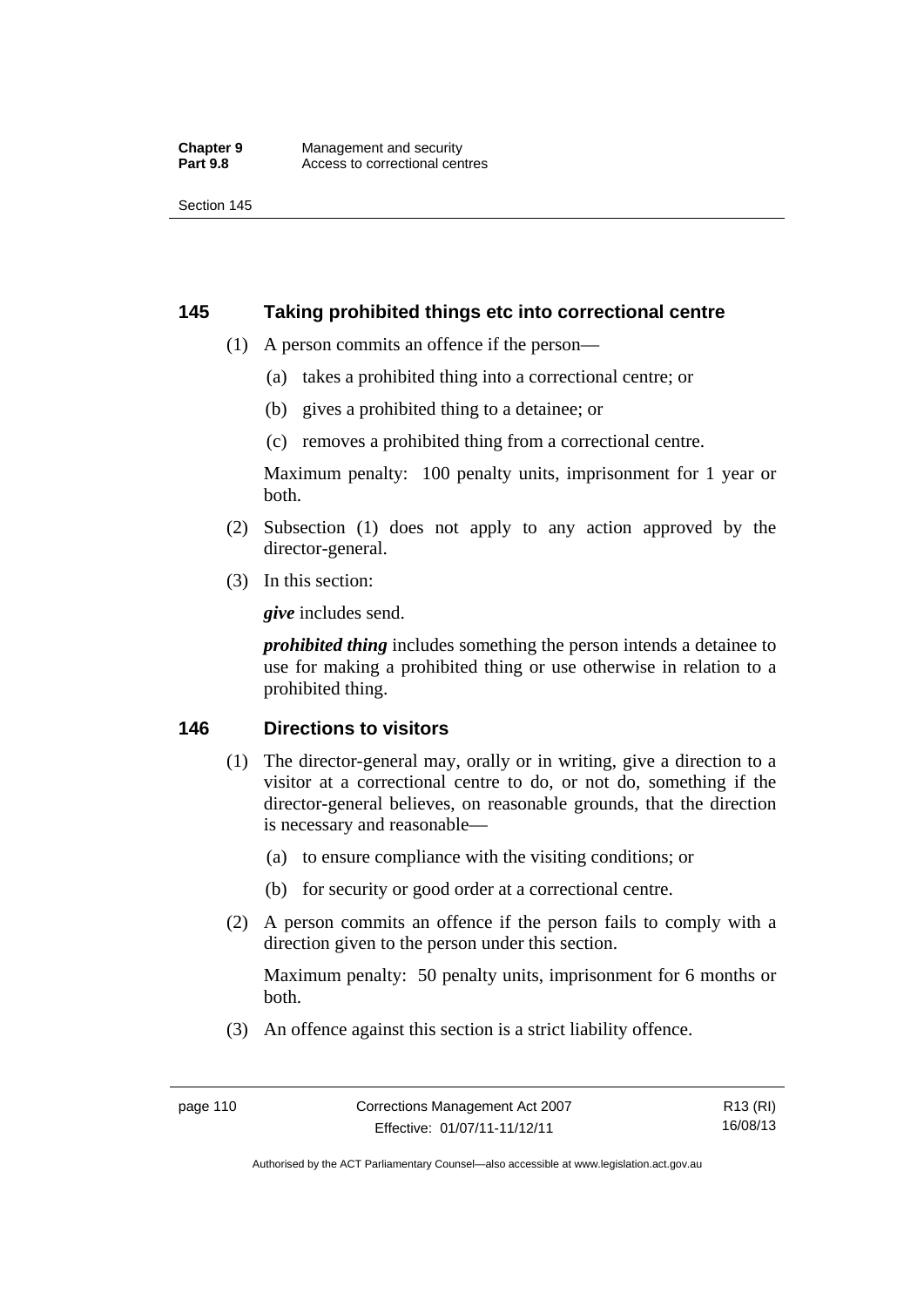## 145 Taking prohibited things etc into correctional centre

(1) A person commits an offence if the person—

(a) takes a prohibited thing into a correctional centre; or

(b) gives a prohibited thing to a detainee; or

(c) removes a prohibited thing from a correctional centre.

Maximum penalty: 100 penalty units, imprisonment for 1 year or both.

(2) Subsection (1) does not apply to any action approved by the director-general.

(3) In this section:

***give*** includes send.

***prohibited thing*** includes something the person intends a detainee to use for making a prohibited thing or use otherwise in relation to a prohibited thing.

## 146 Directions to visitors

(1) The director-general may, orally or in writing, give a direction to a visitor at a correctional centre to do, or not do, something if the director-general believes, on reasonable grounds, that the direction is necessary and reasonable—

(a) to ensure compliance with the visiting conditions; or

(b) for security or good order at a correctional centre.

(2) A person commits an offence if the person fails to comply with a direction given to the person under this section.

Maximum penalty: 50 penalty units, imprisonment for 6 months or both.

(3) An offence against this section is a strict liability offence.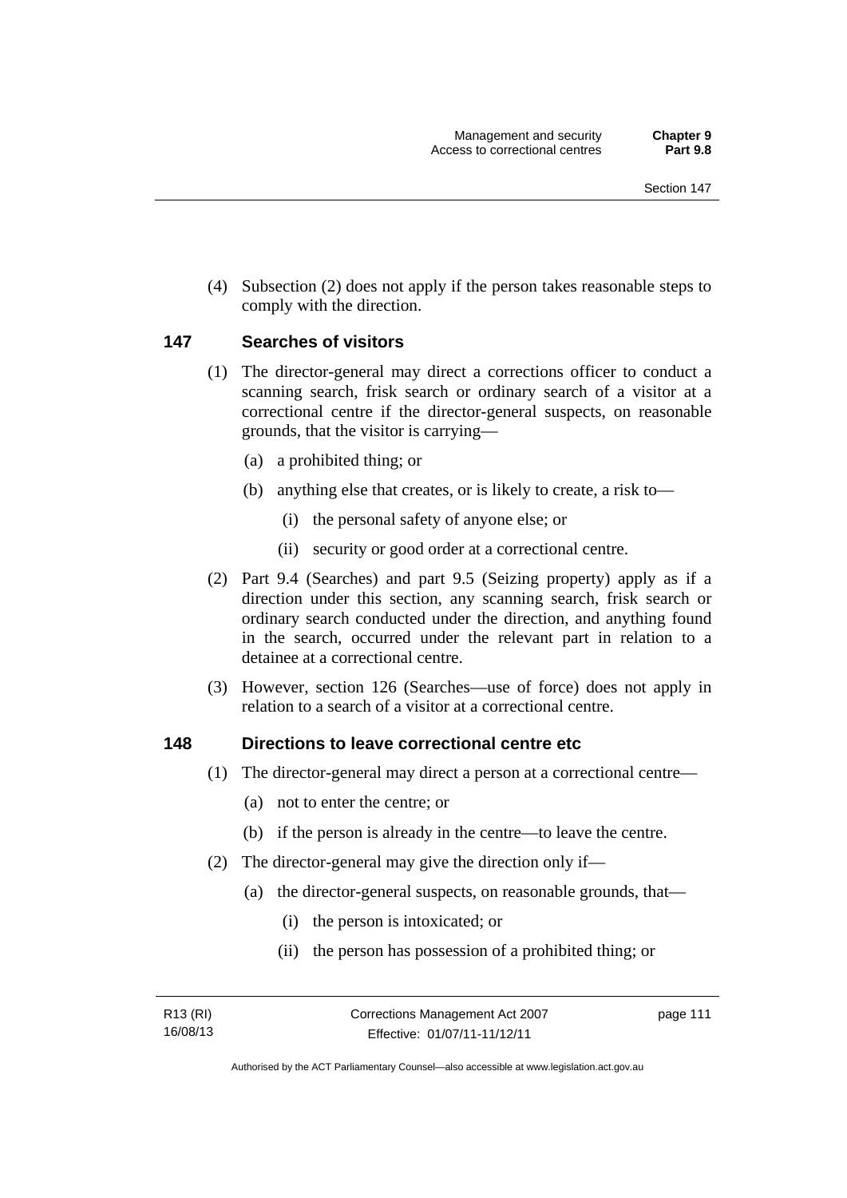(4) Subsection (2) does not apply if the person takes reasonable steps to comply with the direction.

## 147 Searches of visitors

(1) The director-general may direct a corrections officer to conduct a scanning search, frisk search or ordinary search of a visitor at a correctional centre if the director-general suspects, on reasonable grounds, that the visitor is carrying—

(a) a prohibited thing; or

(b) anything else that creates, or is likely to create, a risk to—

(i) the personal safety of anyone else; or

(ii) security or good order at a correctional centre.

(2) Part 9.4 (Searches) and part 9.5 (Seizing property) apply as if a direction under this section, any scanning search, frisk search or ordinary search conducted under the direction, and anything found in the search, occurred under the relevant part in relation to a detainee at a correctional centre.

(3) However, section 126 (Searches—use of force) does not apply in relation to a search of a visitor at a correctional centre.

## 148 Directions to leave correctional centre etc

(1) The director-general may direct a person at a correctional centre—

(a) not to enter the centre; or

(b) if the person is already in the centre—to leave the centre.

(2) The director-general may give the direction only if—

(a) the director-general suspects, on reasonable grounds, that—

(i) the person is intoxicated; or

(ii) the person has possession of a prohibited thing; or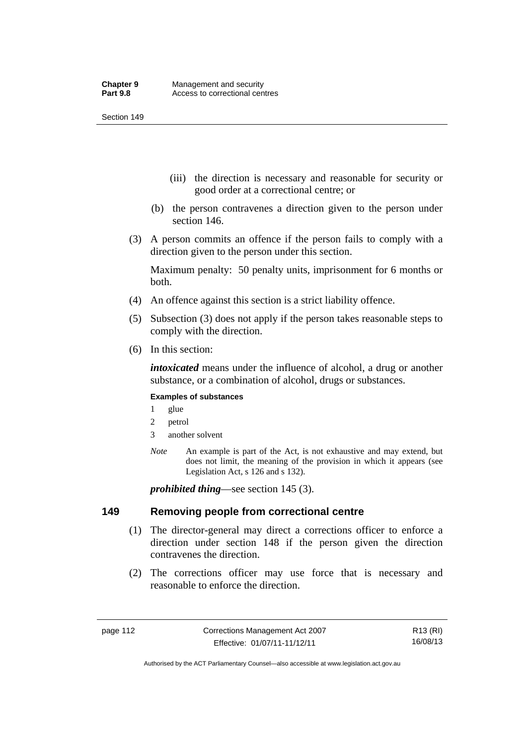(iii) the direction is necessary and reasonable for security or good order at a correctional centre; or

(b) the person contravenes a direction given to the person under section 146.

(3) A person commits an offence if the person fails to comply with a direction given to the person under this section.

Maximum penalty: 50 penalty units, imprisonment for 6 months or both.

(4) An offence against this section is a strict liability offence.

(5) Subsection (3) does not apply if the person takes reasonable steps to comply with the direction.

(6) In this section:

***intoxicated*** means under the influence of alcohol, a drug or another substance, or a combination of alcohol, drugs or substances.

**Examples of substances**

1 glue
2 petrol
3 another solvent

*Note* An example is part of the Act, is not exhaustive and may extend, but does not limit, the meaning of the provision in which it appears (see Legislation Act, s 126 and s 132).

***prohibited thing***—see section 145 (3).

## 149 Removing people from correctional centre

(1) The director-general may direct a corrections officer to enforce a direction under section 148 if the person given the direction contravenes the direction.

(2) The corrections officer may use force that is necessary and reasonable to enforce the direction.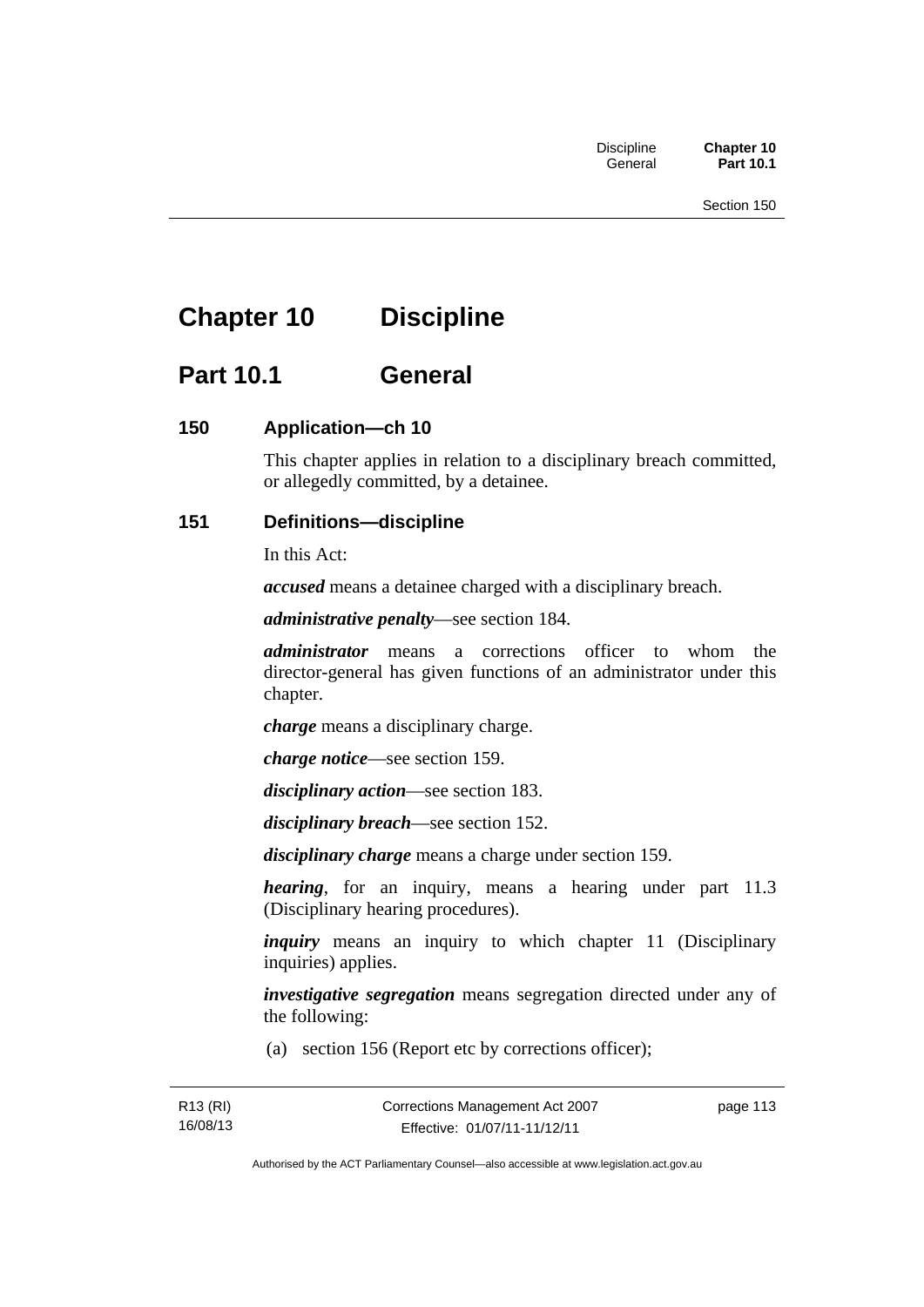# Chapter 10 Discipline

## Part 10.1 General

### 150 Application—ch 10

This chapter applies in relation to a disciplinary breach committed, or allegedly committed, by a detainee.

### 151 Definitions—discipline

In this Act:

***accused*** means a detainee charged with a disciplinary breach.

***administrative penalty***—see section 184.

***administrator*** means a corrections officer to whom the director-general has given functions of an administrator under this chapter.

***charge*** means a disciplinary charge.

***charge notice***—see section 159.

***disciplinary action***—see section 183.

***disciplinary breach***—see section 152.

***disciplinary charge*** means a charge under section 159.

***hearing***, for an inquiry, means a hearing under part 11.3 (Disciplinary hearing procedures).

***inquiry*** means an inquiry to which chapter 11 (Disciplinary inquiries) applies.

***investigative segregation*** means segregation directed under any of the following:

(a) section 156 (Report etc by corrections officer);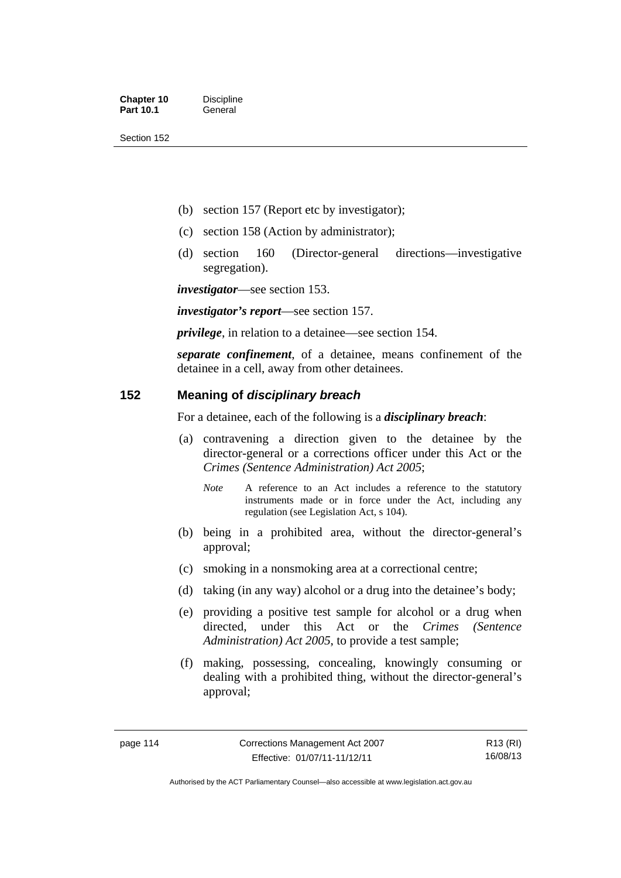(b) section 157 (Report etc by investigator);

(c) section 158 (Action by administrator);

(d) section 160 (Director-general directions—investigative segregation).

***investigator***—see section 153.

***investigator's report***—see section 157.

***privilege***, in relation to a detainee—see section 154.

***separate confinement***, of a detainee, means confinement of the detainee in a cell, away from other detainees.

## 152 Meaning of *disciplinary breach*

For a detainee, each of the following is a ***disciplinary breach***:

(a) contravening a direction given to the detainee by the director-general or a corrections officer under this Act or the *Crimes (Sentence Administration) Act 2005*;

*Note* A reference to an Act includes a reference to the statutory instruments made or in force under the Act, including any regulation (see Legislation Act, s 104).

(b) being in a prohibited area, without the director-general's approval;

(c) smoking in a nonsmoking area at a correctional centre;

(d) taking (in any way) alcohol or a drug into the detainee's body;

(e) providing a positive test sample for alcohol or a drug when directed, under this Act or the *Crimes (Sentence Administration) Act 2005*, to provide a test sample;

(f) making, possessing, concealing, knowingly consuming or dealing with a prohibited thing, without the director-general's approval;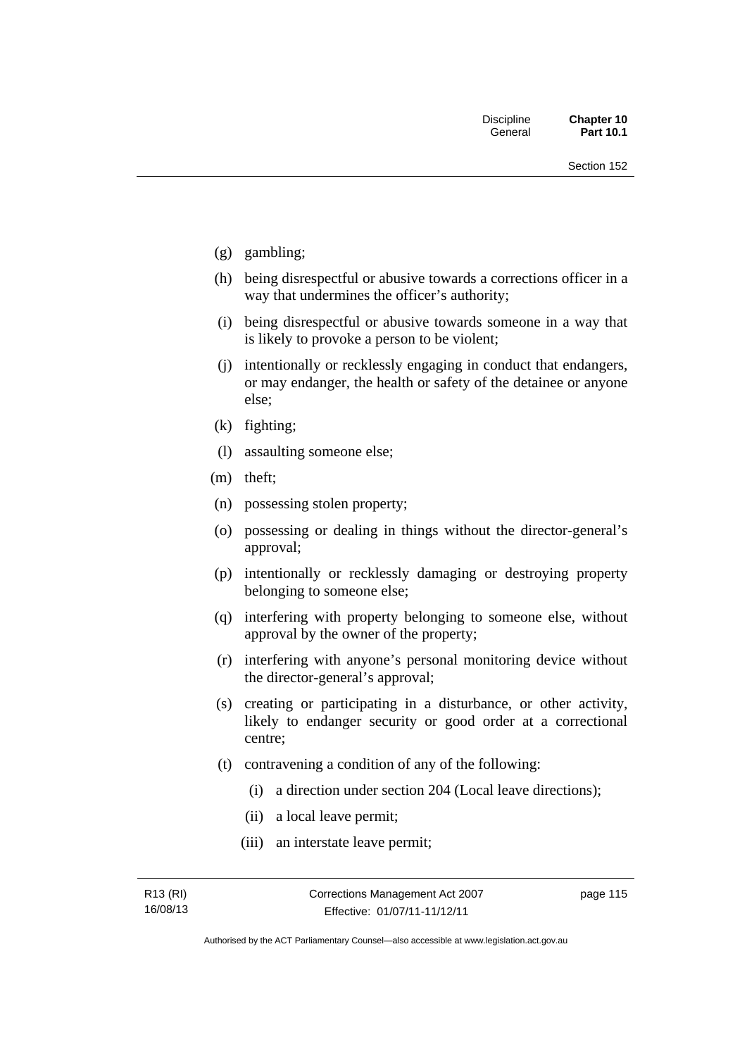(g) gambling;

(h) being disrespectful or abusive towards a corrections officer in a way that undermines the officer's authority;

(i) being disrespectful or abusive towards someone in a way that is likely to provoke a person to be violent;

(j) intentionally or recklessly engaging in conduct that endangers, or may endanger, the health or safety of the detainee or anyone else;

(k) fighting;

(l) assaulting someone else;

(m) theft;

(n) possessing stolen property;

(o) possessing or dealing in things without the director-general's approval;

(p) intentionally or recklessly damaging or destroying property belonging to someone else;

(q) interfering with property belonging to someone else, without approval by the owner of the property;

(r) interfering with anyone's personal monitoring device without the director-general's approval;

(s) creating or participating in a disturbance, or other activity, likely to endanger security or good order at a correctional centre;

(t) contravening a condition of any of the following:

   (i) a direction under section 204 (Local leave directions);

   (ii) a local leave permit;

   (iii) an interstate leave permit;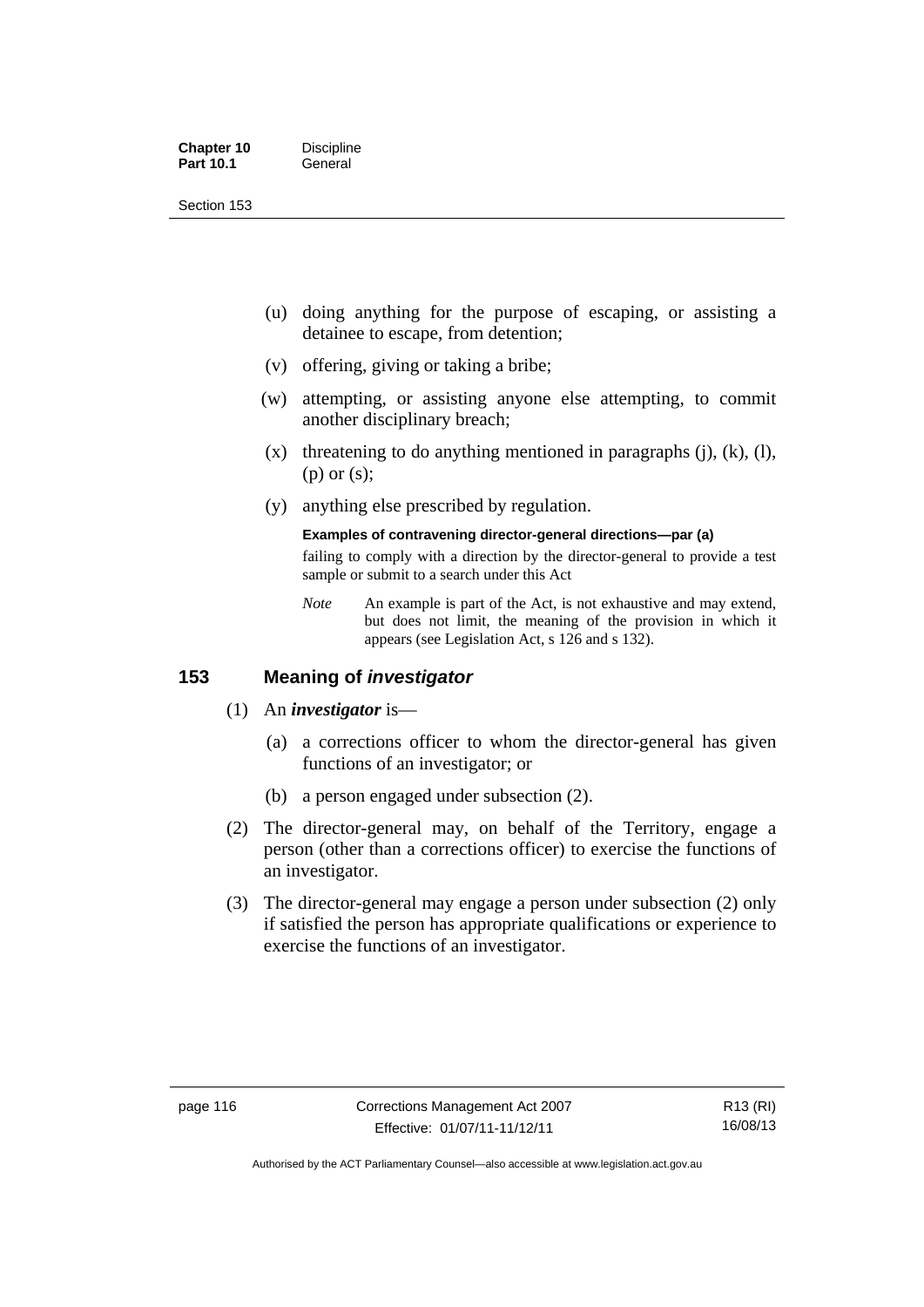(u) doing anything for the purpose of escaping, or assisting a detainee to escape, from detention;

(v) offering, giving or taking a bribe;

(w) attempting, or assisting anyone else attempting, to commit another disciplinary breach;

(x) threatening to do anything mentioned in paragraphs (j), (k), (l), (p) or (s);

(y) anything else prescribed by regulation.

**Examples of contravening director-general directions—par (a)**

failing to comply with a direction by the director-general to provide a test sample or submit to a search under this Act

*Note* An example is part of the Act, is not exhaustive and may extend, but does not limit, the meaning of the provision in which it appears (see Legislation Act, s 126 and s 132).

## 153 Meaning of *investigator*

(1) An ***investigator*** is—

(a) a corrections officer to whom the director-general has given functions of an investigator; or

(b) a person engaged under subsection (2).

(2) The director-general may, on behalf of the Territory, engage a person (other than a corrections officer) to exercise the functions of an investigator.

(3) The director-general may engage a person under subsection (2) only if satisfied the person has appropriate qualifications or experience to exercise the functions of an investigator.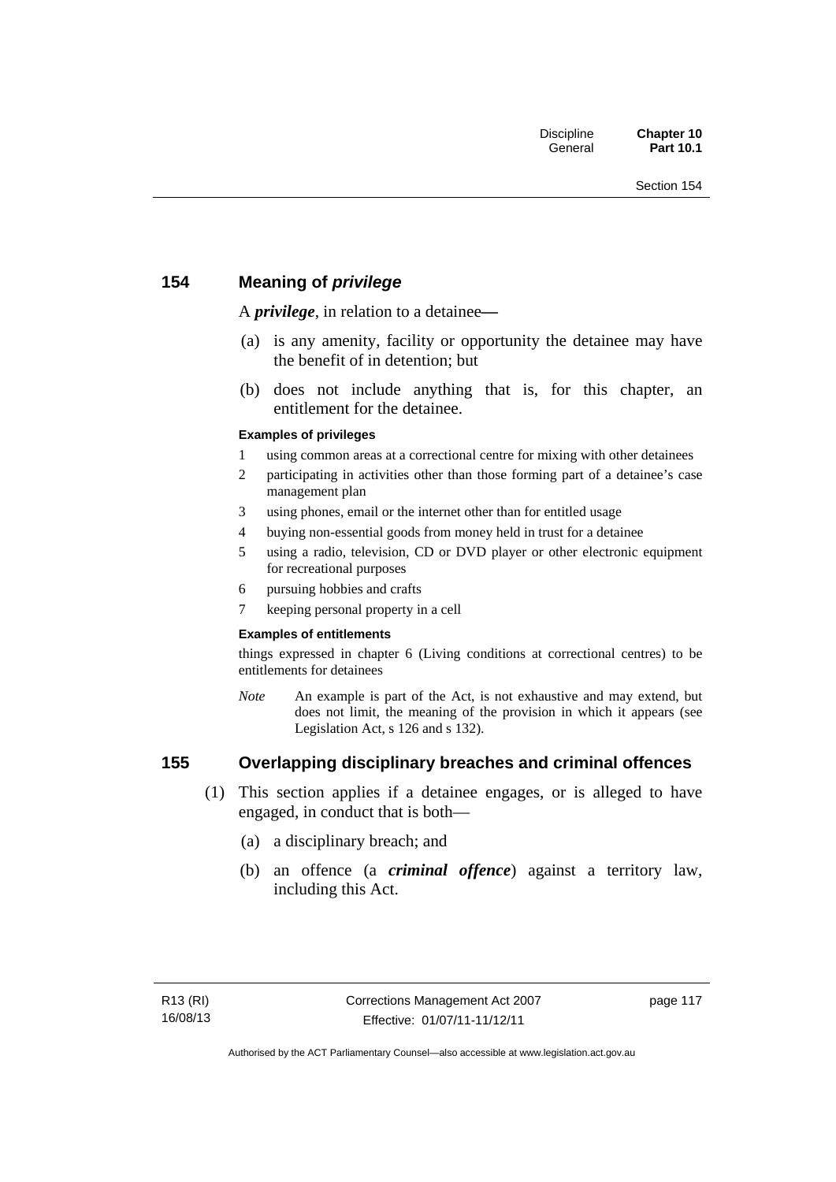## 154 Meaning of *privilege*

A ***privilege***, in relation to a detainee—

(a) is any amenity, facility or opportunity the detainee may have the benefit of in detention; but

(b) does not include anything that is, for this chapter, an entitlement for the detainee.

**Examples of privileges**

1 using common areas at a correctional centre for mixing with other detainees
2 participating in activities other than those forming part of a detainee's case management plan
3 using phones, email or the internet other than for entitled usage
4 buying non-essential goods from money held in trust for a detainee
5 using a radio, television, CD or DVD player or other electronic equipment for recreational purposes
6 pursuing hobbies and crafts
7 keeping personal property in a cell

**Examples of entitlements**

things expressed in chapter 6 (Living conditions at correctional centres) to be entitlements for detainees

*Note* An example is part of the Act, is not exhaustive and may extend, but does not limit, the meaning of the provision in which it appears (see Legislation Act, s 126 and s 132).

## 155 Overlapping disciplinary breaches and criminal offences

(1) This section applies if a detainee engages, or is alleged to have engaged, in conduct that is both—

(a) a disciplinary breach; and

(b) an offence (a ***criminal offence***) against a territory law, including this Act.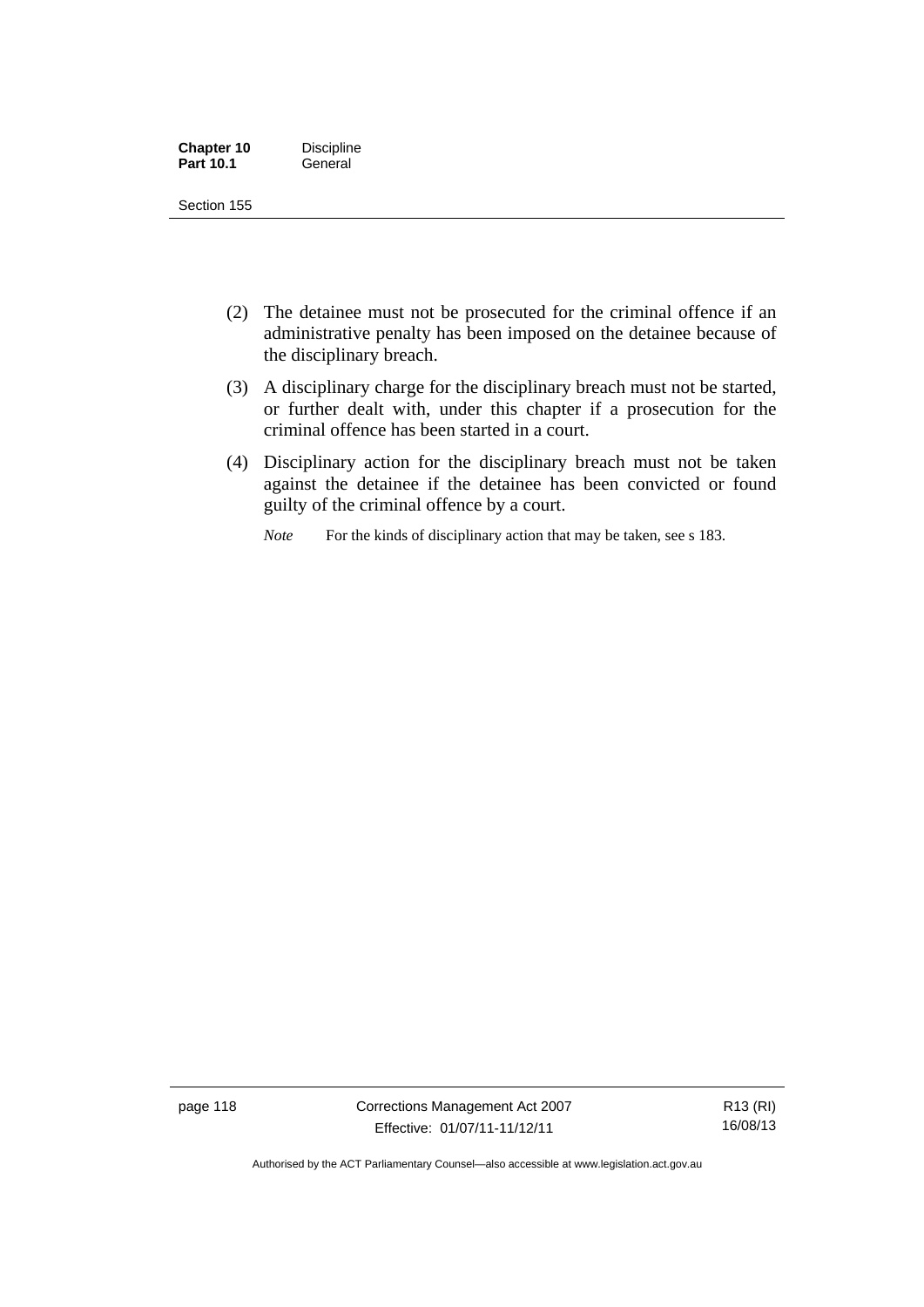(2) The detainee must not be prosecuted for the criminal offence if an administrative penalty has been imposed on the detainee because of the disciplinary breach.

(3) A disciplinary charge for the disciplinary breach must not be started, or further dealt with, under this chapter if a prosecution for the criminal offence has been started in a court.

(4) Disciplinary action for the disciplinary breach must not be taken against the detainee if the detainee has been convicted or found guilty of the criminal offence by a court.

*Note* For the kinds of disciplinary action that may be taken, see s 183.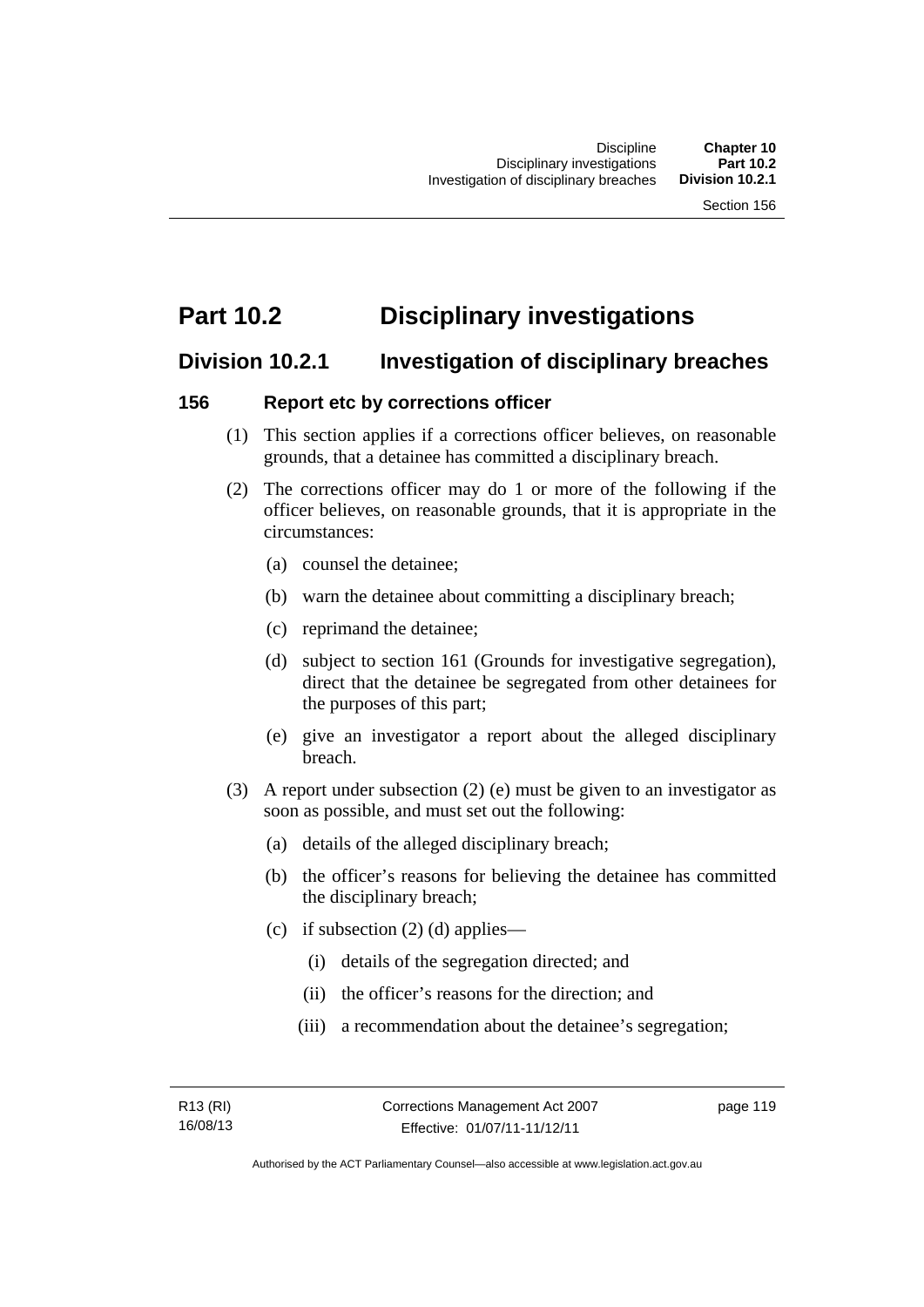# Part 10.2 Disciplinary investigations

## Division 10.2.1 Investigation of disciplinary breaches

### 156 Report etc by corrections officer

(1) This section applies if a corrections officer believes, on reasonable grounds, that a detainee has committed a disciplinary breach.

(2) The corrections officer may do 1 or more of the following if the officer believes, on reasonable grounds, that it is appropriate in the circumstances:

- (a) counsel the detainee;
- (b) warn the detainee about committing a disciplinary breach;
- (c) reprimand the detainee;
- (d) subject to section 161 (Grounds for investigative segregation), direct that the detainee be segregated from other detainees for the purposes of this part;
- (e) give an investigator a report about the alleged disciplinary breach.

(3) A report under subsection (2) (e) must be given to an investigator as soon as possible, and must set out the following:

- (a) details of the alleged disciplinary breach;
- (b) the officer's reasons for believing the detainee has committed the disciplinary breach;
- (c) if subsection (2) (d) applies—
  - (i) details of the segregation directed; and
  - (ii) the officer's reasons for the direction; and
  - (iii) a recommendation about the detainee's segregation;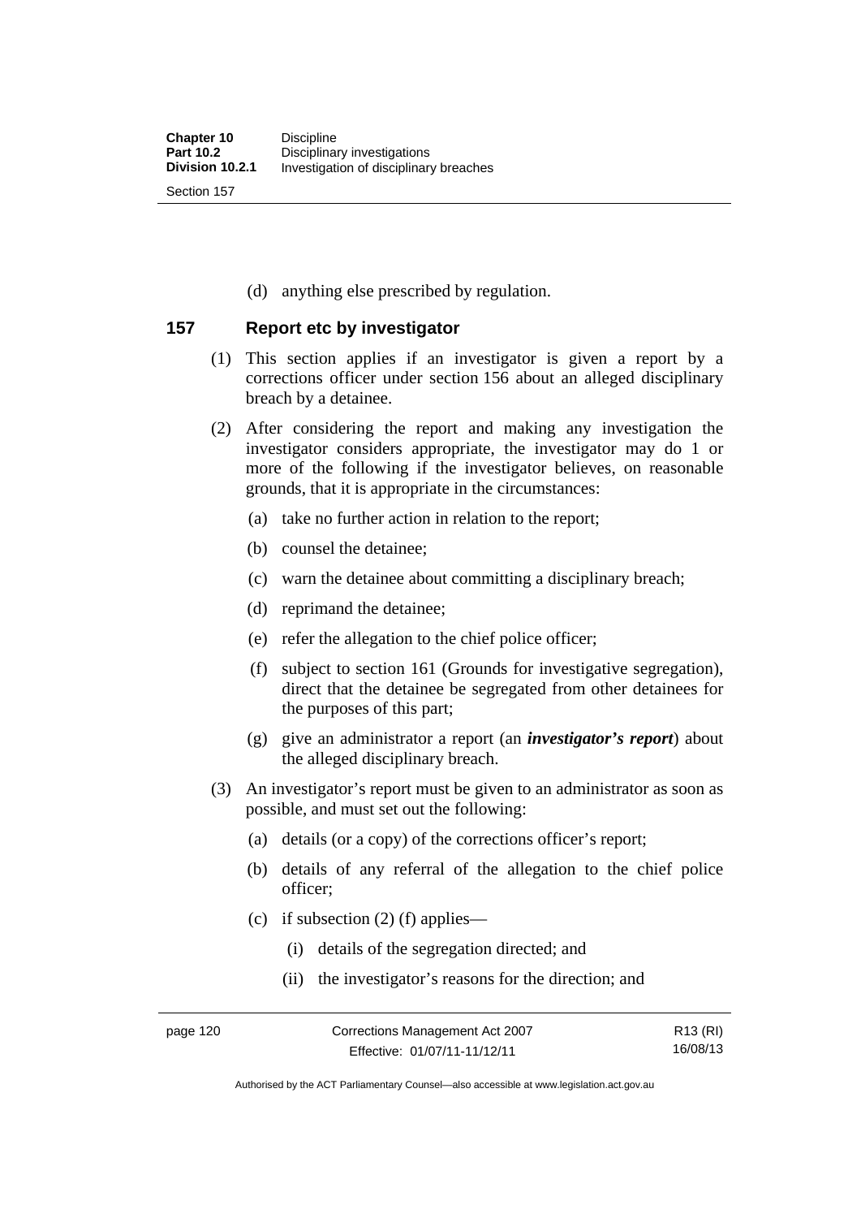(d) anything else prescribed by regulation.

## 157 Report etc by investigator

(1) This section applies if an investigator is given a report by a corrections officer under section 156 about an alleged disciplinary breach by a detainee.

(2) After considering the report and making any investigation the investigator considers appropriate, the investigator may do 1 or more of the following if the investigator believes, on reasonable grounds, that it is appropriate in the circumstances:

(a) take no further action in relation to the report;

(b) counsel the detainee;

(c) warn the detainee about committing a disciplinary breach;

(d) reprimand the detainee;

(e) refer the allegation to the chief police officer;

(f) subject to section 161 (Grounds for investigative segregation), direct that the detainee be segregated from other detainees for the purposes of this part;

(g) give an administrator a report (an ***investigator's report***) about the alleged disciplinary breach.

(3) An investigator's report must be given to an administrator as soon as possible, and must set out the following:

(a) details (or a copy) of the corrections officer's report;

(b) details of any referral of the allegation to the chief police officer;

(c) if subsection (2) (f) applies—

(i) details of the segregation directed; and

(ii) the investigator's reasons for the direction; and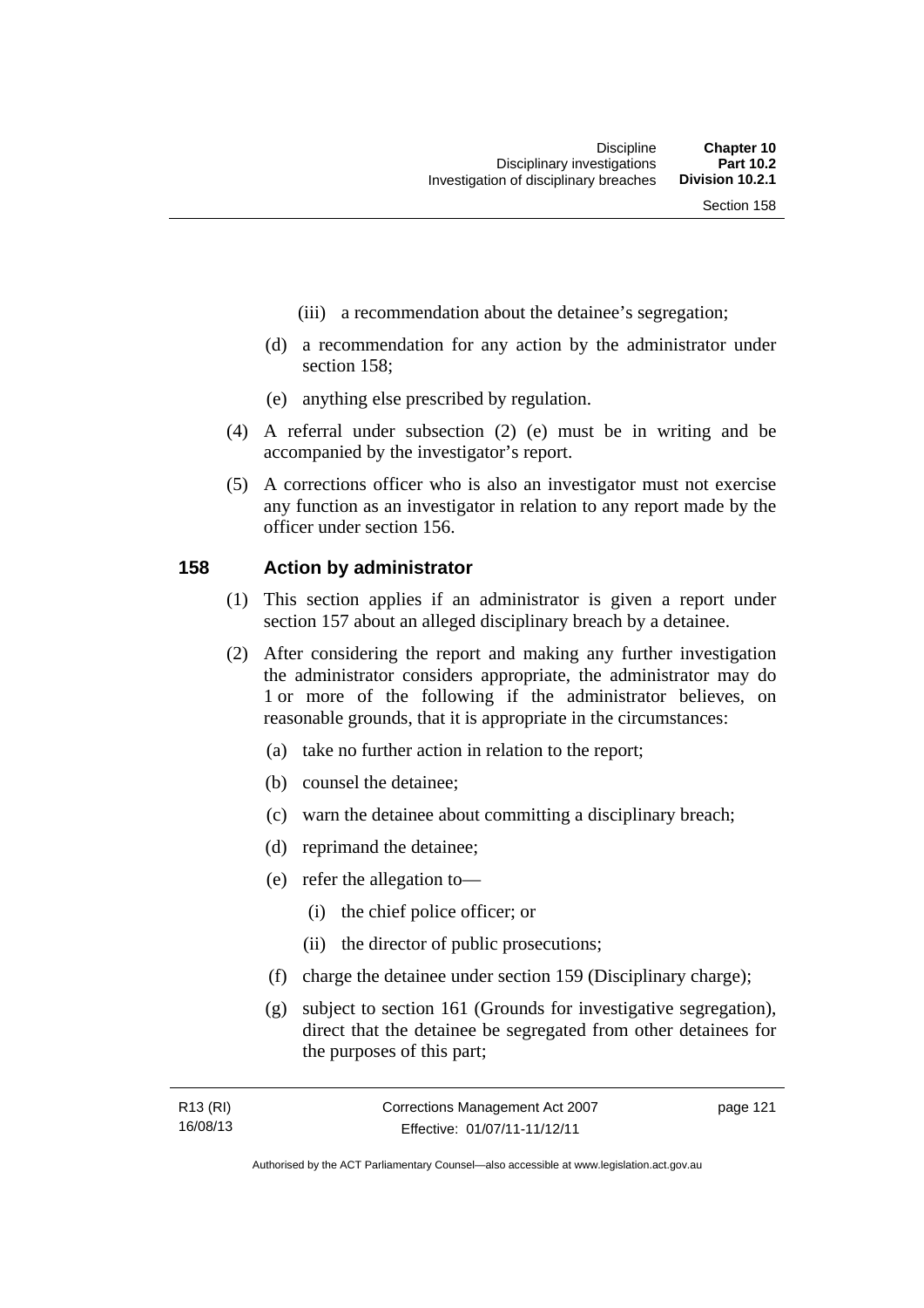(iii) a recommendation about the detainee's segregation;

(d) a recommendation for any action by the administrator under section 158;

(e) anything else prescribed by regulation.

(4) A referral under subsection (2) (e) must be in writing and be accompanied by the investigator's report.

(5) A corrections officer who is also an investigator must not exercise any function as an investigator in relation to any report made by the officer under section 156.

## 158 Action by administrator

(1) This section applies if an administrator is given a report under section 157 about an alleged disciplinary breach by a detainee.

(2) After considering the report and making any further investigation the administrator considers appropriate, the administrator may do 1 or more of the following if the administrator believes, on reasonable grounds, that it is appropriate in the circumstances:

(a) take no further action in relation to the report;

(b) counsel the detainee;

(c) warn the detainee about committing a disciplinary breach;

(d) reprimand the detainee;

(e) refer the allegation to—

(i) the chief police officer; or

(ii) the director of public prosecutions;

(f) charge the detainee under section 159 (Disciplinary charge);

(g) subject to section 161 (Grounds for investigative segregation), direct that the detainee be segregated from other detainees for the purposes of this part;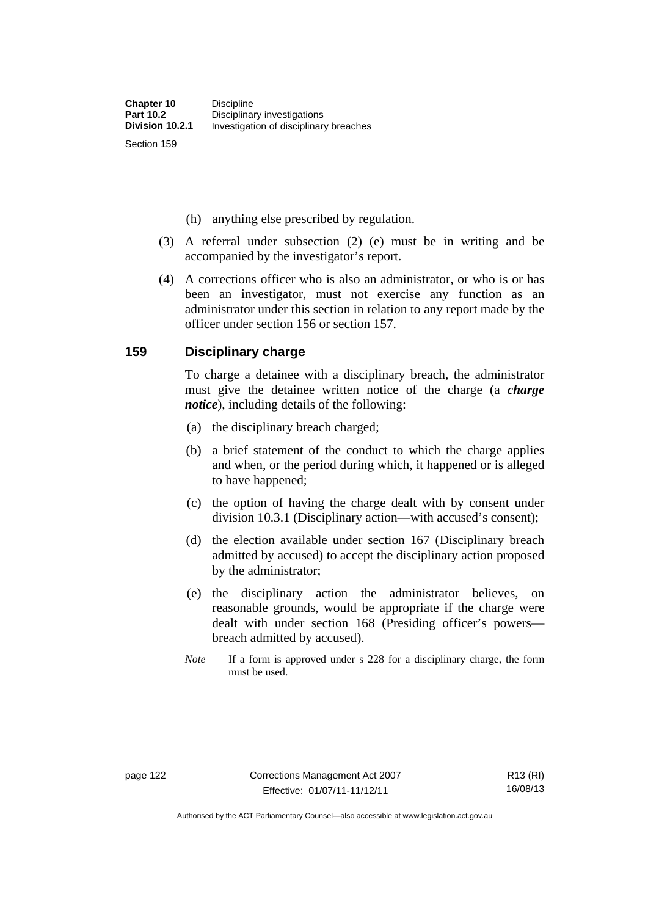(h) anything else prescribed by regulation.

(3) A referral under subsection (2) (e) must be in writing and be accompanied by the investigator's report.

(4) A corrections officer who is also an administrator, or who is or has been an investigator, must not exercise any function as an administrator under this section in relation to any report made by the officer under section 156 or section 157.

## 159 Disciplinary charge

To charge a detainee with a disciplinary breach, the administrator must give the detainee written notice of the charge (a ***charge notice***), including details of the following:

(a) the disciplinary breach charged;

(b) a brief statement of the conduct to which the charge applies and when, or the period during which, it happened or is alleged to have happened;

(c) the option of having the charge dealt with by consent under division 10.3.1 (Disciplinary action—with accused's consent);

(d) the election available under section 167 (Disciplinary breach admitted by accused) to accept the disciplinary action proposed by the administrator;

(e) the disciplinary action the administrator believes, on reasonable grounds, would be appropriate if the charge were dealt with under section 168 (Presiding officer's powers—breach admitted by accused).

*Note* If a form is approved under s 228 for a disciplinary charge, the form must be used.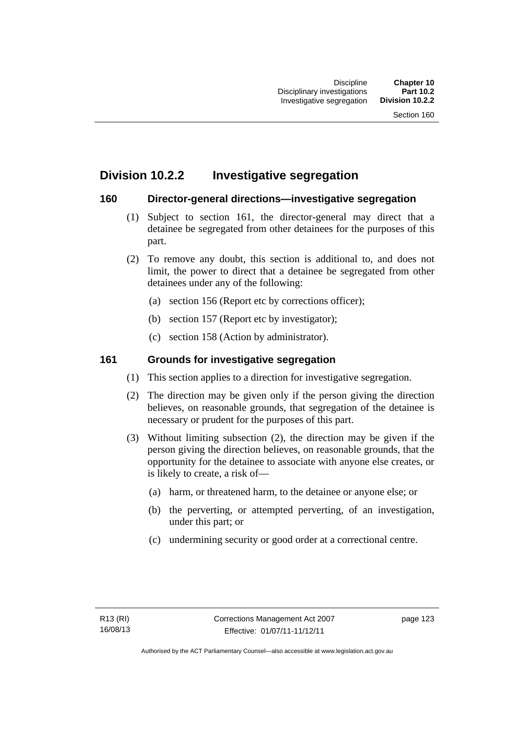## Division 10.2.2 Investigative segregation

### 160 Director-general directions—investigative segregation

(1) Subject to section 161, the director-general may direct that a detainee be segregated from other detainees for the purposes of this part.

(2) To remove any doubt, this section is additional to, and does not limit, the power to direct that a detainee be segregated from other detainees under any of the following:

- (a) section 156 (Report etc by corrections officer);
- (b) section 157 (Report etc by investigator);
- (c) section 158 (Action by administrator).

### 161 Grounds for investigative segregation

(1) This section applies to a direction for investigative segregation.

(2) The direction may be given only if the person giving the direction believes, on reasonable grounds, that segregation of the detainee is necessary or prudent for the purposes of this part.

(3) Without limiting subsection (2), the direction may be given if the person giving the direction believes, on reasonable grounds, that the opportunity for the detainee to associate with anyone else creates, or is likely to create, a risk of—

- (a) harm, or threatened harm, to the detainee or anyone else; or
- (b) the perverting, or attempted perverting, of an investigation, under this part; or
- (c) undermining security or good order at a correctional centre.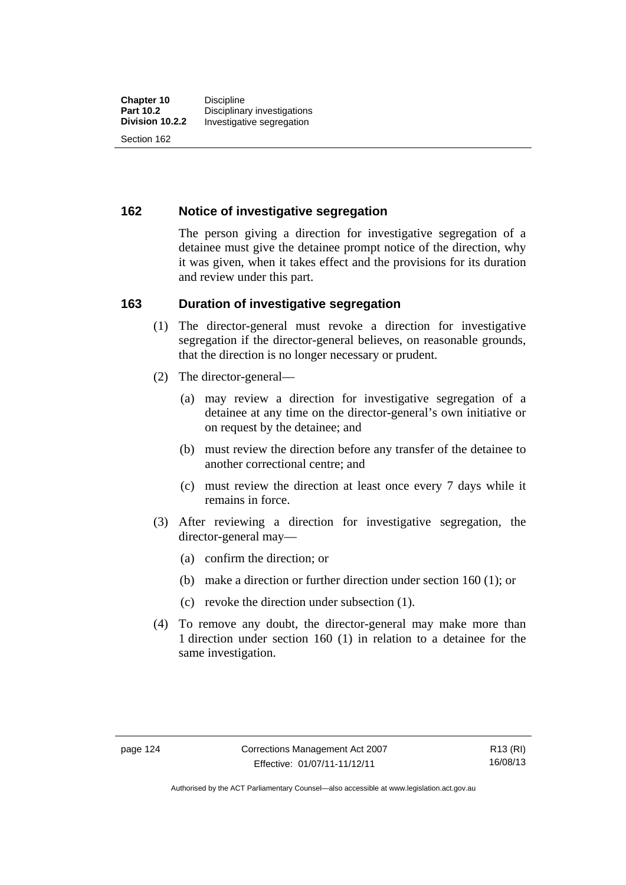## 162 Notice of investigative segregation

The person giving a direction for investigative segregation of a detainee must give the detainee prompt notice of the direction, why it was given, when it takes effect and the provisions for its duration and review under this part.

## 163 Duration of investigative segregation

(1) The director-general must revoke a direction for investigative segregation if the director-general believes, on reasonable grounds, that the direction is no longer necessary or prudent.

(2) The director-general—

(a) may review a direction for investigative segregation of a detainee at any time on the director-general's own initiative or on request by the detainee; and

(b) must review the direction before any transfer of the detainee to another correctional centre; and

(c) must review the direction at least once every 7 days while it remains in force.

(3) After reviewing a direction for investigative segregation, the director-general may—

(a) confirm the direction; or

(b) make a direction or further direction under section 160 (1); or

(c) revoke the direction under subsection (1).

(4) To remove any doubt, the director-general may make more than 1 direction under section 160 (1) in relation to a detainee for the same investigation.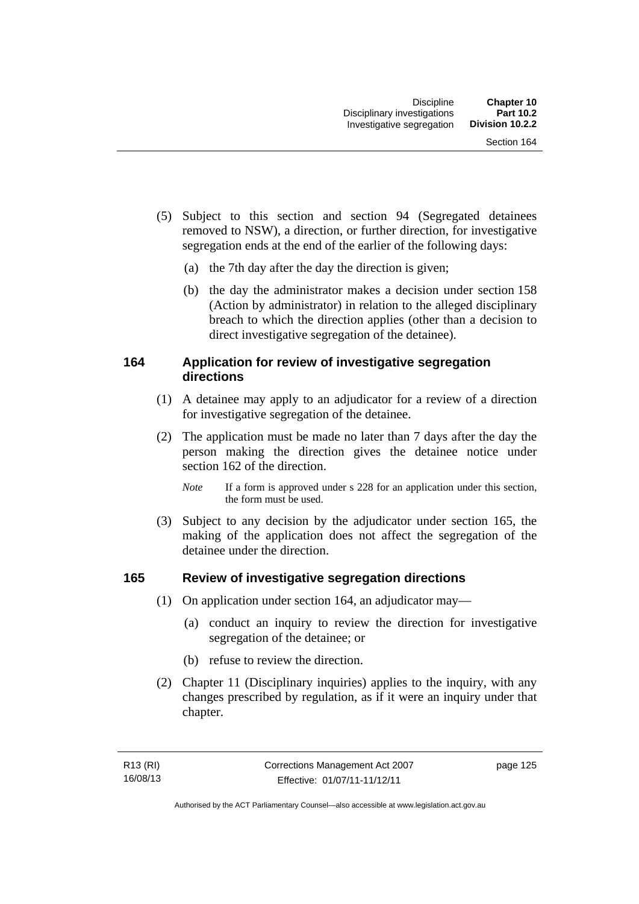(5) Subject to this section and section 94 (Segregated detainees removed to NSW), a direction, or further direction, for investigative segregation ends at the end of the earlier of the following days:

(a) the 7th day after the day the direction is given;

(b) the day the administrator makes a decision under section 158 (Action by administrator) in relation to the alleged disciplinary breach to which the direction applies (other than a decision to direct investigative segregation of the detainee).

## 164 Application for review of investigative segregation directions

(1) A detainee may apply to an adjudicator for a review of a direction for investigative segregation of the detainee.

(2) The application must be made no later than 7 days after the day the person making the direction gives the detainee notice under section 162 of the direction.

*Note* If a form is approved under s 228 for an application under this section, the form must be used.

(3) Subject to any decision by the adjudicator under section 165, the making of the application does not affect the segregation of the detainee under the direction.

## 165 Review of investigative segregation directions

(1) On application under section 164, an adjudicator may—

(a) conduct an inquiry to review the direction for investigative segregation of the detainee; or

(b) refuse to review the direction.

(2) Chapter 11 (Disciplinary inquiries) applies to the inquiry, with any changes prescribed by regulation, as if it were an inquiry under that chapter.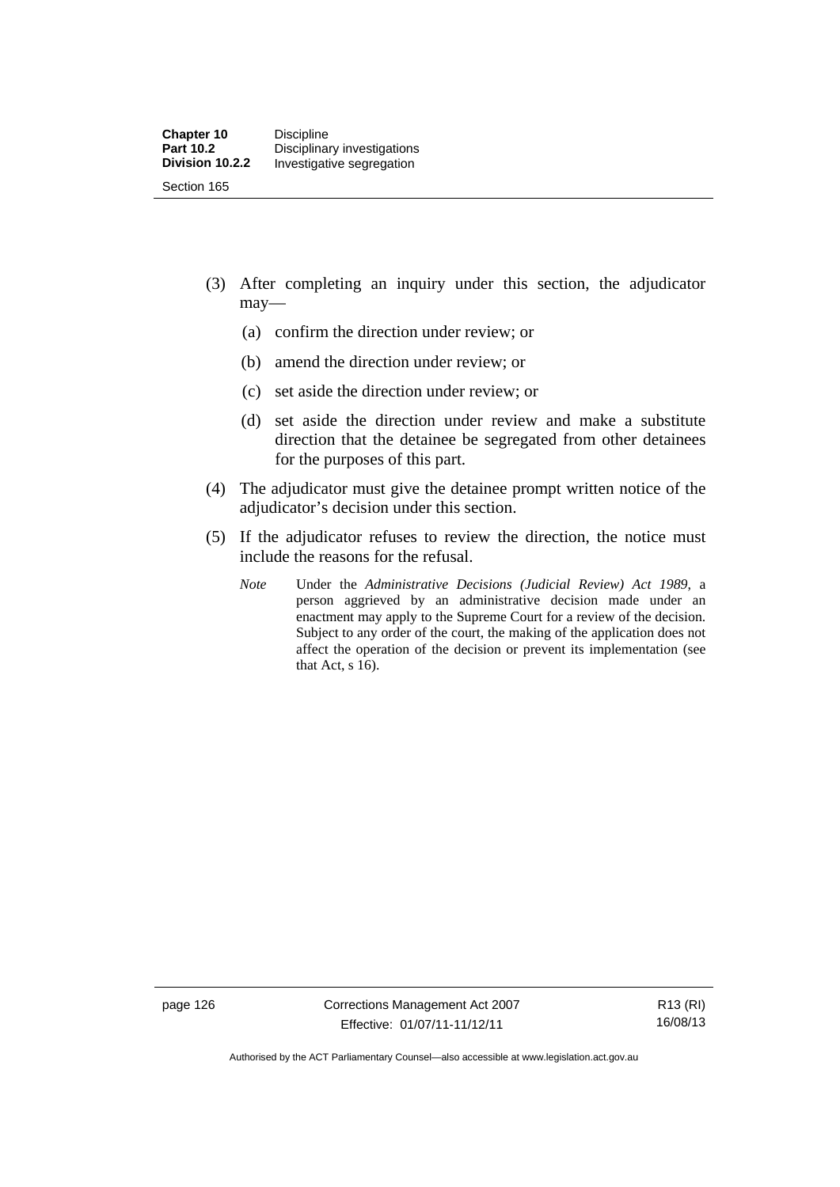(3) After completing an inquiry under this section, the adjudicator may—

(a) confirm the direction under review; or

(b) amend the direction under review; or

(c) set aside the direction under review; or

(d) set aside the direction under review and make a substitute direction that the detainee be segregated from other detainees for the purposes of this part.

(4) The adjudicator must give the detainee prompt written notice of the adjudicator's decision under this section.

(5) If the adjudicator refuses to review the direction, the notice must include the reasons for the refusal.

*Note* Under the *Administrative Decisions (Judicial Review) Act 1989*, a person aggrieved by an administrative decision made under an enactment may apply to the Supreme Court for a review of the decision. Subject to any order of the court, the making of the application does not affect the operation of the decision or prevent its implementation (see that Act, s 16).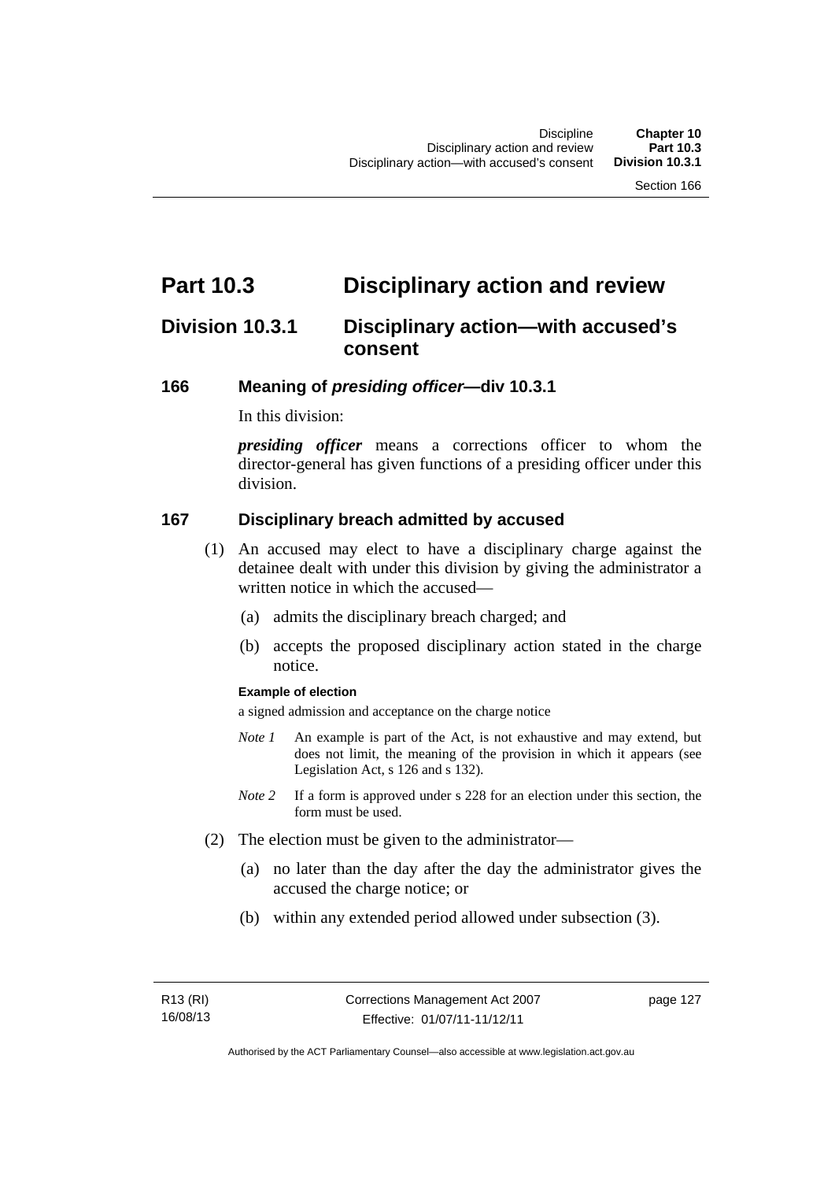# Part 10.3 Disciplinary action and review

## Division 10.3.1 Disciplinary action—with accused's consent

### 166 Meaning of *presiding officer*—div 10.3.1

In this division:

***presiding officer*** means a corrections officer to whom the director-general has given functions of a presiding officer under this division.

### 167 Disciplinary breach admitted by accused

(1) An accused may elect to have a disciplinary charge against the detainee dealt with under this division by giving the administrator a written notice in which the accused—

(a) admits the disciplinary breach charged; and

(b) accepts the proposed disciplinary action stated in the charge notice.

**Example of election**

a signed admission and acceptance on the charge notice

*Note 1* An example is part of the Act, is not exhaustive and may extend, but does not limit, the meaning of the provision in which it appears (see Legislation Act, s 126 and s 132).

*Note 2* If a form is approved under s 228 for an election under this section, the form must be used.

(2) The election must be given to the administrator—

(a) no later than the day after the day the administrator gives the accused the charge notice; or

(b) within any extended period allowed under subsection (3).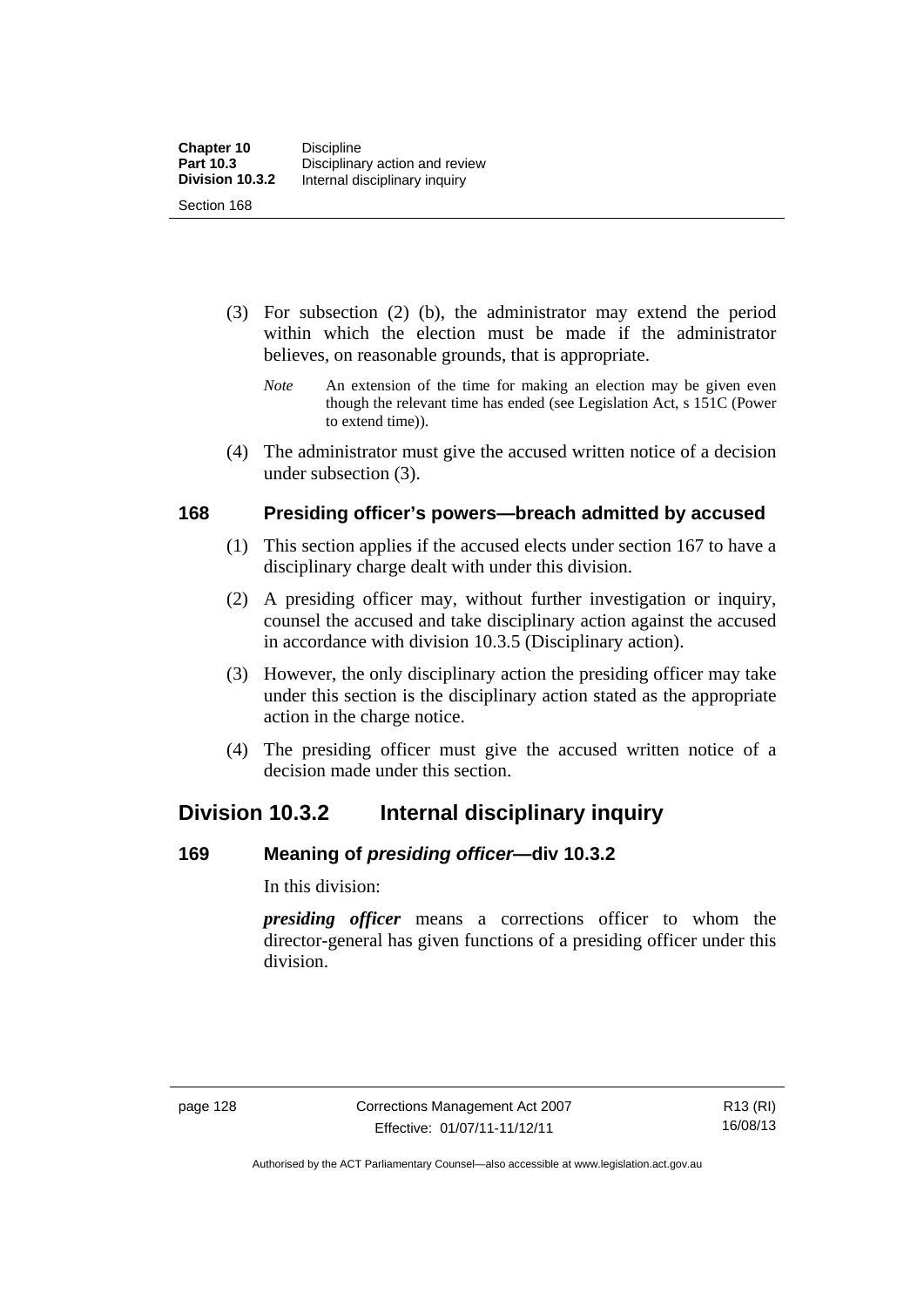(3) For subsection (2) (b), the administrator may extend the period within which the election must be made if the administrator believes, on reasonable grounds, that is appropriate.

*Note* An extension of the time for making an election may be given even though the relevant time has ended (see Legislation Act, s 151C (Power to extend time)).

(4) The administrator must give the accused written notice of a decision under subsection (3).

### 168 Presiding officer's powers—breach admitted by accused

(1) This section applies if the accused elects under section 167 to have a disciplinary charge dealt with under this division.

(2) A presiding officer may, without further investigation or inquiry, counsel the accused and take disciplinary action against the accused in accordance with division 10.3.5 (Disciplinary action).

(3) However, the only disciplinary action the presiding officer may take under this section is the disciplinary action stated as the appropriate action in the charge notice.

(4) The presiding officer must give the accused written notice of a decision made under this section.

## Division 10.3.2 Internal disciplinary inquiry

### 169 Meaning of *presiding officer*—div 10.3.2

In this division:

***presiding officer*** means a corrections officer to whom the director-general has given functions of a presiding officer under this division.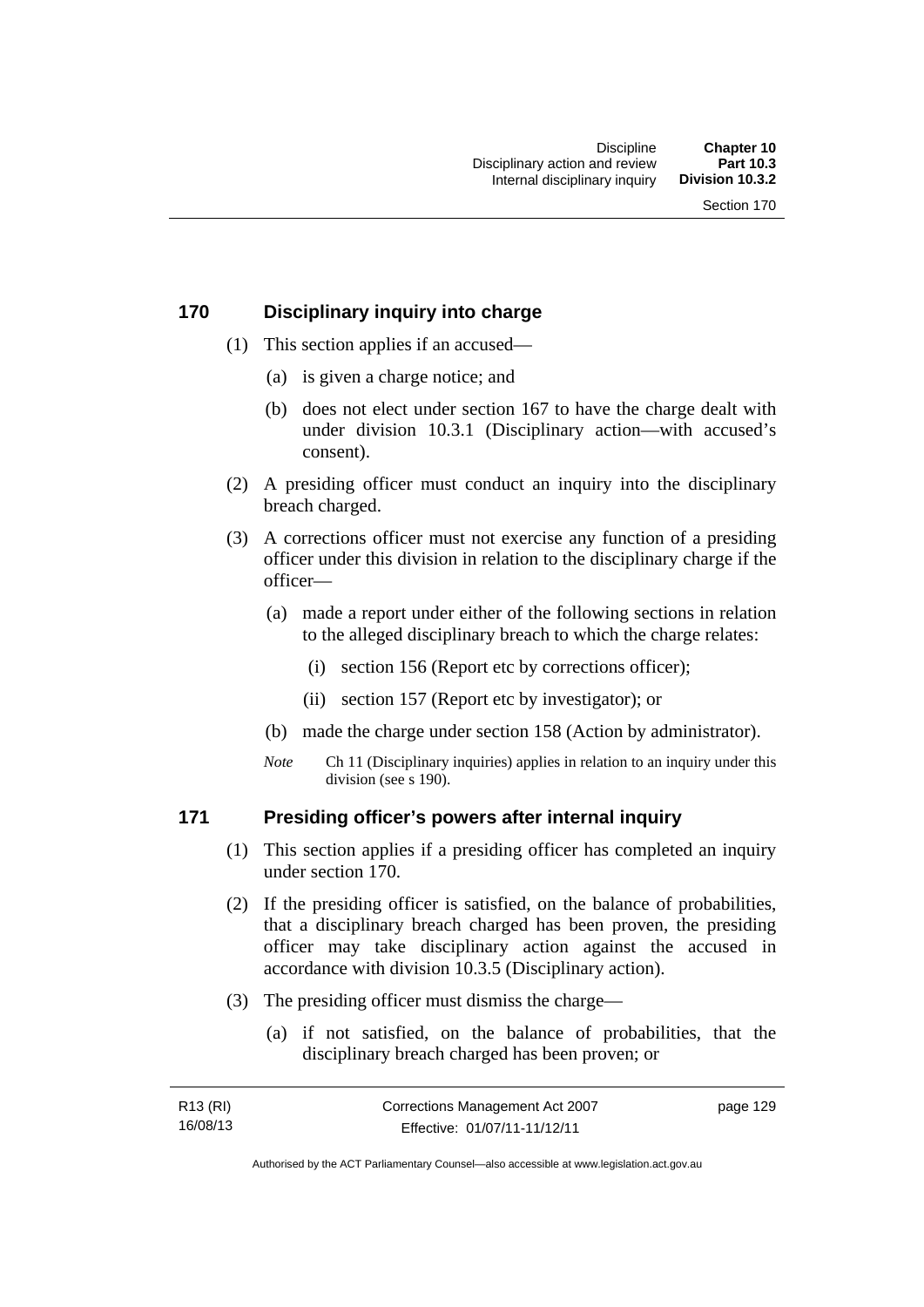## 170 Disciplinary inquiry into charge

(1) This section applies if an accused—

(a) is given a charge notice; and

(b) does not elect under section 167 to have the charge dealt with under division 10.3.1 (Disciplinary action—with accused's consent).

(2) A presiding officer must conduct an inquiry into the disciplinary breach charged.

(3) A corrections officer must not exercise any function of a presiding officer under this division in relation to the disciplinary charge if the officer—

(a) made a report under either of the following sections in relation to the alleged disciplinary breach to which the charge relates:

(i) section 156 (Report etc by corrections officer);

(ii) section 157 (Report etc by investigator); or

(b) made the charge under section 158 (Action by administrator).

*Note* Ch 11 (Disciplinary inquiries) applies in relation to an inquiry under this division (see s 190).

## 171 Presiding officer's powers after internal inquiry

(1) This section applies if a presiding officer has completed an inquiry under section 170.

(2) If the presiding officer is satisfied, on the balance of probabilities, that a disciplinary breach charged has been proven, the presiding officer may take disciplinary action against the accused in accordance with division 10.3.5 (Disciplinary action).

(3) The presiding officer must dismiss the charge—

(a) if not satisfied, on the balance of probabilities, that the disciplinary breach charged has been proven; or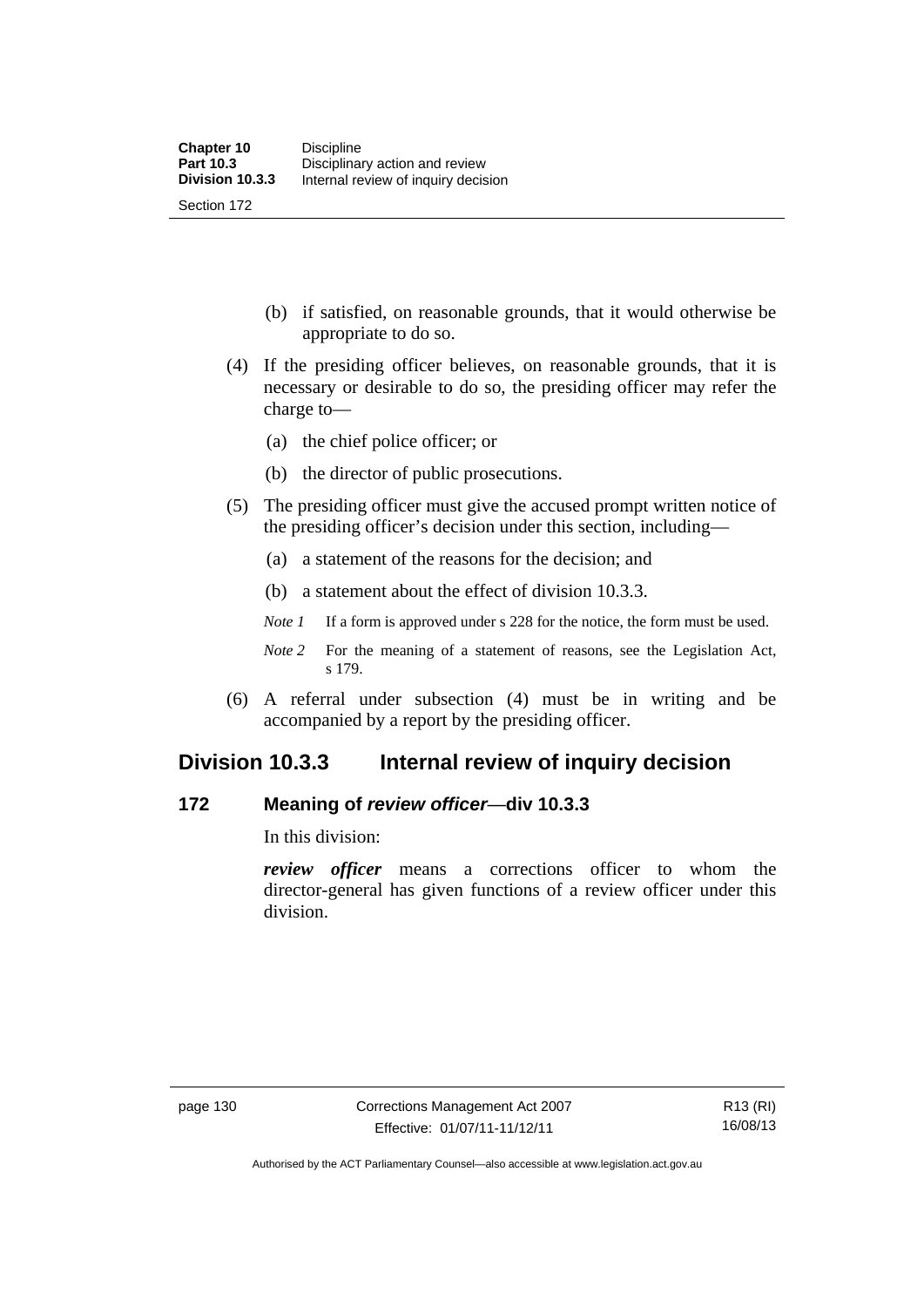(b) if satisfied, on reasonable grounds, that it would otherwise be appropriate to do so.

(4) If the presiding officer believes, on reasonable grounds, that it is necessary or desirable to do so, the presiding officer may refer the charge to—

(a) the chief police officer; or

(b) the director of public prosecutions.

(5) The presiding officer must give the accused prompt written notice of the presiding officer's decision under this section, including—

(a) a statement of the reasons for the decision; and

(b) a statement about the effect of division 10.3.3.

*Note 1* If a form is approved under s 228 for the notice, the form must be used.

*Note 2* For the meaning of a statement of reasons, see the Legislation Act, s 179.

(6) A referral under subsection (4) must be in writing and be accompanied by a report by the presiding officer.

## Division 10.3.3 Internal review of inquiry decision

### 172 Meaning of *review officer*—div 10.3.3

In this division:

***review officer*** means a corrections officer to whom the director-general has given functions of a review officer under this division.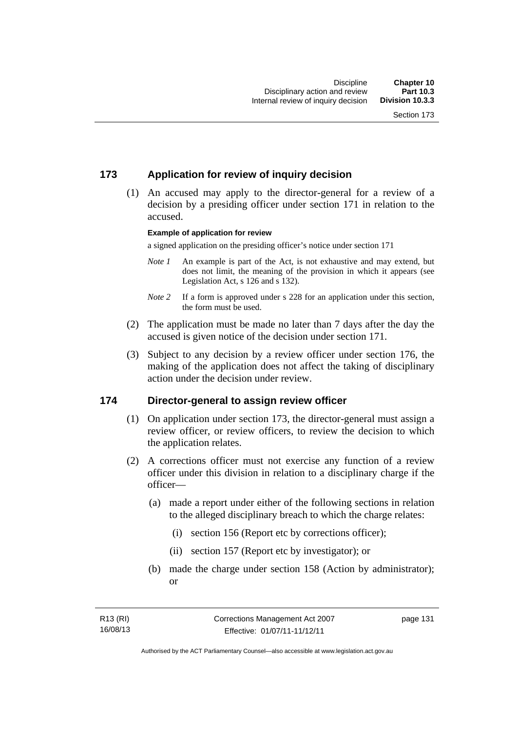## 173 Application for review of inquiry decision

(1) An accused may apply to the director-general for a review of a decision by a presiding officer under section 171 in relation to the accused.

**Example of application for review**

a signed application on the presiding officer's notice under section 171

*Note 1* An example is part of the Act, is not exhaustive and may extend, but does not limit, the meaning of the provision in which it appears (see Legislation Act, s 126 and s 132).

*Note 2* If a form is approved under s 228 for an application under this section, the form must be used.

(2) The application must be made no later than 7 days after the day the accused is given notice of the decision under section 171.

(3) Subject to any decision by a review officer under section 176, the making of the application does not affect the taking of disciplinary action under the decision under review.

## 174 Director-general to assign review officer

(1) On application under section 173, the director-general must assign a review officer, or review officers, to review the decision to which the application relates.

(2) A corrections officer must not exercise any function of a review officer under this division in relation to a disciplinary charge if the officer—

(a) made a report under either of the following sections in relation to the alleged disciplinary breach to which the charge relates:

(i) section 156 (Report etc by corrections officer);

(ii) section 157 (Report etc by investigator); or

(b) made the charge under section 158 (Action by administrator); or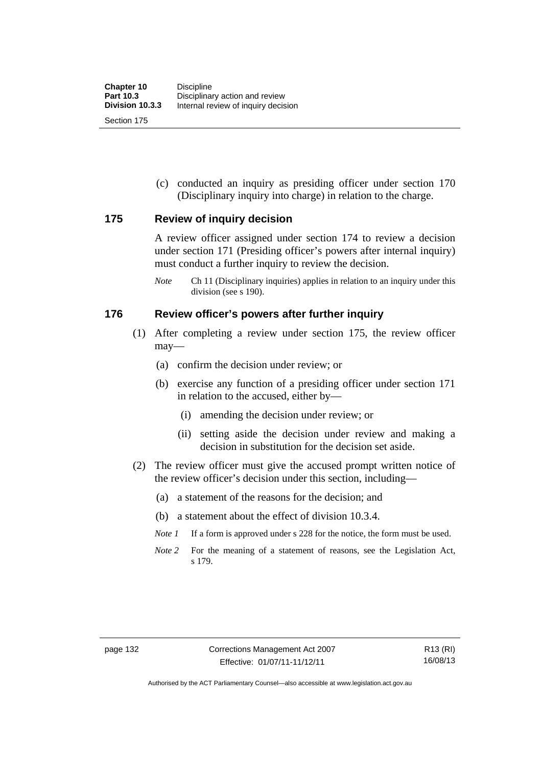(c) conducted an inquiry as presiding officer under section 170 (Disciplinary inquiry into charge) in relation to the charge.

## 175 Review of inquiry decision

A review officer assigned under section 174 to review a decision under section 171 (Presiding officer's powers after internal inquiry) must conduct a further inquiry to review the decision.

*Note* Ch 11 (Disciplinary inquiries) applies in relation to an inquiry under this division (see s 190).

## 176 Review officer's powers after further inquiry

(1) After completing a review under section 175, the review officer may—

(a) confirm the decision under review; or

(b) exercise any function of a presiding officer under section 171 in relation to the accused, either by—

(i) amending the decision under review; or

(ii) setting aside the decision under review and making a decision in substitution for the decision set aside.

(2) The review officer must give the accused prompt written notice of the review officer's decision under this section, including—

(a) a statement of the reasons for the decision; and

(b) a statement about the effect of division 10.3.4.

*Note 1* If a form is approved under s 228 for the notice, the form must be used.

*Note 2* For the meaning of a statement of reasons, see the Legislation Act, s 179.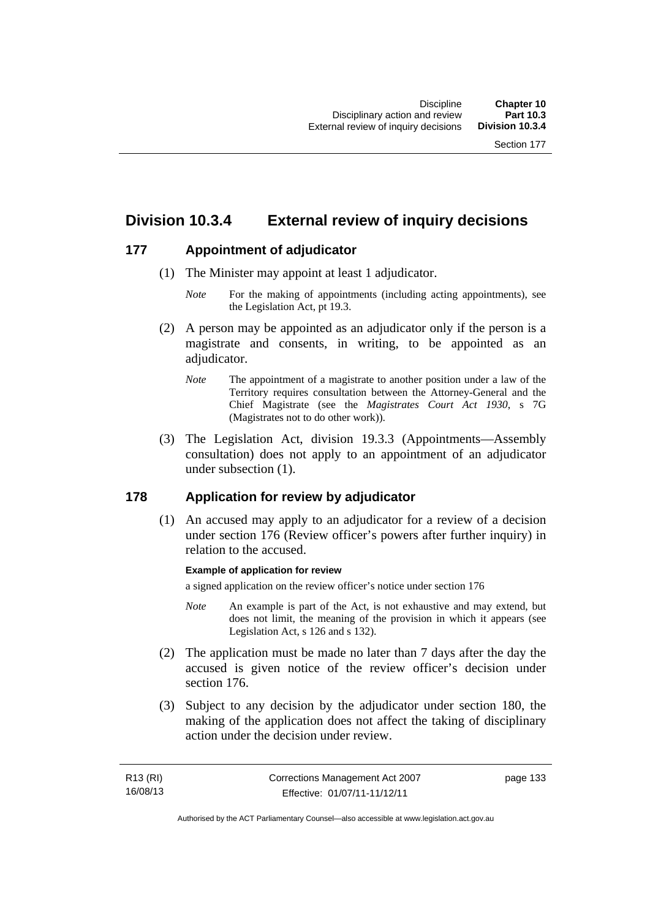## Division 10.3.4 External review of inquiry decisions

### 177 Appointment of adjudicator

(1) The Minister may appoint at least 1 adjudicator.

*Note* For the making of appointments (including acting appointments), see the Legislation Act, pt 19.3.

(2) A person may be appointed as an adjudicator only if the person is a magistrate and consents, in writing, to be appointed as an adjudicator.

*Note* The appointment of a magistrate to another position under a law of the Territory requires consultation between the Attorney-General and the Chief Magistrate (see the *Magistrates Court Act 1930*, s 7G (Magistrates not to do other work)).

(3) The Legislation Act, division 19.3.3 (Appointments—Assembly consultation) does not apply to an appointment of an adjudicator under subsection (1).

### 178 Application for review by adjudicator

(1) An accused may apply to an adjudicator for a review of a decision under section 176 (Review officer's powers after further inquiry) in relation to the accused.

**Example of application for review**

a signed application on the review officer's notice under section 176

*Note* An example is part of the Act, is not exhaustive and may extend, but does not limit, the meaning of the provision in which it appears (see Legislation Act, s 126 and s 132).

(2) The application must be made no later than 7 days after the day the accused is given notice of the review officer's decision under section 176.

(3) Subject to any decision by the adjudicator under section 180, the making of the application does not affect the taking of disciplinary action under the decision under review.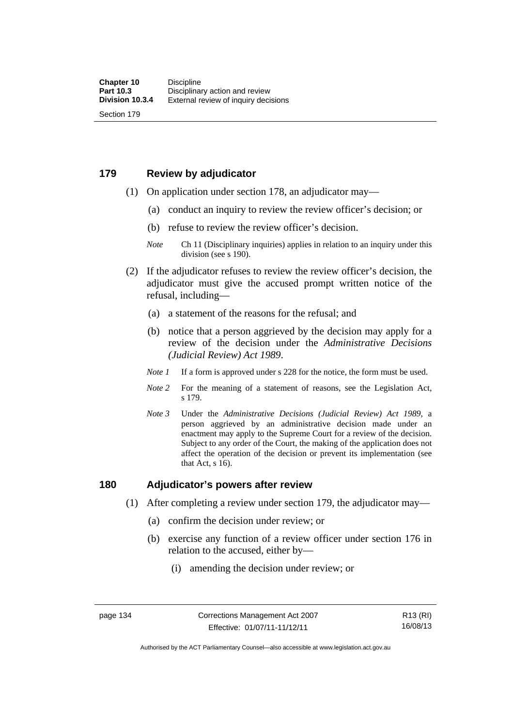## 179 Review by adjudicator

(1) On application under section 178, an adjudicator may—

(a) conduct an inquiry to review the review officer's decision; or

(b) refuse to review the review officer's decision.

*Note* Ch 11 (Disciplinary inquiries) applies in relation to an inquiry under this division (see s 190).

(2) If the adjudicator refuses to review the review officer's decision, the adjudicator must give the accused prompt written notice of the refusal, including—

(a) a statement of the reasons for the refusal; and

(b) notice that a person aggrieved by the decision may apply for a review of the decision under the *Administrative Decisions (Judicial Review) Act 1989*.

*Note 1* If a form is approved under s 228 for the notice, the form must be used.

*Note 2* For the meaning of a statement of reasons, see the Legislation Act, s 179.

*Note 3* Under the *Administrative Decisions (Judicial Review) Act 1989*, a person aggrieved by an administrative decision made under an enactment may apply to the Supreme Court for a review of the decision. Subject to any order of the Court, the making of the application does not affect the operation of the decision or prevent its implementation (see that Act, s 16).

## 180 Adjudicator's powers after review

(1) After completing a review under section 179, the adjudicator may—

(a) confirm the decision under review; or

(b) exercise any function of a review officer under section 176 in relation to the accused, either by—

(i) amending the decision under review; or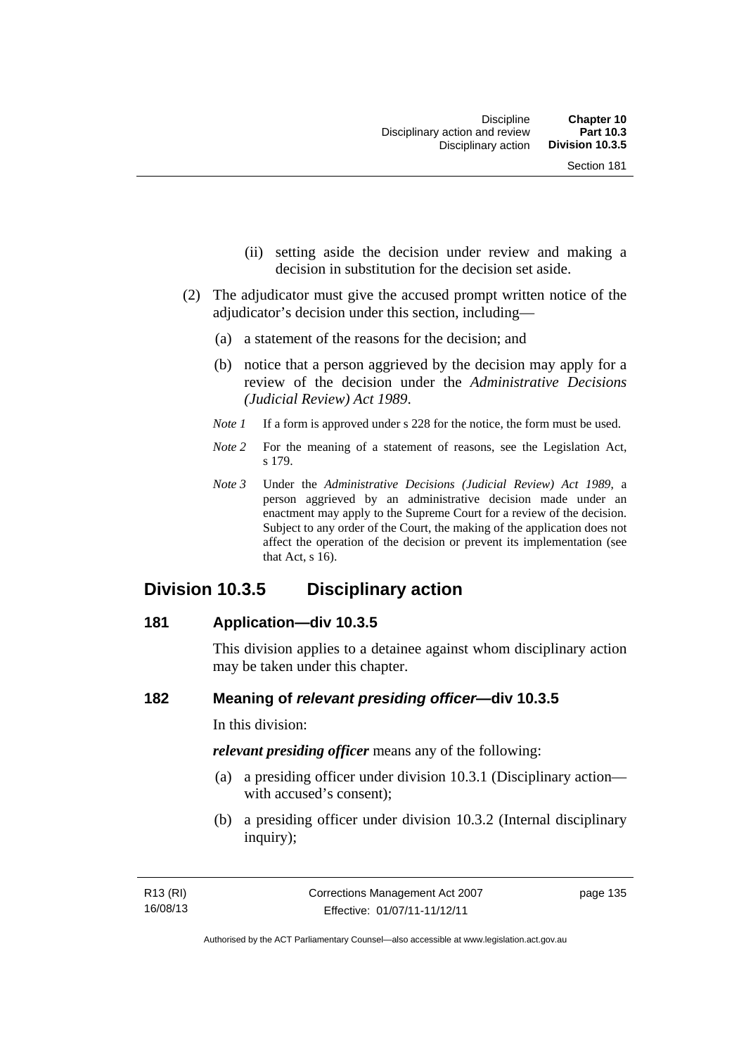(ii) setting aside the decision under review and making a decision in substitution for the decision set aside.

(2) The adjudicator must give the accused prompt written notice of the adjudicator's decision under this section, including—

(a) a statement of the reasons for the decision; and

(b) notice that a person aggrieved by the decision may apply for a review of the decision under the *Administrative Decisions (Judicial Review) Act 1989*.

*Note 1* If a form is approved under s 228 for the notice, the form must be used.

*Note 2* For the meaning of a statement of reasons, see the Legislation Act, s 179.

*Note 3* Under the *Administrative Decisions (Judicial Review) Act 1989*, a person aggrieved by an administrative decision made under an enactment may apply to the Supreme Court for a review of the decision. Subject to any order of the Court, the making of the application does not affect the operation of the decision or prevent its implementation (see that Act, s 16).

## Division 10.3.5 Disciplinary action

### 181 Application—div 10.3.5

This division applies to a detainee against whom disciplinary action may be taken under this chapter.

### 182 Meaning of *relevant presiding officer*—div 10.3.5

In this division:

***relevant presiding officer*** means any of the following:

(a) a presiding officer under division 10.3.1 (Disciplinary action—with accused's consent);

(b) a presiding officer under division 10.3.2 (Internal disciplinary inquiry);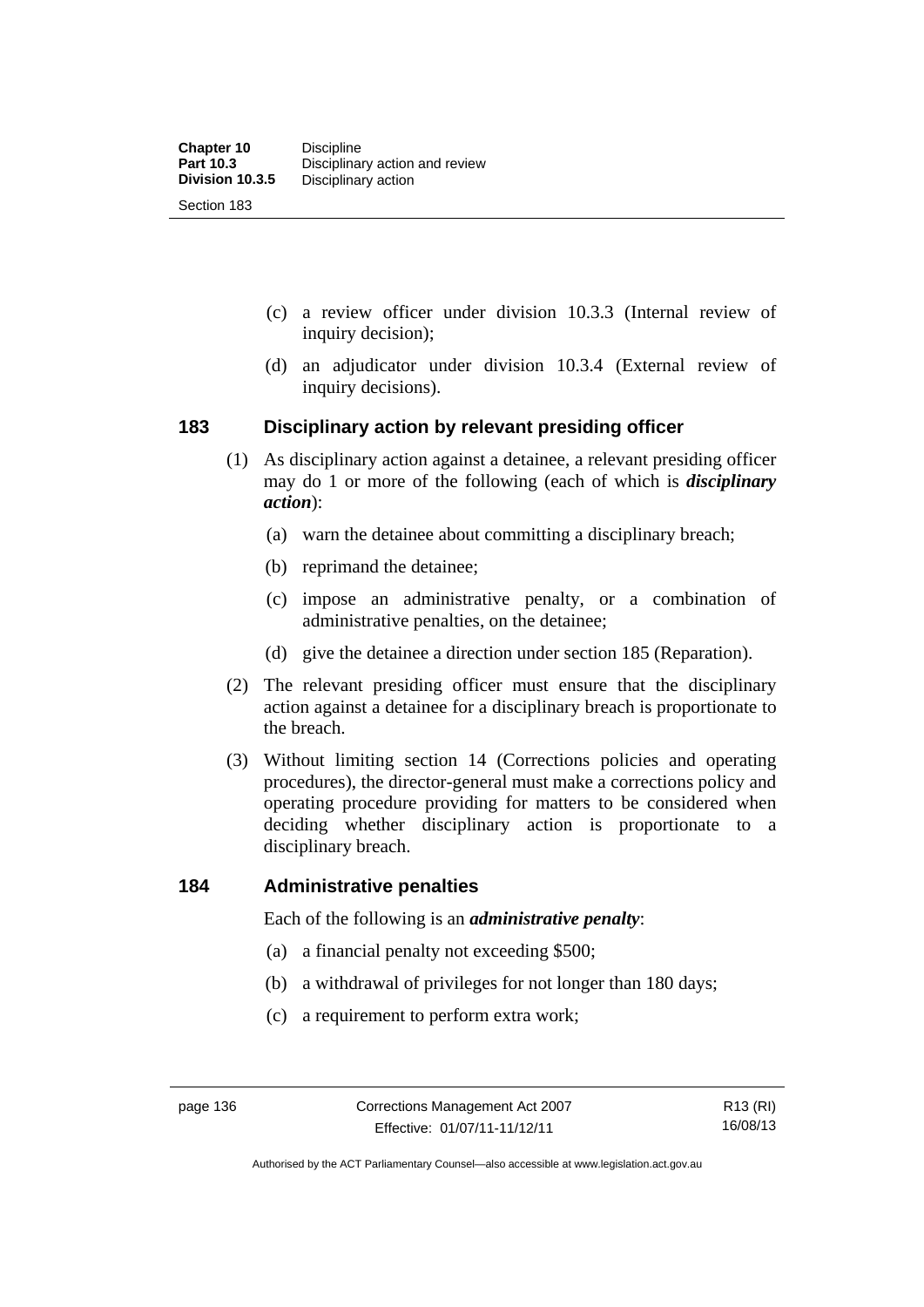(c) a review officer under division 10.3.3 (Internal review of inquiry decision);

(d) an adjudicator under division 10.3.4 (External review of inquiry decisions).

### 183 Disciplinary action by relevant presiding officer

(1) As disciplinary action against a detainee, a relevant presiding officer may do 1 or more of the following (each of which is ***disciplinary action***):

(a) warn the detainee about committing a disciplinary breach;

(b) reprimand the detainee;

(c) impose an administrative penalty, or a combination of administrative penalties, on the detainee;

(d) give the detainee a direction under section 185 (Reparation).

(2) The relevant presiding officer must ensure that the disciplinary action against a detainee for a disciplinary breach is proportionate to the breach.

(3) Without limiting section 14 (Corrections policies and operating procedures), the director-general must make a corrections policy and operating procedure providing for matters to be considered when deciding whether disciplinary action is proportionate to a disciplinary breach.

### 184 Administrative penalties

Each of the following is an ***administrative penalty***:

(a) a financial penalty not exceeding $500;

(b) a withdrawal of privileges for not longer than 180 days;

(c) a requirement to perform extra work;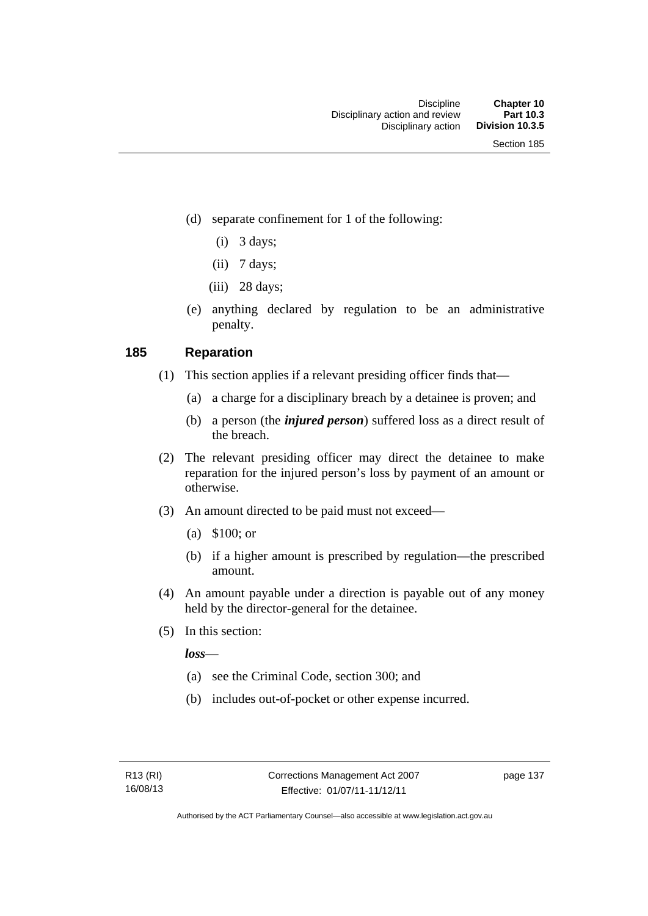(d) separate confinement for 1 of the following:

  (i) 3 days;

  (ii) 7 days;

  (iii) 28 days;

(e) anything declared by regulation to be an administrative penalty.

## 185 Reparation

(1) This section applies if a relevant presiding officer finds that—

  (a) a charge for a disciplinary breach by a detainee is proven; and

  (b) a person (the ***injured person***) suffered loss as a direct result of the breach.

(2) The relevant presiding officer may direct the detainee to make reparation for the injured person's loss by payment of an amount or otherwise.

(3) An amount directed to be paid must not exceed—

  (a) $100; or

  (b) if a higher amount is prescribed by regulation—the prescribed amount.

(4) An amount payable under a direction is payable out of any money held by the director-general for the detainee.

(5) In this section:

***loss***—

  (a) see the Criminal Code, section 300; and

  (b) includes out-of-pocket or other expense incurred.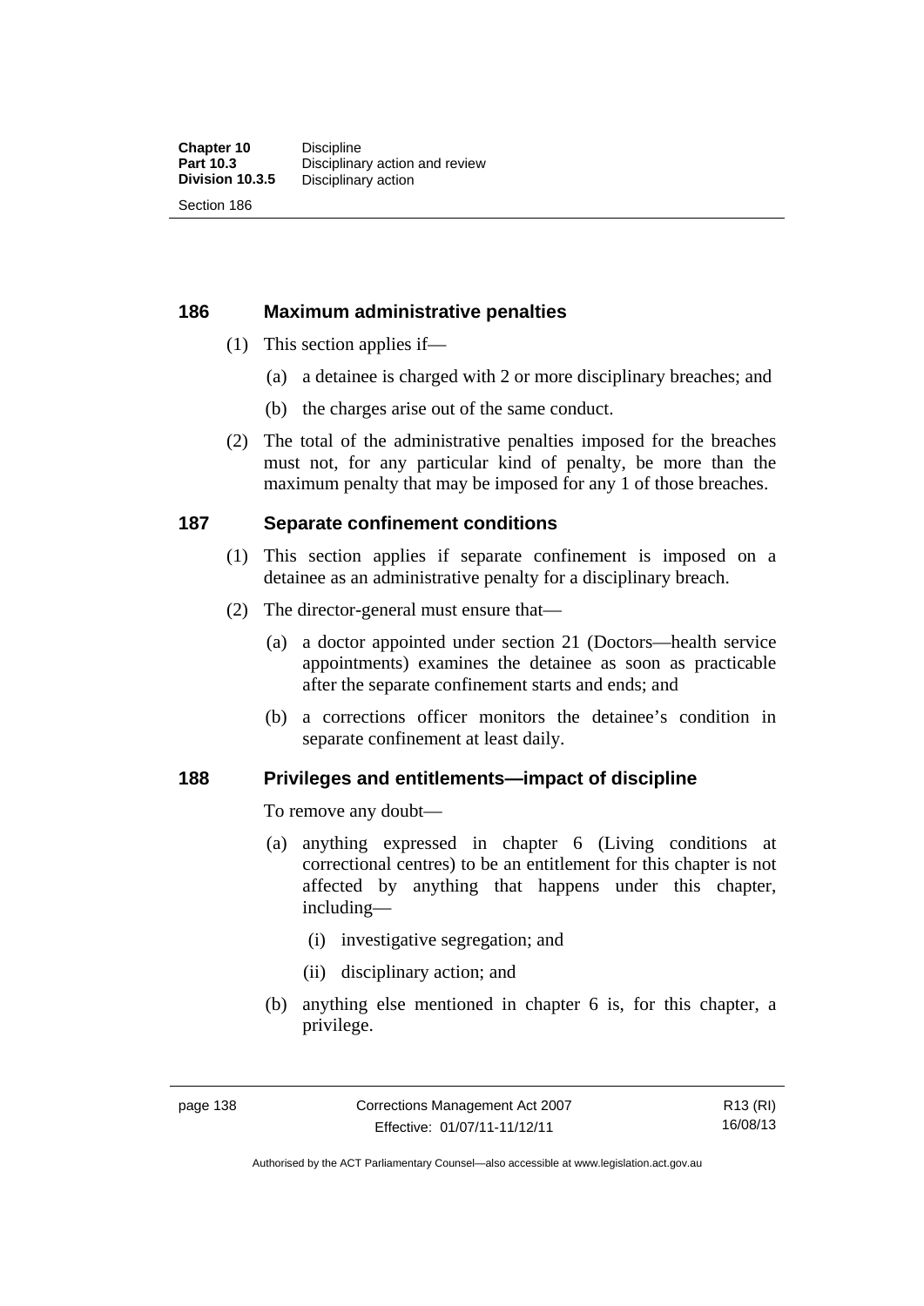## 186 Maximum administrative penalties

(1) This section applies if—

  (a) a detainee is charged with 2 or more disciplinary breaches; and

  (b) the charges arise out of the same conduct.

(2) The total of the administrative penalties imposed for the breaches must not, for any particular kind of penalty, be more than the maximum penalty that may be imposed for any 1 of those breaches.

## 187 Separate confinement conditions

(1) This section applies if separate confinement is imposed on a detainee as an administrative penalty for a disciplinary breach.

(2) The director-general must ensure that—

  (a) a doctor appointed under section 21 (Doctors—health service appointments) examines the detainee as soon as practicable after the separate confinement starts and ends; and

  (b) a corrections officer monitors the detainee's condition in separate confinement at least daily.

## 188 Privileges and entitlements—impact of discipline

To remove any doubt—

  (a) anything expressed in chapter 6 (Living conditions at correctional centres) to be an entitlement for this chapter is not affected by anything that happens under this chapter, including—

    (i) investigative segregation; and

    (ii) disciplinary action; and

  (b) anything else mentioned in chapter 6 is, for this chapter, a privilege.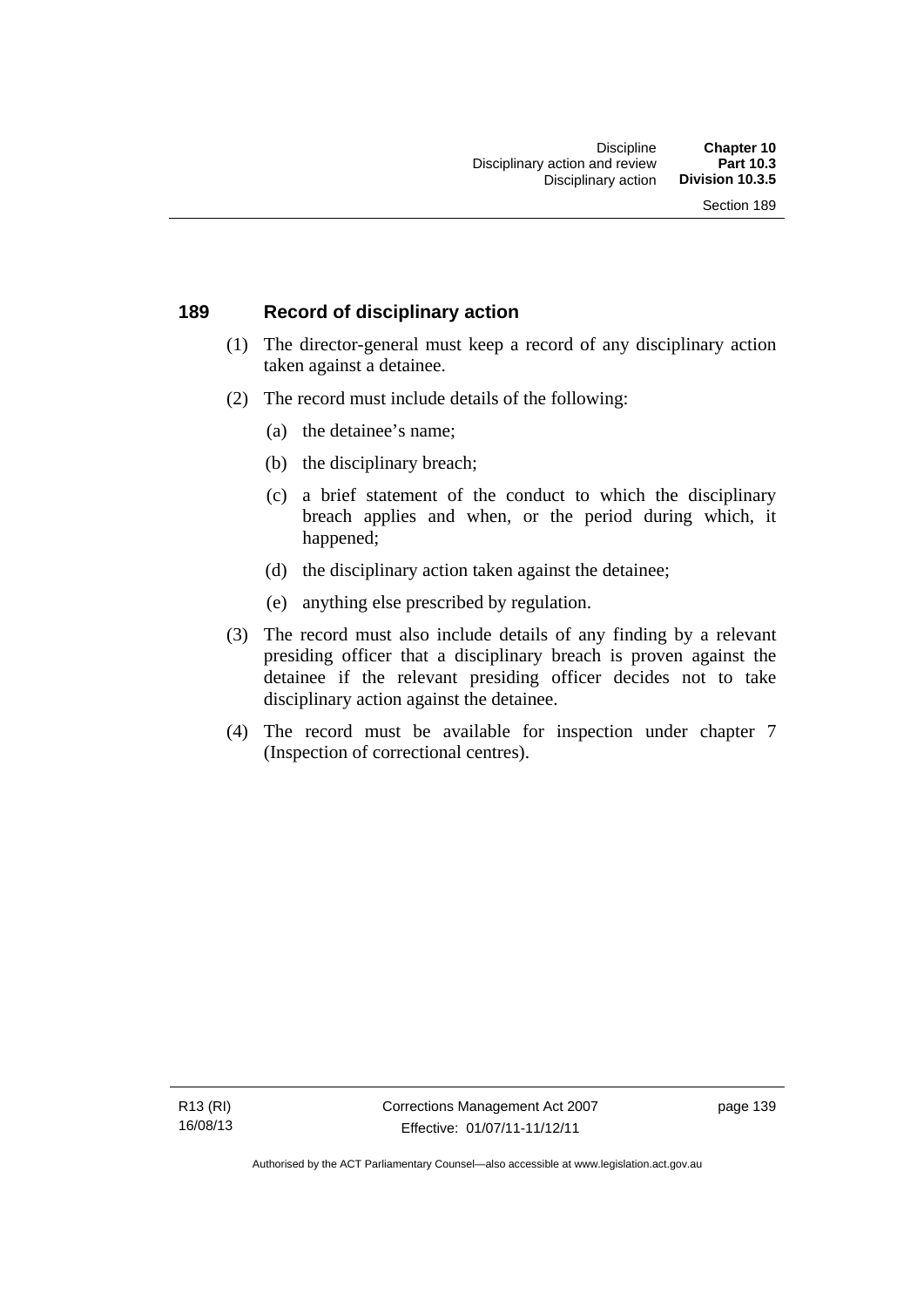## 189 Record of disciplinary action

(1) The director-general must keep a record of any disciplinary action taken against a detainee.

(2) The record must include details of the following:

(a) the detainee's name;

(b) the disciplinary breach;

(c) a brief statement of the conduct to which the disciplinary breach applies and when, or the period during which, it happened;

(d) the disciplinary action taken against the detainee;

(e) anything else prescribed by regulation.

(3) The record must also include details of any finding by a relevant presiding officer that a disciplinary breach is proven against the detainee if the relevant presiding officer decides not to take disciplinary action against the detainee.

(4) The record must be available for inspection under chapter 7 (Inspection of correctional centres).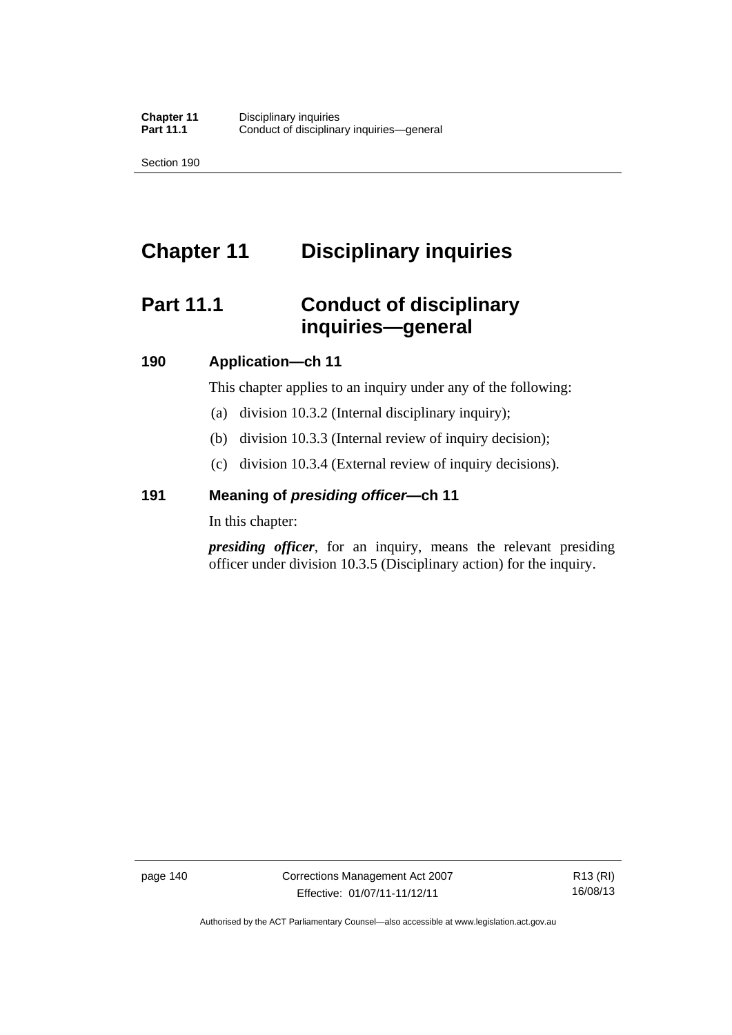# Chapter 11 Disciplinary inquiries

## Part 11.1 Conduct of disciplinary inquiries—general

### 190 Application—ch 11

This chapter applies to an inquiry under any of the following:

(a) division 10.3.2 (Internal disciplinary inquiry);

(b) division 10.3.3 (Internal review of inquiry decision);

(c) division 10.3.4 (External review of inquiry decisions).

### 191 Meaning of *presiding officer*—ch 11

In this chapter:

***presiding officer***, for an inquiry, means the relevant presiding officer under division 10.3.5 (Disciplinary action) for the inquiry.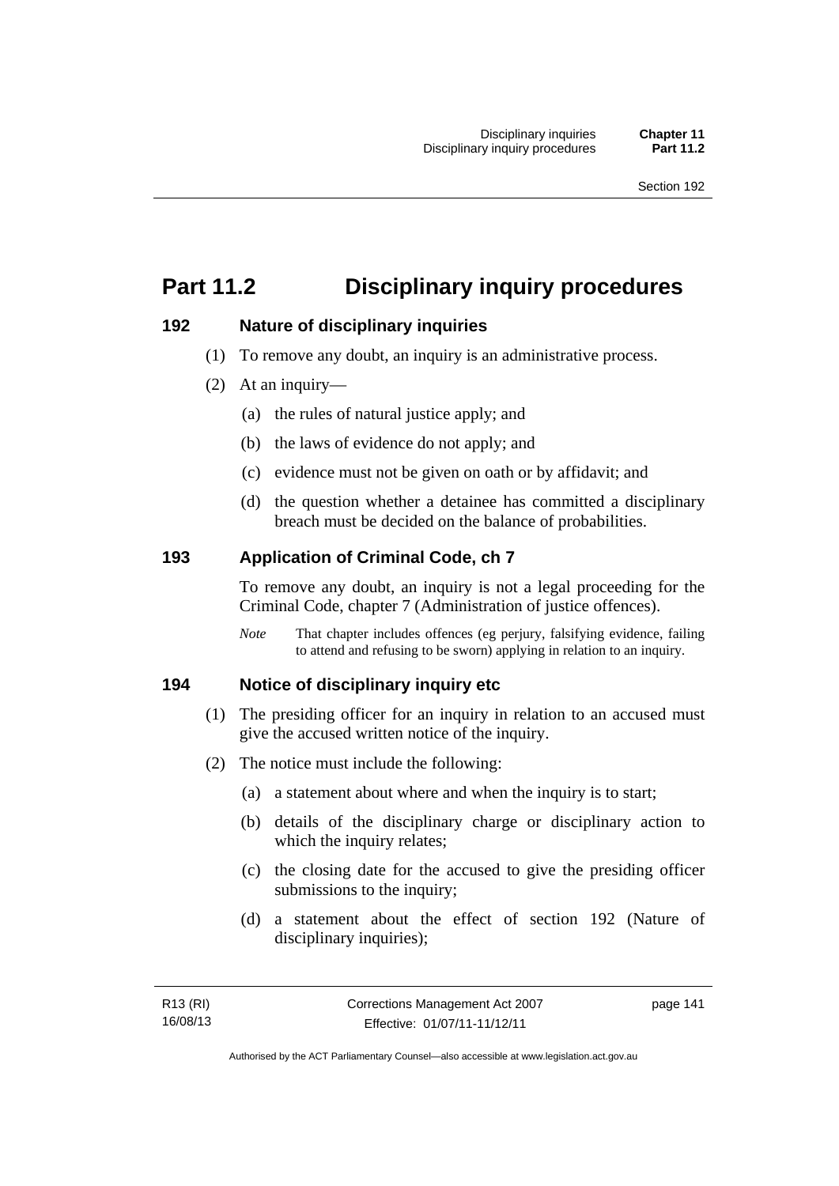# Part 11.2 Disciplinary inquiry procedures

### 192 Nature of disciplinary inquiries

(1) To remove any doubt, an inquiry is an administrative process.

(2) At an inquiry—

(a) the rules of natural justice apply; and

(b) the laws of evidence do not apply; and

(c) evidence must not be given on oath or by affidavit; and

(d) the question whether a detainee has committed a disciplinary breach must be decided on the balance of probabilities.

### 193 Application of Criminal Code, ch 7

To remove any doubt, an inquiry is not a legal proceeding for the Criminal Code, chapter 7 (Administration of justice offences).

*Note* That chapter includes offences (eg perjury, falsifying evidence, failing to attend and refusing to be sworn) applying in relation to an inquiry.

### 194 Notice of disciplinary inquiry etc

(1) The presiding officer for an inquiry in relation to an accused must give the accused written notice of the inquiry.

(2) The notice must include the following:

(a) a statement about where and when the inquiry is to start;

(b) details of the disciplinary charge or disciplinary action to which the inquiry relates;

(c) the closing date for the accused to give the presiding officer submissions to the inquiry;

(d) a statement about the effect of section 192 (Nature of disciplinary inquiries);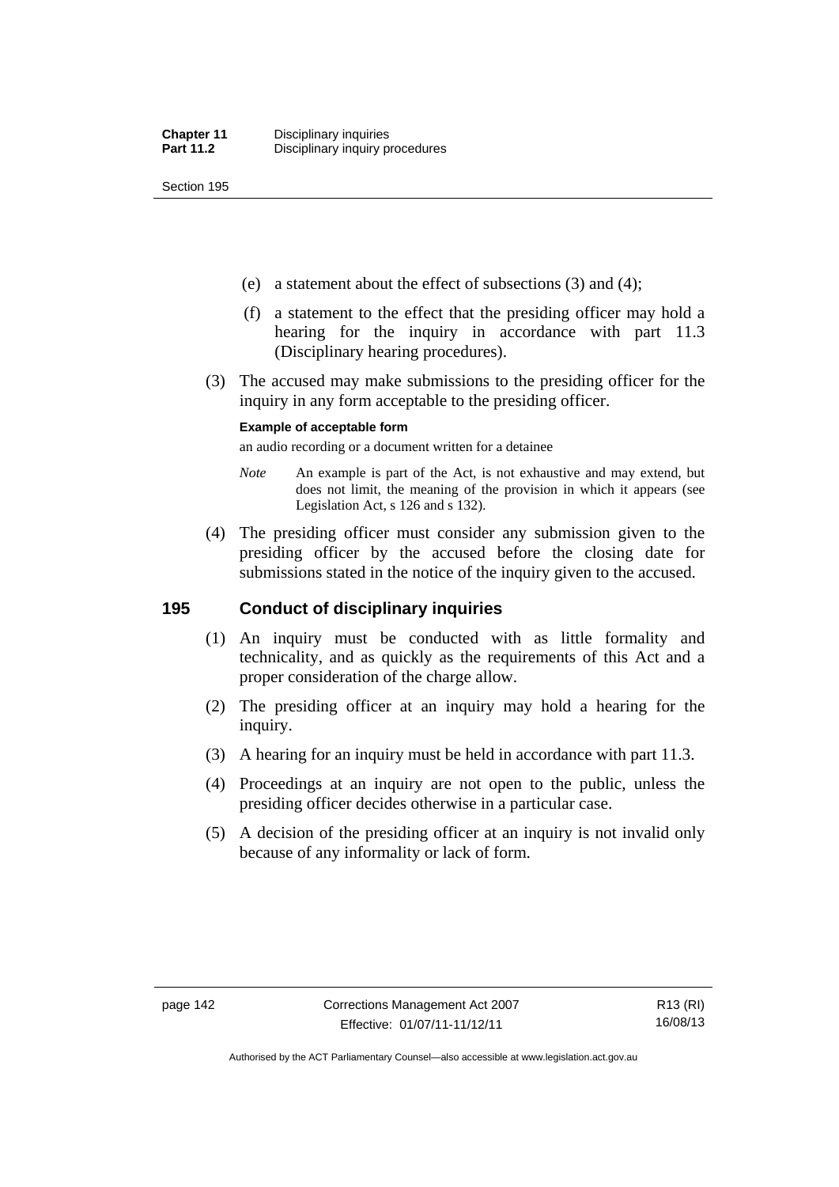(e) a statement about the effect of subsections (3) and (4);

(f) a statement to the effect that the presiding officer may hold a hearing for the inquiry in accordance with part 11.3 (Disciplinary hearing procedures).

(3) The accused may make submissions to the presiding officer for the inquiry in any form acceptable to the presiding officer.

**Example of acceptable form**

an audio recording or a document written for a detainee

*Note* An example is part of the Act, is not exhaustive and may extend, but does not limit, the meaning of the provision in which it appears (see Legislation Act, s 126 and s 132).

(4) The presiding officer must consider any submission given to the presiding officer by the accused before the closing date for submissions stated in the notice of the inquiry given to the accused.

## 195 Conduct of disciplinary inquiries

(1) An inquiry must be conducted with as little formality and technicality, and as quickly as the requirements of this Act and a proper consideration of the charge allow.

(2) The presiding officer at an inquiry may hold a hearing for the inquiry.

(3) A hearing for an inquiry must be held in accordance with part 11.3.

(4) Proceedings at an inquiry are not open to the public, unless the presiding officer decides otherwise in a particular case.

(5) A decision of the presiding officer at an inquiry is not invalid only because of any informality or lack of form.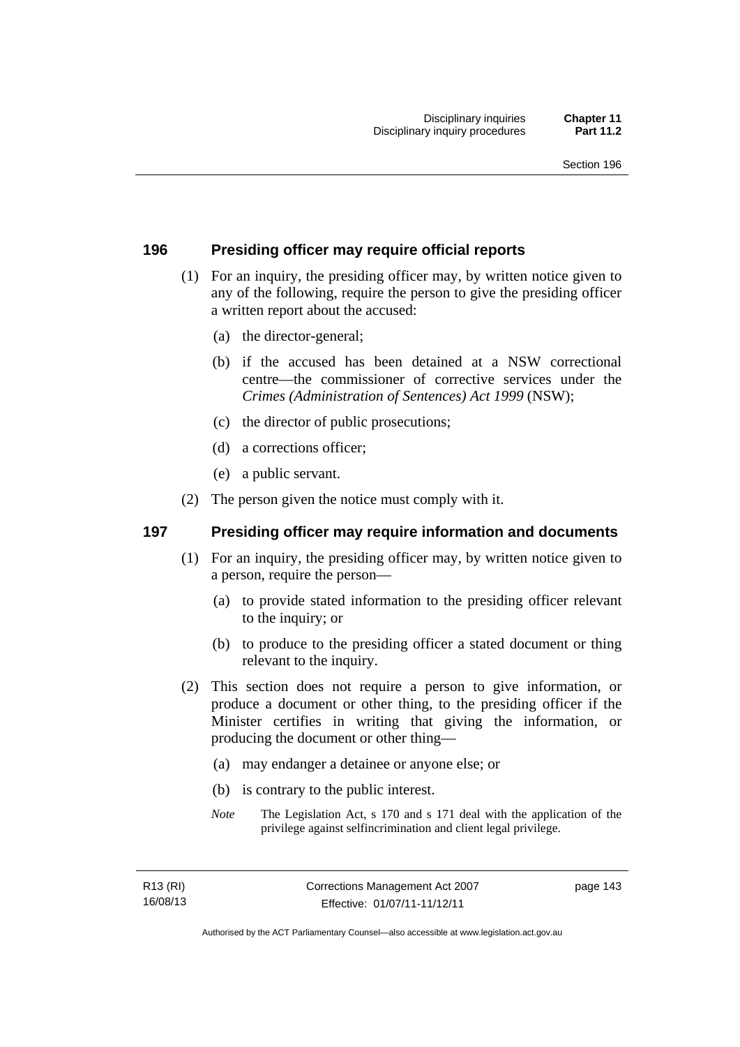## 196 Presiding officer may require official reports

(1) For an inquiry, the presiding officer may, by written notice given to any of the following, require the person to give the presiding officer a written report about the accused:

- (a) the director-general;
- (b) if the accused has been detained at a NSW correctional centre—the commissioner of corrective services under the *Crimes (Administration of Sentences) Act 1999* (NSW);
- (c) the director of public prosecutions;
- (d) a corrections officer;
- (e) a public servant.

(2) The person given the notice must comply with it.

## 197 Presiding officer may require information and documents

(1) For an inquiry, the presiding officer may, by written notice given to a person, require the person—

- (a) to provide stated information to the presiding officer relevant to the inquiry; or
- (b) to produce to the presiding officer a stated document or thing relevant to the inquiry.

(2) This section does not require a person to give information, or produce a document or other thing, to the presiding officer if the Minister certifies in writing that giving the information, or producing the document or other thing—

- (a) may endanger a detainee or anyone else; or
- (b) is contrary to the public interest.

*Note* The Legislation Act, s 170 and s 171 deal with the application of the privilege against selfincrimination and client legal privilege.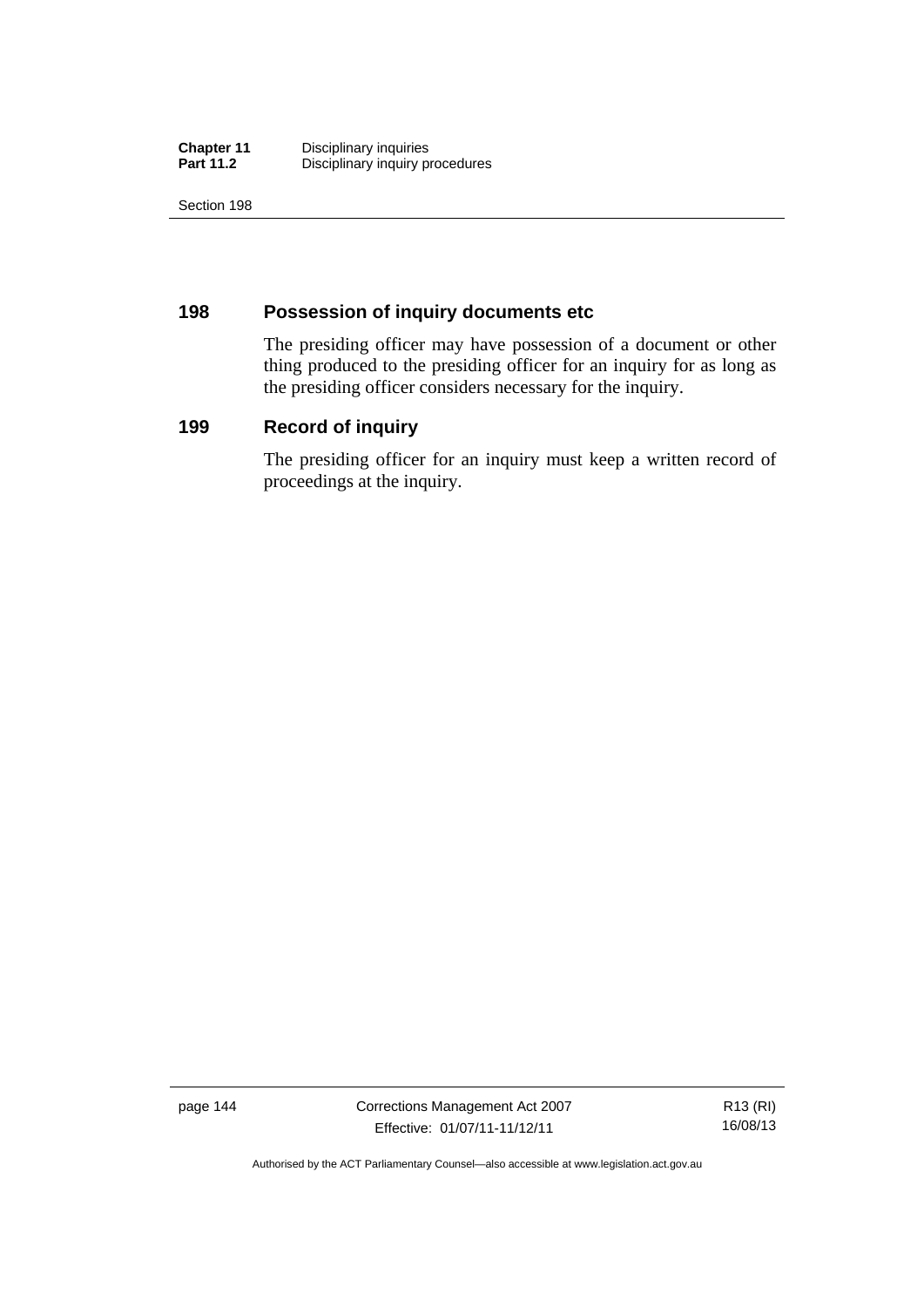## 198 Possession of inquiry documents etc

The presiding officer may have possession of a document or other thing produced to the presiding officer for an inquiry for as long as the presiding officer considers necessary for the inquiry.

## 199 Record of inquiry

The presiding officer for an inquiry must keep a written record of proceedings at the inquiry.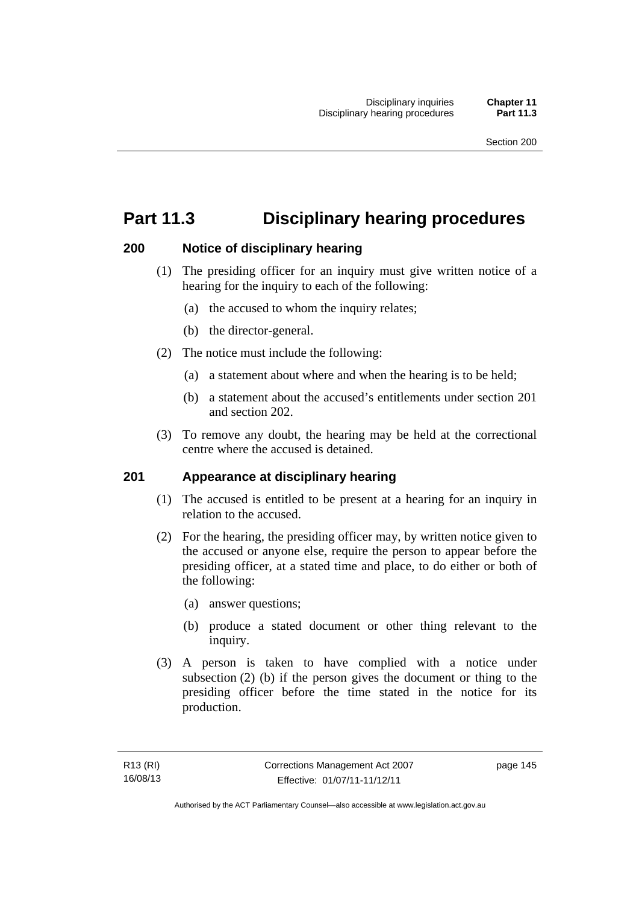# Part 11.3 Disciplinary hearing procedures

## 200 Notice of disciplinary hearing

(1) The presiding officer for an inquiry must give written notice of a hearing for the inquiry to each of the following:

(a) the accused to whom the inquiry relates;

(b) the director-general.

(2) The notice must include the following:

(a) a statement about where and when the hearing is to be held;

(b) a statement about the accused's entitlements under section 201 and section 202.

(3) To remove any doubt, the hearing may be held at the correctional centre where the accused is detained.

## 201 Appearance at disciplinary hearing

(1) The accused is entitled to be present at a hearing for an inquiry in relation to the accused.

(2) For the hearing, the presiding officer may, by written notice given to the accused or anyone else, require the person to appear before the presiding officer, at a stated time and place, to do either or both of the following:

(a) answer questions;

(b) produce a stated document or other thing relevant to the inquiry.

(3) A person is taken to have complied with a notice under subsection (2) (b) if the person gives the document or thing to the presiding officer before the time stated in the notice for its production.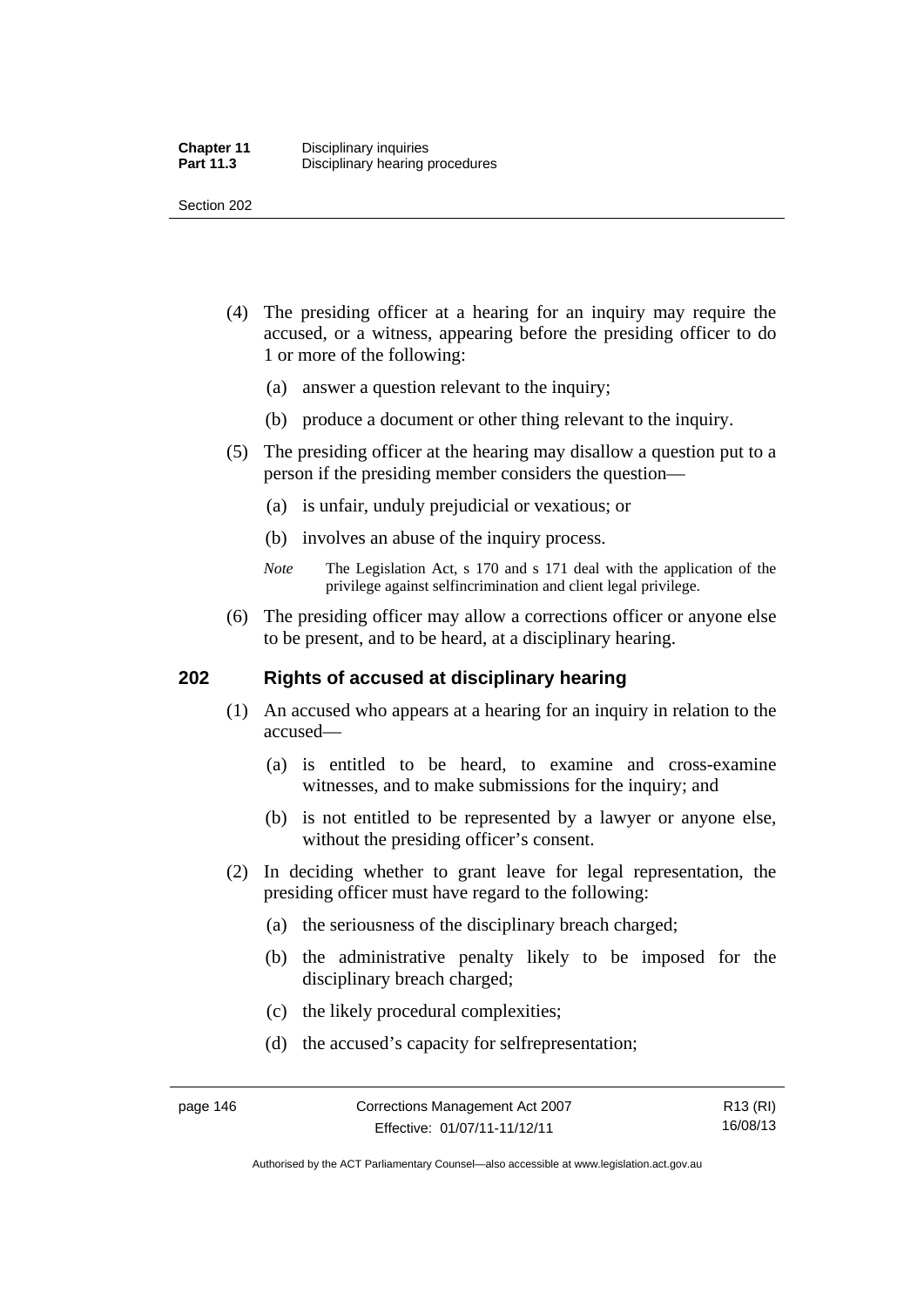(4) The presiding officer at a hearing for an inquiry may require the accused, or a witness, appearing before the presiding officer to do 1 or more of the following:

  (a) answer a question relevant to the inquiry;

  (b) produce a document or other thing relevant to the inquiry.

(5) The presiding officer at the hearing may disallow a question put to a person if the presiding member considers the question—

  (a) is unfair, unduly prejudicial or vexatious; or

  (b) involves an abuse of the inquiry process.

*Note* The Legislation Act, s 170 and s 171 deal with the application of the privilege against selfincrimination and client legal privilege.

(6) The presiding officer may allow a corrections officer or anyone else to be present, and to be heard, at a disciplinary hearing.

## 202 Rights of accused at disciplinary hearing

(1) An accused who appears at a hearing for an inquiry in relation to the accused—

  (a) is entitled to be heard, to examine and cross-examine witnesses, and to make submissions for the inquiry; and

  (b) is not entitled to be represented by a lawyer or anyone else, without the presiding officer's consent.

(2) In deciding whether to grant leave for legal representation, the presiding officer must have regard to the following:

  (a) the seriousness of the disciplinary breach charged;

  (b) the administrative penalty likely to be imposed for the disciplinary breach charged;

  (c) the likely procedural complexities;

  (d) the accused's capacity for selfrepresentation;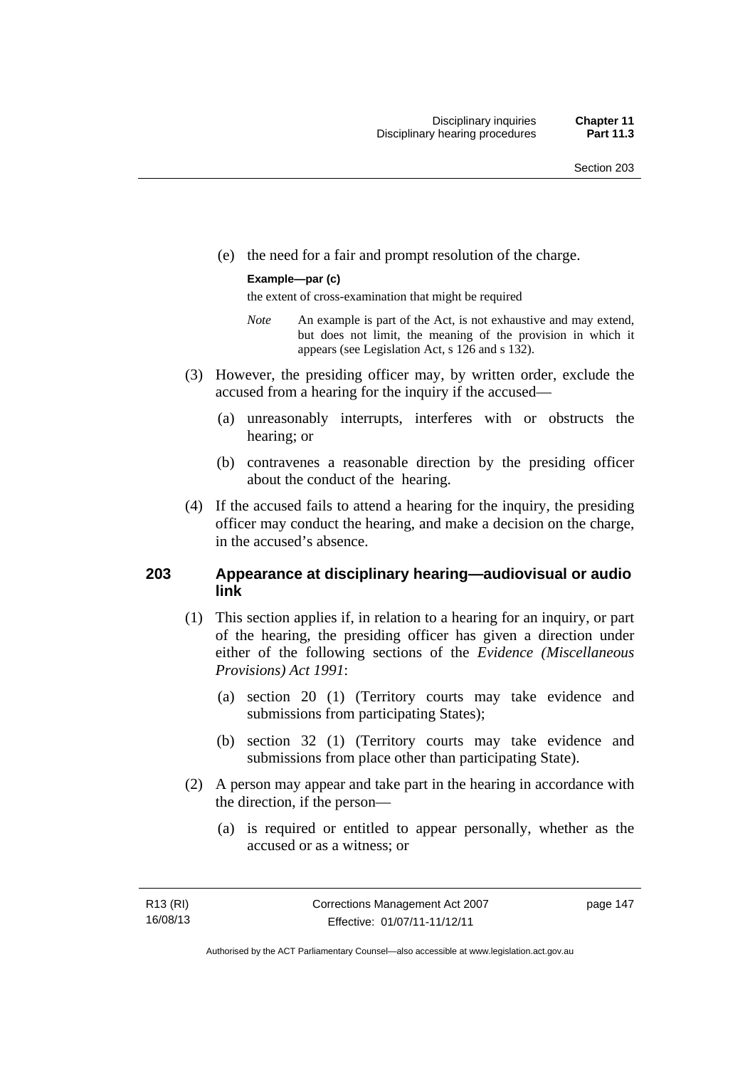(e) the need for a fair and prompt resolution of the charge.

**Example—par (c)**

the extent of cross-examination that might be required

*Note* An example is part of the Act, is not exhaustive and may extend, but does not limit, the meaning of the provision in which it appears (see Legislation Act, s 126 and s 132).

(3) However, the presiding officer may, by written order, exclude the accused from a hearing for the inquiry if the accused—

(a) unreasonably interrupts, interferes with or obstructs the hearing; or

(b) contravenes a reasonable direction by the presiding officer about the conduct of the hearing.

(4) If the accused fails to attend a hearing for the inquiry, the presiding officer may conduct the hearing, and make a decision on the charge, in the accused's absence.

## 203 Appearance at disciplinary hearing—audiovisual or audio link

(1) This section applies if, in relation to a hearing for an inquiry, or part of the hearing, the presiding officer has given a direction under either of the following sections of the *Evidence (Miscellaneous Provisions) Act 1991*:

(a) section 20 (1) (Territory courts may take evidence and submissions from participating States);

(b) section 32 (1) (Territory courts may take evidence and submissions from place other than participating State).

(2) A person may appear and take part in the hearing in accordance with the direction, if the person—

(a) is required or entitled to appear personally, whether as the accused or as a witness; or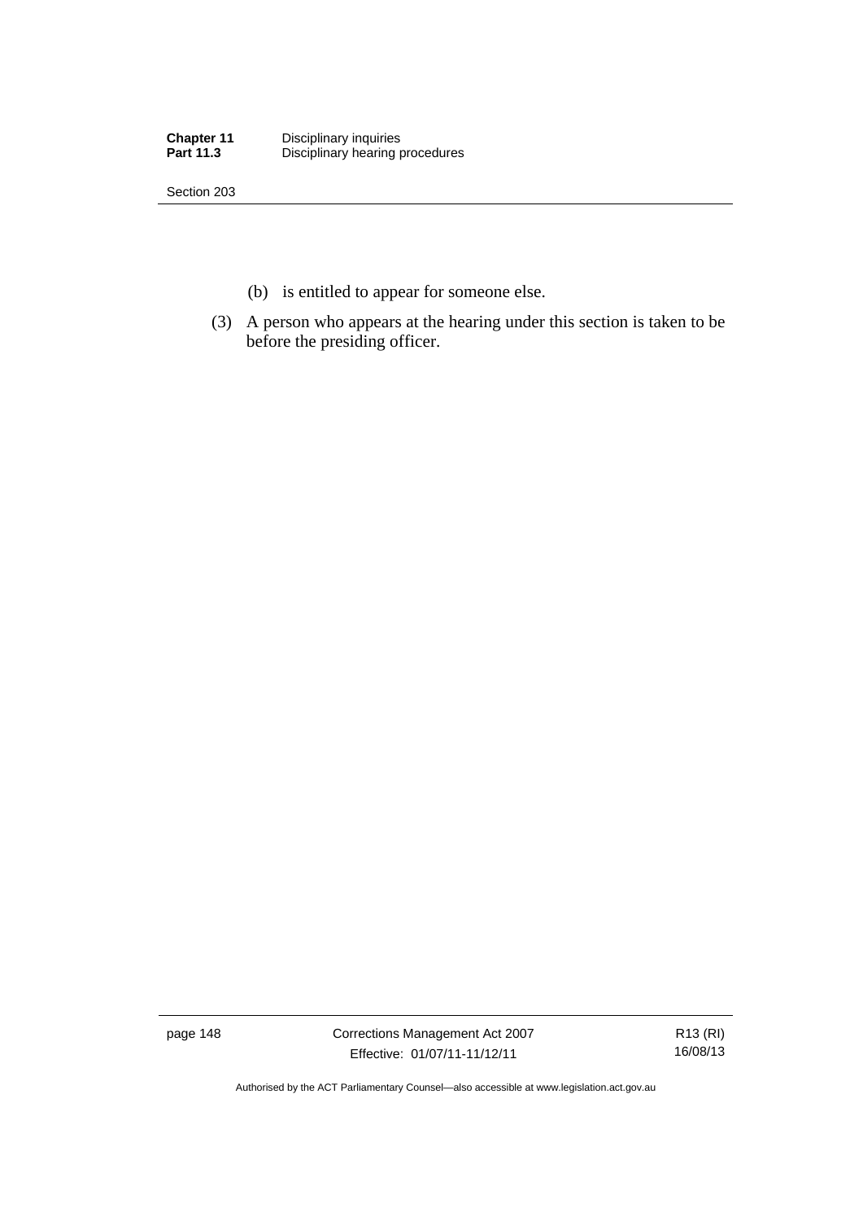(b) is entitled to appear for someone else.

(3) A person who appears at the hearing under this section is taken to be before the presiding officer.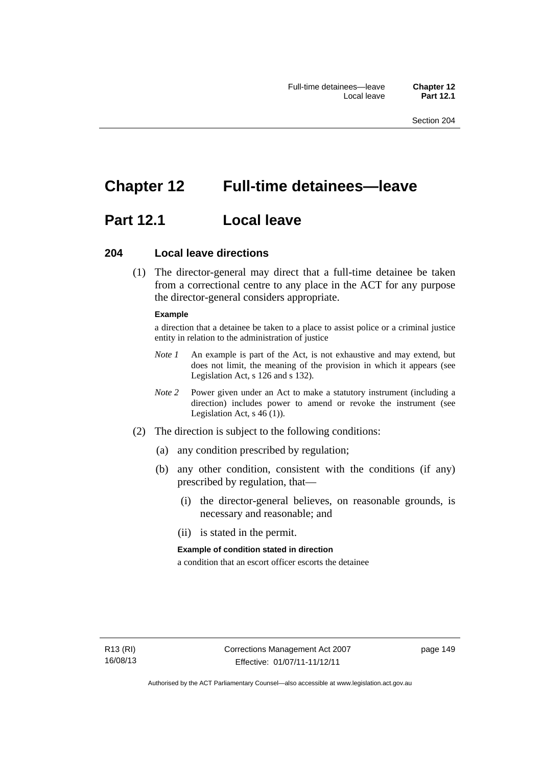# Chapter 12 Full-time detainees—leave

## Part 12.1 Local leave

### 204 Local leave directions

(1) The director-general may direct that a full-time detainee be taken from a correctional centre to any place in the ACT for any purpose the director-general considers appropriate.

**Example**

a direction that a detainee be taken to a place to assist police or a criminal justice entity in relation to the administration of justice

*Note 1* An example is part of the Act, is not exhaustive and may extend, but does not limit, the meaning of the provision in which it appears (see Legislation Act, s 126 and s 132).

*Note 2* Power given under an Act to make a statutory instrument (including a direction) includes power to amend or revoke the instrument (see Legislation Act, s 46 (1)).

(2) The direction is subject to the following conditions:

(a) any condition prescribed by regulation;

(b) any other condition, consistent with the conditions (if any) prescribed by regulation, that—

(i) the director-general believes, on reasonable grounds, is necessary and reasonable; and

(ii) is stated in the permit.

**Example of condition stated in direction**

a condition that an escort officer escorts the detainee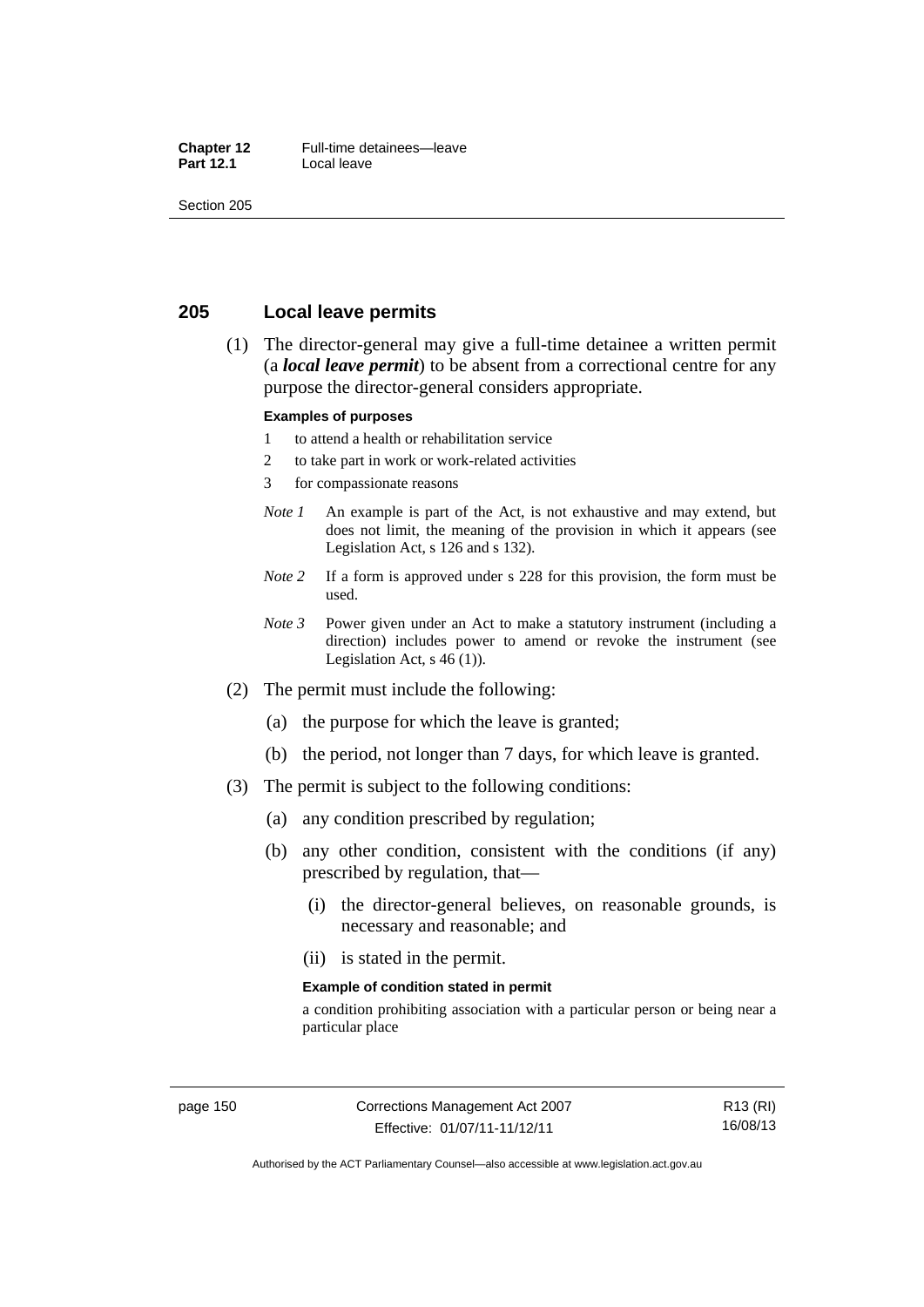## 205 Local leave permits

(1) The director-general may give a full-time detainee a written permit (a ***local leave permit***) to be absent from a correctional centre for any purpose the director-general considers appropriate.

**Examples of purposes**

1 to attend a health or rehabilitation service

2 to take part in work or work-related activities

3 for compassionate reasons

*Note 1* An example is part of the Act, is not exhaustive and may extend, but does not limit, the meaning of the provision in which it appears (see Legislation Act, s 126 and s 132).

*Note 2* If a form is approved under s 228 for this provision, the form must be used.

*Note 3* Power given under an Act to make a statutory instrument (including a direction) includes power to amend or revoke the instrument (see Legislation Act, s 46 (1)).

(2) The permit must include the following:

(a) the purpose for which the leave is granted;

(b) the period, not longer than 7 days, for which leave is granted.

(3) The permit is subject to the following conditions:

(a) any condition prescribed by regulation;

(b) any other condition, consistent with the conditions (if any) prescribed by regulation, that—

(i) the director-general believes, on reasonable grounds, is necessary and reasonable; and

(ii) is stated in the permit.

**Example of condition stated in permit**

a condition prohibiting association with a particular person or being near a particular place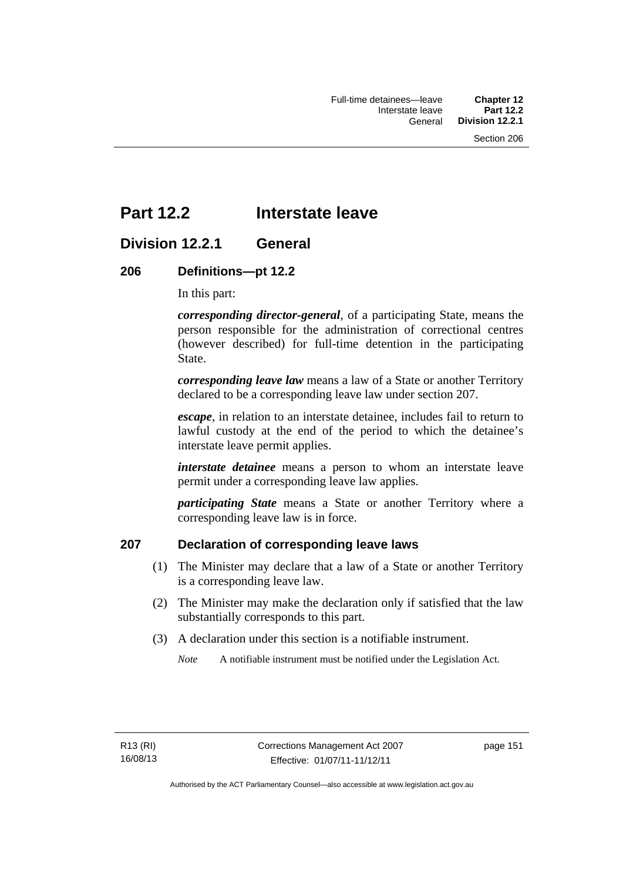# Part 12.2 Interstate leave

## Division 12.2.1 General

### 206 Definitions—pt 12.2

In this part:

***corresponding director-general***, of a participating State, means the person responsible for the administration of correctional centres (however described) for full-time detention in the participating State.

***corresponding leave law*** means a law of a State or another Territory declared to be a corresponding leave law under section 207.

***escape***, in relation to an interstate detainee, includes fail to return to lawful custody at the end of the period to which the detainee's interstate leave permit applies.

***interstate detainee*** means a person to whom an interstate leave permit under a corresponding leave law applies.

***participating State*** means a State or another Territory where a corresponding leave law is in force.

### 207 Declaration of corresponding leave laws

(1) The Minister may declare that a law of a State or another Territory is a corresponding leave law.

(2) The Minister may make the declaration only if satisfied that the law substantially corresponds to this part.

(3) A declaration under this section is a notifiable instrument.

*Note* A notifiable instrument must be notified under the Legislation Act.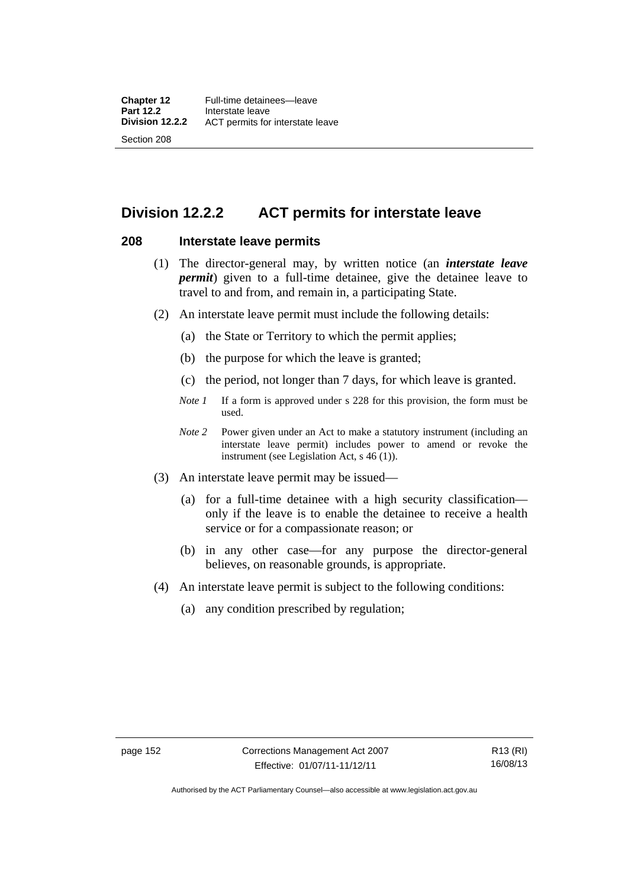## Division 12.2.2 ACT permits for interstate leave

### 208 Interstate leave permits

(1) The director-general may, by written notice (an ***interstate leave permit***) given to a full-time detainee, give the detainee leave to travel to and from, and remain in, a participating State.

(2) An interstate leave permit must include the following details:

- (a) the State or Territory to which the permit applies;
- (b) the purpose for which the leave is granted;
- (c) the period, not longer than 7 days, for which leave is granted.

*Note 1* If a form is approved under s 228 for this provision, the form must be used.

*Note 2* Power given under an Act to make a statutory instrument (including an interstate leave permit) includes power to amend or revoke the instrument (see Legislation Act, s 46 (1)).

(3) An interstate leave permit may be issued—

- (a) for a full-time detainee with a high security classification—only if the leave is to enable the detainee to receive a health service or for a compassionate reason; or
- (b) in any other case—for any purpose the director-general believes, on reasonable grounds, is appropriate.

(4) An interstate leave permit is subject to the following conditions:

- (a) any condition prescribed by regulation;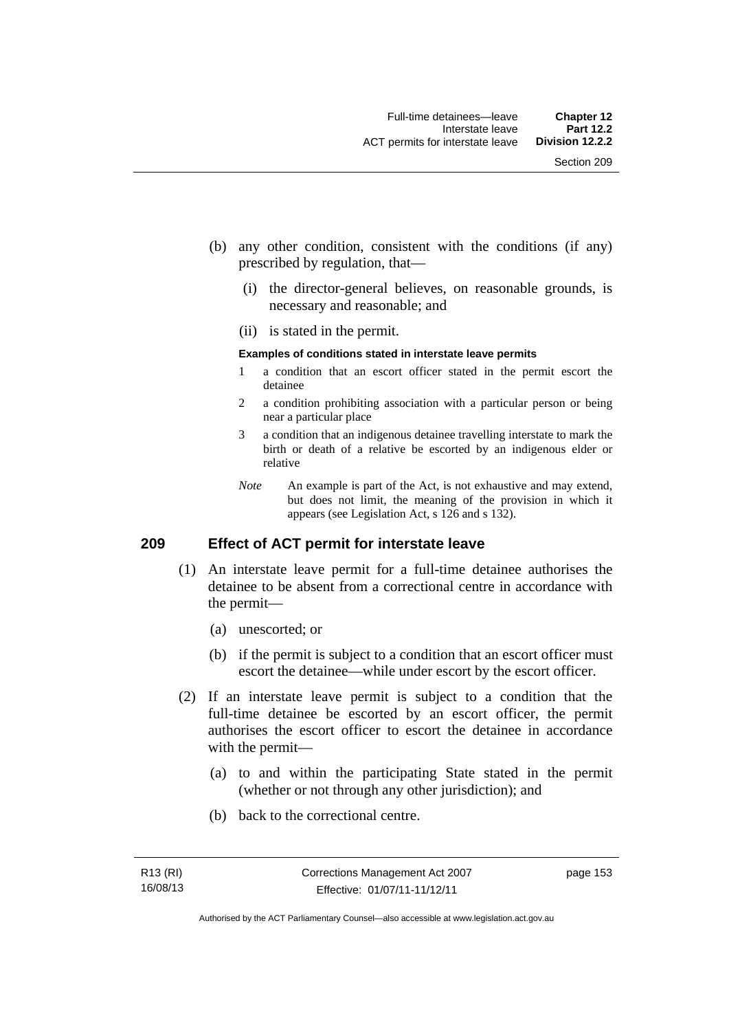(b) any other condition, consistent with the conditions (if any) prescribed by regulation, that—

  (i) the director-general believes, on reasonable grounds, is necessary and reasonable; and

  (ii) is stated in the permit.

**Examples of conditions stated in interstate leave permits**

1 a condition that an escort officer stated in the permit escort the detainee

2 a condition prohibiting association with a particular person or being near a particular place

3 a condition that an indigenous detainee travelling interstate to mark the birth or death of a relative be escorted by an indigenous elder or relative

*Note* An example is part of the Act, is not exhaustive and may extend, but does not limit, the meaning of the provision in which it appears (see Legislation Act, s 126 and s 132).

## 209 Effect of ACT permit for interstate leave

(1) An interstate leave permit for a full-time detainee authorises the detainee to be absent from a correctional centre in accordance with the permit—

  (a) unescorted; or

  (b) if the permit is subject to a condition that an escort officer must escort the detainee—while under escort by the escort officer.

(2) If an interstate leave permit is subject to a condition that the full-time detainee be escorted by an escort officer, the permit authorises the escort officer to escort the detainee in accordance with the permit—

  (a) to and within the participating State stated in the permit (whether or not through any other jurisdiction); and

  (b) back to the correctional centre.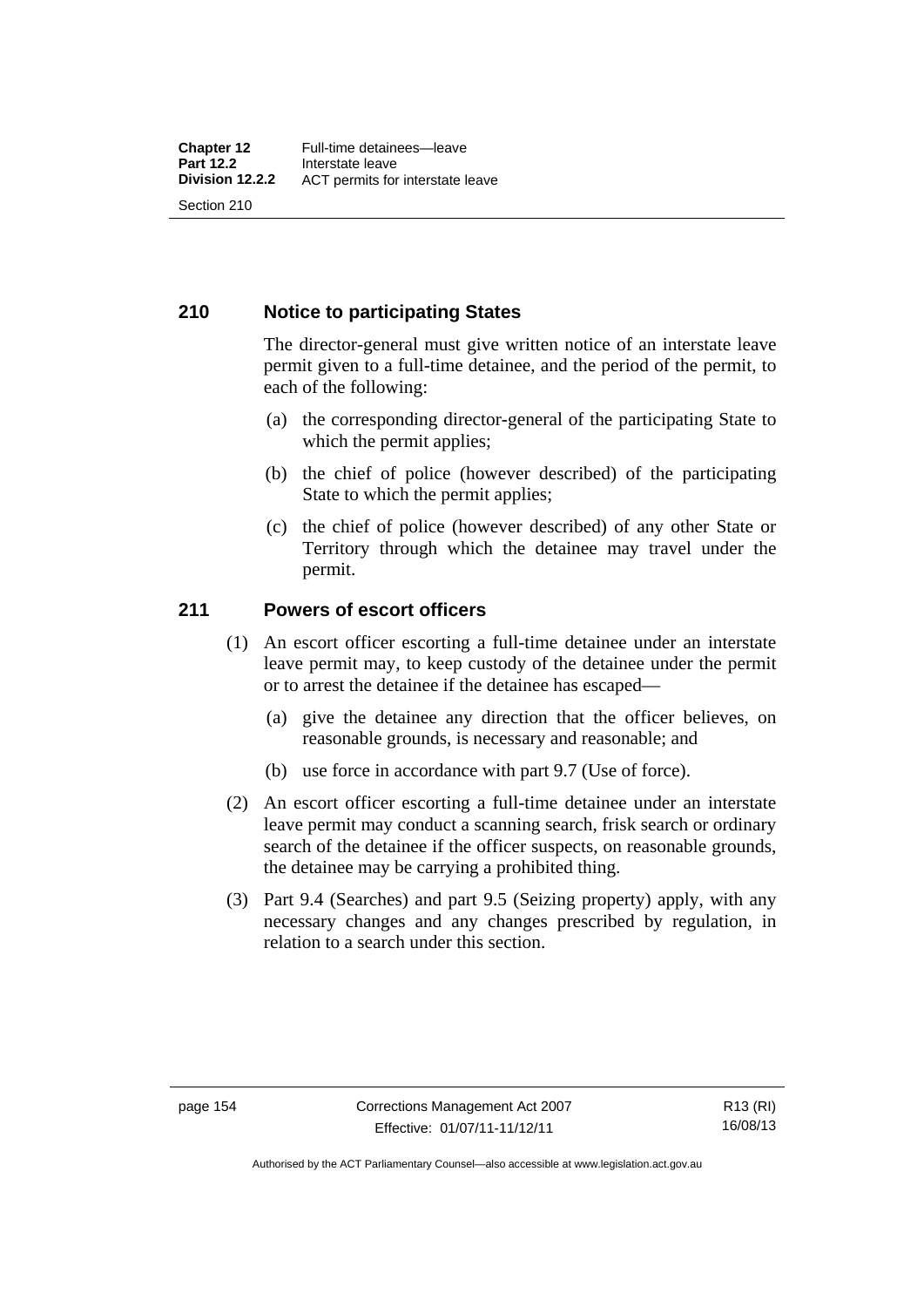## 210 Notice to participating States

The director-general must give written notice of an interstate leave permit given to a full-time detainee, and the period of the permit, to each of the following:

(a) the corresponding director-general of the participating State to which the permit applies;

(b) the chief of police (however described) of the participating State to which the permit applies;

(c) the chief of police (however described) of any other State or Territory through which the detainee may travel under the permit.

## 211 Powers of escort officers

(1) An escort officer escorting a full-time detainee under an interstate leave permit may, to keep custody of the detainee under the permit or to arrest the detainee if the detainee has escaped—

(a) give the detainee any direction that the officer believes, on reasonable grounds, is necessary and reasonable; and

(b) use force in accordance with part 9.7 (Use of force).

(2) An escort officer escorting a full-time detainee under an interstate leave permit may conduct a scanning search, frisk search or ordinary search of the detainee if the officer suspects, on reasonable grounds, the detainee may be carrying a prohibited thing.

(3) Part 9.4 (Searches) and part 9.5 (Seizing property) apply, with any necessary changes and any changes prescribed by regulation, in relation to a search under this section.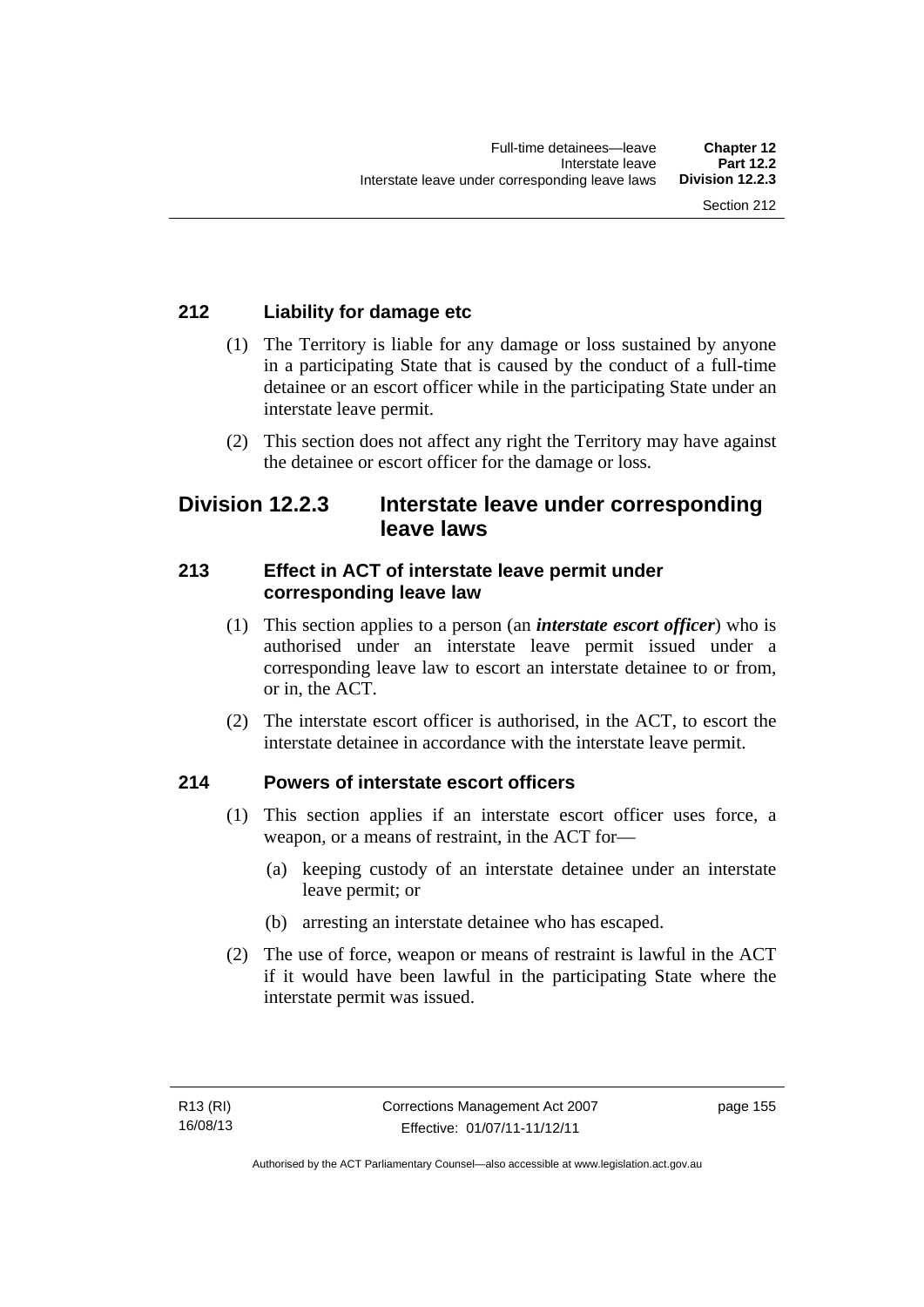### 212 Liability for damage etc

(1) The Territory is liable for any damage or loss sustained by anyone in a participating State that is caused by the conduct of a full-time detainee or an escort officer while in the participating State under an interstate leave permit.

(2) This section does not affect any right the Territory may have against the detainee or escort officer for the damage or loss.

## Division 12.2.3 Interstate leave under corresponding leave laws

### 213 Effect in ACT of interstate leave permit under corresponding leave law

(1) This section applies to a person (an ***interstate escort officer***) who is authorised under an interstate leave permit issued under a corresponding leave law to escort an interstate detainee to or from, or in, the ACT.

(2) The interstate escort officer is authorised, in the ACT, to escort the interstate detainee in accordance with the interstate leave permit.

### 214 Powers of interstate escort officers

(1) This section applies if an interstate escort officer uses force, a weapon, or a means of restraint, in the ACT for—

(a) keeping custody of an interstate detainee under an interstate leave permit; or

(b) arresting an interstate detainee who has escaped.

(2) The use of force, weapon or means of restraint is lawful in the ACT if it would have been lawful in the participating State where the interstate permit was issued.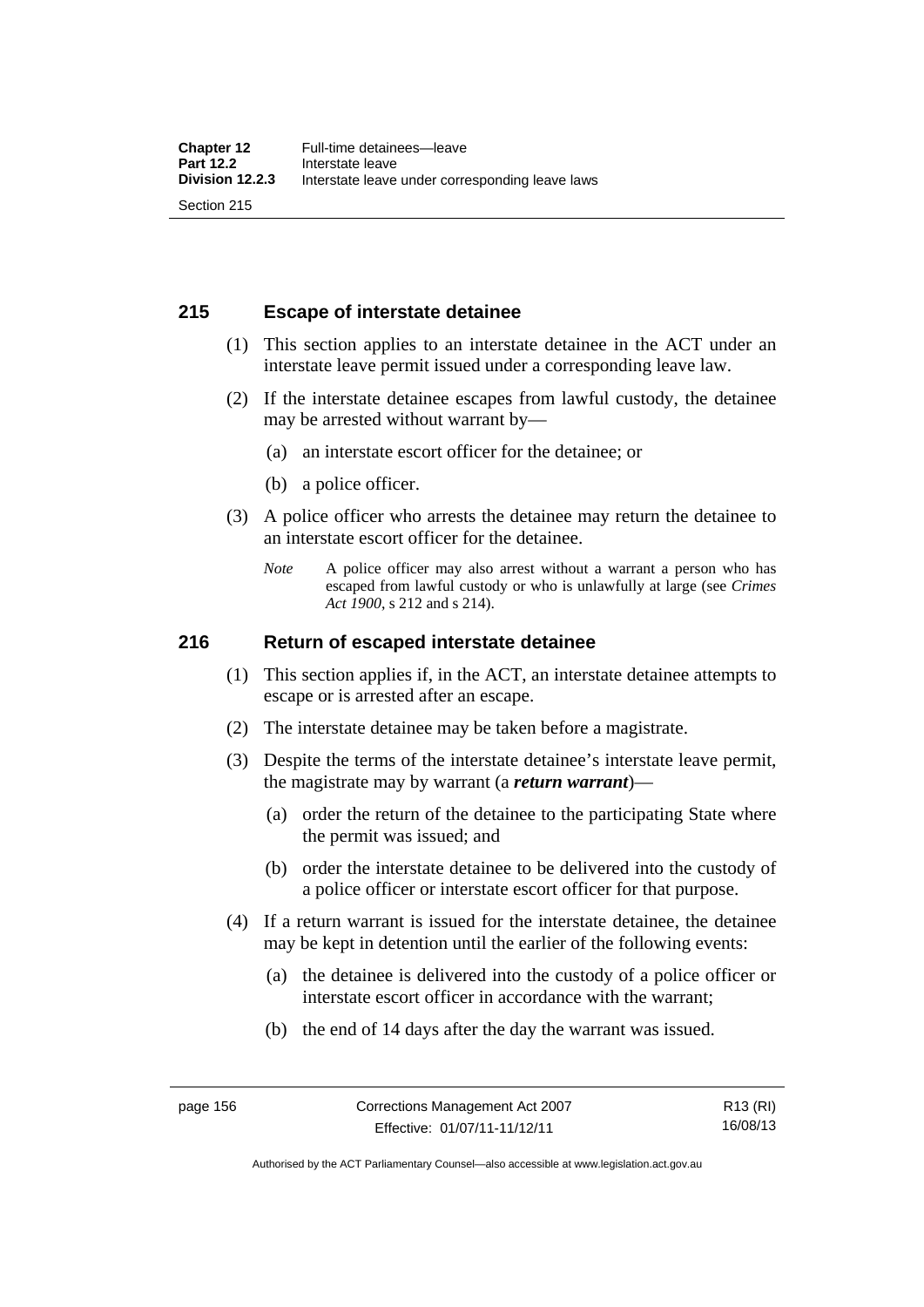## 215 Escape of interstate detainee

(1) This section applies to an interstate detainee in the ACT under an interstate leave permit issued under a corresponding leave law.

(2) If the interstate detainee escapes from lawful custody, the detainee may be arrested without warrant by—

(a) an interstate escort officer for the detainee; or

(b) a police officer.

(3) A police officer who arrests the detainee may return the detainee to an interstate escort officer for the detainee.

*Note* A police officer may also arrest without a warrant a person who has escaped from lawful custody or who is unlawfully at large (see *Crimes Act 1900*, s 212 and s 214).

## 216 Return of escaped interstate detainee

(1) This section applies if, in the ACT, an interstate detainee attempts to escape or is arrested after an escape.

(2) The interstate detainee may be taken before a magistrate.

(3) Despite the terms of the interstate detainee's interstate leave permit, the magistrate may by warrant (a ***return warrant***)—

(a) order the return of the detainee to the participating State where the permit was issued; and

(b) order the interstate detainee to be delivered into the custody of a police officer or interstate escort officer for that purpose.

(4) If a return warrant is issued for the interstate detainee, the detainee may be kept in detention until the earlier of the following events:

(a) the detainee is delivered into the custody of a police officer or interstate escort officer in accordance with the warrant;

(b) the end of 14 days after the day the warrant was issued.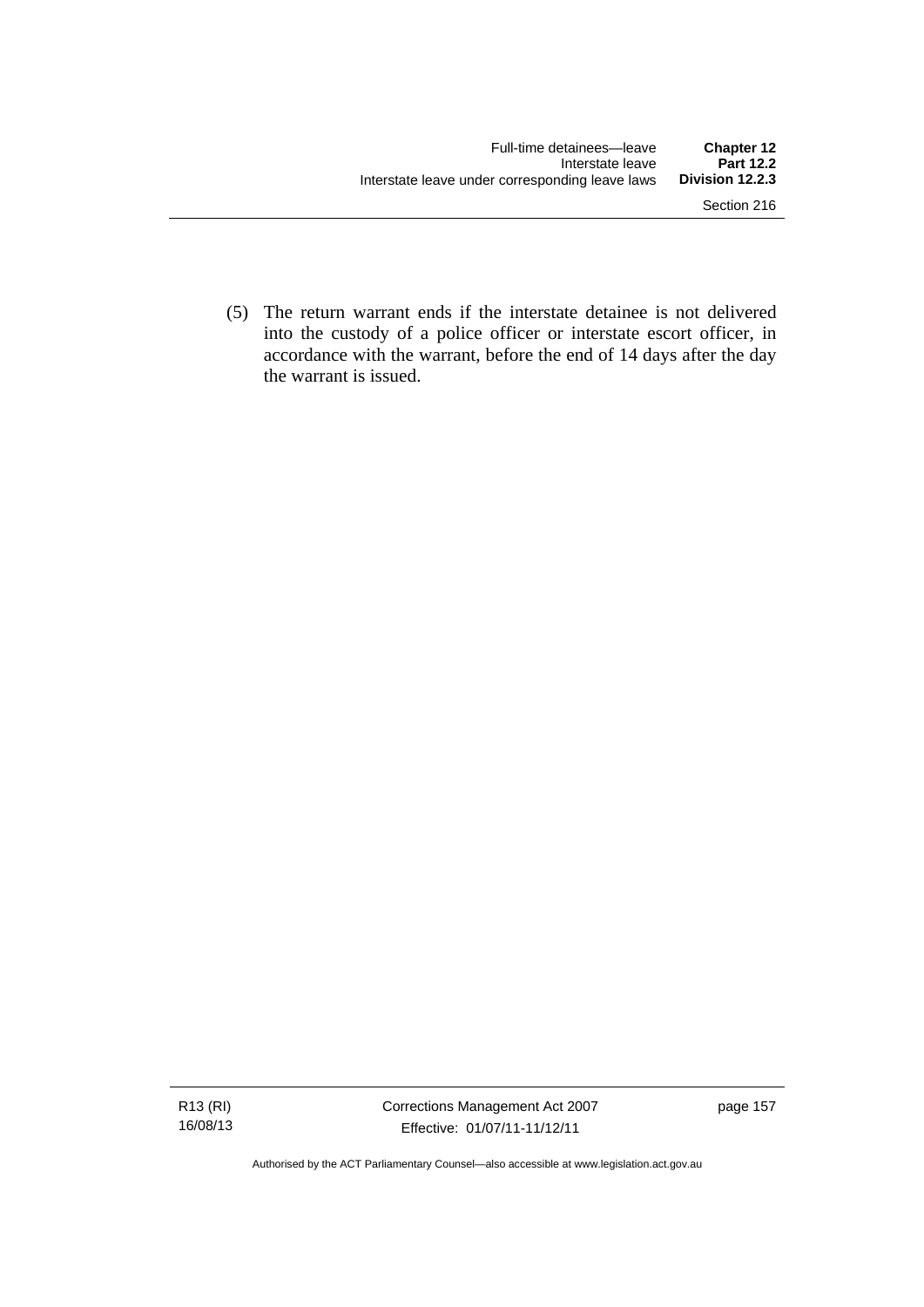(5) The return warrant ends if the interstate detainee is not delivered into the custody of a police officer or interstate escort officer, in accordance with the warrant, before the end of 14 days after the day the warrant is issued.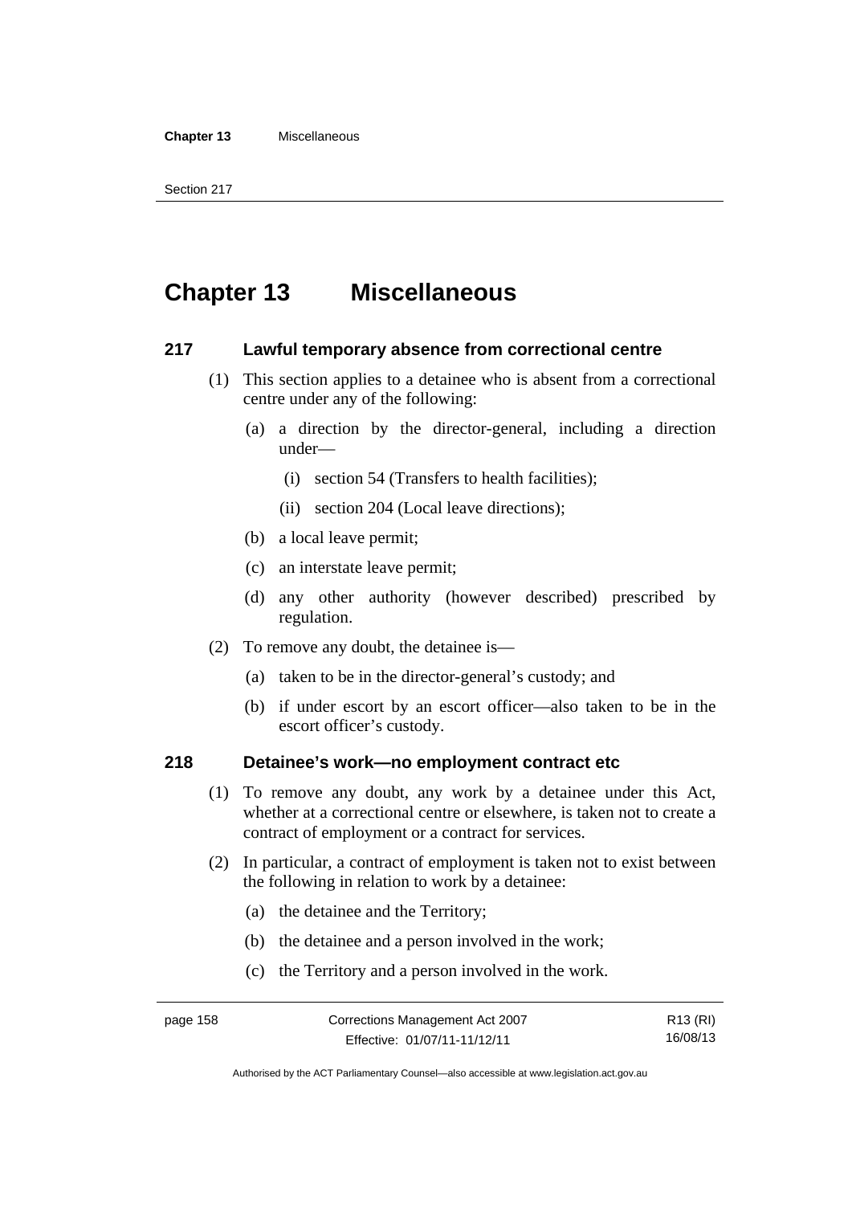# Chapter 13 Miscellaneous

### 217 Lawful temporary absence from correctional centre

(1) This section applies to a detainee who is absent from a correctional centre under any of the following:

  (a) a direction by the director-general, including a direction under—

    (i) section 54 (Transfers to health facilities);

    (ii) section 204 (Local leave directions);

  (b) a local leave permit;

  (c) an interstate leave permit;

  (d) any other authority (however described) prescribed by regulation.

(2) To remove any doubt, the detainee is—

  (a) taken to be in the director-general's custody; and

  (b) if under escort by an escort officer—also taken to be in the escort officer's custody.

### 218 Detainee's work—no employment contract etc

(1) To remove any doubt, any work by a detainee under this Act, whether at a correctional centre or elsewhere, is taken not to create a contract of employment or a contract for services.

(2) In particular, a contract of employment is taken not to exist between the following in relation to work by a detainee:

  (a) the detainee and the Territory;

  (b) the detainee and a person involved in the work;

  (c) the Territory and a person involved in the work.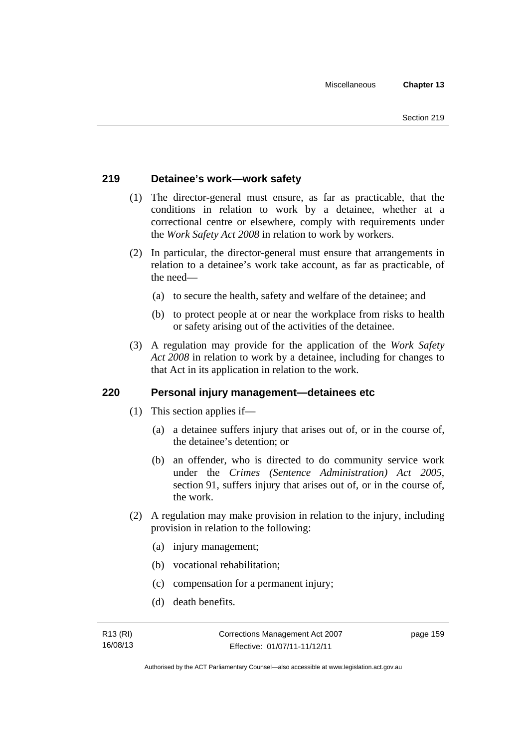## 219 Detainee's work—work safety

(1) The director-general must ensure, as far as practicable, that the conditions in relation to work by a detainee, whether at a correctional centre or elsewhere, comply with requirements under the *Work Safety Act 2008* in relation to work by workers.

(2) In particular, the director-general must ensure that arrangements in relation to a detainee's work take account, as far as practicable, of the need—

(a) to secure the health, safety and welfare of the detainee; and

(b) to protect people at or near the workplace from risks to health or safety arising out of the activities of the detainee.

(3) A regulation may provide for the application of the *Work Safety Act 2008* in relation to work by a detainee, including for changes to that Act in its application in relation to the work.

## 220 Personal injury management—detainees etc

(1) This section applies if—

(a) a detainee suffers injury that arises out of, or in the course of, the detainee's detention; or

(b) an offender, who is directed to do community service work under the *Crimes (Sentence Administration) Act 2005*, section 91, suffers injury that arises out of, or in the course of, the work.

(2) A regulation may make provision in relation to the injury, including provision in relation to the following:

(a) injury management;

(b) vocational rehabilitation;

(c) compensation for a permanent injury;

(d) death benefits.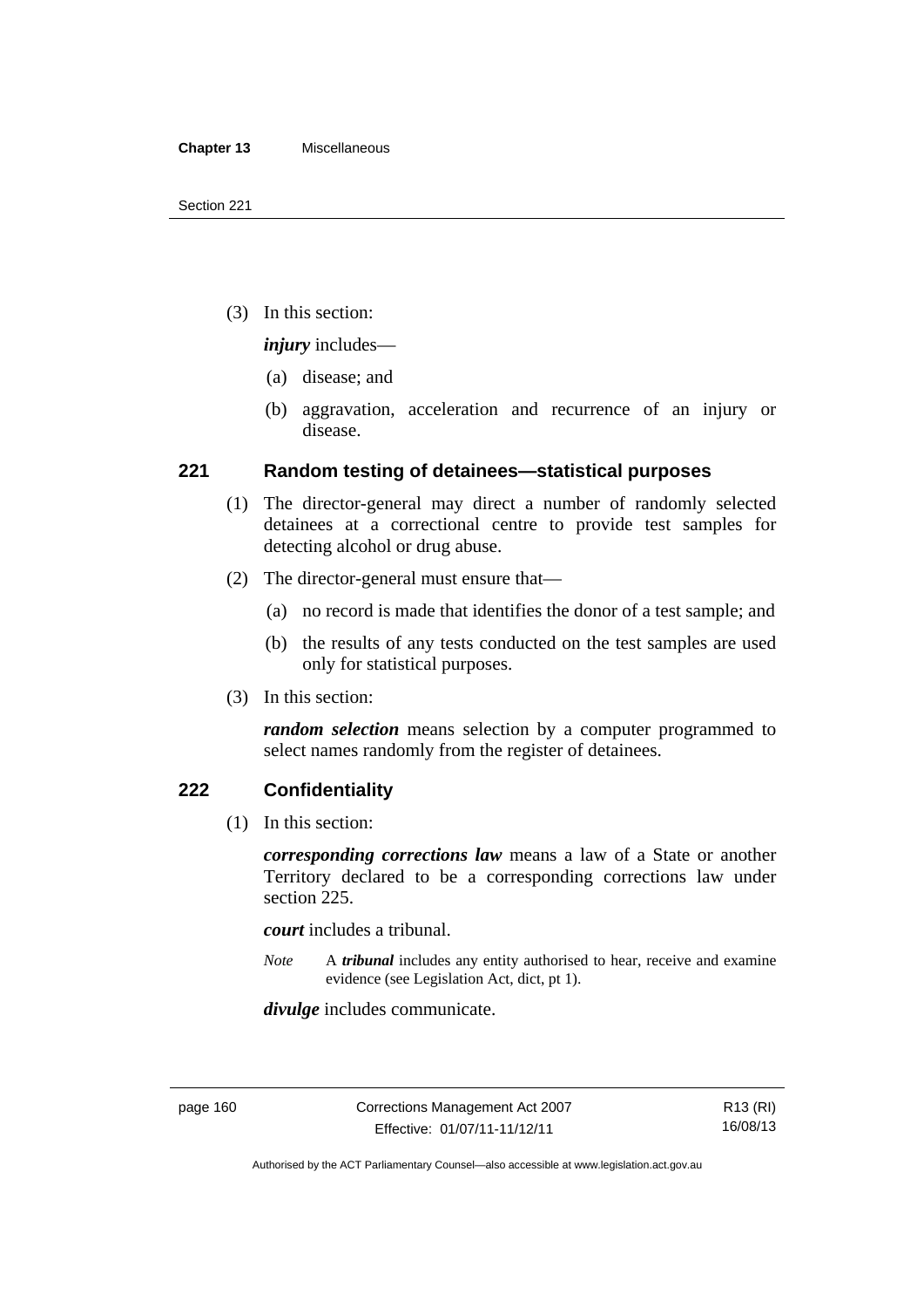(3) In this section:

***injury*** includes—

(a) disease; and

(b) aggravation, acceleration and recurrence of an injury or disease.

## 221 Random testing of detainees—statistical purposes

(1) The director-general may direct a number of randomly selected detainees at a correctional centre to provide test samples for detecting alcohol or drug abuse.

(2) The director-general must ensure that—

(a) no record is made that identifies the donor of a test sample; and

(b) the results of any tests conducted on the test samples are used only for statistical purposes.

(3) In this section:

***random selection*** means selection by a computer programmed to select names randomly from the register of detainees.

## 222 Confidentiality

(1) In this section:

***corresponding corrections law*** means a law of a State or another Territory declared to be a corresponding corrections law under section 225.

***court*** includes a tribunal.

*Note* A ***tribunal*** includes any entity authorised to hear, receive and examine evidence (see Legislation Act, dict, pt 1).

***divulge*** includes communicate.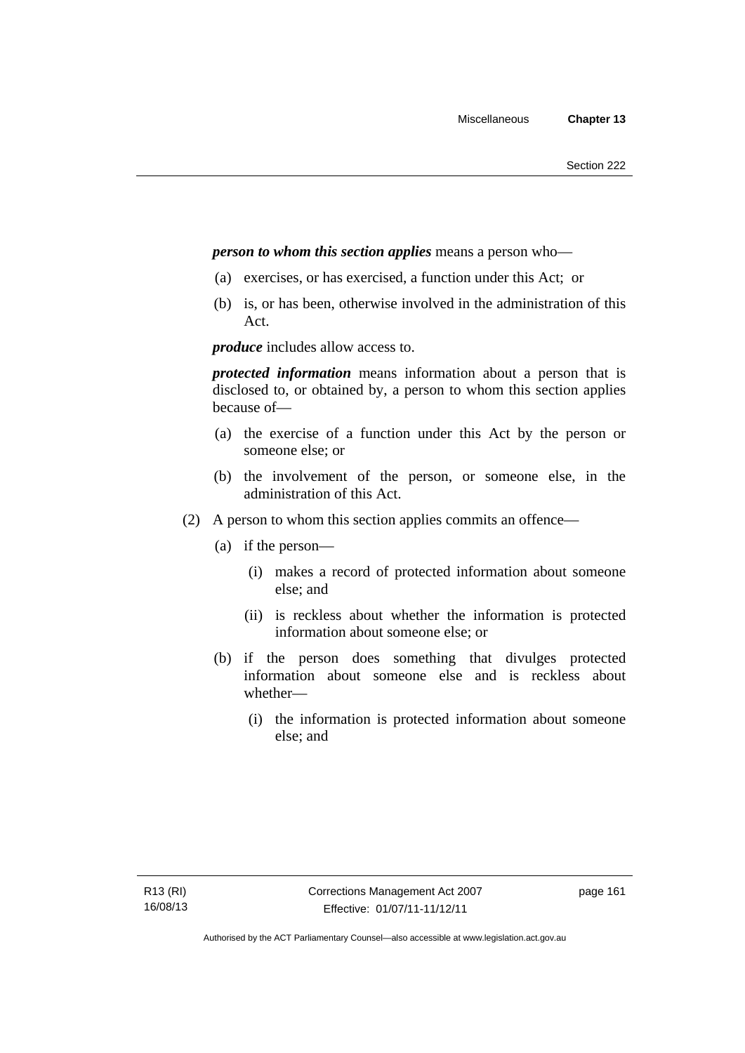***person to whom this section applies*** means a person who—

(a) exercises, or has exercised, a function under this Act; or

(b) is, or has been, otherwise involved in the administration of this Act.

***produce*** includes allow access to.

***protected information*** means information about a person that is disclosed to, or obtained by, a person to whom this section applies because of—

(a) the exercise of a function under this Act by the person or someone else; or

(b) the involvement of the person, or someone else, in the administration of this Act.

(2) A person to whom this section applies commits an offence—

(a) if the person—

(i) makes a record of protected information about someone else; and

(ii) is reckless about whether the information is protected information about someone else; or

(b) if the person does something that divulges protected information about someone else and is reckless about whether—

(i) the information is protected information about someone else; and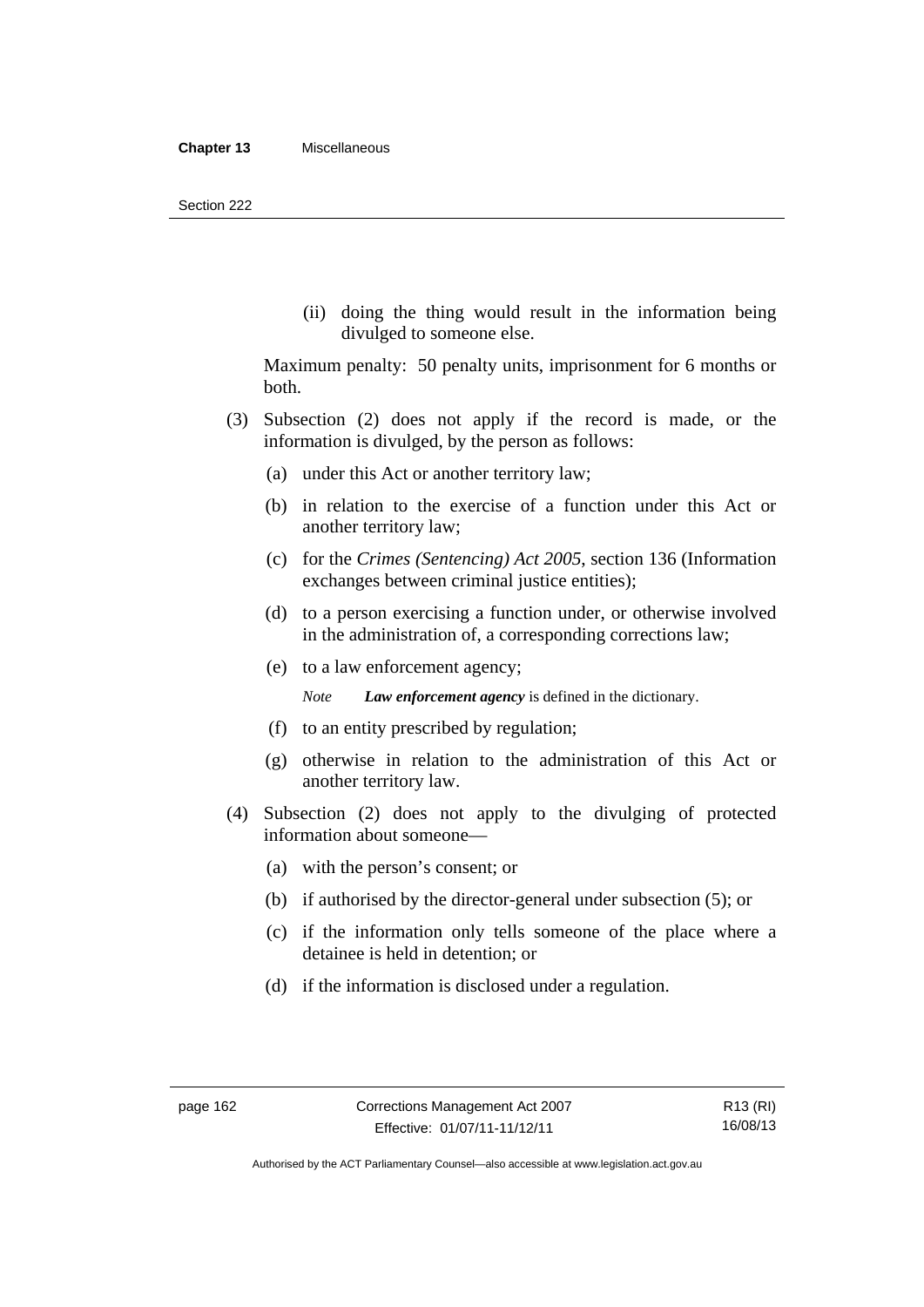(ii) doing the thing would result in the information being divulged to someone else.

Maximum penalty: 50 penalty units, imprisonment for 6 months or both.

(3) Subsection (2) does not apply if the record is made, or the information is divulged, by the person as follows:

(a) under this Act or another territory law;

(b) in relation to the exercise of a function under this Act or another territory law;

(c) for the *Crimes (Sentencing) Act 2005*, section 136 (Information exchanges between criminal justice entities);

(d) to a person exercising a function under, or otherwise involved in the administration of, a corresponding corrections law;

(e) to a law enforcement agency;

*Note* ***Law enforcement agency*** is defined in the dictionary.

(f) to an entity prescribed by regulation;

(g) otherwise in relation to the administration of this Act or another territory law.

(4) Subsection (2) does not apply to the divulging of protected information about someone—

(a) with the person's consent; or

(b) if authorised by the director-general under subsection (5); or

(c) if the information only tells someone of the place where a detainee is held in detention; or

(d) if the information is disclosed under a regulation.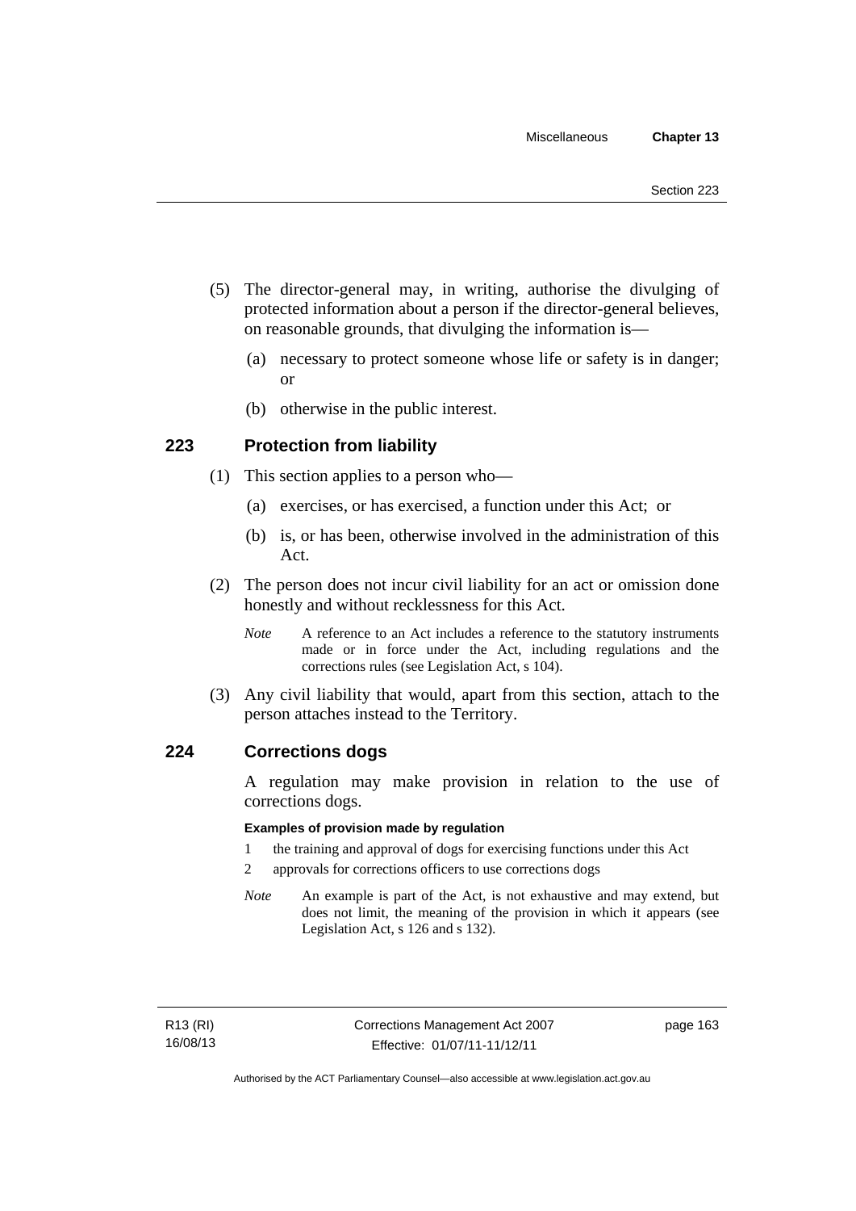(5) The director-general may, in writing, authorise the divulging of protected information about a person if the director-general believes, on reasonable grounds, that divulging the information is—

(a) necessary to protect someone whose life or safety is in danger; or

(b) otherwise in the public interest.

## 223 Protection from liability

(1) This section applies to a person who—

(a) exercises, or has exercised, a function under this Act; or

(b) is, or has been, otherwise involved in the administration of this Act.

(2) The person does not incur civil liability for an act or omission done honestly and without recklessness for this Act.

*Note* A reference to an Act includes a reference to the statutory instruments made or in force under the Act, including regulations and the corrections rules (see Legislation Act, s 104).

(3) Any civil liability that would, apart from this section, attach to the person attaches instead to the Territory.

## 224 Corrections dogs

A regulation may make provision in relation to the use of corrections dogs.

**Examples of provision made by regulation**

1 the training and approval of dogs for exercising functions under this Act

2 approvals for corrections officers to use corrections dogs

*Note* An example is part of the Act, is not exhaustive and may extend, but does not limit, the meaning of the provision in which it appears (see Legislation Act, s 126 and s 132).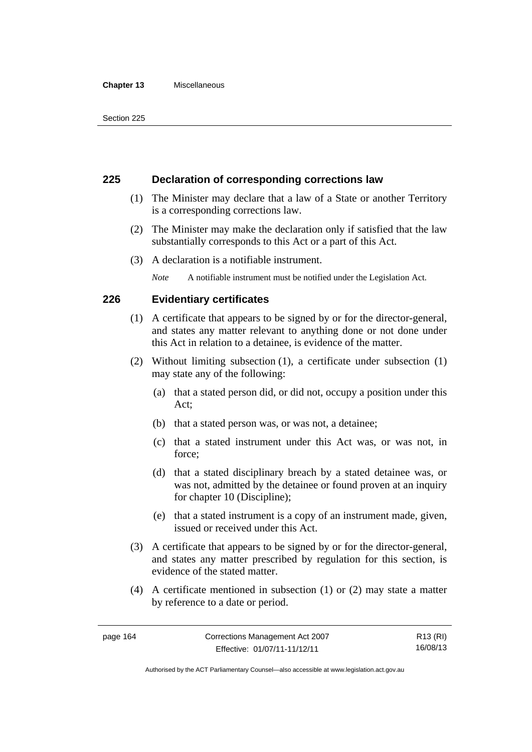## 225 Declaration of corresponding corrections law

(1) The Minister may declare that a law of a State or another Territory is a corresponding corrections law.

(2) The Minister may make the declaration only if satisfied that the law substantially corresponds to this Act or a part of this Act.

(3) A declaration is a notifiable instrument.

*Note* A notifiable instrument must be notified under the Legislation Act.

## 226 Evidentiary certificates

(1) A certificate that appears to be signed by or for the director-general, and states any matter relevant to anything done or not done under this Act in relation to a detainee, is evidence of the matter.

(2) Without limiting subsection (1), a certificate under subsection (1) may state any of the following:

(a) that a stated person did, or did not, occupy a position under this Act;

(b) that a stated person was, or was not, a detainee;

(c) that a stated instrument under this Act was, or was not, in force;

(d) that a stated disciplinary breach by a stated detainee was, or was not, admitted by the detainee or found proven at an inquiry for chapter 10 (Discipline);

(e) that a stated instrument is a copy of an instrument made, given, issued or received under this Act.

(3) A certificate that appears to be signed by or for the director-general, and states any matter prescribed by regulation for this section, is evidence of the stated matter.

(4) A certificate mentioned in subsection (1) or (2) may state a matter by reference to a date or period.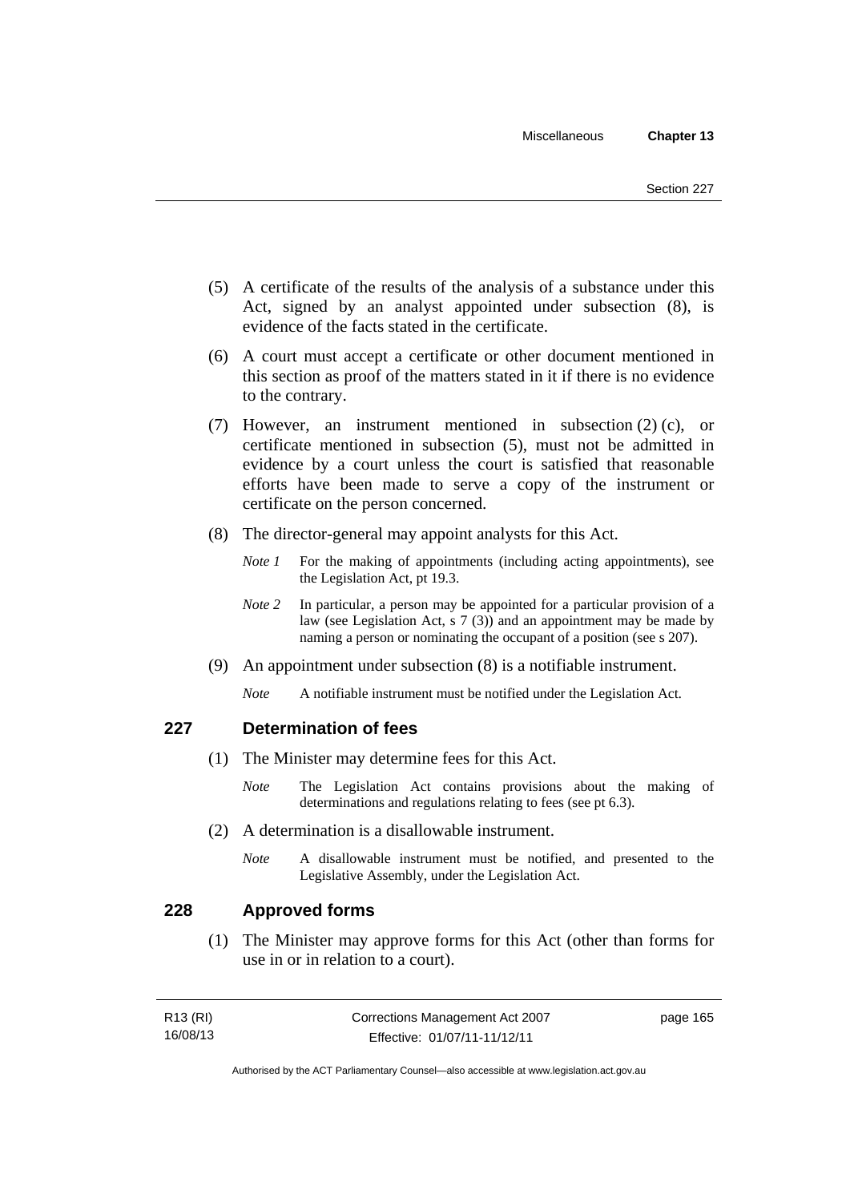(5) A certificate of the results of the analysis of a substance under this Act, signed by an analyst appointed under subsection (8), is evidence of the facts stated in the certificate.

(6) A court must accept a certificate or other document mentioned in this section as proof of the matters stated in it if there is no evidence to the contrary.

(7) However, an instrument mentioned in subsection (2) (c), or certificate mentioned in subsection (5), must not be admitted in evidence by a court unless the court is satisfied that reasonable efforts have been made to serve a copy of the instrument or certificate on the person concerned.

(8) The director-general may appoint analysts for this Act.

*Note 1* For the making of appointments (including acting appointments), see the Legislation Act, pt 19.3.

*Note 2* In particular, a person may be appointed for a particular provision of a law (see Legislation Act, s 7 (3)) and an appointment may be made by naming a person or nominating the occupant of a position (see s 207).

(9) An appointment under subsection (8) is a notifiable instrument.

*Note* A notifiable instrument must be notified under the Legislation Act.

## 227 Determination of fees

(1) The Minister may determine fees for this Act.

*Note* The Legislation Act contains provisions about the making of determinations and regulations relating to fees (see pt 6.3).

(2) A determination is a disallowable instrument.

*Note* A disallowable instrument must be notified, and presented to the Legislative Assembly, under the Legislation Act.

## 228 Approved forms

(1) The Minister may approve forms for this Act (other than forms for use in or in relation to a court).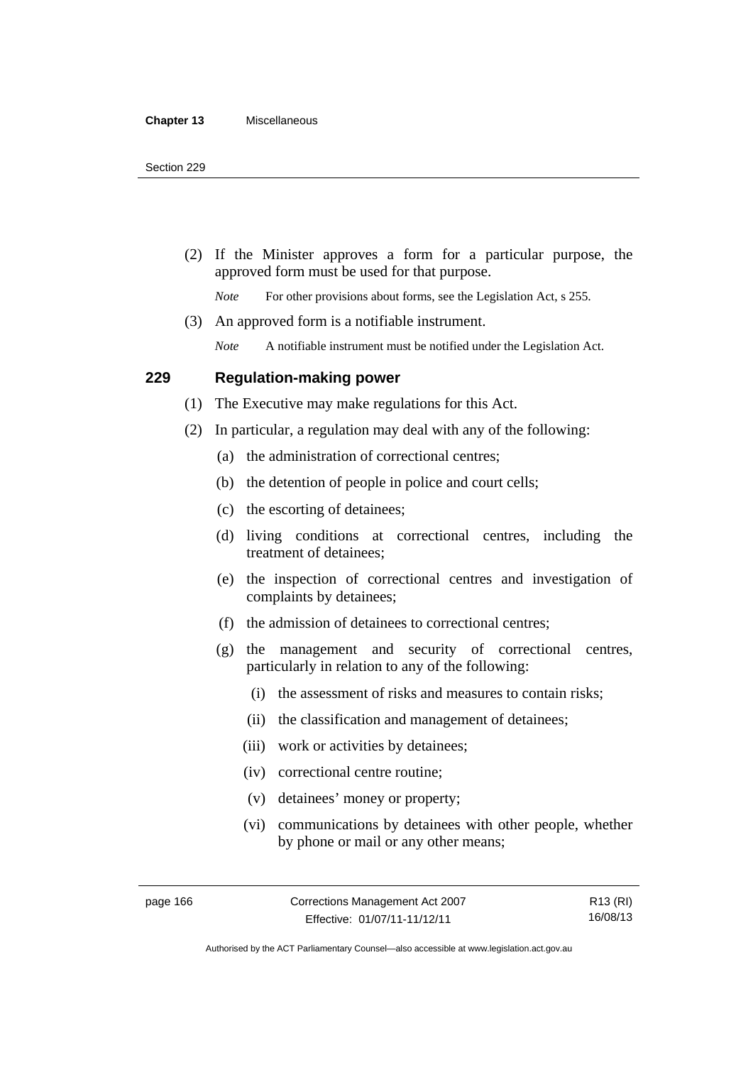(2) If the Minister approves a form for a particular purpose, the approved form must be used for that purpose.

*Note* For other provisions about forms, see the Legislation Act, s 255.

(3) An approved form is a notifiable instrument.

*Note* A notifiable instrument must be notified under the Legislation Act.

## 229 Regulation-making power

(1) The Executive may make regulations for this Act.

(2) In particular, a regulation may deal with any of the following:

- (a) the administration of correctional centres;
- (b) the detention of people in police and court cells;
- (c) the escorting of detainees;
- (d) living conditions at correctional centres, including the treatment of detainees;
- (e) the inspection of correctional centres and investigation of complaints by detainees;
- (f) the admission of detainees to correctional centres;
- (g) the management and security of correctional centres, particularly in relation to any of the following:
  - (i) the assessment of risks and measures to contain risks;
  - (ii) the classification and management of detainees;
  - (iii) work or activities by detainees;
  - (iv) correctional centre routine;
  - (v) detainees' money or property;
  - (vi) communications by detainees with other people, whether by phone or mail or any other means;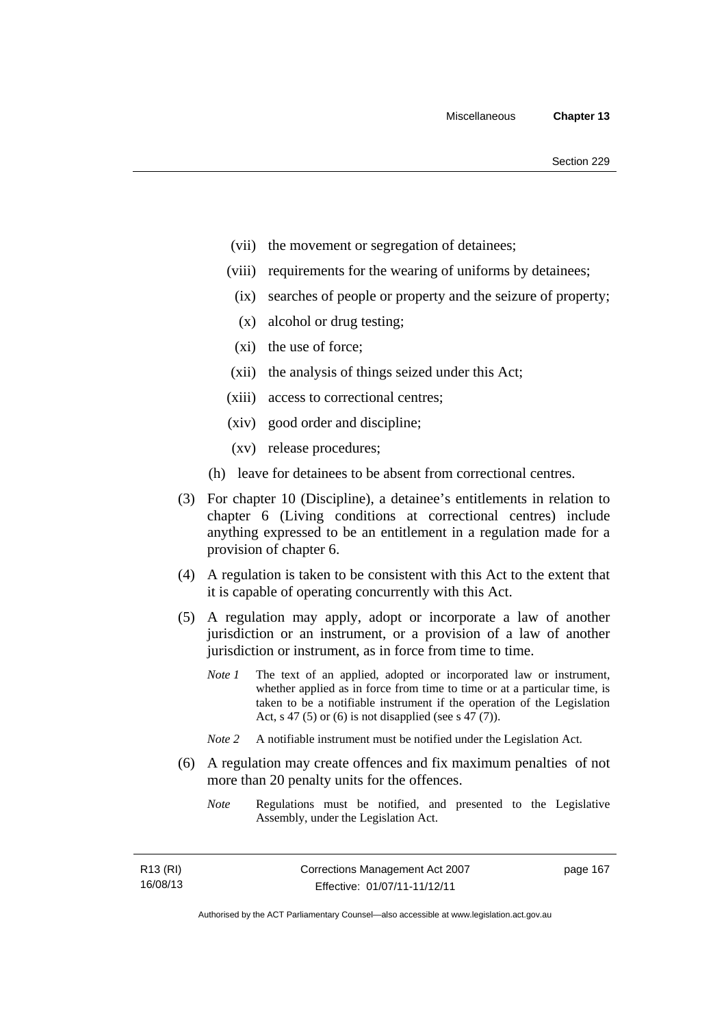(vii) the movement or segregation of detainees;

(viii) requirements for the wearing of uniforms by detainees;

(ix) searches of people or property and the seizure of property;

(x) alcohol or drug testing;

(xi) the use of force;

(xii) the analysis of things seized under this Act;

(xiii) access to correctional centres;

(xiv) good order and discipline;

(xv) release procedures;

(h) leave for detainees to be absent from correctional centres.

(3) For chapter 10 (Discipline), a detainee's entitlements in relation to chapter 6 (Living conditions at correctional centres) include anything expressed to be an entitlement in a regulation made for a provision of chapter 6.

(4) A regulation is taken to be consistent with this Act to the extent that it is capable of operating concurrently with this Act.

(5) A regulation may apply, adopt or incorporate a law of another jurisdiction or an instrument, or a provision of a law of another jurisdiction or instrument, as in force from time to time.

*Note 1* The text of an applied, adopted or incorporated law or instrument, whether applied as in force from time to time or at a particular time, is taken to be a notifiable instrument if the operation of the Legislation Act, s 47 (5) or (6) is not disapplied (see s 47 (7)).

*Note 2* A notifiable instrument must be notified under the Legislation Act.

(6) A regulation may create offences and fix maximum penalties of not more than 20 penalty units for the offences.

*Note* Regulations must be notified, and presented to the Legislative Assembly, under the Legislation Act.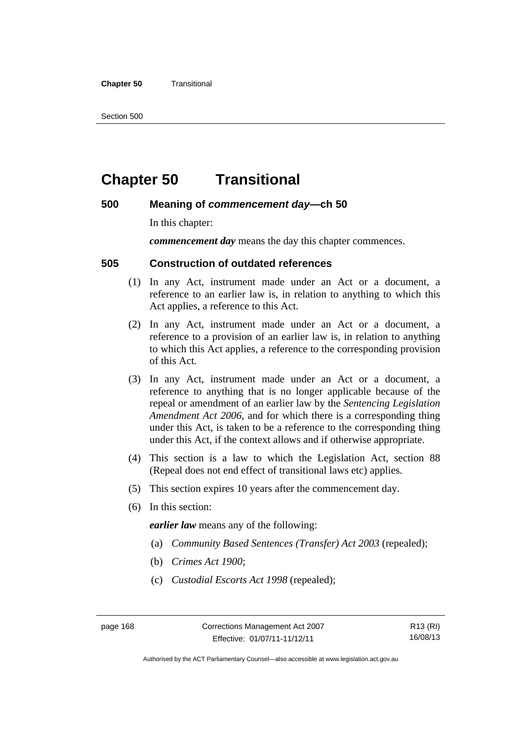# Chapter 50 Transitional

## 500 Meaning of *commencement day*—ch 50

In this chapter:

***commencement day*** means the day this chapter commences.

## 505 Construction of outdated references

(1) In any Act, instrument made under an Act or a document, a reference to an earlier law is, in relation to anything to which this Act applies, a reference to this Act.

(2) In any Act, instrument made under an Act or a document, a reference to a provision of an earlier law is, in relation to anything to which this Act applies, a reference to the corresponding provision of this Act.

(3) In any Act, instrument made under an Act or a document, a reference to anything that is no longer applicable because of the repeal or amendment of an earlier law by the *Sentencing Legislation Amendment Act 2006*, and for which there is a corresponding thing under this Act, is taken to be a reference to the corresponding thing under this Act, if the context allows and if otherwise appropriate.

(4) This section is a law to which the Legislation Act, section 88 (Repeal does not end effect of transitional laws etc) applies.

(5) This section expires 10 years after the commencement day.

(6) In this section:

***earlier law*** means any of the following:

(a) *Community Based Sentences (Transfer) Act 2003* (repealed);

(b) *Crimes Act 1900*;

(c) *Custodial Escorts Act 1998* (repealed);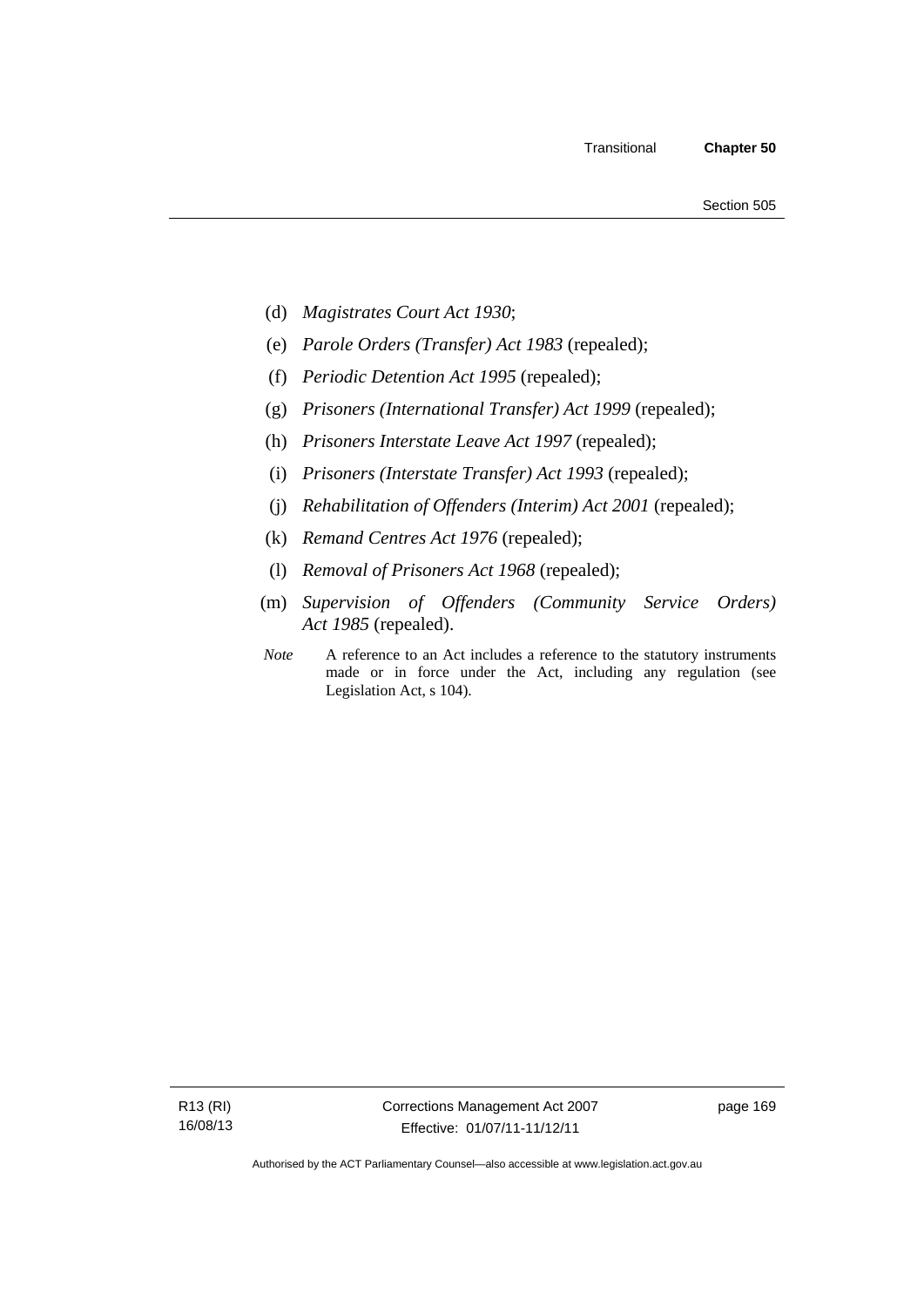(d) *Magistrates Court Act 1930*;

(e) *Parole Orders (Transfer) Act 1983* (repealed);

(f) *Periodic Detention Act 1995* (repealed);

(g) *Prisoners (International Transfer) Act 1999* (repealed);

(h) *Prisoners Interstate Leave Act 1997* (repealed);

(i) *Prisoners (Interstate Transfer) Act 1993* (repealed);

(j) *Rehabilitation of Offenders (Interim) Act 2001* (repealed);

(k) *Remand Centres Act 1976* (repealed);

(l) *Removal of Prisoners Act 1968* (repealed);

(m) *Supervision of Offenders (Community Service Orders) Act 1985* (repealed).

*Note* A reference to an Act includes a reference to the statutory instruments made or in force under the Act, including any regulation (see Legislation Act, s 104).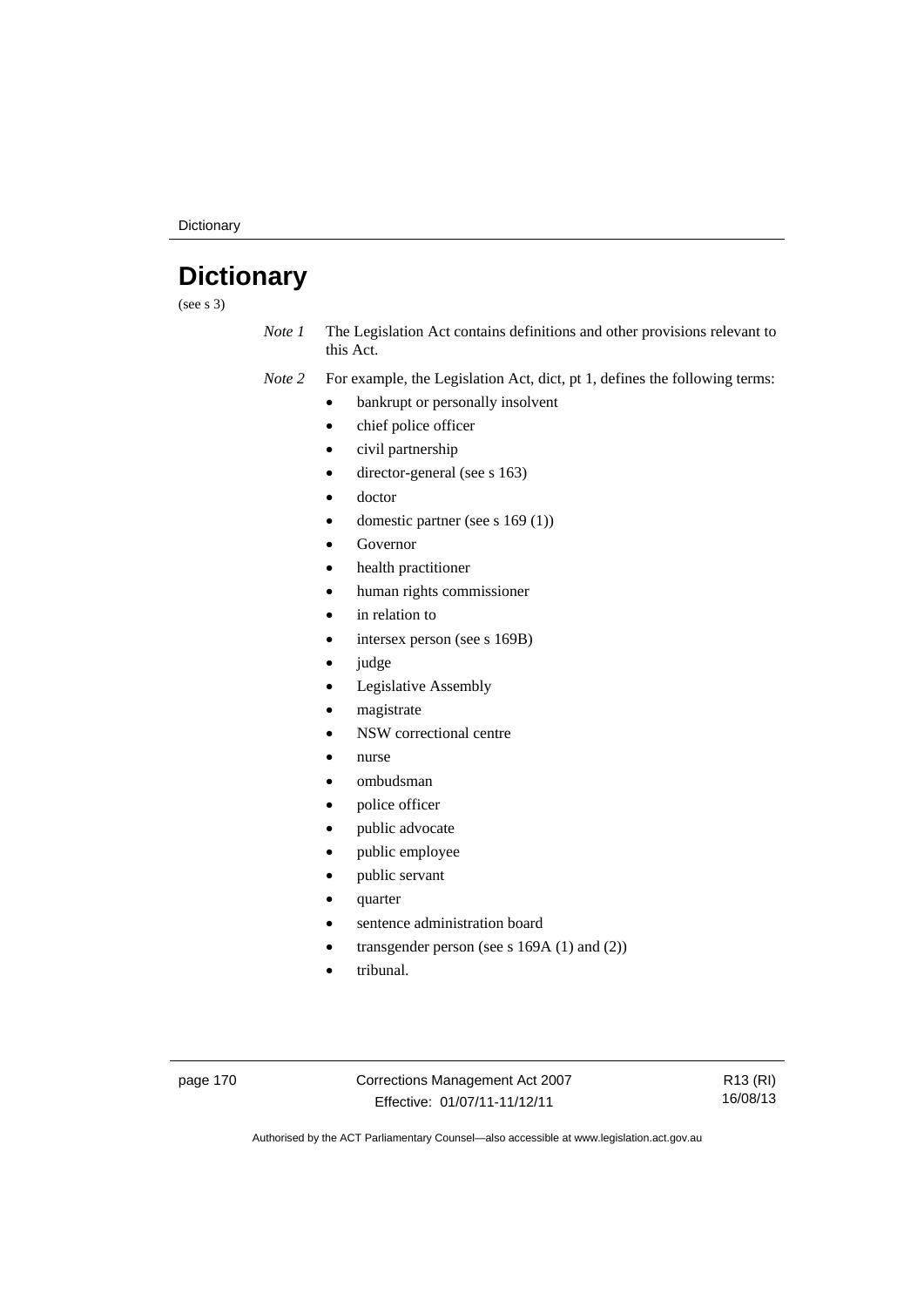# Dictionary

(see s 3)

*Note 1* The Legislation Act contains definitions and other provisions relevant to this Act.

*Note 2* For example, the Legislation Act, dict, pt 1, defines the following terms:

- bankrupt or personally insolvent
- chief police officer
- civil partnership
- director-general (see s 163)
- doctor
- domestic partner (see s 169 (1))
- Governor
- health practitioner
- human rights commissioner
- in relation to
- intersex person (see s 169B)
- judge
- Legislative Assembly
- magistrate
- NSW correctional centre
- nurse
- ombudsman
- police officer
- public advocate
- public employee
- public servant
- quarter
- sentence administration board
- transgender person (see s 169A (1) and (2))
- tribunal.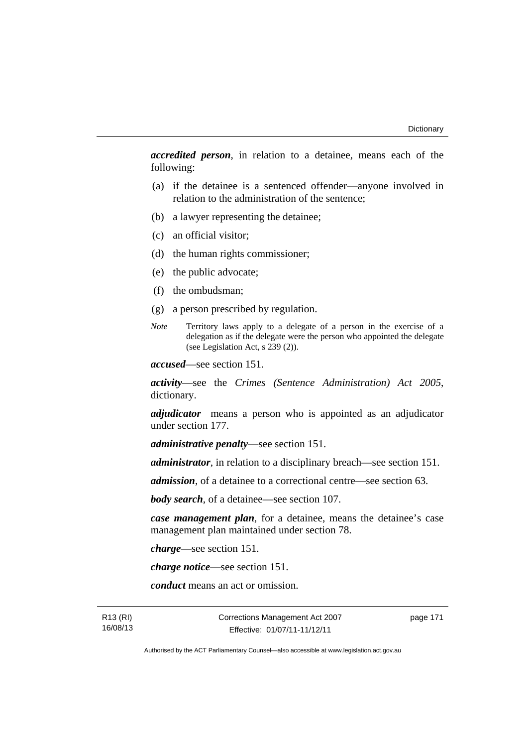***accredited person***, in relation to a detainee, means each of the following:

(a) if the detainee is a sentenced offender—anyone involved in relation to the administration of the sentence;

(b) a lawyer representing the detainee;

(c) an official visitor;

(d) the human rights commissioner;

(e) the public advocate;

(f) the ombudsman;

(g) a person prescribed by regulation.

*Note* Territory laws apply to a delegate of a person in the exercise of a delegation as if the delegate were the person who appointed the delegate (see Legislation Act, s 239 (2)).

***accused***—see section 151.

***activity***—see the *Crimes (Sentence Administration) Act 2005*, dictionary.

***adjudicator*** means a person who is appointed as an adjudicator under section 177.

***administrative penalty***—see section 151.

***administrator***, in relation to a disciplinary breach—see section 151.

***admission***, of a detainee to a correctional centre—see section 63.

***body search***, of a detainee—see section 107.

***case management plan***, for a detainee, means the detainee's case management plan maintained under section 78.

***charge***—see section 151.

***charge notice***—see section 151.

***conduct*** means an act or omission.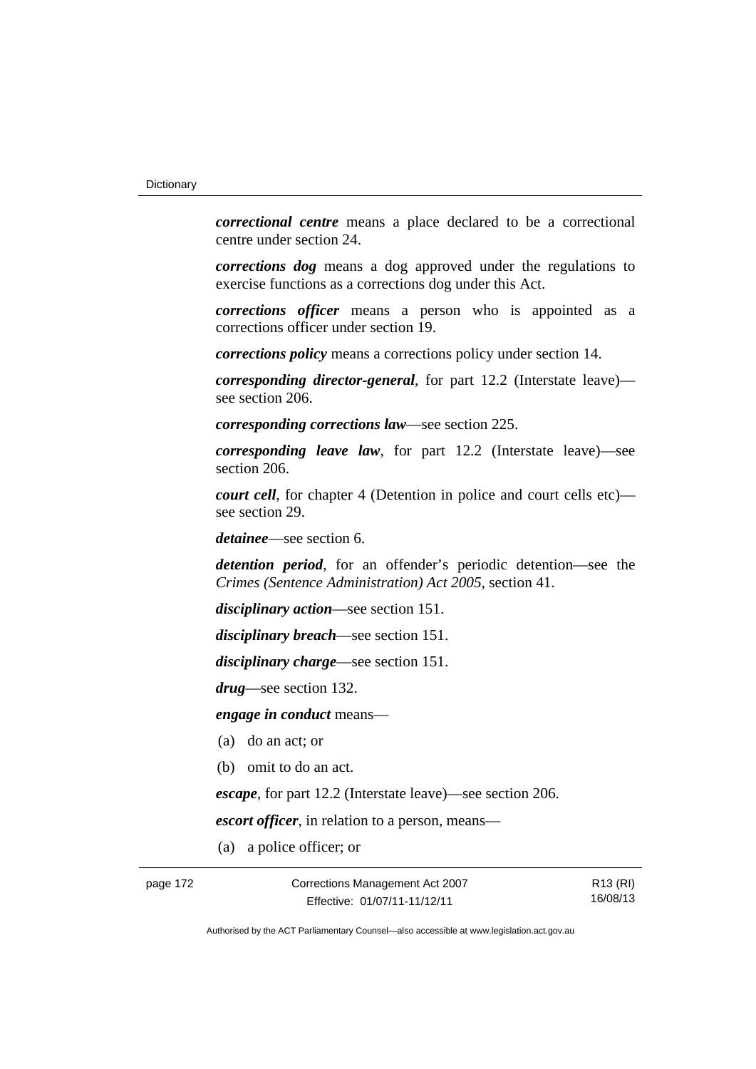***correctional centre*** means a place declared to be a correctional centre under section 24.

***corrections dog*** means a dog approved under the regulations to exercise functions as a corrections dog under this Act.

***corrections officer*** means a person who is appointed as a corrections officer under section 19.

***corrections policy*** means a corrections policy under section 14.

***corresponding director-general***, for part 12.2 (Interstate leave)—see section 206.

***corresponding corrections law***—see section 225.

***corresponding leave law***, for part 12.2 (Interstate leave)—see section 206.

***court cell***, for chapter 4 (Detention in police and court cells etc)—see section 29.

***detainee***—see section 6.

***detention period***, for an offender's periodic detention—see the *Crimes (Sentence Administration) Act 2005*, section 41.

***disciplinary action***—see section 151.

***disciplinary breach***—see section 151.

***disciplinary charge***—see section 151.

***drug***—see section 132.

***engage in conduct*** means—

(a) do an act; or

(b) omit to do an act.

***escape***, for part 12.2 (Interstate leave)—see section 206.

***escort officer***, in relation to a person, means—

(a) a police officer; or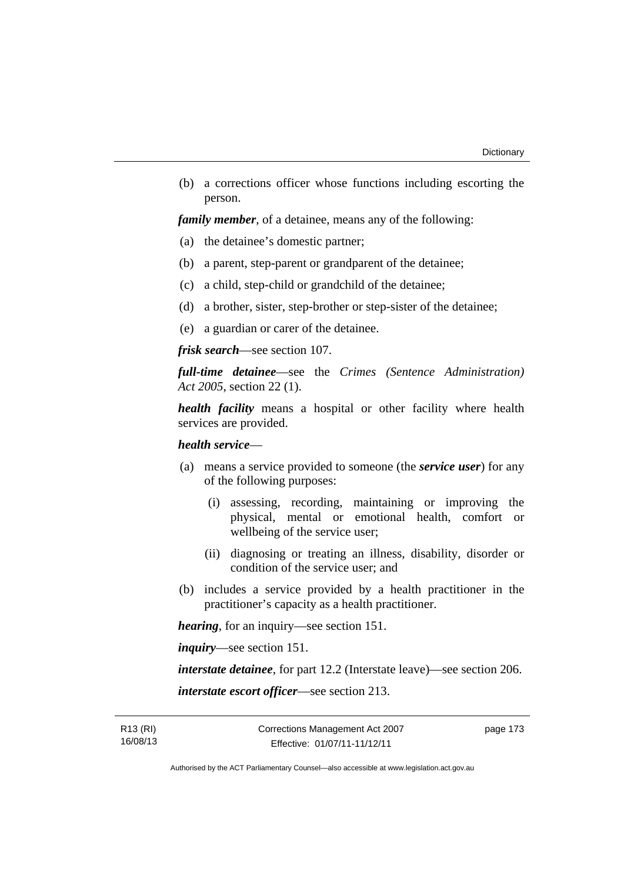(b) a corrections officer whose functions including escorting the person.

***family member***, of a detainee, means any of the following:

(a) the detainee's domestic partner;

(b) a parent, step-parent or grandparent of the detainee;

(c) a child, step-child or grandchild of the detainee;

(d) a brother, sister, step-brother or step-sister of the detainee;

(e) a guardian or carer of the detainee.

***frisk search***—see section 107.

***full-time detainee***—see the *Crimes (Sentence Administration) Act 2005*, section 22 (1).

***health facility*** means a hospital or other facility where health services are provided.

***health service***—

(a) means a service provided to someone (the ***service user***) for any of the following purposes:

   (i) assessing, recording, maintaining or improving the physical, mental or emotional health, comfort or wellbeing of the service user;

   (ii) diagnosing or treating an illness, disability, disorder or condition of the service user; and

(b) includes a service provided by a health practitioner in the practitioner's capacity as a health practitioner.

***hearing***, for an inquiry—see section 151.

***inquiry***—see section 151.

***interstate detainee***, for part 12.2 (Interstate leave)—see section 206.

***interstate escort officer***—see section 213.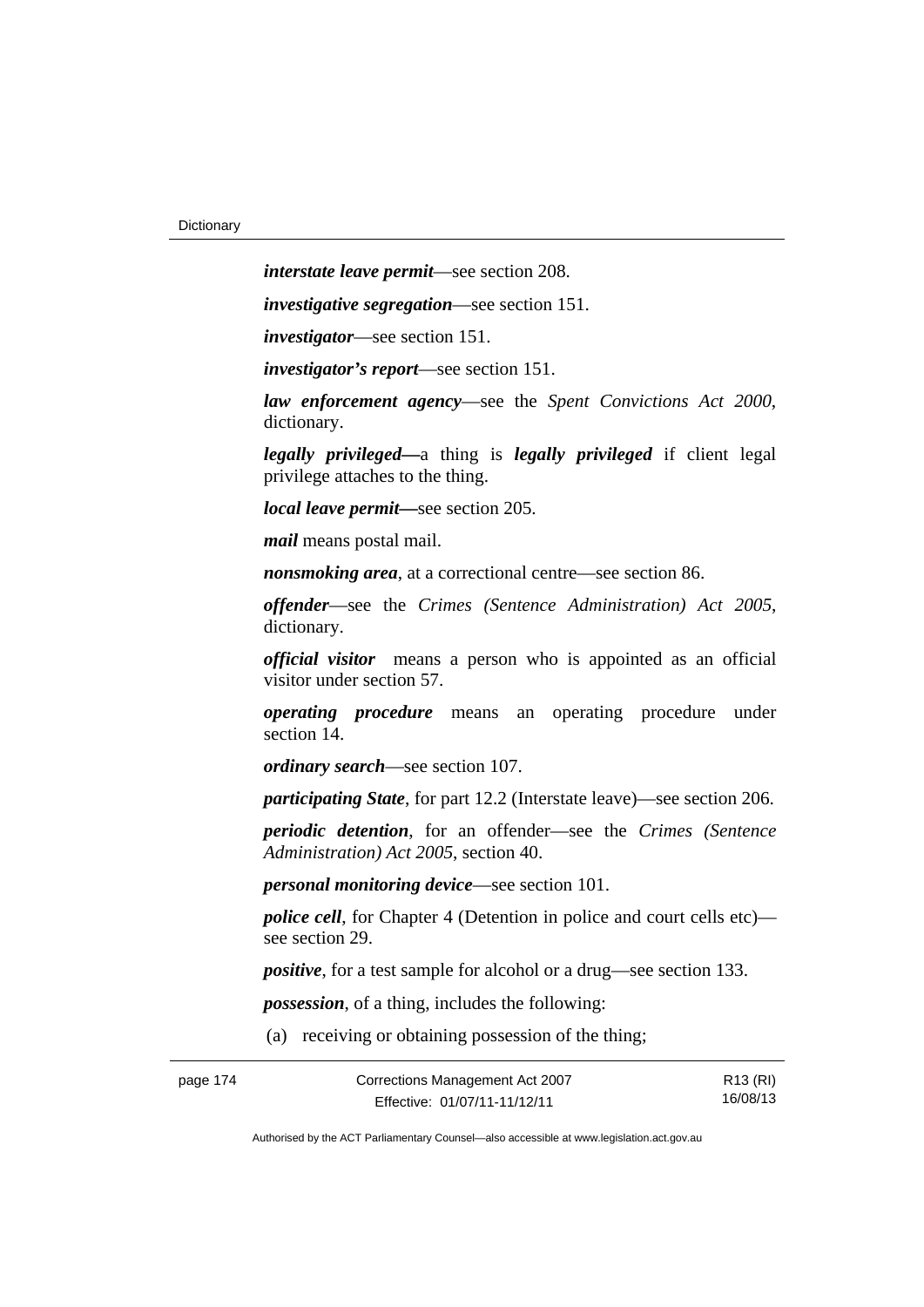***interstate leave permit***—see section 208.

***investigative segregation***—see section 151.

***investigator***—see section 151.

***investigator's report***—see section 151.

***law enforcement agency***—see the *Spent Convictions Act 2000*, dictionary.

***legally privileged***—a thing is ***legally privileged*** if client legal privilege attaches to the thing.

***local leave permit***—see section 205.

***mail*** means postal mail.

***nonsmoking area***, at a correctional centre—see section 86.

***offender***—see the *Crimes (Sentence Administration) Act 2005*, dictionary.

***official visitor*** means a person who is appointed as an official visitor under section 57.

***operating procedure*** means an operating procedure under section 14.

***ordinary search***—see section 107.

***participating State***, for part 12.2 (Interstate leave)—see section 206.

***periodic detention***, for an offender—see the *Crimes (Sentence Administration) Act 2005*, section 40.

***personal monitoring device***—see section 101.

***police cell***, for Chapter 4 (Detention in police and court cells etc)—see section 29.

***positive***, for a test sample for alcohol or a drug—see section 133.

***possession***, of a thing, includes the following:

(a) receiving or obtaining possession of the thing;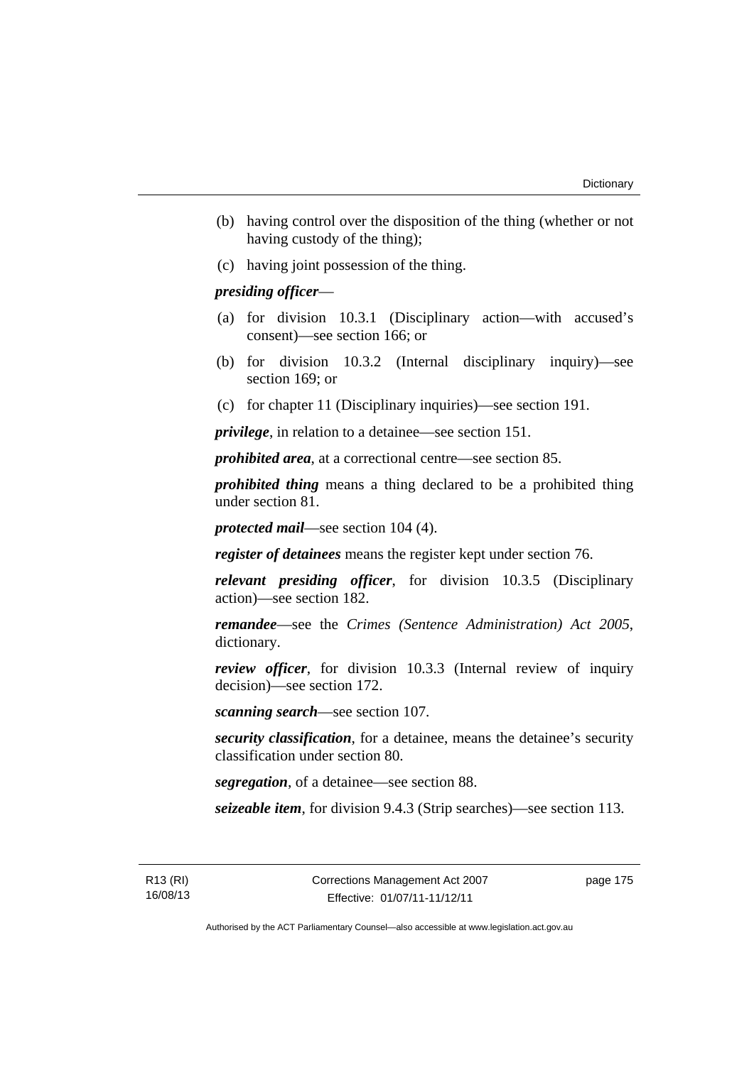(b) having control over the disposition of the thing (whether or not having custody of the thing);

(c) having joint possession of the thing.

***presiding officer***—

(a) for division 10.3.1 (Disciplinary action—with accused's consent)—see section 166; or

(b) for division 10.3.2 (Internal disciplinary inquiry)—see section 169; or

(c) for chapter 11 (Disciplinary inquiries)—see section 191.

***privilege***, in relation to a detainee—see section 151.

***prohibited area***, at a correctional centre—see section 85.

***prohibited thing*** means a thing declared to be a prohibited thing under section 81.

***protected mail***—see section 104 (4).

***register of detainees*** means the register kept under section 76.

***relevant presiding officer***, for division 10.3.5 (Disciplinary action)—see section 182.

***remandee***—see the *Crimes (Sentence Administration) Act 2005*, dictionary.

***review officer***, for division 10.3.3 (Internal review of inquiry decision)—see section 172.

***scanning search***—see section 107.

***security classification***, for a detainee, means the detainee's security classification under section 80.

***segregation***, of a detainee—see section 88.

***seizeable item***, for division 9.4.3 (Strip searches)—see section 113.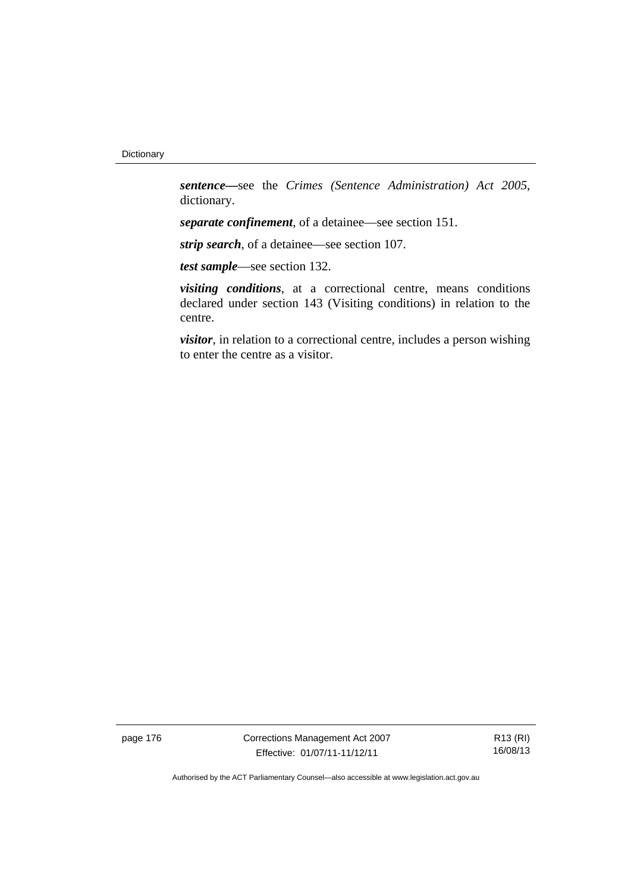***sentence***—see the *Crimes (Sentence Administration) Act 2005*, dictionary.

***separate confinement***, of a detainee—see section 151.

***strip search***, of a detainee—see section 107.

***test sample***—see section 132.

***visiting conditions***, at a correctional centre, means conditions declared under section 143 (Visiting conditions) in relation to the centre.

***visitor***, in relation to a correctional centre, includes a person wishing to enter the centre as a visitor.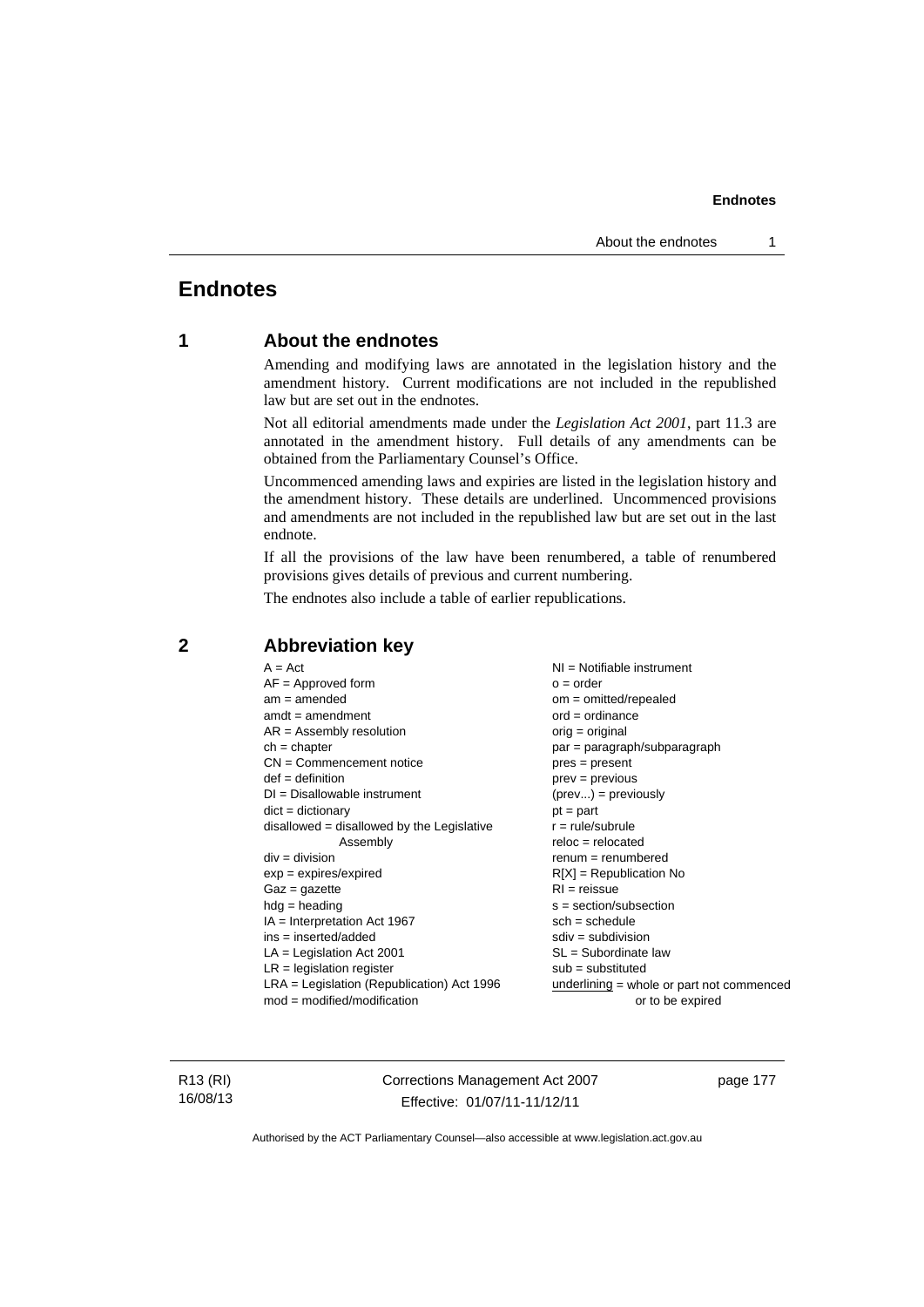# Endnotes

## 1 About the endnotes

Amending and modifying laws are annotated in the legislation history and the amendment history. Current modifications are not included in the republished law but are set out in the endnotes.

Not all editorial amendments made under the *Legislation Act 2001*, part 11.3 are annotated in the amendment history. Full details of any amendments can be obtained from the Parliamentary Counsel's Office.

Uncommenced amending laws and expiries are listed in the legislation history and the amendment history. These details are underlined. Uncommenced provisions and amendments are not included in the republished law but are set out in the last endnote.

If all the provisions of the law have been renumbered, a table of renumbered provisions gives details of previous and current numbering.

The endnotes also include a table of earlier republications.

## 2 Abbreviation key

A = Act
AF = Approved form
am = amended
amdt = amendment
AR = Assembly resolution
ch = chapter
CN = Commencement notice
def = definition
DI = Disallowable instrument
dict = dictionary
disallowed = disallowed by the Legislative Assembly
div = division
exp = expires/expired
Gaz = gazette
hdg = heading
IA = Interpretation Act 1967
ins = inserted/added
LA = Legislation Act 2001
LR = legislation register
LRA = Legislation (Republication) Act 1996
mod = modified/modification
NI = Notifiable instrument
o = order
om = omitted/repealed
ord = ordinance
orig = original
par = paragraph/subparagraph
pres = present
prev = previous
(prev...) = previously
pt = part
r = rule/subrule
reloc = relocated
renum = renumbered
R[X] = Republication No
RI = reissue
s = section/subsection
sch = schedule
sdiv = subdivision
SL = Subordinate law
sub = substituted
underlining = whole or part not commenced or to be expired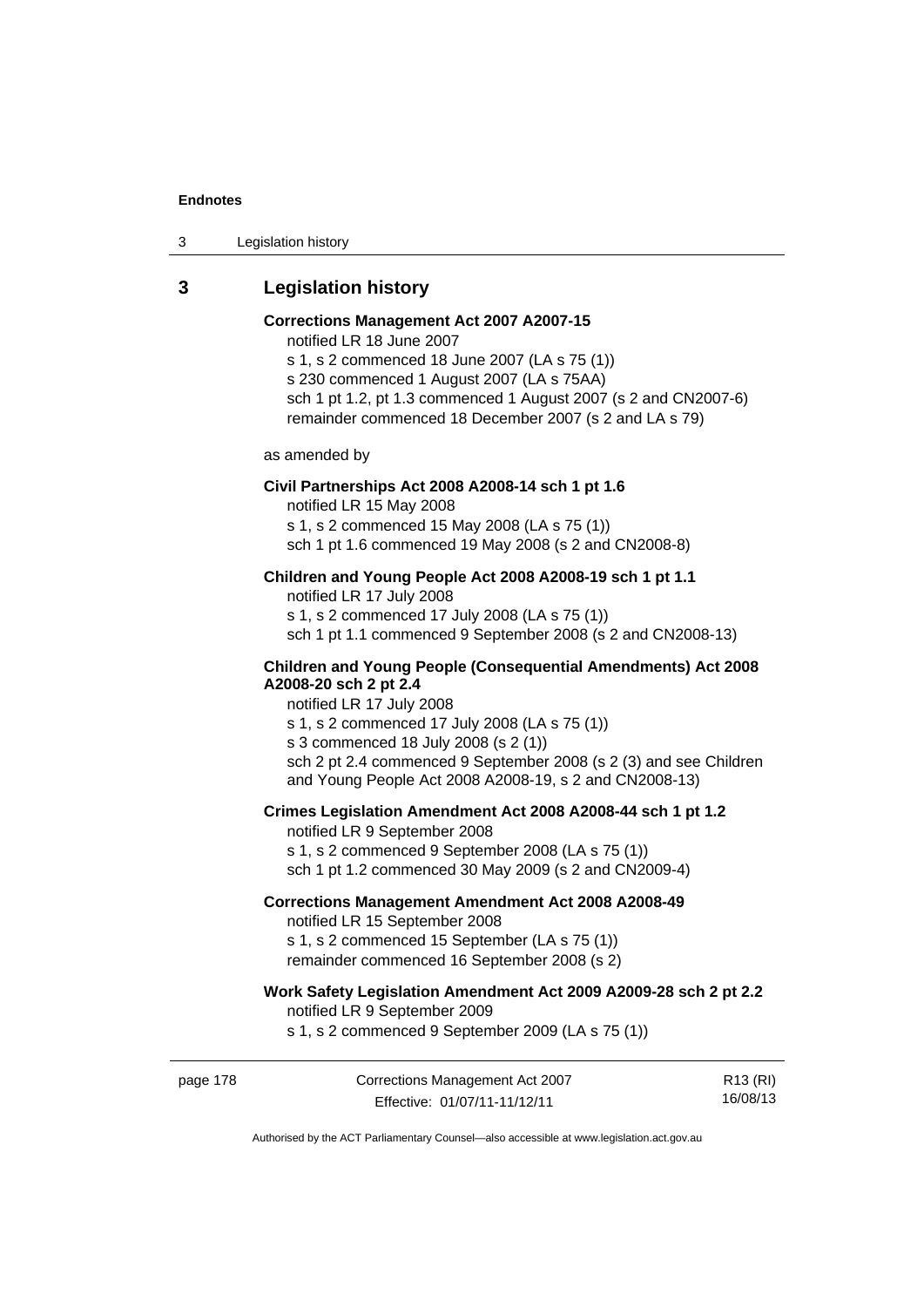## 3 Legislation history

**Corrections Management Act 2007 A2007-15**

notified LR 18 June 2007

s 1, s 2 commenced 18 June 2007 (LA s 75 (1))

s 230 commenced 1 August 2007 (LA s 75AA)

sch 1 pt 1.2, pt 1.3 commenced 1 August 2007 (s 2 and CN2007-6)

remainder commenced 18 December 2007 (s 2 and LA s 79)

as amended by

**Civil Partnerships Act 2008 A2008-14 sch 1 pt 1.6**

notified LR 15 May 2008

s 1, s 2 commenced 15 May 2008 (LA s 75 (1))

sch 1 pt 1.6 commenced 19 May 2008 (s 2 and CN2008-8)

**Children and Young People Act 2008 A2008-19 sch 1 pt 1.1**

notified LR 17 July 2008

s 1, s 2 commenced 17 July 2008 (LA s 75 (1))

sch 1 pt 1.1 commenced 9 September 2008 (s 2 and CN2008-13)

**Children and Young People (Consequential Amendments) Act 2008 A2008-20 sch 2 pt 2.4**

notified LR 17 July 2008

s 1, s 2 commenced 17 July 2008 (LA s 75 (1))

s 3 commenced 18 July 2008 (s 2 (1))

sch 2 pt 2.4 commenced 9 September 2008 (s 2 (3) and see Children and Young People Act 2008 A2008-19, s 2 and CN2008-13)

**Crimes Legislation Amendment Act 2008 A2008-44 sch 1 pt 1.2**

notified LR 9 September 2008

s 1, s 2 commenced 9 September 2008 (LA s 75 (1))

sch 1 pt 1.2 commenced 30 May 2009 (s 2 and CN2009-4)

**Corrections Management Amendment Act 2008 A2008-49**

notified LR 15 September 2008

s 1, s 2 commenced 15 September (LA s 75 (1))

remainder commenced 16 September 2008 (s 2)

**Work Safety Legislation Amendment Act 2009 A2009-28 sch 2 pt 2.2**

notified LR 9 September 2009

s 1, s 2 commenced 9 September 2009 (LA s 75 (1))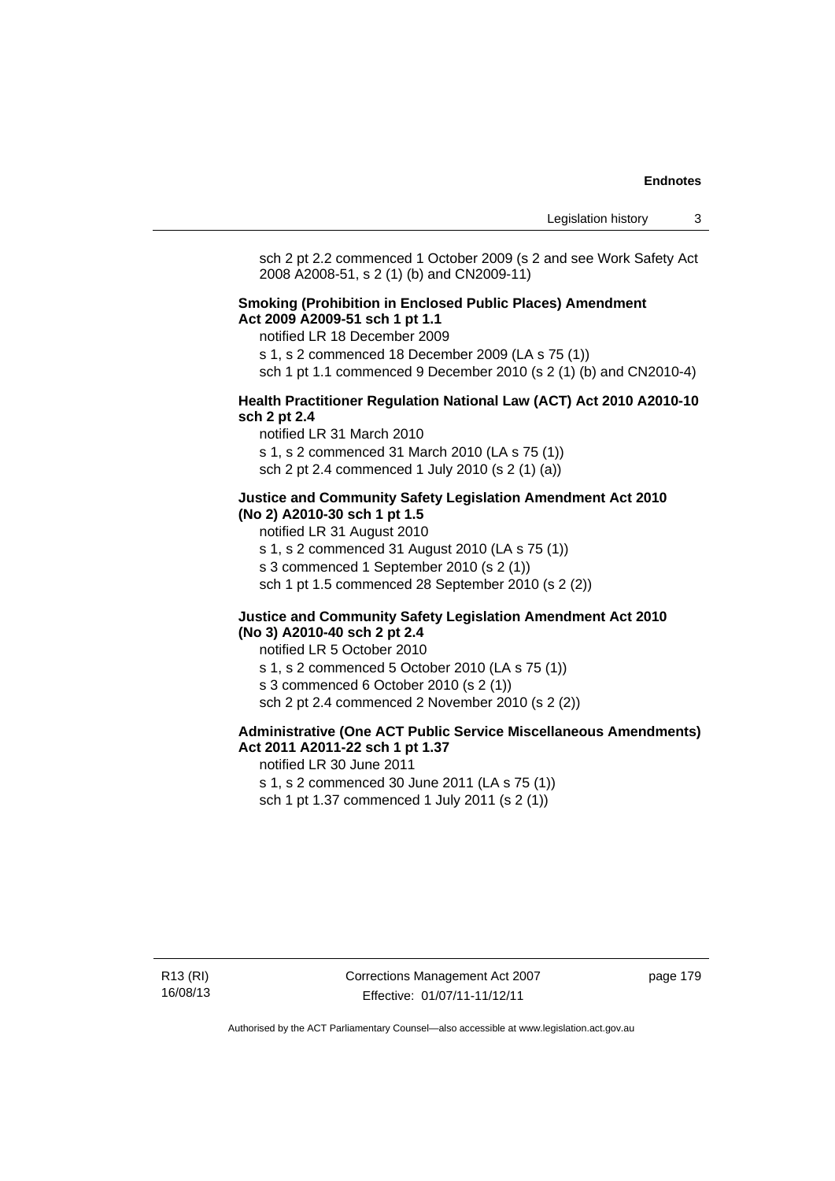sch 2 pt 2.2 commenced 1 October 2009 (s 2 and see Work Safety Act 2008 A2008-51, s 2 (1) (b) and CN2009-11)

**Smoking (Prohibition in Enclosed Public Places) Amendment Act 2009 A2009-51 sch 1 pt 1.1**

notified LR 18 December 2009

s 1, s 2 commenced 18 December 2009 (LA s 75 (1))

sch 1 pt 1.1 commenced 9 December 2010 (s 2 (1) (b) and CN2010-4)

**Health Practitioner Regulation National Law (ACT) Act 2010 A2010-10 sch 2 pt 2.4**

notified LR 31 March 2010

s 1, s 2 commenced 31 March 2010 (LA s 75 (1))

sch 2 pt 2.4 commenced 1 July 2010 (s 2 (1) (a))

**Justice and Community Safety Legislation Amendment Act 2010 (No 2) A2010-30 sch 1 pt 1.5**

notified LR 31 August 2010

s 1, s 2 commenced 31 August 2010 (LA s 75 (1))

s 3 commenced 1 September 2010 (s 2 (1))

sch 1 pt 1.5 commenced 28 September 2010 (s 2 (2))

**Justice and Community Safety Legislation Amendment Act 2010 (No 3) A2010-40 sch 2 pt 2.4**

notified LR 5 October 2010

s 1, s 2 commenced 5 October 2010 (LA s 75 (1))

s 3 commenced 6 October 2010 (s 2 (1))

sch 2 pt 2.4 commenced 2 November 2010 (s 2 (2))

**Administrative (One ACT Public Service Miscellaneous Amendments) Act 2011 A2011-22 sch 1 pt 1.37**

notified LR 30 June 2011

s 1, s 2 commenced 30 June 2011 (LA s 75 (1))

sch 1 pt 1.37 commenced 1 July 2011 (s 2 (1))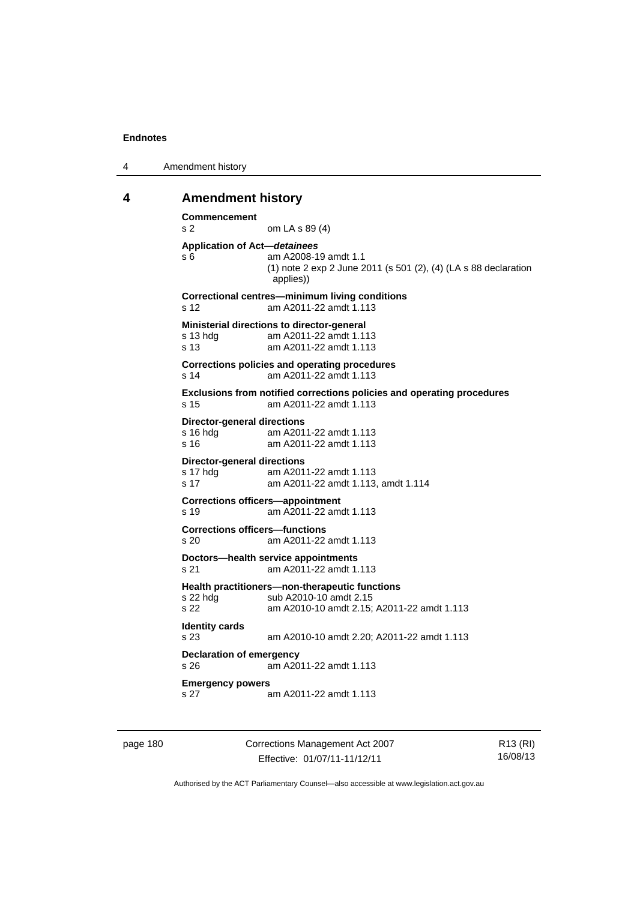## 4 Amendment history

**Commencement**
s 2 om LA s 89 (4)

**Application of Act—*detainees***
s 6 am A2008-19 amdt 1.1
(1) note 2 exp 2 June 2011 (s 501 (2), (4) (LA s 88 declaration applies))

**Correctional centres—minimum living conditions**
s 12 am A2011-22 amdt 1.113

**Ministerial directions to director-general**
s 13 hdg am A2011-22 amdt 1.113
s 13 am A2011-22 amdt 1.113

**Corrections policies and operating procedures**
s 14 am A2011-22 amdt 1.113

**Exclusions from notified corrections policies and operating procedures**
s 15 am A2011-22 amdt 1.113

**Director-general directions**
s 16 hdg am A2011-22 amdt 1.113
s 16 am A2011-22 amdt 1.113

**Director-general directions**
s 17 hdg am A2011-22 amdt 1.113
s 17 am A2011-22 amdt 1.113, amdt 1.114

**Corrections officers—appointment**
s 19 am A2011-22 amdt 1.113

**Corrections officers—functions**
s 20 am A2011-22 amdt 1.113

**Doctors—health service appointments**
s 21 am A2011-22 amdt 1.113

**Health practitioners—non-therapeutic functions**
s 22 hdg sub A2010-10 amdt 2.15
s 22 am A2010-10 amdt 2.15; A2011-22 amdt 1.113

**Identity cards**
s 23 am A2010-10 amdt 2.20; A2011-22 amdt 1.113

**Declaration of emergency**
s 26 am A2011-22 amdt 1.113

**Emergency powers**
s 27 am A2011-22 amdt 1.113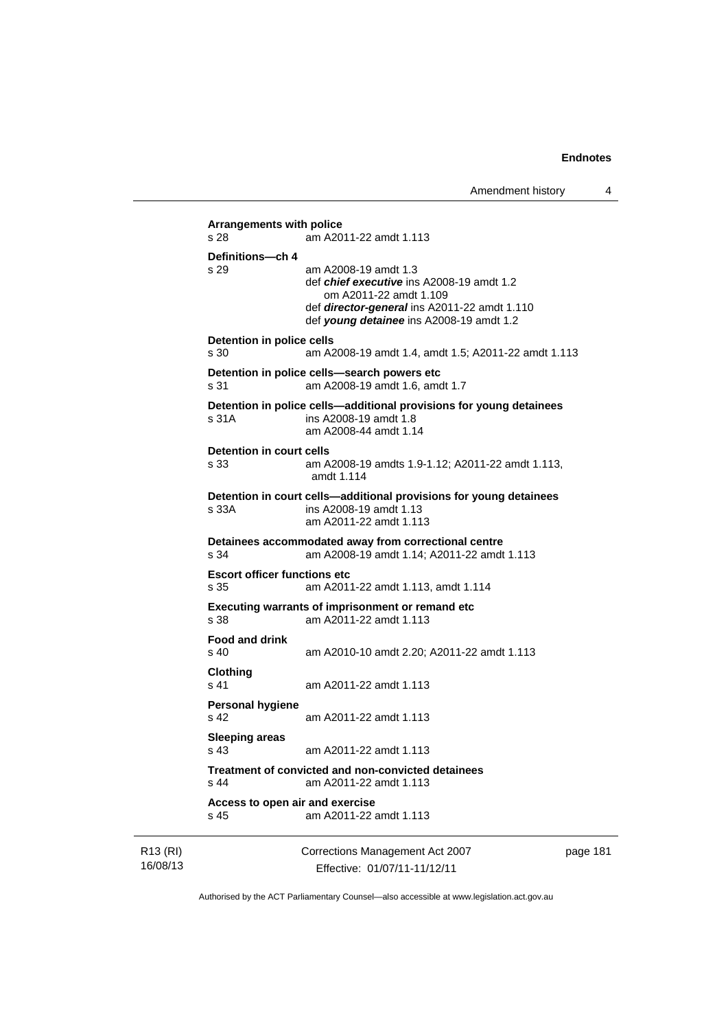**Arrangements with police**
s 28 am A2011-22 amdt 1.113

**Definitions—ch 4**
s 29 am A2008-19 amdt 1.3
def ***chief executive*** ins A2008-19 amdt 1.2
om A2011-22 amdt 1.109
def ***director-general*** ins A2011-22 amdt 1.110
def ***young detainee*** ins A2008-19 amdt 1.2

**Detention in police cells**
s 30 am A2008-19 amdt 1.4, amdt 1.5; A2011-22 amdt 1.113

**Detention in police cells—search powers etc**
s 31 am A2008-19 amdt 1.6, amdt 1.7

**Detention in police cells—additional provisions for young detainees**
s 31A ins A2008-19 amdt 1.8
am A2008-44 amdt 1.14

**Detention in court cells**
s 33 am A2008-19 amdts 1.9-1.12; A2011-22 amdt 1.113, amdt 1.114

**Detention in court cells—additional provisions for young detainees**
s 33A ins A2008-19 amdt 1.13
am A2011-22 amdt 1.113

**Detainees accommodated away from correctional centre**
s 34 am A2008-19 amdt 1.14; A2011-22 amdt 1.113

**Escort officer functions etc**
s 35 am A2011-22 amdt 1.113, amdt 1.114

**Executing warrants of imprisonment or remand etc**
s 38 am A2011-22 amdt 1.113

**Food and drink**
s 40 am A2010-10 amdt 2.20; A2011-22 amdt 1.113

**Clothing**
s 41 am A2011-22 amdt 1.113

**Personal hygiene**
s 42 am A2011-22 amdt 1.113

**Sleeping areas**
s 43 am A2011-22 amdt 1.113

**Treatment of convicted and non-convicted detainees**
s 44 am A2011-22 amdt 1.113

**Access to open air and exercise**
s 45 am A2011-22 amdt 1.113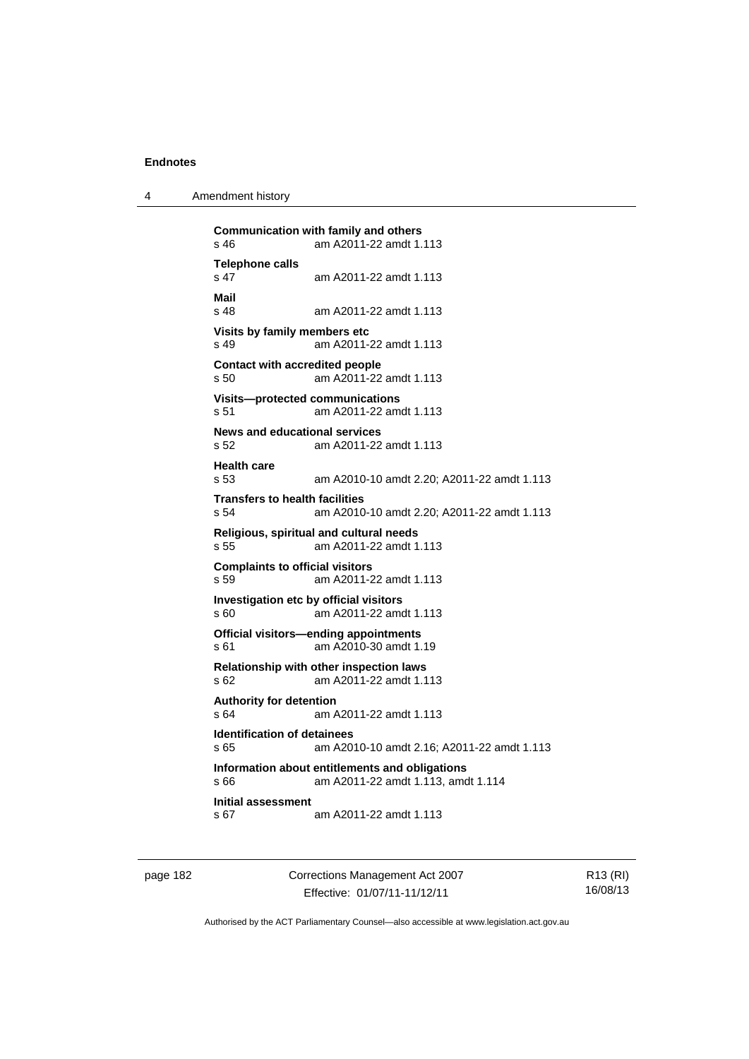**Communication with family and others**
s 46 am A2011-22 amdt 1.113

**Telephone calls**
s 47 am A2011-22 amdt 1.113

**Mail**
s 48 am A2011-22 amdt 1.113

**Visits by family members etc**
s 49 am A2011-22 amdt 1.113

**Contact with accredited people**
s 50 am A2011-22 amdt 1.113

**Visits—protected communications**
s 51 am A2011-22 amdt 1.113

**News and educational services**
s 52 am A2011-22 amdt 1.113

**Health care**
s 53 am A2010-10 amdt 2.20; A2011-22 amdt 1.113

**Transfers to health facilities**
s 54 am A2010-10 amdt 2.20; A2011-22 amdt 1.113

**Religious, spiritual and cultural needs**
s 55 am A2011-22 amdt 1.113

**Complaints to official visitors**
s 59 am A2011-22 amdt 1.113

**Investigation etc by official visitors**
s 60 am A2011-22 amdt 1.113

**Official visitors—ending appointments**
s 61 am A2010-30 amdt 1.19

**Relationship with other inspection laws**
s 62 am A2011-22 amdt 1.113

**Authority for detention**
s 64 am A2011-22 amdt 1.113

**Identification of detainees**
s 65 am A2010-10 amdt 2.16; A2011-22 amdt 1.113

**Information about entitlements and obligations**
s 66 am A2011-22 amdt 1.113, amdt 1.114

**Initial assessment**
s 67 am A2011-22 amdt 1.113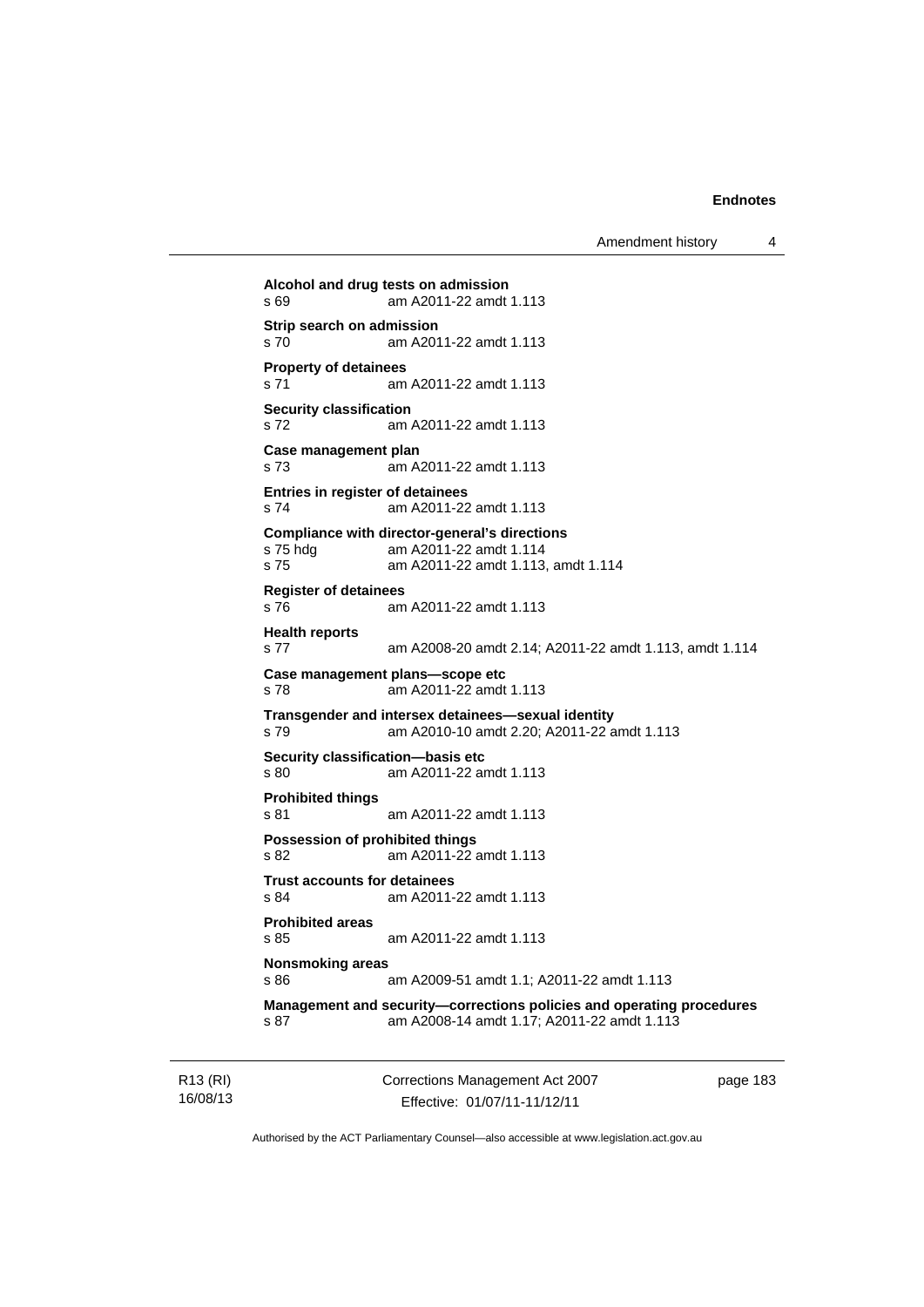**Alcohol and drug tests on admission**
s 69 am A2011-22 amdt 1.113

**Strip search on admission**
s 70 am A2011-22 amdt 1.113

**Property of detainees**
s 71 am A2011-22 amdt 1.113

**Security classification**
s 72 am A2011-22 amdt 1.113

**Case management plan**
s 73 am A2011-22 amdt 1.113

**Entries in register of detainees**
s 74 am A2011-22 amdt 1.113

**Compliance with director-general's directions**
s 75 hdg am A2011-22 amdt 1.114
s 75 am A2011-22 amdt 1.113, amdt 1.114

**Register of detainees**
s 76 am A2011-22 amdt 1.113

**Health reports**
s 77 am A2008-20 amdt 2.14; A2011-22 amdt 1.113, amdt 1.114

**Case management plans—scope etc**
s 78 am A2011-22 amdt 1.113

**Transgender and intersex detainees—sexual identity**
s 79 am A2010-10 amdt 2.20; A2011-22 amdt 1.113

**Security classification—basis etc**
s 80 am A2011-22 amdt 1.113

**Prohibited things**
s 81 am A2011-22 amdt 1.113

**Possession of prohibited things**
s 82 am A2011-22 amdt 1.113

**Trust accounts for detainees**
s 84 am A2011-22 amdt 1.113

**Prohibited areas**
s 85 am A2011-22 amdt 1.113

**Nonsmoking areas**
s 86 am A2009-51 amdt 1.1; A2011-22 amdt 1.113

**Management and security—corrections policies and operating procedures**
s 87 am A2008-14 amdt 1.17; A2011-22 amdt 1.113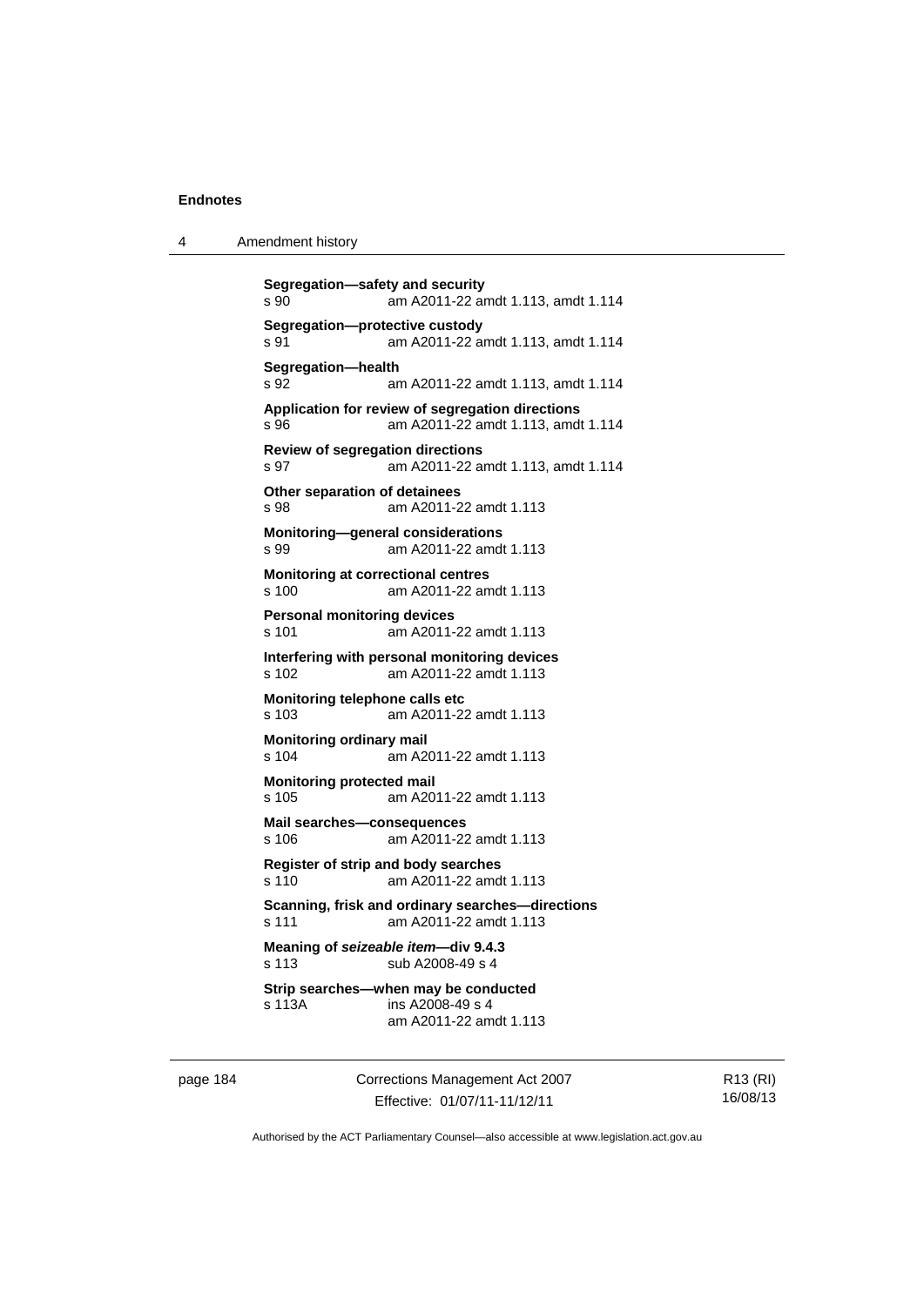**Segregation—safety and security**
s 90 am A2011-22 amdt 1.113, amdt 1.114

**Segregation—protective custody**
s 91 am A2011-22 amdt 1.113, amdt 1.114

**Segregation—health**
s 92 am A2011-22 amdt 1.113, amdt 1.114

**Application for review of segregation directions**
s 96 am A2011-22 amdt 1.113, amdt 1.114

**Review of segregation directions**
s 97 am A2011-22 amdt 1.113, amdt 1.114

**Other separation of detainees**
s 98 am A2011-22 amdt 1.113

**Monitoring—general considerations**
s 99 am A2011-22 amdt 1.113

**Monitoring at correctional centres**
s 100 am A2011-22 amdt 1.113

**Personal monitoring devices**
s 101 am A2011-22 amdt 1.113

**Interfering with personal monitoring devices**
s 102 am A2011-22 amdt 1.113

**Monitoring telephone calls etc**
s 103 am A2011-22 amdt 1.113

**Monitoring ordinary mail**
s 104 am A2011-22 amdt 1.113

**Monitoring protected mail**
s 105 am A2011-22 amdt 1.113

**Mail searches—consequences**
s 106 am A2011-22 amdt 1.113

**Register of strip and body searches**
s 110 am A2011-22 amdt 1.113

**Scanning, frisk and ordinary searches—directions**
s 111 am A2011-22 amdt 1.113

**Meaning of *seizeable item*—div 9.4.3**
s 113 sub A2008-49 s 4

**Strip searches—when may be conducted**
s 113A ins A2008-49 s 4
am A2011-22 amdt 1.113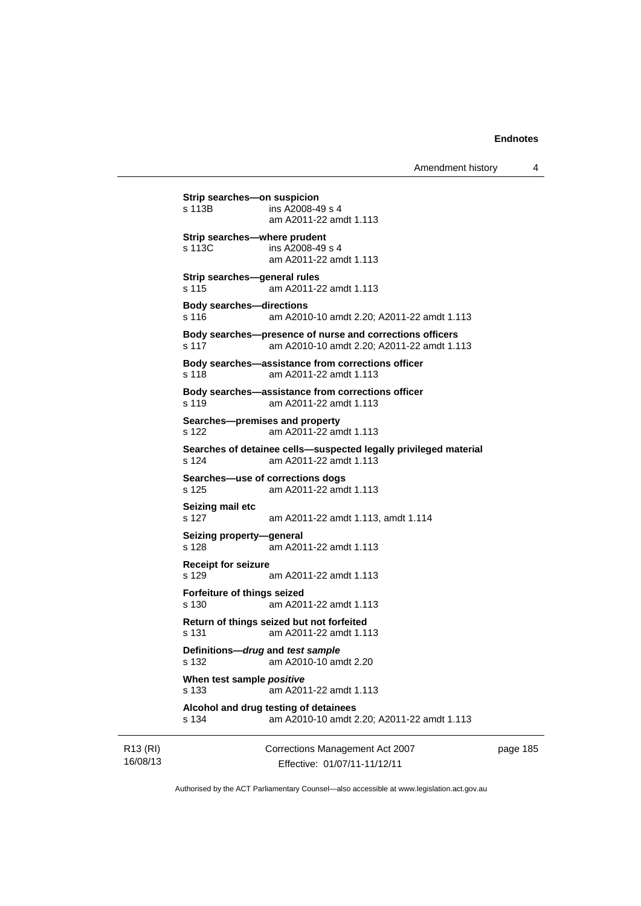**Strip searches—on suspicion**
s 113B ins A2008-49 s 4
am A2011-22 amdt 1.113

**Strip searches—where prudent**
s 113C ins A2008-49 s 4
am A2011-22 amdt 1.113

**Strip searches—general rules**
s 115 am A2011-22 amdt 1.113

**Body searches—directions**
s 116 am A2010-10 amdt 2.20; A2011-22 amdt 1.113

**Body searches—presence of nurse and corrections officers**
s 117 am A2010-10 amdt 2.20; A2011-22 amdt 1.113

**Body searches—assistance from corrections officer**
s 118 am A2011-22 amdt 1.113

**Body searches—assistance from corrections officer**
s 119 am A2011-22 amdt 1.113

**Searches—premises and property**
s 122 am A2011-22 amdt 1.113

**Searches of detainee cells—suspected legally privileged material**
s 124 am A2011-22 amdt 1.113

**Searches—use of corrections dogs**
s 125 am A2011-22 amdt 1.113

**Seizing mail etc**
s 127 am A2011-22 amdt 1.113, amdt 1.114

**Seizing property—general**
s 128 am A2011-22 amdt 1.113

**Receipt for seizure**
s 129 am A2011-22 amdt 1.113

**Forfeiture of things seized**
s 130 am A2011-22 amdt 1.113

**Return of things seized but not forfeited**
s 131 am A2011-22 amdt 1.113

**Definitions—*drug* and *test sample***
s 132 am A2010-10 amdt 2.20

**When test sample *positive***
s 133 am A2011-22 amdt 1.113

**Alcohol and drug testing of detainees**
s 134 am A2010-10 amdt 2.20; A2011-22 amdt 1.113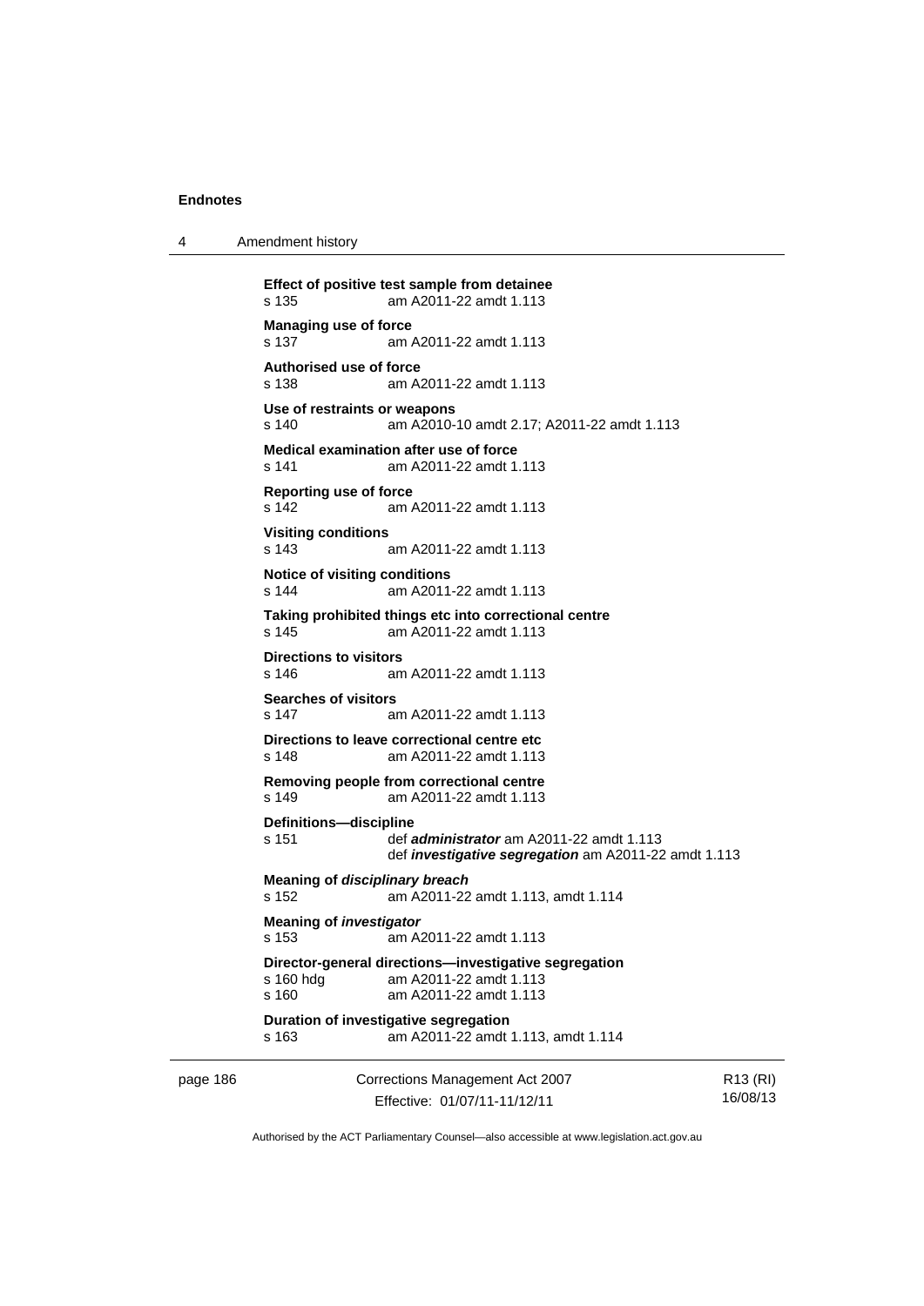**Effect of positive test sample from detainee**
s 135 am A2011-22 amdt 1.113

**Managing use of force**
s 137 am A2011-22 amdt 1.113

**Authorised use of force**
s 138 am A2011-22 amdt 1.113

**Use of restraints or weapons**
s 140 am A2010-10 amdt 2.17; A2011-22 amdt 1.113

**Medical examination after use of force**
s 141 am A2011-22 amdt 1.113

**Reporting use of force**
s 142 am A2011-22 amdt 1.113

**Visiting conditions**
s 143 am A2011-22 amdt 1.113

**Notice of visiting conditions**
s 144 am A2011-22 amdt 1.113

**Taking prohibited things etc into correctional centre**
s 145 am A2011-22 amdt 1.113

**Directions to visitors**
s 146 am A2011-22 amdt 1.113

**Searches of visitors**
s 147 am A2011-22 amdt 1.113

**Directions to leave correctional centre etc**
s 148 am A2011-22 amdt 1.113

**Removing people from correctional centre**
s 149 am A2011-22 amdt 1.113

**Definitions—discipline**
s 151 def ***administrator*** am A2011-22 amdt 1.113
def ***investigative segregation*** am A2011-22 amdt 1.113

**Meaning of *disciplinary breach***
s 152 am A2011-22 amdt 1.113, amdt 1.114

**Meaning of *investigator***
s 153 am A2011-22 amdt 1.113

**Director-general directions—investigative segregation**
s 160 hdg am A2011-22 amdt 1.113
s 160 am A2011-22 amdt 1.113

**Duration of investigative segregation**
s 163 am A2011-22 amdt 1.113, amdt 1.114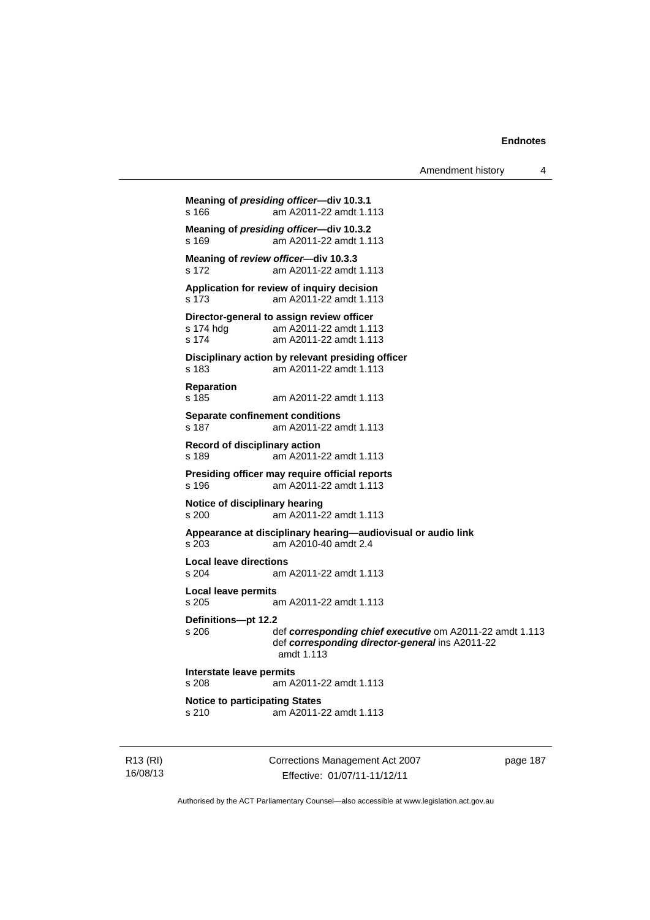**Meaning of *presiding officer*—div 10.3.1**
s 166 am A2011-22 amdt 1.113

**Meaning of *presiding officer*—div 10.3.2**
s 169 am A2011-22 amdt 1.113

**Meaning of *review officer*—div 10.3.3**
s 172 am A2011-22 amdt 1.113

**Application for review of inquiry decision**
s 173 am A2011-22 amdt 1.113

**Director-general to assign review officer**
s 174 hdg am A2011-22 amdt 1.113
s 174 am A2011-22 amdt 1.113

**Disciplinary action by relevant presiding officer**
s 183 am A2011-22 amdt 1.113

**Reparation**
s 185 am A2011-22 amdt 1.113

**Separate confinement conditions**
s 187 am A2011-22 amdt 1.113

**Record of disciplinary action**
s 189 am A2011-22 amdt 1.113

**Presiding officer may require official reports**
s 196 am A2011-22 amdt 1.113

**Notice of disciplinary hearing**
s 200 am A2011-22 amdt 1.113

**Appearance at disciplinary hearing—audiovisual or audio link**
s 203 am A2010-40 amdt 2.4

**Local leave directions**
s 204 am A2011-22 amdt 1.113

**Local leave permits**
s 205 am A2011-22 amdt 1.113

**Definitions—pt 12.2**
s 206 def ***corresponding chief executive*** om A2011-22 amdt 1.113
def ***corresponding director-general*** ins A2011-22 amdt 1.113

**Interstate leave permits**
s 208 am A2011-22 amdt 1.113

**Notice to participating States**
s 210 am A2011-22 amdt 1.113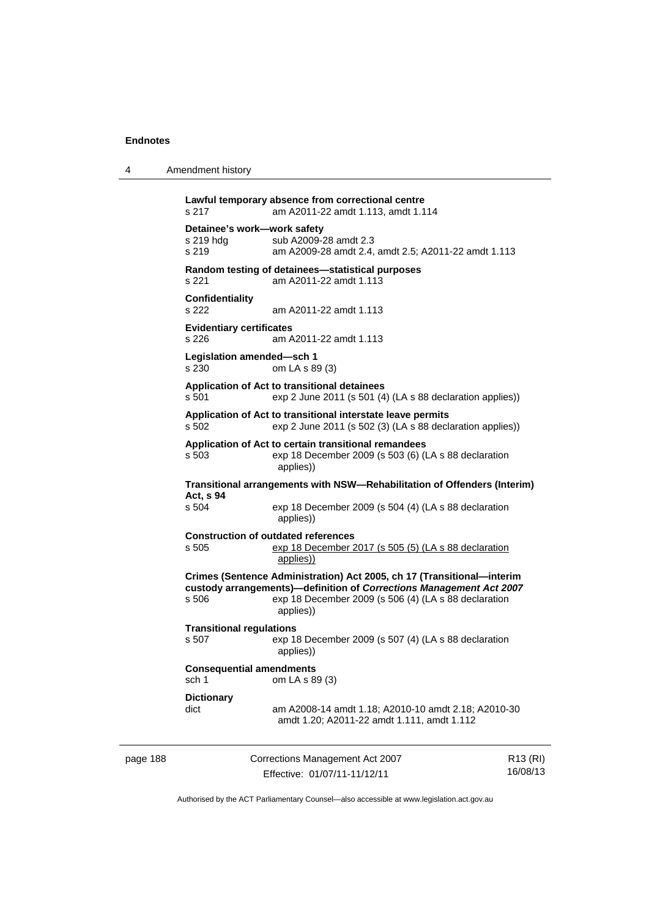**Lawful temporary absence from correctional centre**
s 217 am A2011-22 amdt 1.113, amdt 1.114

**Detainee's work—work safety**
s 219 hdg sub A2009-28 amdt 2.3
s 219 am A2009-28 amdt 2.4, amdt 2.5; A2011-22 amdt 1.113

**Random testing of detainees—statistical purposes**
s 221 am A2011-22 amdt 1.113

**Confidentiality**
s 222 am A2011-22 amdt 1.113

**Evidentiary certificates**
s 226 am A2011-22 amdt 1.113

**Legislation amended—sch 1**
s 230 om LA s 89 (3)

**Application of Act to transitional detainees**
s 501 exp 2 June 2011 (s 501 (4) (LA s 88 declaration applies))

**Application of Act to transitional interstate leave permits**
s 502 exp 2 June 2011 (s 502 (3) (LA s 88 declaration applies))

**Application of Act to certain transitional remandees**
s 503 exp 18 December 2009 (s 503 (6) (LA s 88 declaration applies))

**Transitional arrangements with NSW—Rehabilitation of Offenders (Interim) Act, s 94**
s 504 exp 18 December 2009 (s 504 (4) (LA s 88 declaration applies))

**Construction of outdated references**
s 505 exp 18 December 2017 (s 505 (5) (LA s 88 declaration applies))

**Crimes (Sentence Administration) Act 2005, ch 17 (Transitional—interim custody arrangements)—definition of *Corrections Management Act 2007***
s 506 exp 18 December 2009 (s 506 (4) (LA s 88 declaration applies))

**Transitional regulations**
s 507 exp 18 December 2009 (s 507 (4) (LA s 88 declaration applies))

**Consequential amendments**
sch 1 om LA s 89 (3)

**Dictionary**
dict am A2008-14 amdt 1.18; A2010-10 amdt 2.18; A2010-30 amdt 1.20; A2011-22 amdt 1.111, amdt 1.112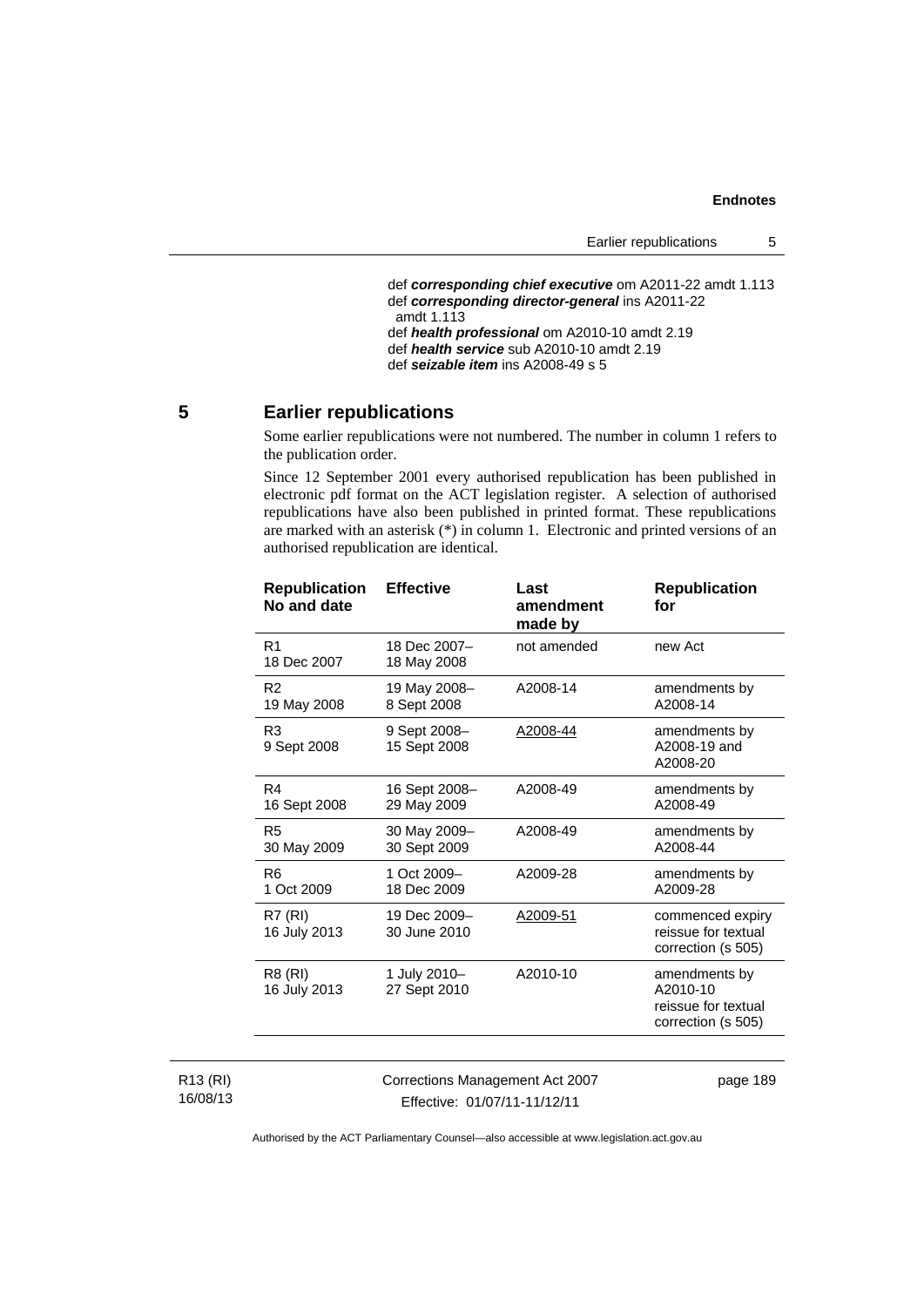def ***corresponding chief executive*** om A2011-22 amdt 1.113
def ***corresponding director-general*** ins A2011-22 amdt 1.113
def ***health professional*** om A2010-10 amdt 2.19
def ***health service*** sub A2010-10 amdt 2.19
def ***seizable item*** ins A2008-49 s 5

## 5 Earlier republications

Some earlier republications were not numbered. The number in column 1 refers to the publication order.

Since 12 September 2001 every authorised republication has been published in electronic pdf format on the ACT legislation register. A selection of authorised republications have also been published in printed format. These republications are marked with an asterisk (*) in column 1. Electronic and printed versions of an authorised republication are identical.

| Republication No and date | Effective | Last amendment made by | Republication for |
|---|---|---|---|
| R1 18 Dec 2007 | 18 Dec 2007– 18 May 2008 | not amended | new Act |
| R2 19 May 2008 | 19 May 2008– 8 Sept 2008 | A2008-14 | amendments by A2008-14 |
| R3 9 Sept 2008 | 9 Sept 2008– 15 Sept 2008 | A2008-44 | amendments by A2008-19 and A2008-20 |
| R4 16 Sept 2008 | 16 Sept 2008– 29 May 2009 | A2008-49 | amendments by A2008-49 |
| R5 30 May 2009 | 30 May 2009– 30 Sept 2009 | A2008-49 | amendments by A2008-44 |
| R6 1 Oct 2009 | 1 Oct 2009– 18 Dec 2009 | A2009-28 | amendments by A2009-28 |
| R7 (RI) 16 July 2013 | 19 Dec 2009– 30 June 2010 | A2009-51 | commenced expiry reissue for textual correction (s 505) |
| R8 (RI) 16 July 2013 | 1 July 2010– 27 Sept 2010 | A2010-10 | amendments by A2010-10 reissue for textual correction (s 505) |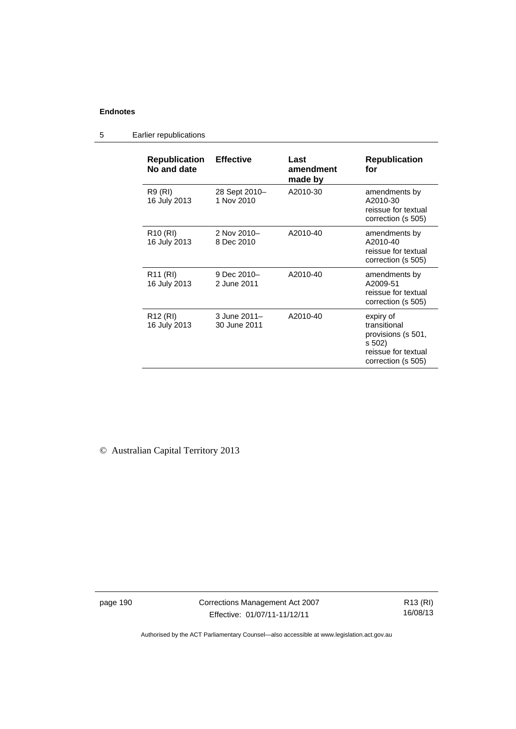## 5 Earlier republications

| Republication No and date | Effective | Last amendment made by | Republication for |
|---|---|---|---|
| R9 (RI) 16 July 2013 | 28 Sept 2010– 1 Nov 2010 | A2010-30 | amendments by A2010-30 reissue for textual correction (s 505) |
| R10 (RI) 16 July 2013 | 2 Nov 2010– 8 Dec 2010 | A2010-40 | amendments by A2010-40 reissue for textual correction (s 505) |
| R11 (RI) 16 July 2013 | 9 Dec 2010– 2 June 2011 | A2010-40 | amendments by A2009-51 reissue for textual correction (s 505) |
| R12 (RI) 16 July 2013 | 3 June 2011– 30 June 2011 | A2010-40 | expiry of transitional provisions (s 501, s 502) reissue for textual correction (s 505) |

© Australian Capital Territory 2013